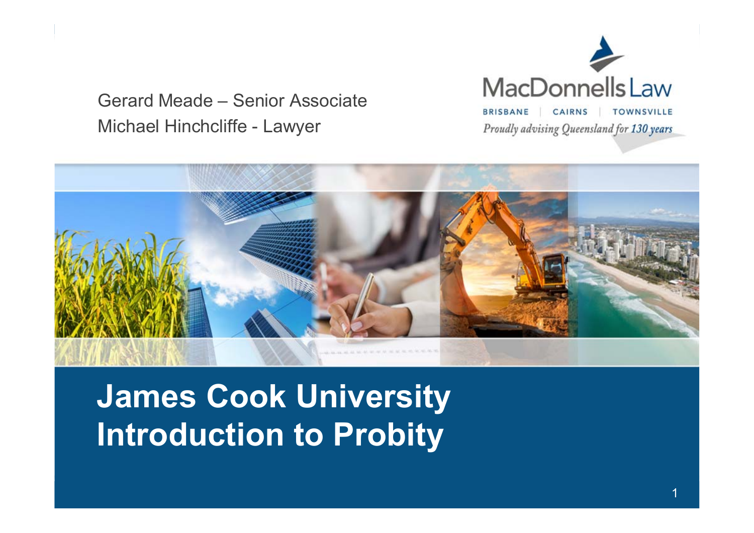Gerard Meade – Senior Associate
Michael Hinchcliffe - Lawyer

MacDonnells Law

BRISBANE | CAIRNS | TOWNSVILLE

*Proudly advising Queensland for 130 years*

# James Cook University
# Introduction to Probity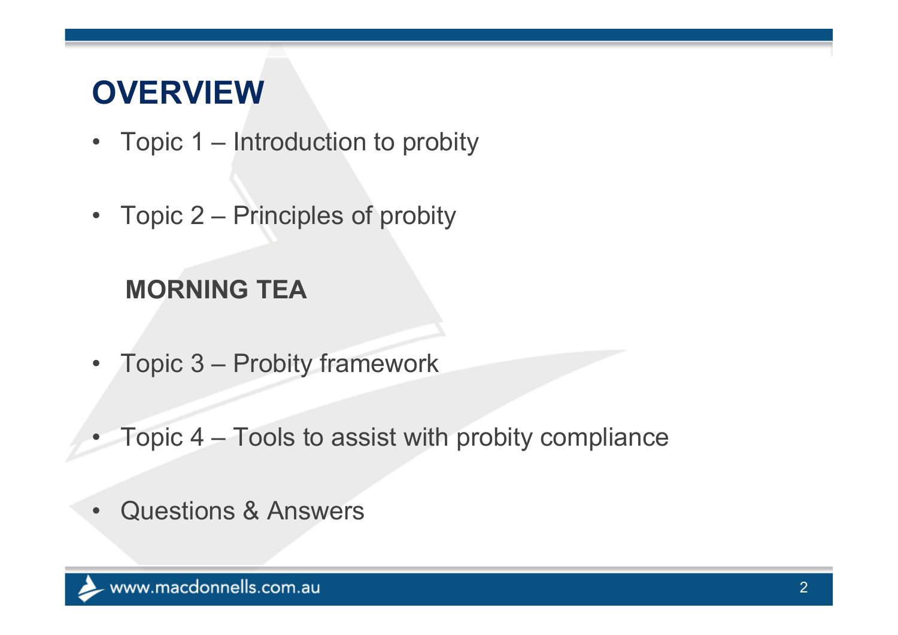# OVERVIEW

- Topic 1 – Introduction to probity
- Topic 2 – Principles of probity

**MORNING TEA**

- Topic 3 – Probity framework
- Topic 4 – Tools to assist with probity compliance
- Questions & Answers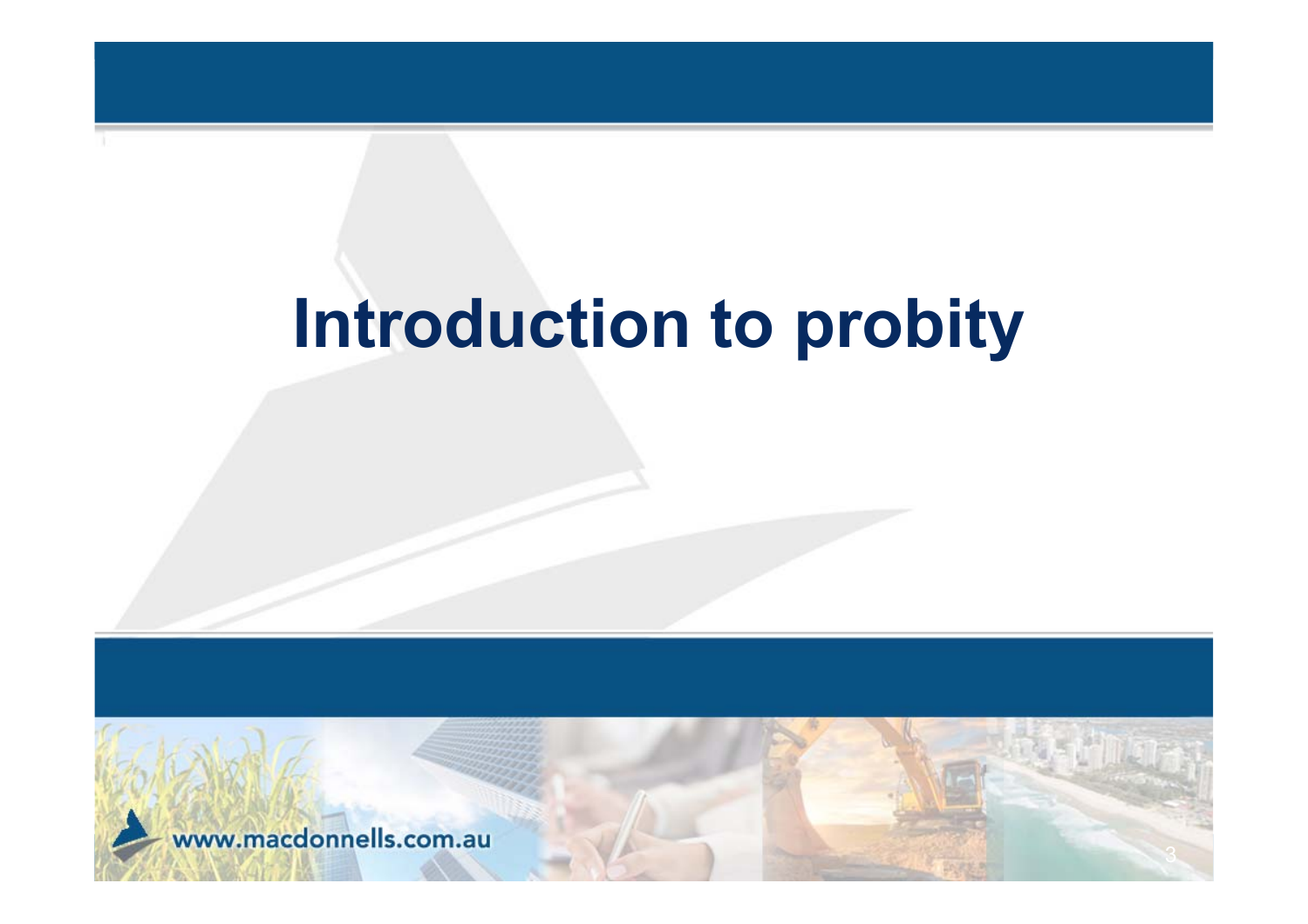# Introduction to probity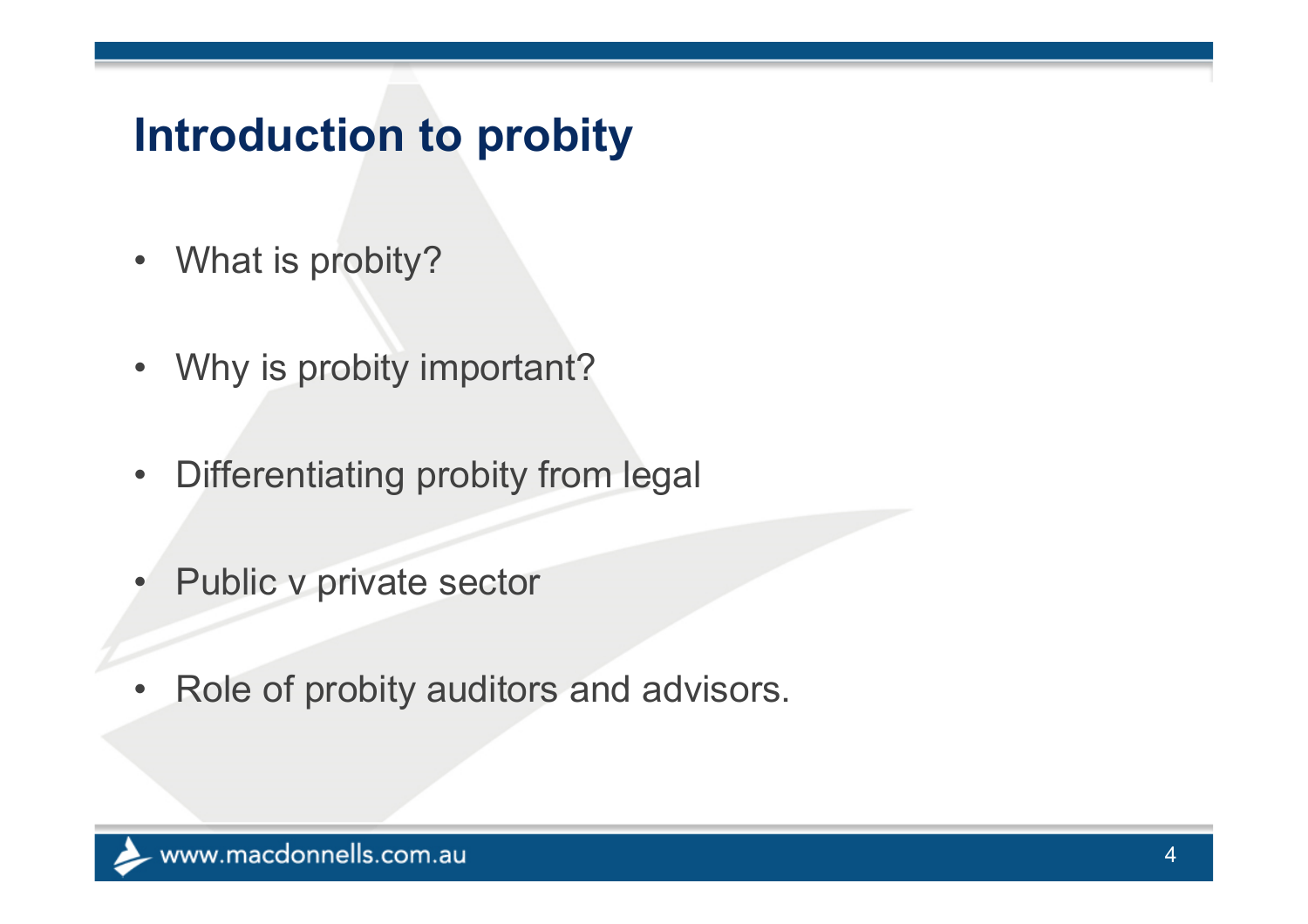# Introduction to probity

- What is probity?
- Why is probity important?
- Differentiating probity from legal
- Public v private sector
- Role of probity auditors and advisors.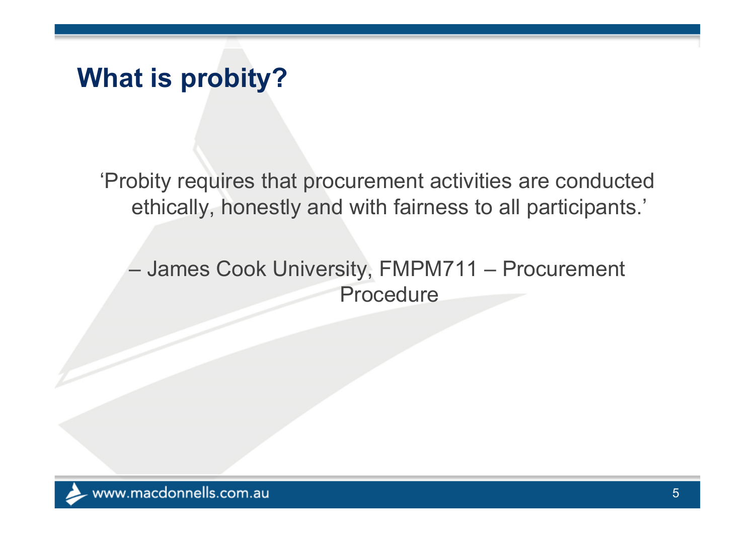# What is probity?

'Probity requires that procurement activities are conducted ethically, honestly and with fairness to all participants.'

– James Cook University, FMPM711 – Procurement Procedure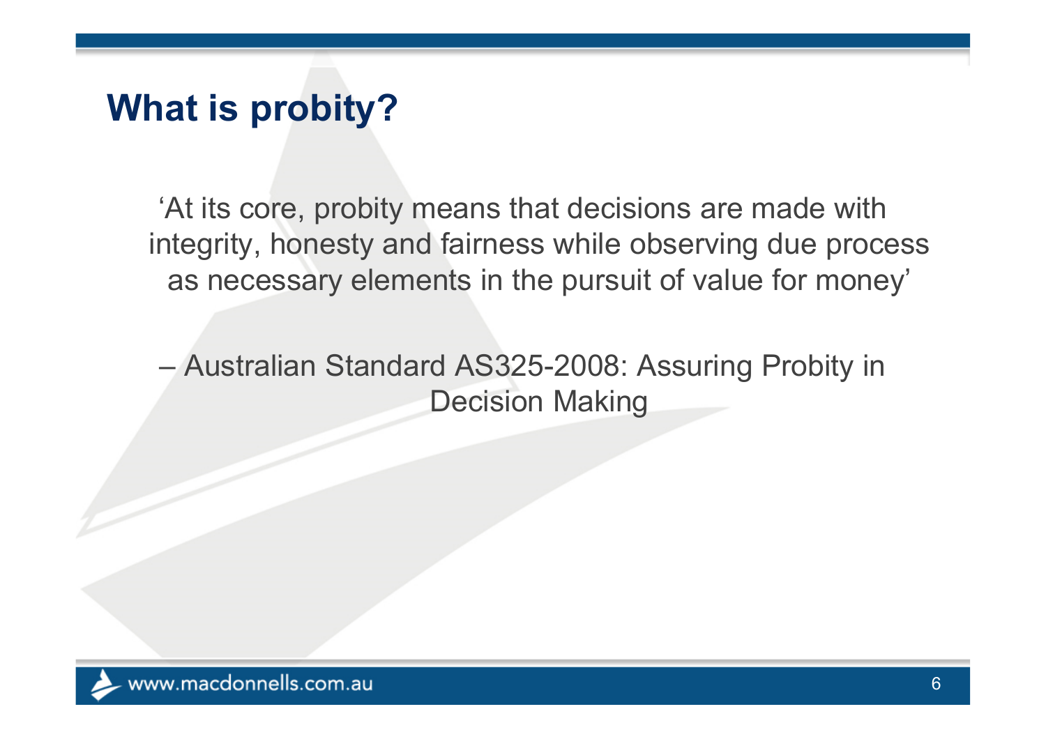# What is probity?

'At its core, probity means that decisions are made with integrity, honesty and fairness while observing due process as necessary elements in the pursuit of value for money'

– Australian Standard AS325-2008: Assuring Probity in Decision Making

www.macdonnells.com.au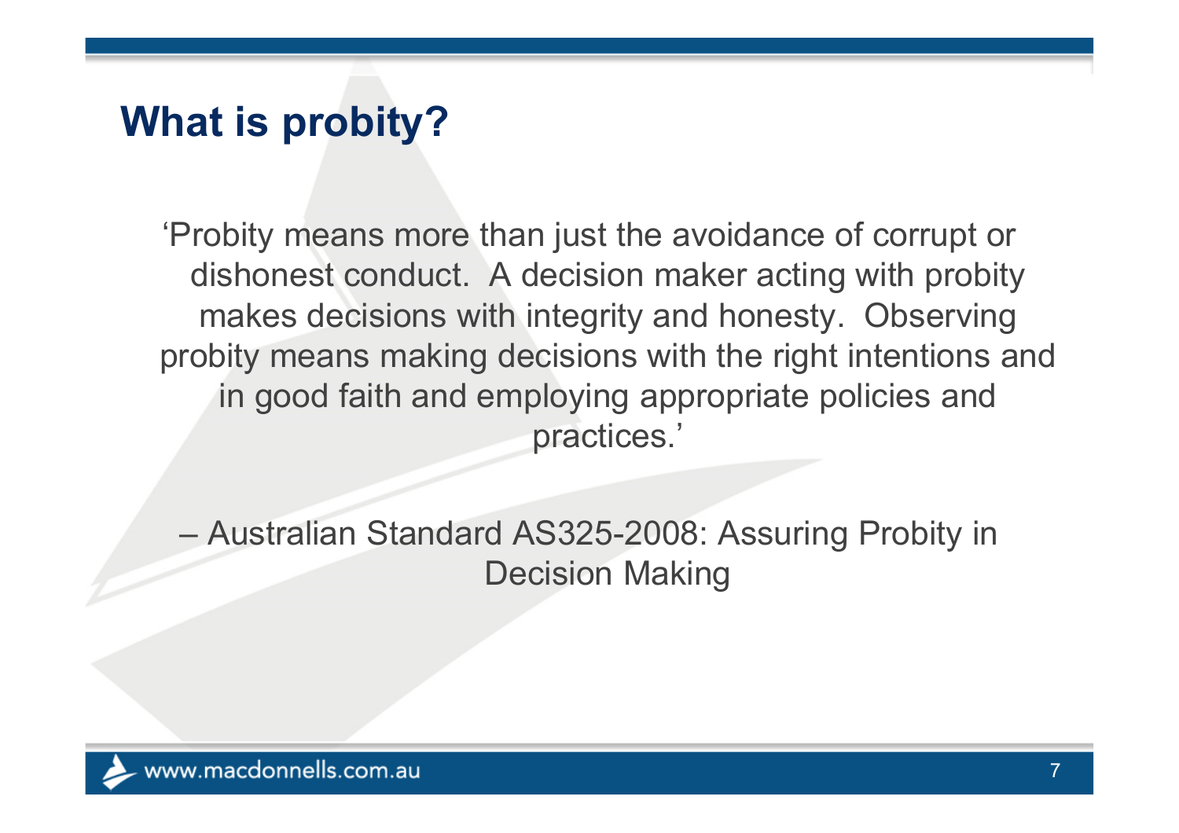# What is probity?

'Probity means more than just the avoidance of corrupt or dishonest conduct. A decision maker acting with probity makes decisions with integrity and honesty. Observing probity means making decisions with the right intentions and in good faith and employing appropriate policies and practices.'

– Australian Standard AS325-2008: Assuring Probity in Decision Making

www.macdonnells.com.au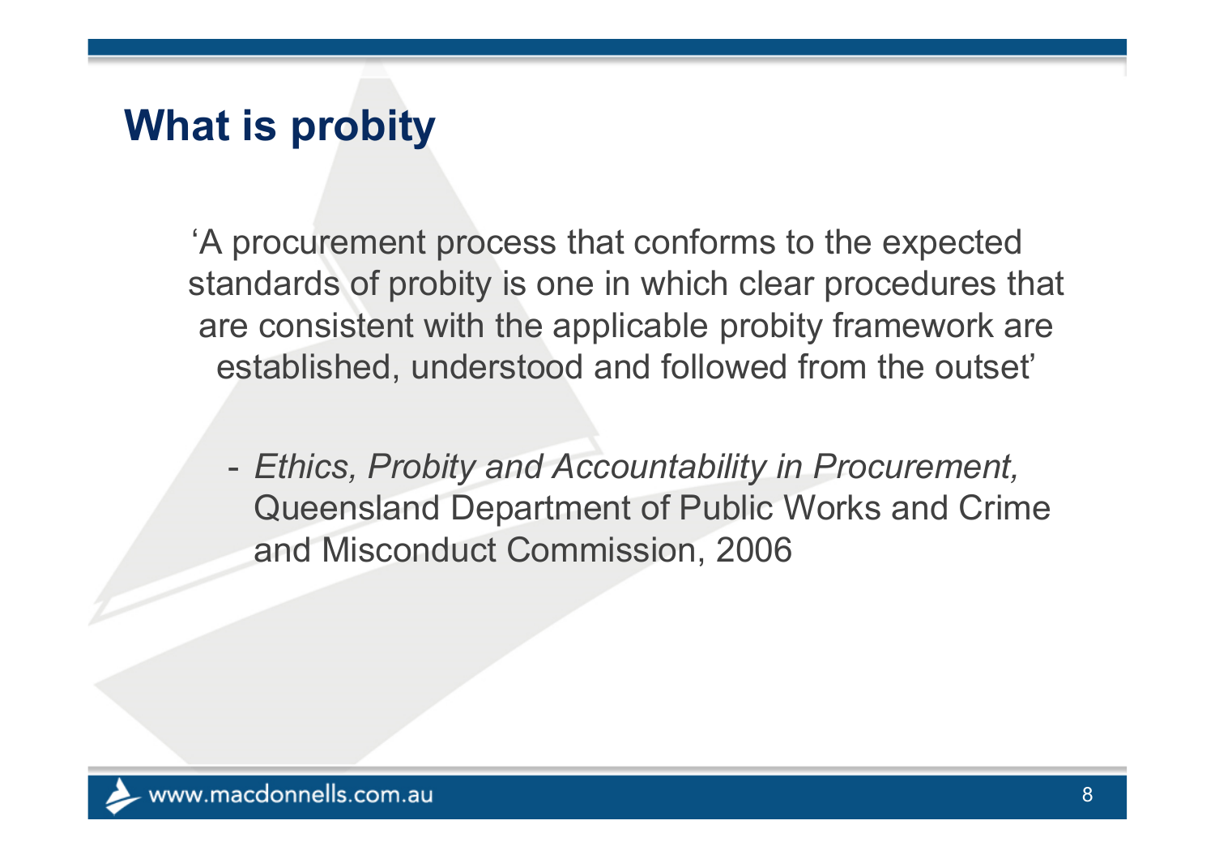# What is probity

'A procurement process that conforms to the expected standards of probity is one in which clear procedures that are consistent with the applicable probity framework are established, understood and followed from the outset'

- *Ethics, Probity and Accountability in Procurement,* Queensland Department of Public Works and Crime and Misconduct Commission, 2006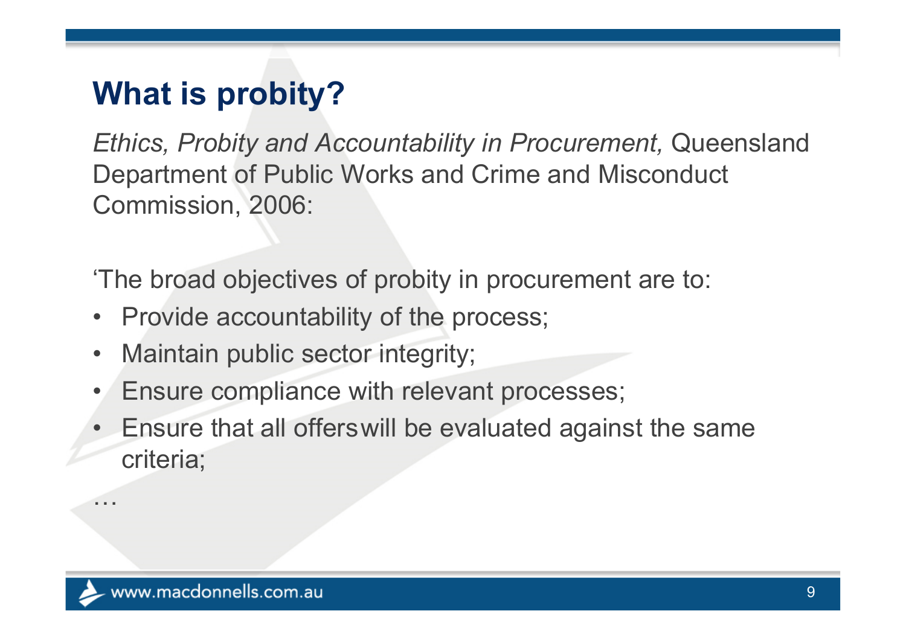# What is probity?

*Ethics, Probity and Accountability in Procurement,* Queensland Department of Public Works and Crime and Misconduct Commission, 2006:

'The broad objectives of probity in procurement are to:

- Provide accountability of the process;
- Maintain public sector integrity;
- Ensure compliance with relevant processes;
- Ensure that all offers will be evaluated against the same criteria;

…

www.macdonnells.com.au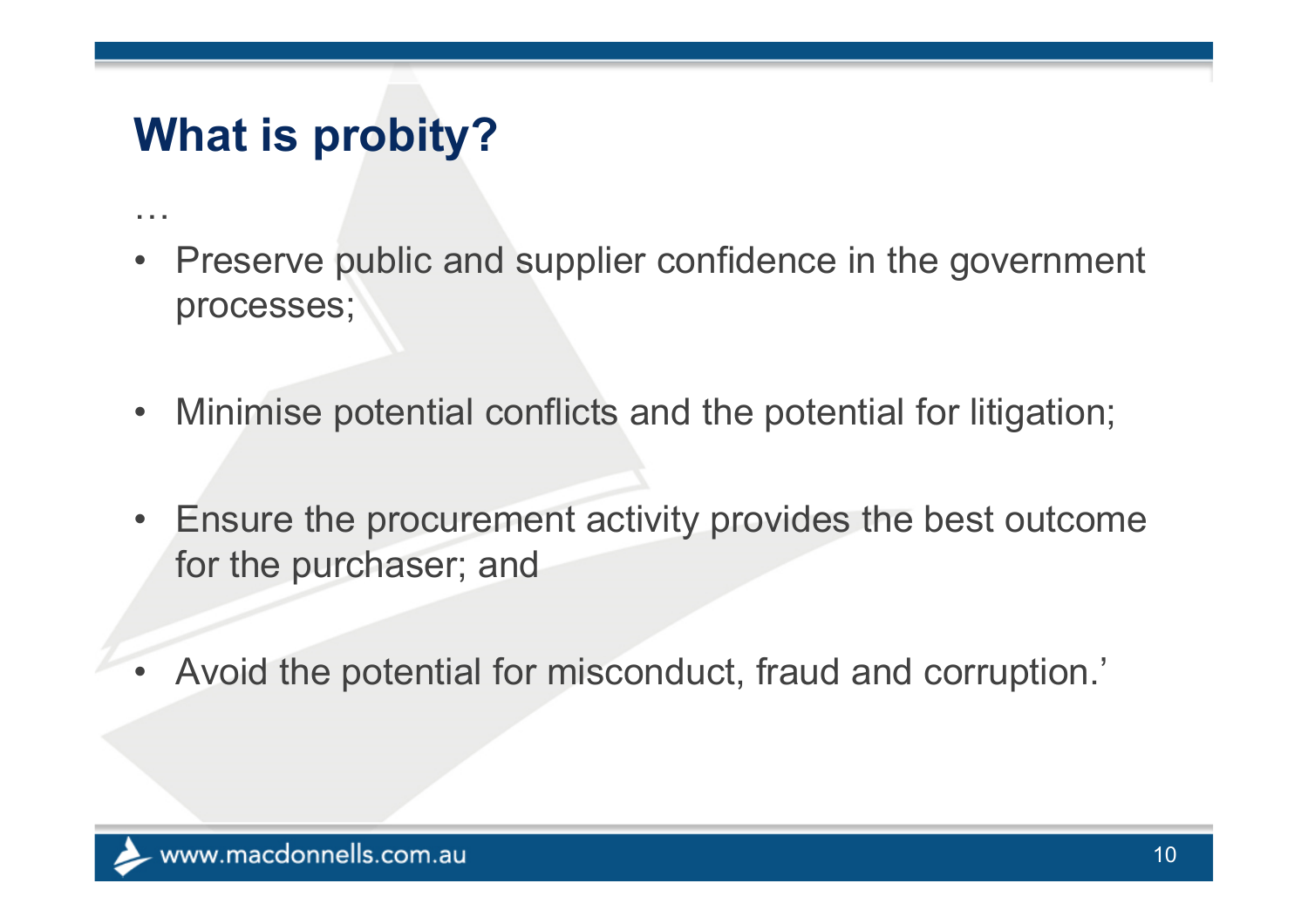# What is probity?

…

- Preserve public and supplier confidence in the government processes;
- Minimise potential conflicts and the potential for litigation;
- Ensure the procurement activity provides the best outcome for the purchaser; and
- Avoid the potential for misconduct, fraud and corruption.’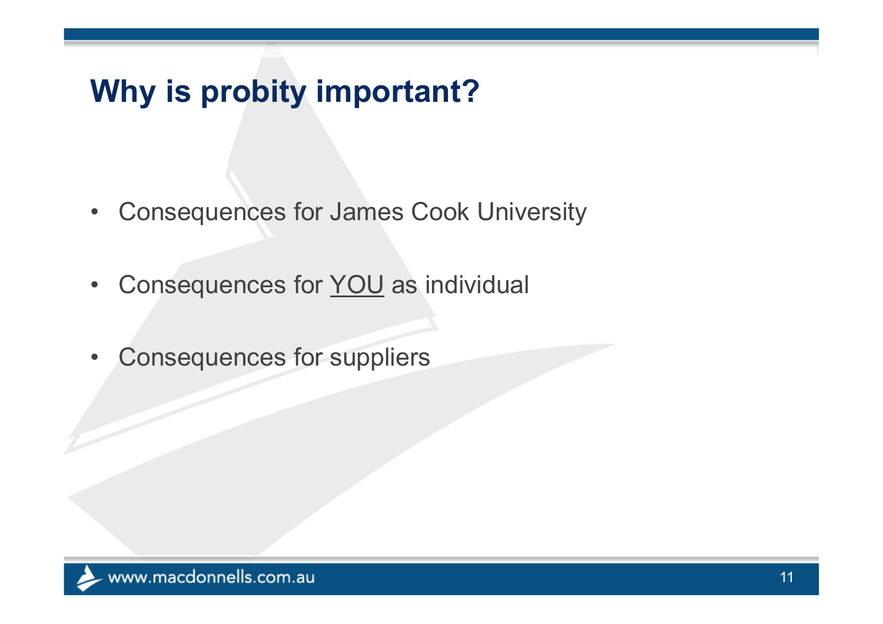# Why is probity important?

- Consequences for James Cook University
- Consequences for <u>YOU</u> as individual
- Consequences for suppliers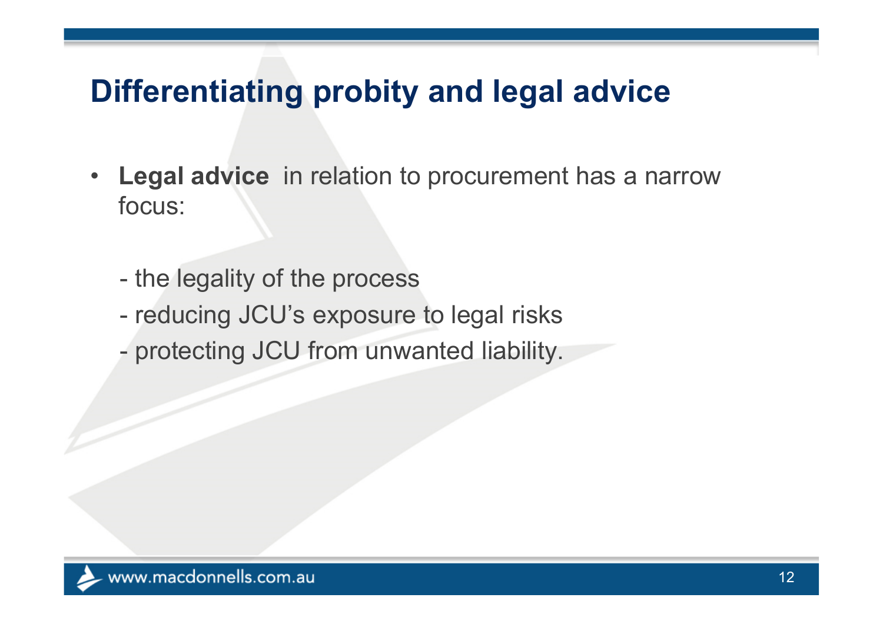# Differentiating probity and legal advice

- **Legal advice** in relation to procurement has a narrow focus:

  - the legality of the process
  - reducing JCU's exposure to legal risks
  - protecting JCU from unwanted liability.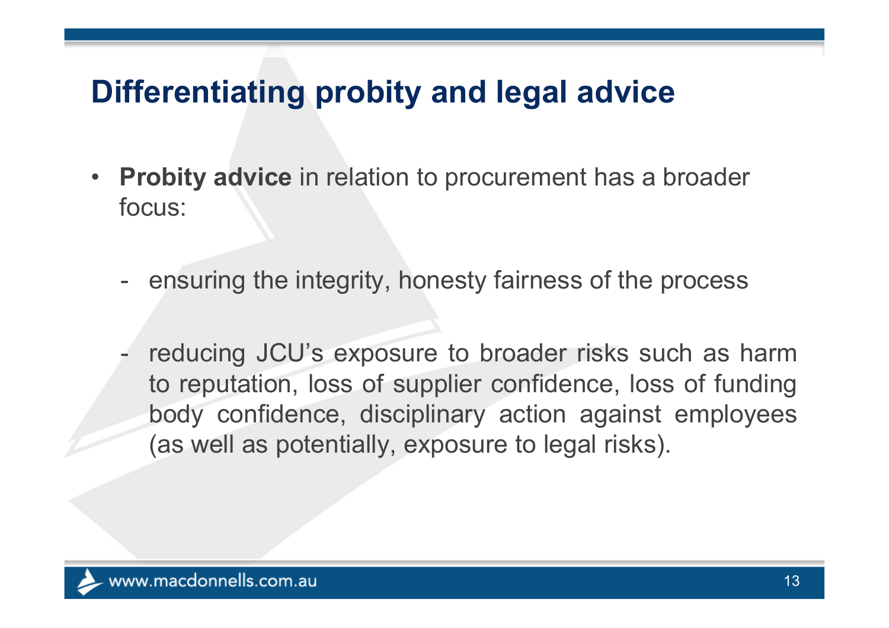# Differentiating probity and legal advice

- **Probity advice** in relation to procurement has a broader focus:
  - ensuring the integrity, honesty fairness of the process
  - reducing JCU's exposure to broader risks such as harm to reputation, loss of supplier confidence, loss of funding body confidence, disciplinary action against employees (as well as potentially, exposure to legal risks).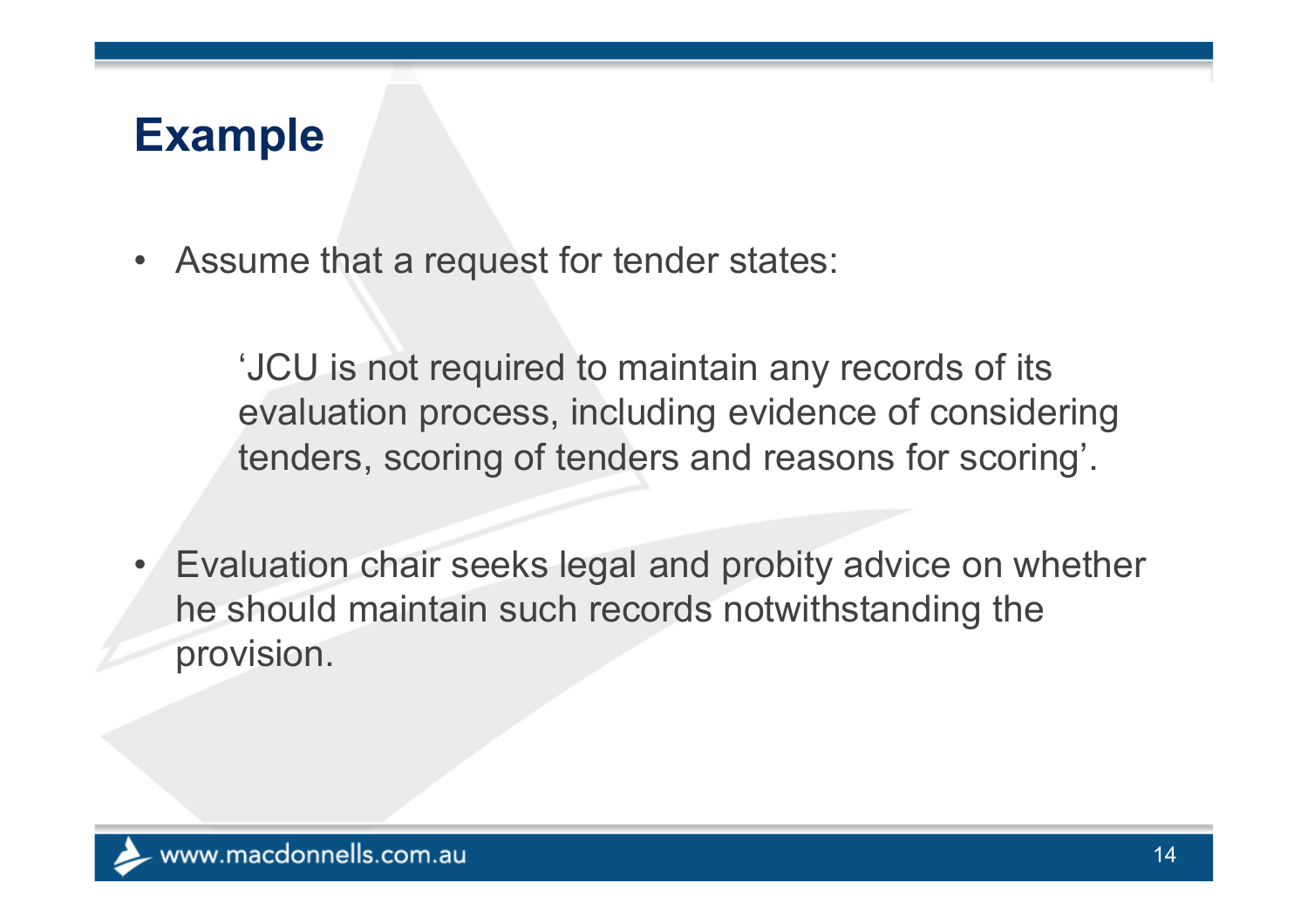# Example

- Assume that a request for tender states:

  > 'JCU is not required to maintain any records of its evaluation process, including evidence of considering tenders, scoring of tenders and reasons for scoring'.

- Evaluation chair seeks legal and probity advice on whether he should maintain such records notwithstanding the provision.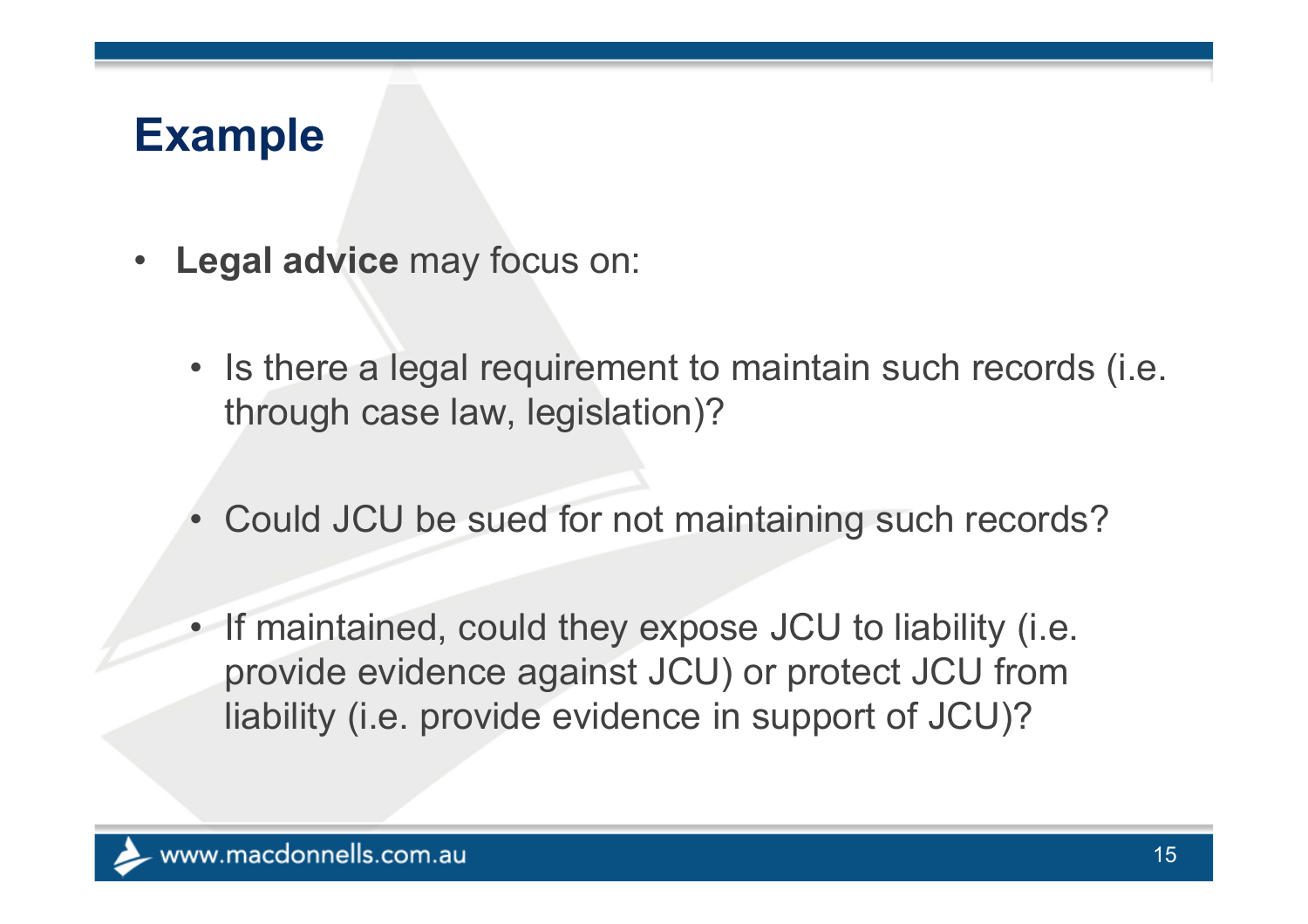# Example

- **Legal advice** may focus on:
  - Is there a legal requirement to maintain such records (i.e. through case law, legislation)?
  - Could JCU be sued for not maintaining such records?
  - If maintained, could they expose JCU to liability (i.e. provide evidence against JCU) or protect JCU from liability (i.e. provide evidence in support of JCU)?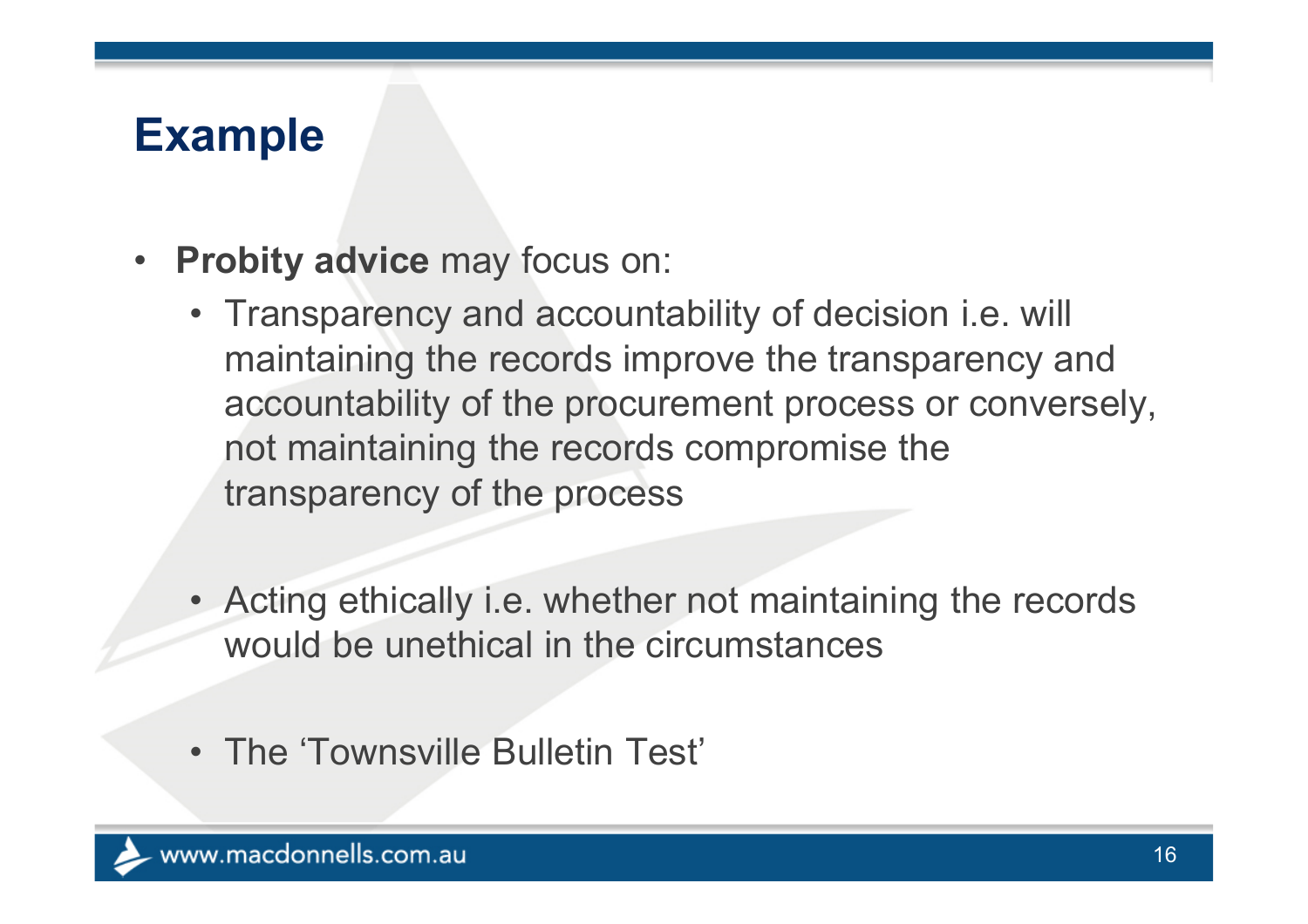# Example

- **Probity advice** may focus on:
  - Transparency and accountability of decision i.e. will maintaining the records improve the transparency and accountability of the procurement process or conversely, not maintaining the records compromise the transparency of the process
  - Acting ethically i.e. whether not maintaining the records would be unethical in the circumstances
  - The 'Townsville Bulletin Test'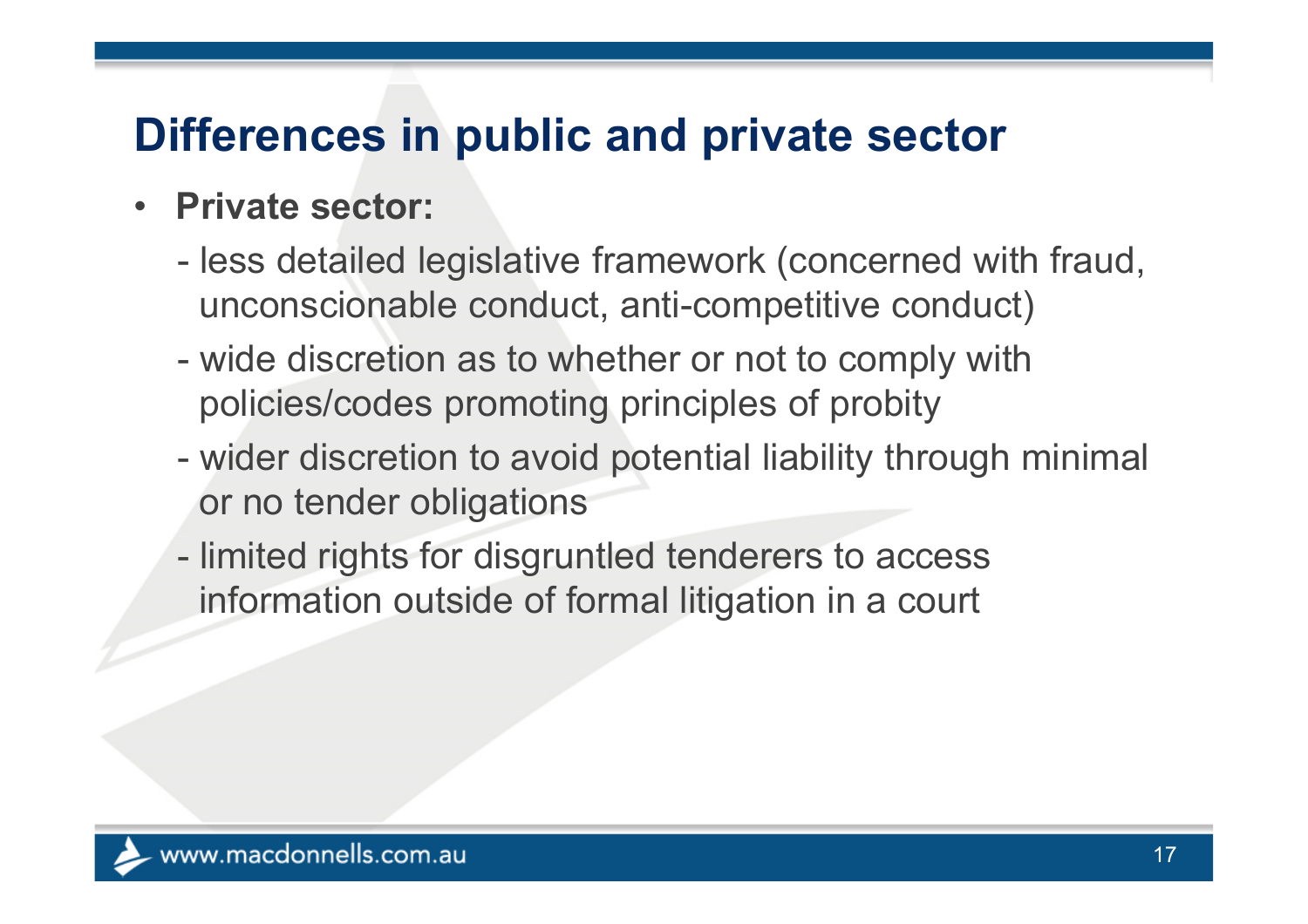# Differences in public and private sector

- **Private sector:**
  - less detailed legislative framework (concerned with fraud, unconscionable conduct, anti-competitive conduct)
  - wide discretion as to whether or not to comply with policies/codes promoting principles of probity
  - wider discretion to avoid potential liability through minimal or no tender obligations
  - limited rights for disgruntled tenderers to access information outside of formal litigation in a court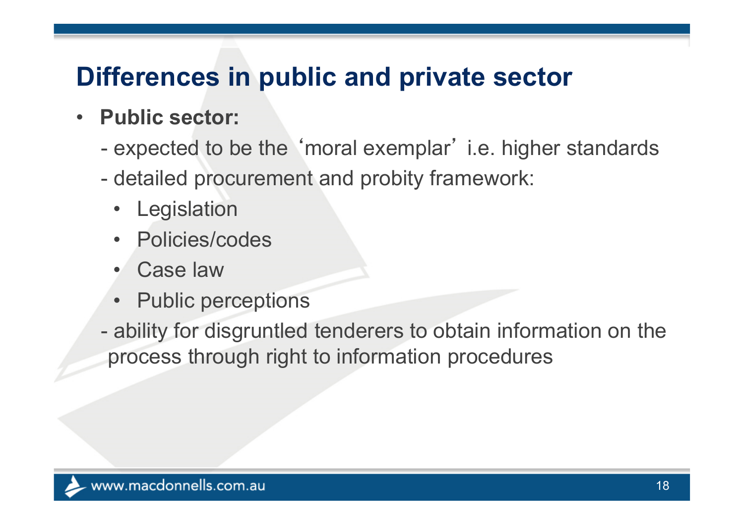# Differences in public and private sector

- **Public sector:**
  - expected to be the 'moral exemplar' i.e. higher standards
  - detailed procurement and probity framework:
    - Legislation
    - Policies/codes
    - Case law
    - Public perceptions
  - ability for disgruntled tenderers to obtain information on the process through right to information procedures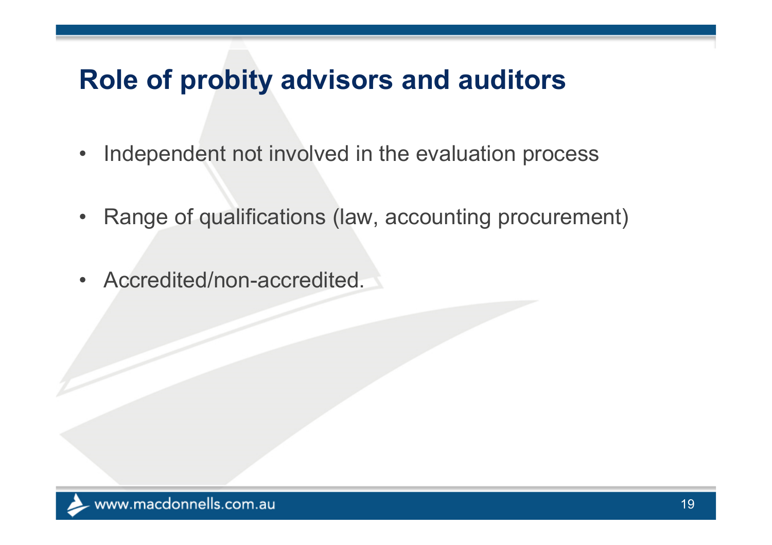# Role of probity advisors and auditors

- Independent not involved in the evaluation process
- Range of qualifications (law, accounting procurement)
- Accredited/non-accredited.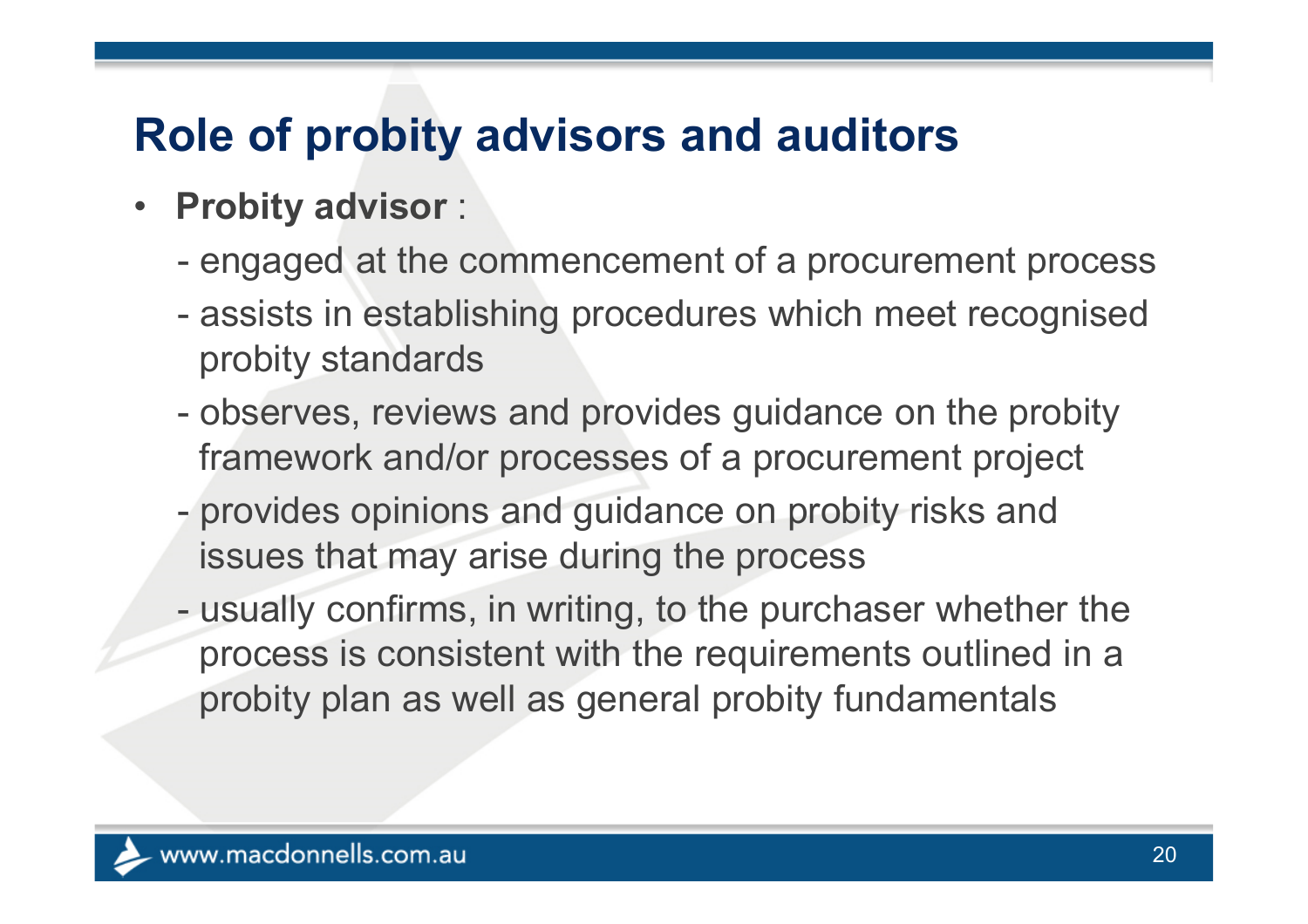# Role of probity advisors and auditors

- **Probity advisor** :
  - engaged at the commencement of a procurement process
  - assists in establishing procedures which meet recognised probity standards
  - observes, reviews and provides guidance on the probity framework and/or processes of a procurement project
  - provides opinions and guidance on probity risks and issues that may arise during the process
  - usually confirms, in writing, to the purchaser whether the process is consistent with the requirements outlined in a probity plan as well as general probity fundamentals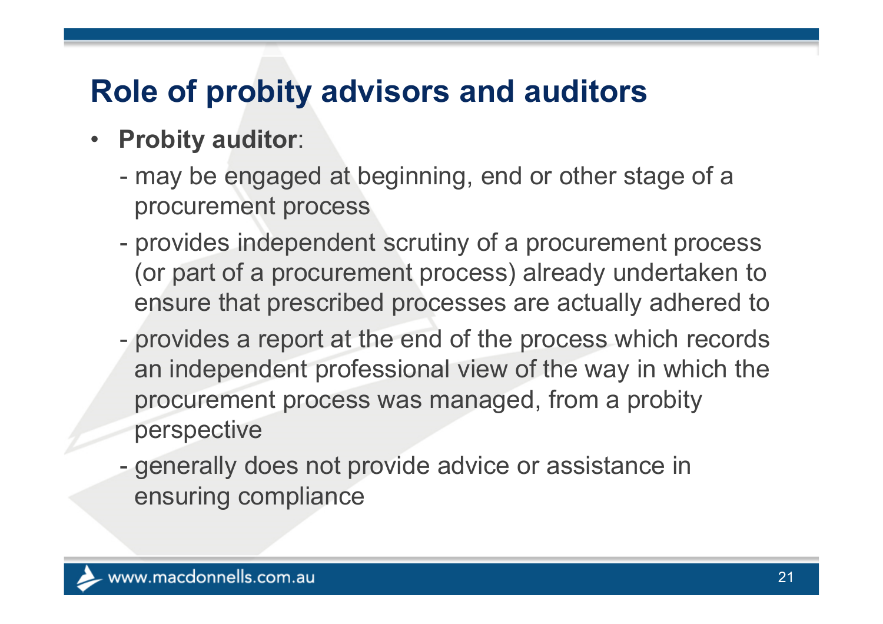# Role of probity advisors and auditors

- **Probity auditor**:
  - may be engaged at beginning, end or other stage of a procurement process
  - provides independent scrutiny of a procurement process (or part of a procurement process) already undertaken to ensure that prescribed processes are actually adhered to
  - provides a report at the end of the process which records an independent professional view of the way in which the procurement process was managed, from a probity perspective
  - generally does not provide advice or assistance in ensuring compliance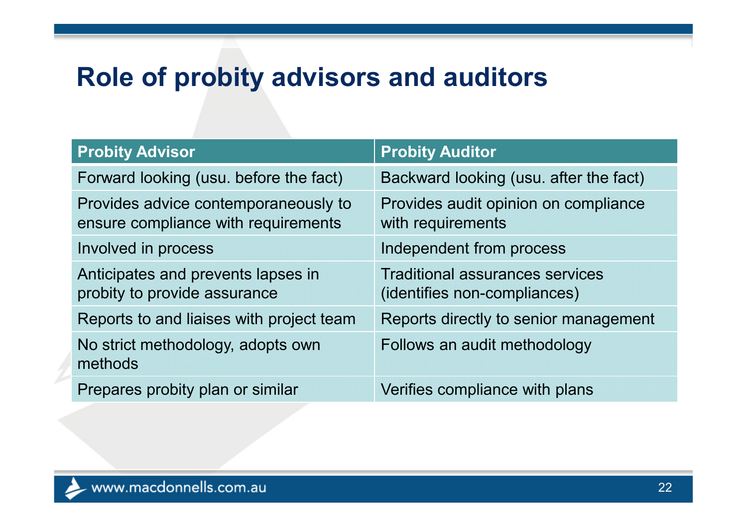# Role of probity advisors and auditors

| Probity Advisor | Probity Auditor |
|---|---|
| Forward looking (usu. before the fact) | Backward looking (usu. after the fact) |
| Provides advice contemporaneously to ensure compliance with requirements | Provides audit opinion on compliance with requirements |
| Involved in process | Independent from process |
| Anticipates and prevents lapses in probity to provide assurance | Traditional assurances services (identifies non-compliances) |
| Reports to and liaises with project team | Reports directly to senior management |
| No strict methodology, adopts own methods | Follows an audit methodology |
| Prepares probity plan or similar | Verifies compliance with plans |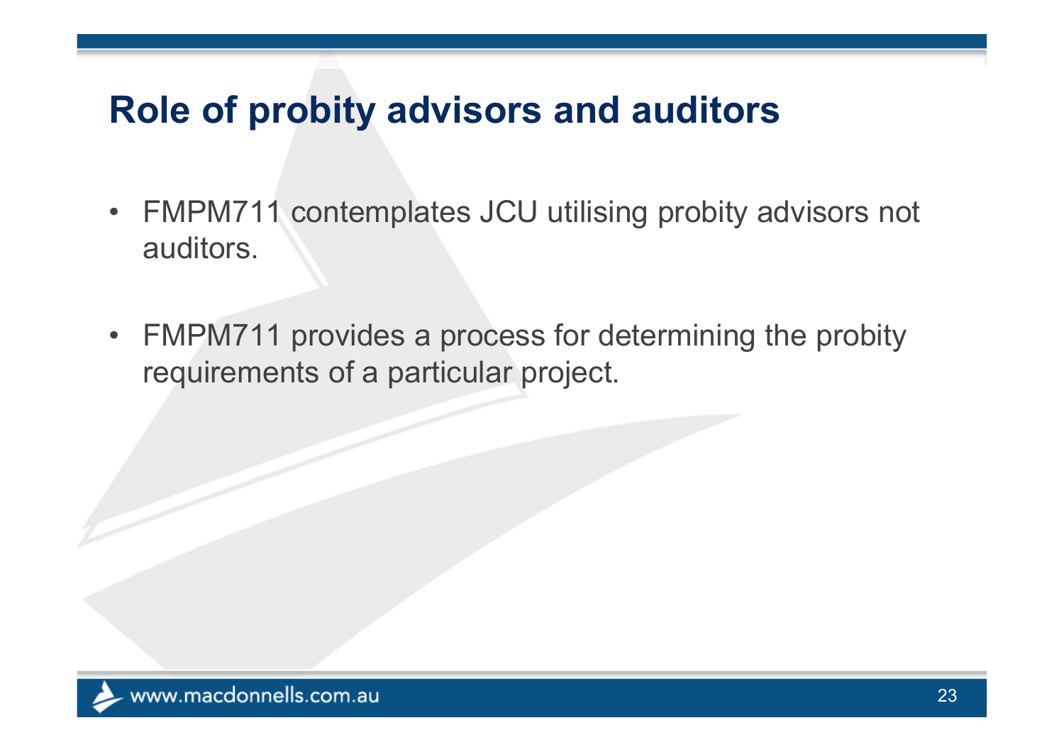# Role of probity advisors and auditors

- FMPM711 contemplates JCU utilising probity advisors not auditors.
- FMPM711 provides a process for determining the probity requirements of a particular project.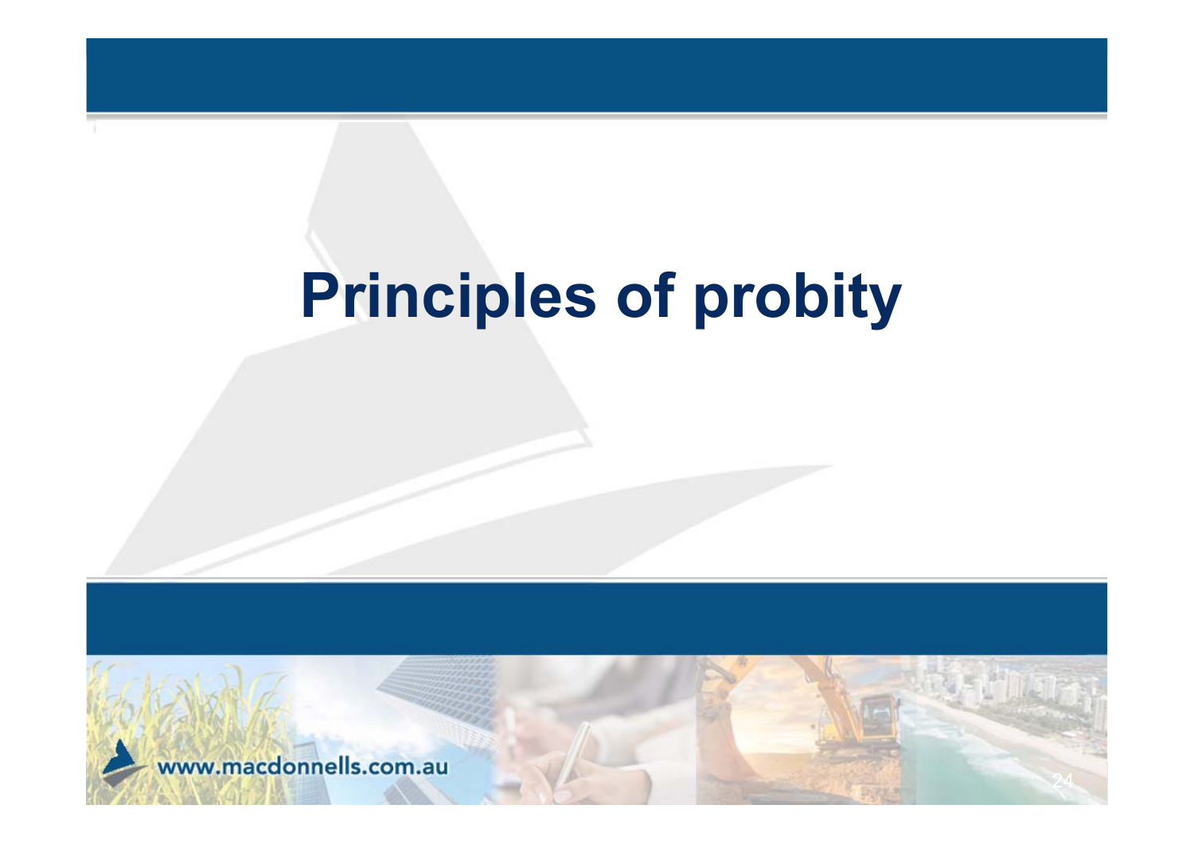# Principles of probity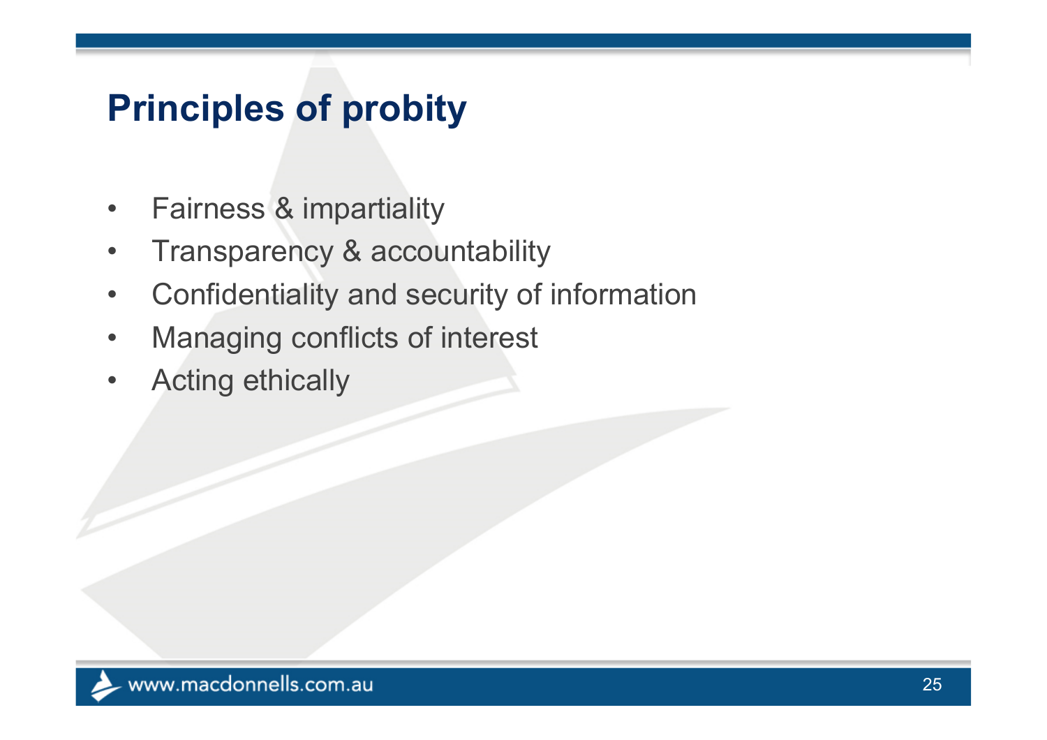# Principles of probity

- Fairness & impartiality
- Transparency & accountability
- Confidentiality and security of information
- Managing conflicts of interest
- Acting ethically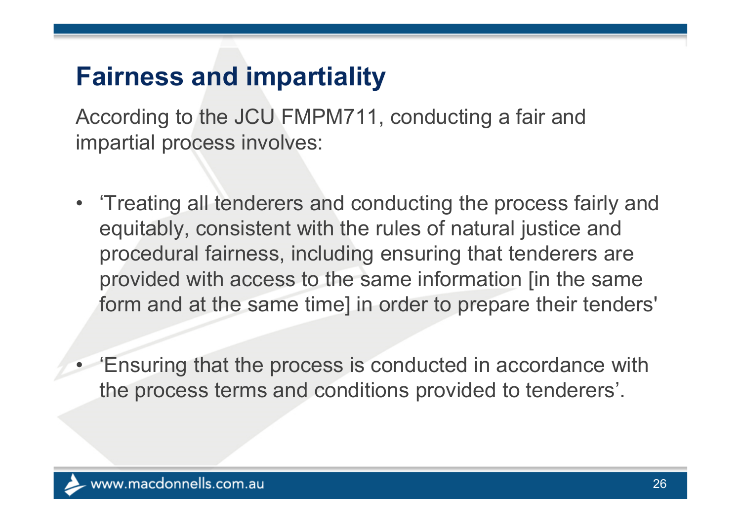# Fairness and impartiality

According to the JCU FMPM711, conducting a fair and impartial process involves:

- ‘Treating all tenderers and conducting the process fairly and equitably, consistent with the rules of natural justice and procedural fairness, including ensuring that tenderers are provided with access to the same information [in the same form and at the same time] in order to prepare their tenders'
- ‘Ensuring that the process is conducted in accordance with the process terms and conditions provided to tenderers’.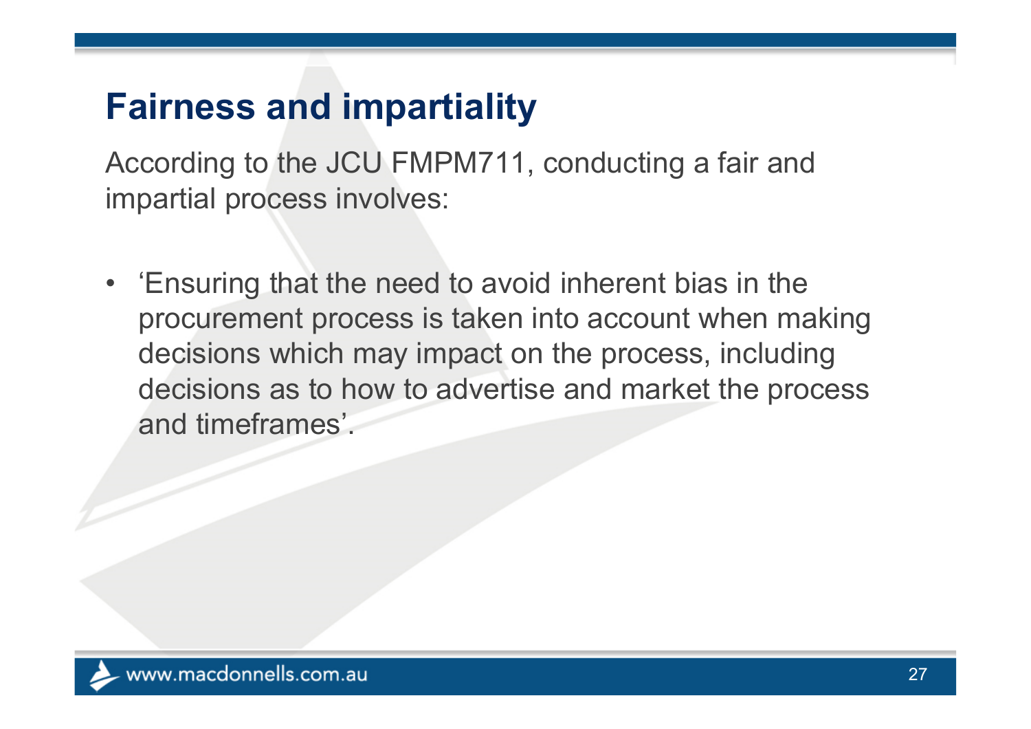# Fairness and impartiality

According to the JCU FMPM711, conducting a fair and impartial process involves:

- ‘Ensuring that the need to avoid inherent bias in the procurement process is taken into account when making decisions which may impact on the process, including decisions as to how to advertise and market the process and timeframes’.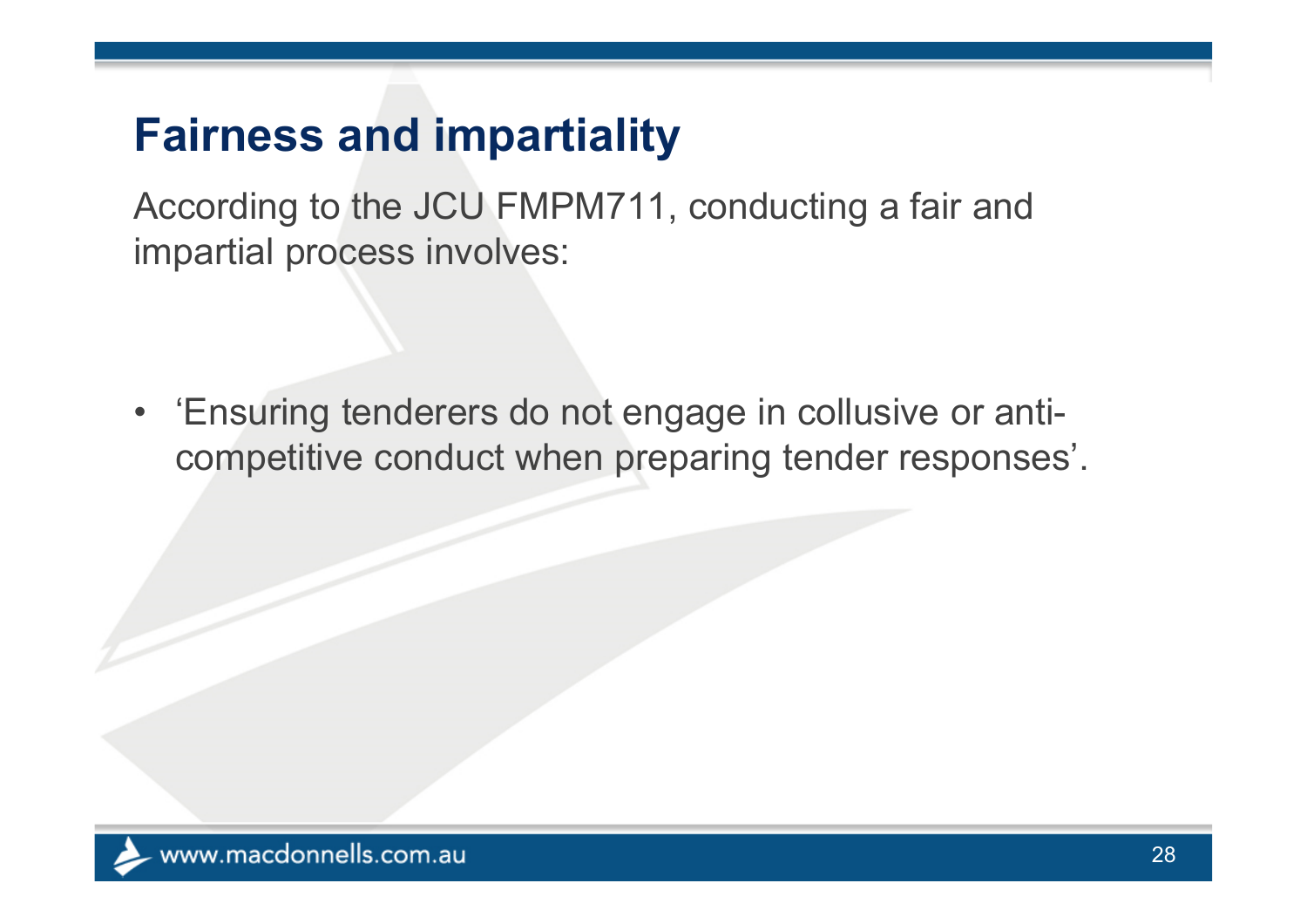# Fairness and impartiality

According to the JCU FMPM711, conducting a fair and impartial process involves:

- ‘Ensuring tenderers do not engage in collusive or anti-competitive conduct when preparing tender responses’.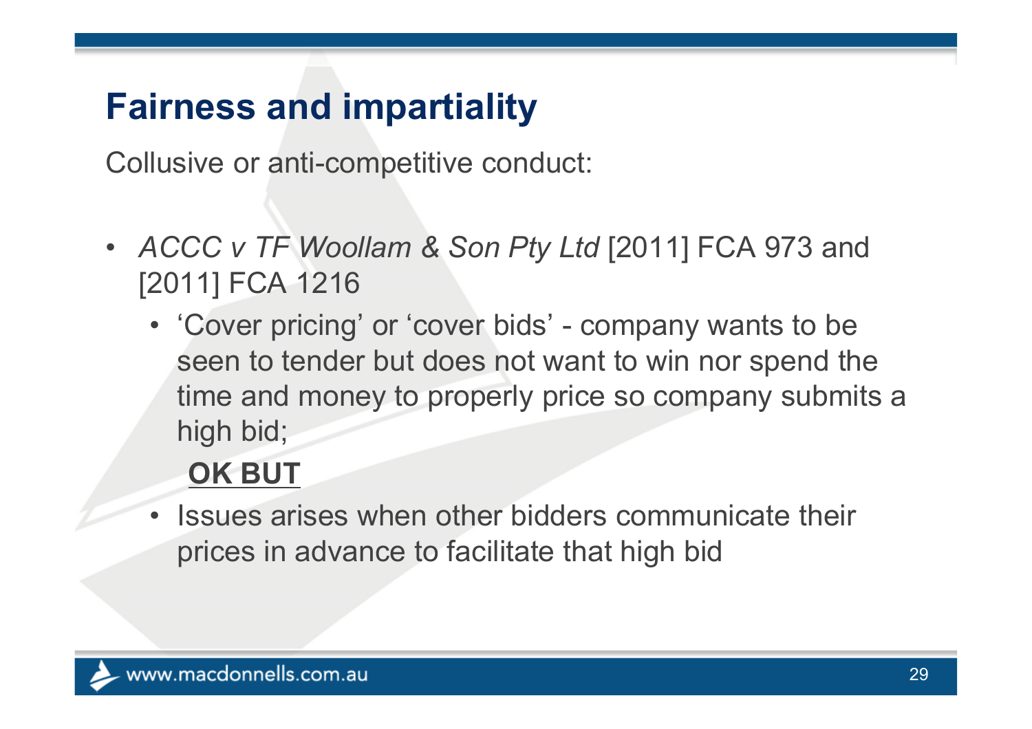# Fairness and impartiality

Collusive or anti-competitive conduct:

- *ACCC v TF Woollam & Son Pty Ltd* [2011] FCA 973 and [2011] FCA 1216
  - 'Cover pricing' or 'cover bids' - company wants to be seen to tender but does not want to win nor spend the time and money to properly price so company submits a high bid;

    <u>**OK BUT**</u>

  - Issues arises when other bidders communicate their prices in advance to facilitate that high bid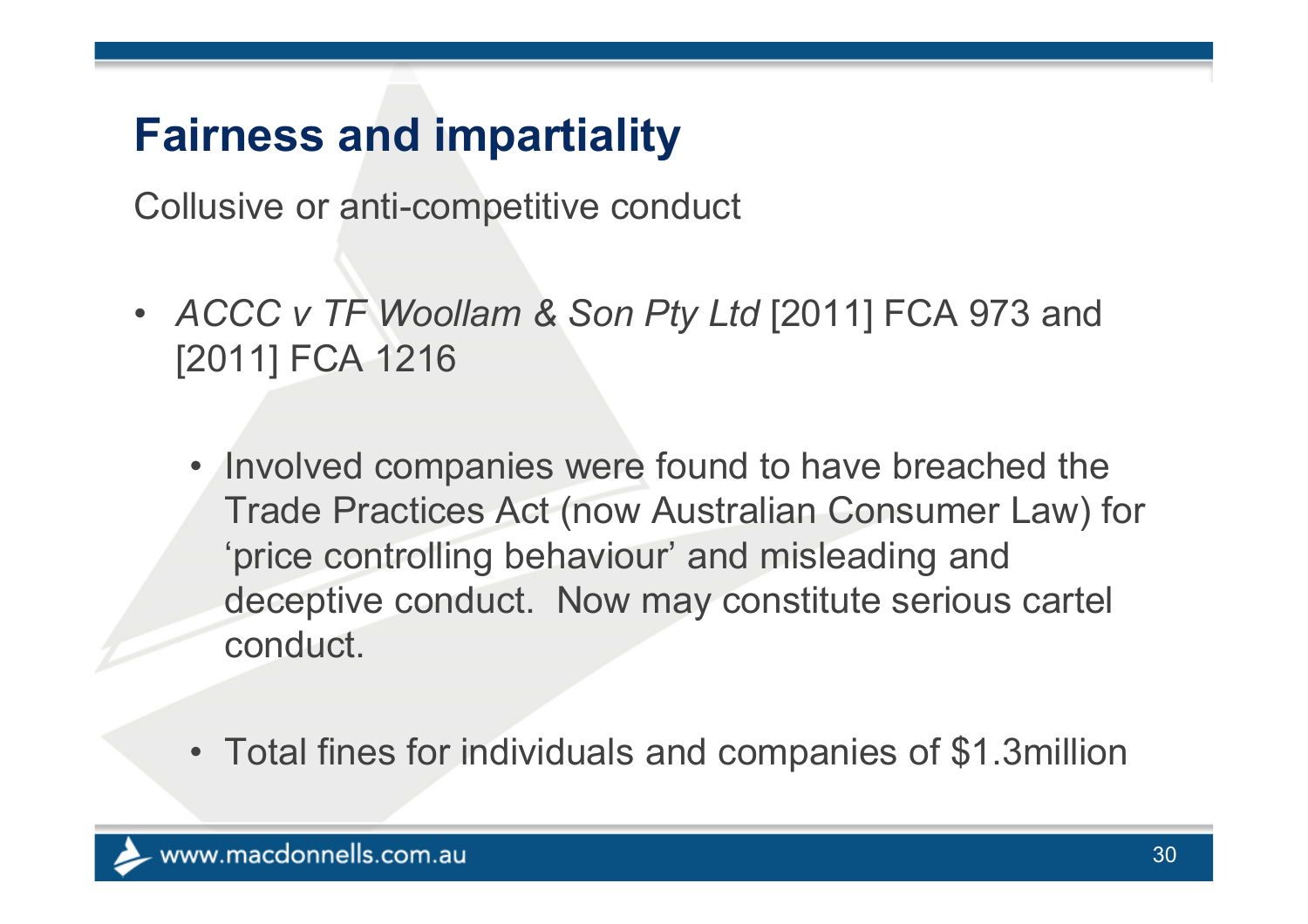# Fairness and impartiality

Collusive or anti-competitive conduct

- *ACCC v TF Woollam & Son Pty Ltd* [2011] FCA 973 and [2011] FCA 1216
  - Involved companies were found to have breached the Trade Practices Act (now Australian Consumer Law) for 'price controlling behaviour' and misleading and deceptive conduct. Now may constitute serious cartel conduct.
  - Total fines for individuals and companies of $1.3million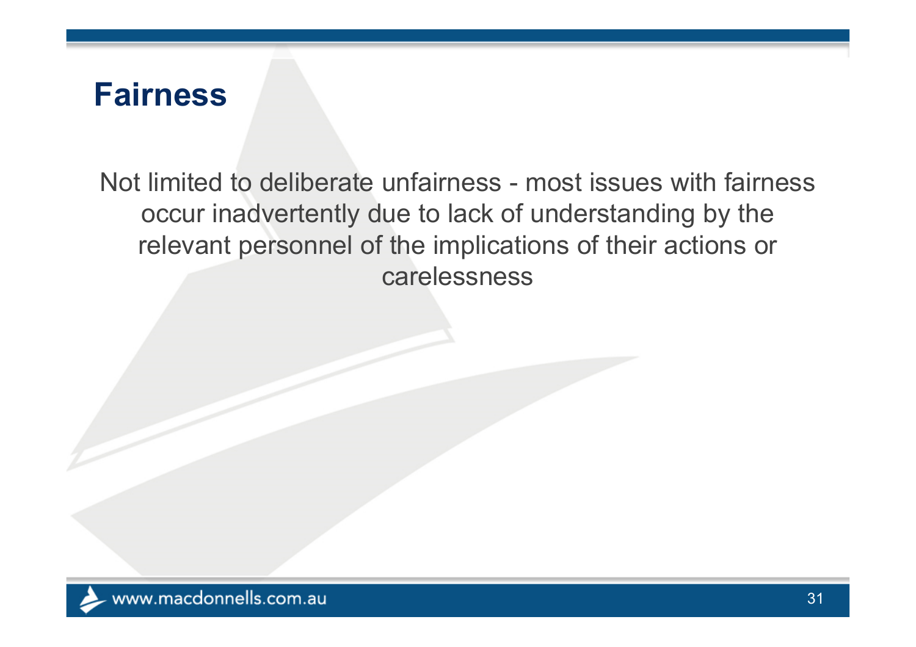# Fairness

Not limited to deliberate unfairness - most issues with fairness occur inadvertently due to lack of understanding by the relevant personnel of the implications of their actions or carelessness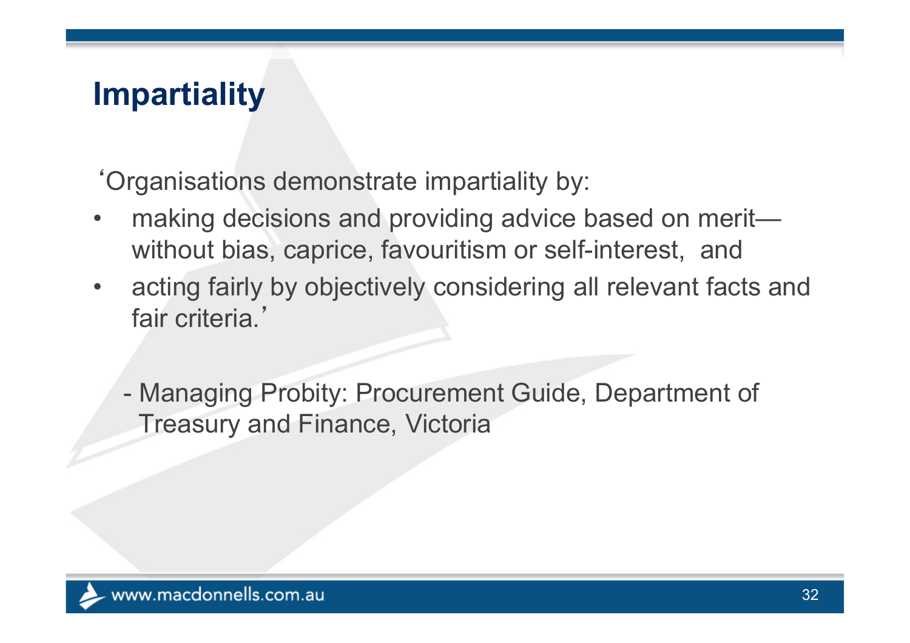# Impartiality

‘Organisations demonstrate impartiality by:

- making decisions and providing advice based on merit—without bias, caprice, favouritism or self-interest, and
- acting fairly by objectively considering all relevant facts and fair criteria.’

- Managing Probity: Procurement Guide, Department of Treasury and Finance, Victoria

www.macdonnells.com.au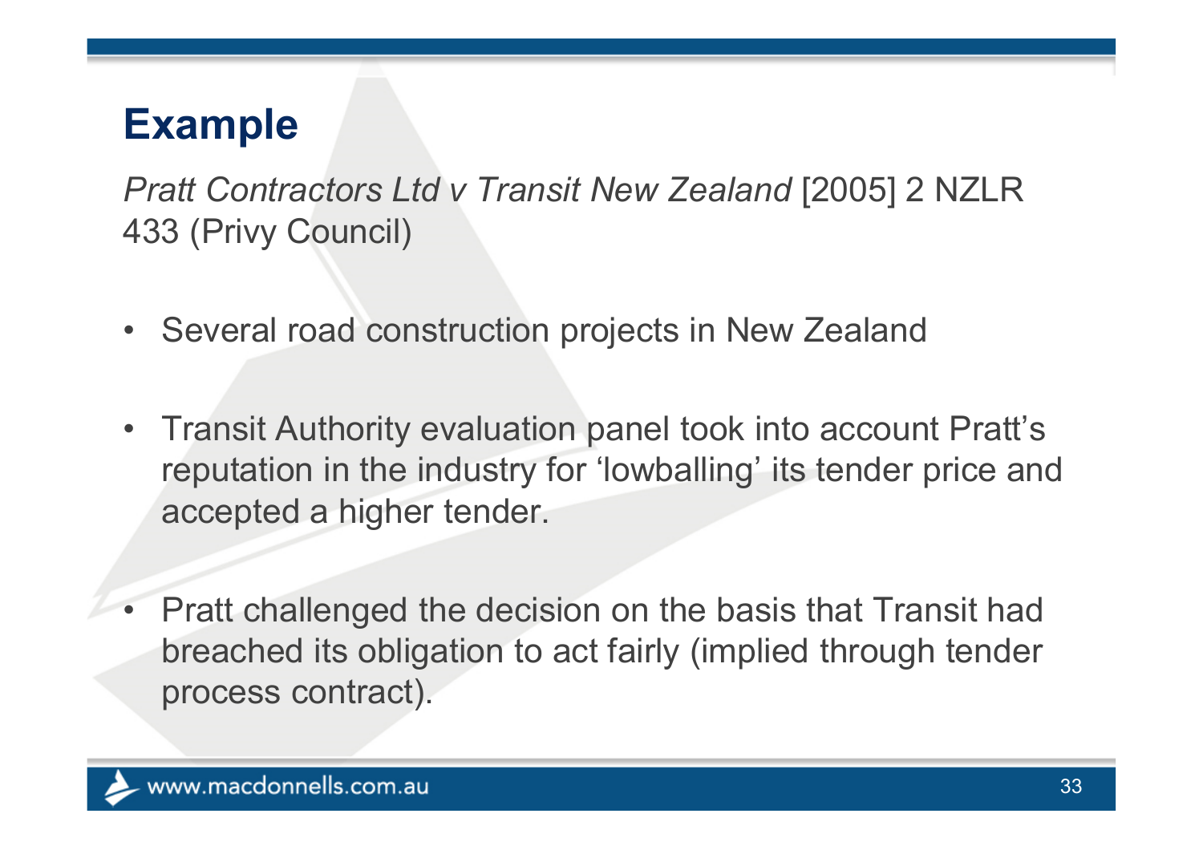# Example

*Pratt Contractors Ltd v Transit New Zealand* [2005] 2 NZLR 433 (Privy Council)

- Several road construction projects in New Zealand
- Transit Authority evaluation panel took into account Pratt's reputation in the industry for 'lowballing' its tender price and accepted a higher tender.
- Pratt challenged the decision on the basis that Transit had breached its obligation to act fairly (implied through tender process contract).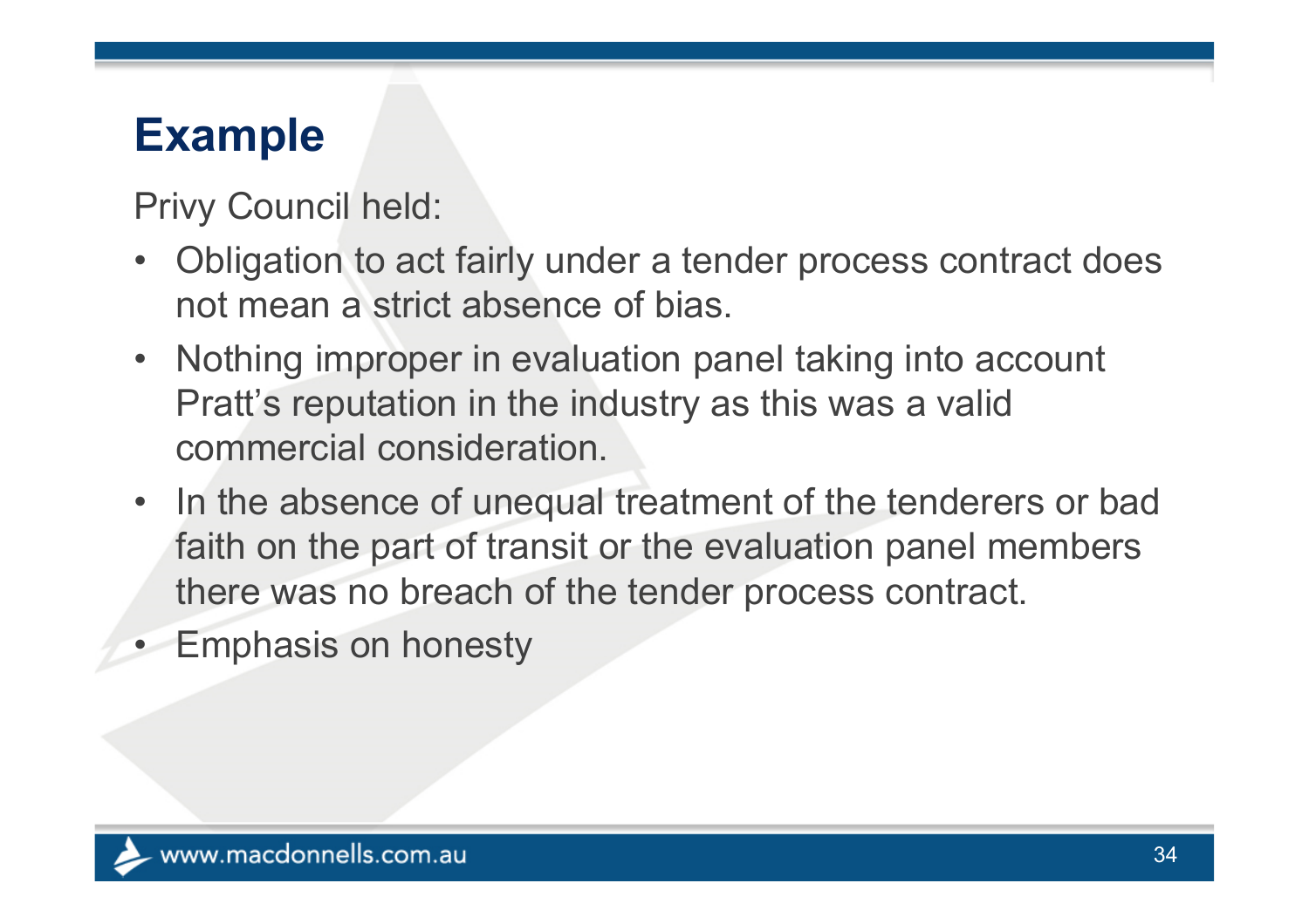# Example

Privy Council held:

- Obligation to act fairly under a tender process contract does not mean a strict absence of bias.
- Nothing improper in evaluation panel taking into account Pratt's reputation in the industry as this was a valid commercial consideration.
- In the absence of unequal treatment of the tenderers or bad faith on the part of transit or the evaluation panel members there was no breach of the tender process contract.
- Emphasis on honesty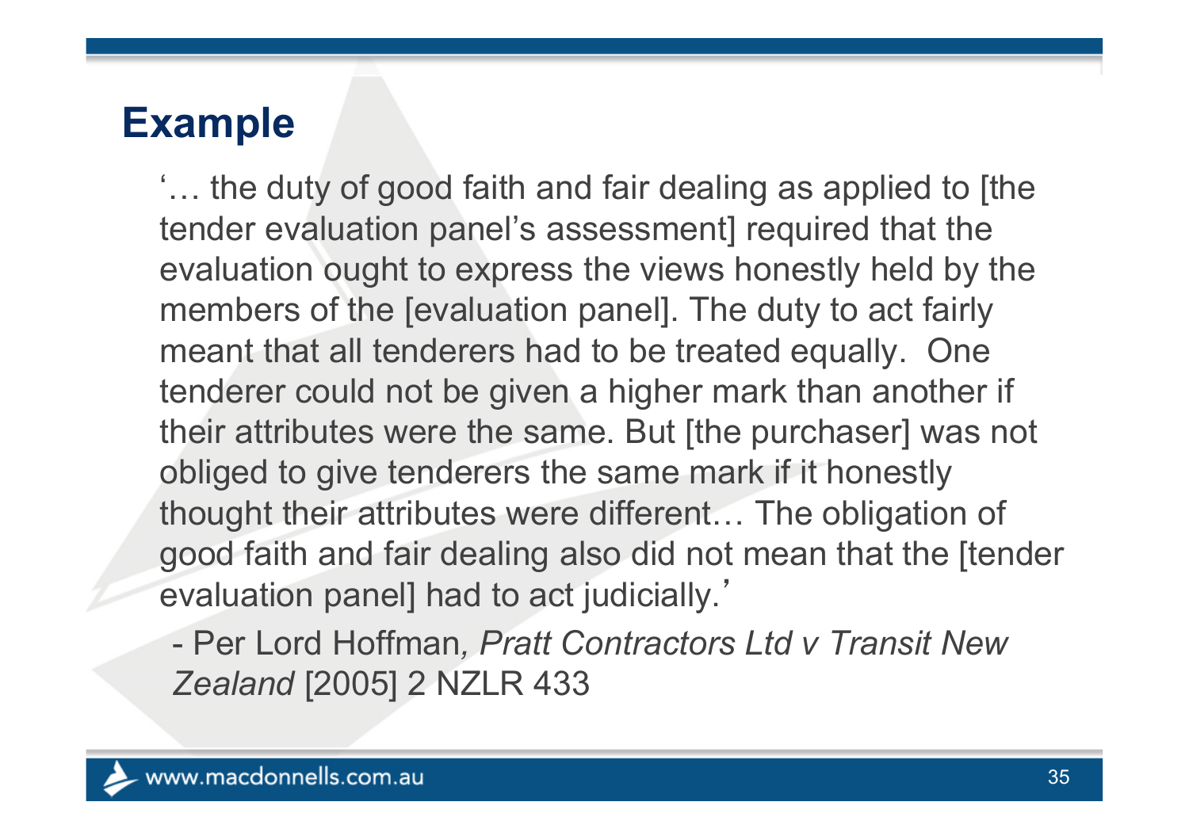## Example

'… the duty of good faith and fair dealing as applied to [the tender evaluation panel's assessment] required that the evaluation ought to express the views honestly held by the members of the [evaluation panel]. The duty to act fairly meant that all tenderers had to be treated equally. One tenderer could not be given a higher mark than another if their attributes were the same. But [the purchaser] was not obliged to give tenderers the same mark if it honestly thought their attributes were different… The obligation of good faith and fair dealing also did not mean that the [tender evaluation panel] had to act judicially.'

- Per Lord Hoffman*, Pratt Contractors Ltd v Transit New Zealand* [2005] 2 NZLR 433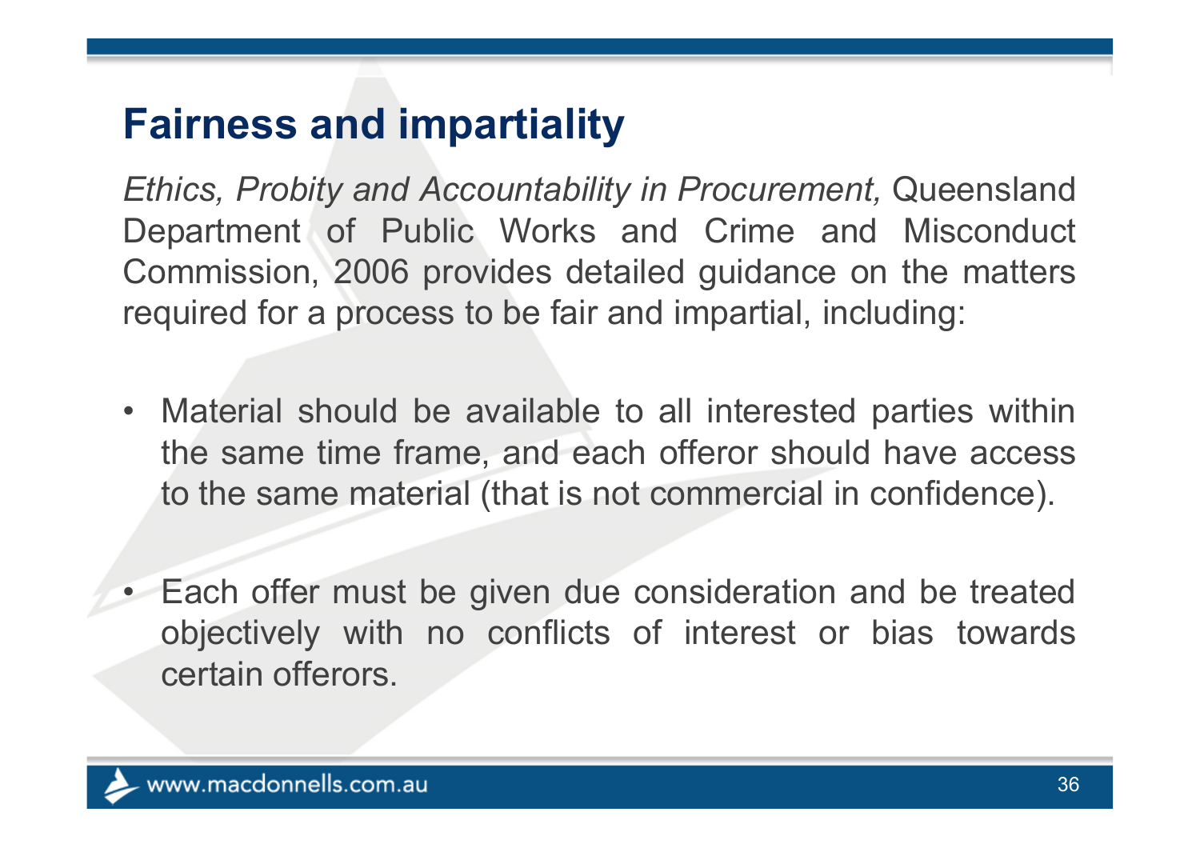## Fairness and impartiality

*Ethics, Probity and Accountability in Procurement,* Queensland Department of Public Works and Crime and Misconduct Commission, 2006 provides detailed guidance on the matters required for a process to be fair and impartial, including:

- Material should be available to all interested parties within the same time frame, and each offeror should have access to the same material (that is not commercial in confidence).
- Each offer must be given due consideration and be treated objectively with no conflicts of interest or bias towards certain offerors.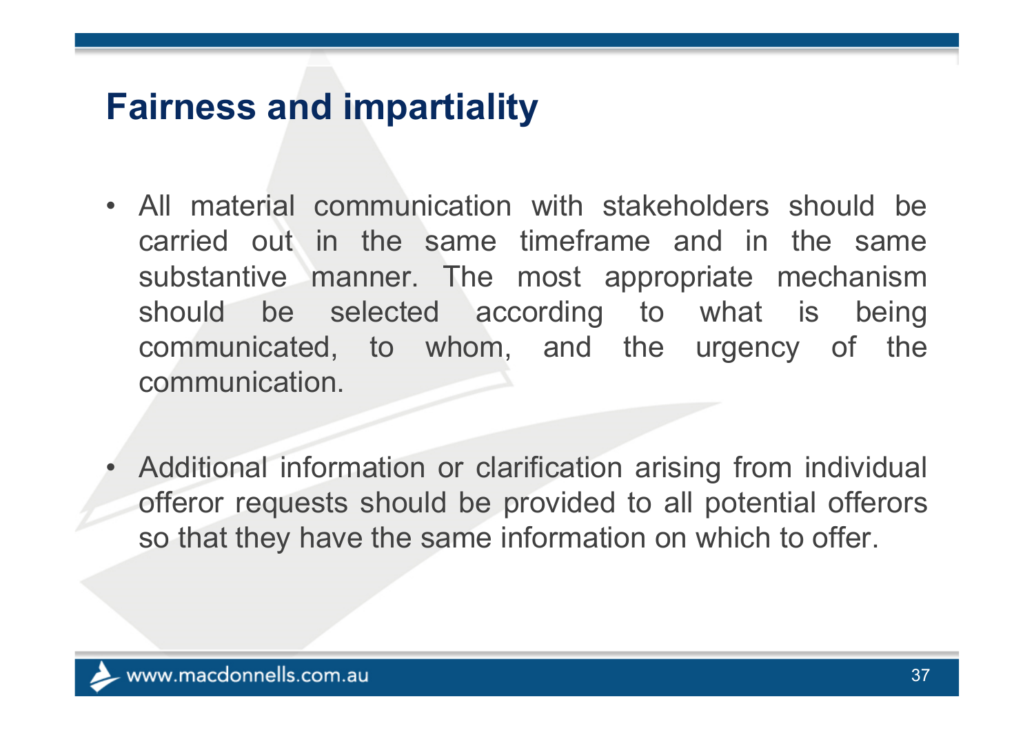# Fairness and impartiality

- All material communication with stakeholders should be carried out in the same timeframe and in the same substantive manner. The most appropriate mechanism should be selected according to what is being communicated, to whom, and the urgency of the communication.

- Additional information or clarification arising from individual offeror requests should be provided to all potential offerors so that they have the same information on which to offer.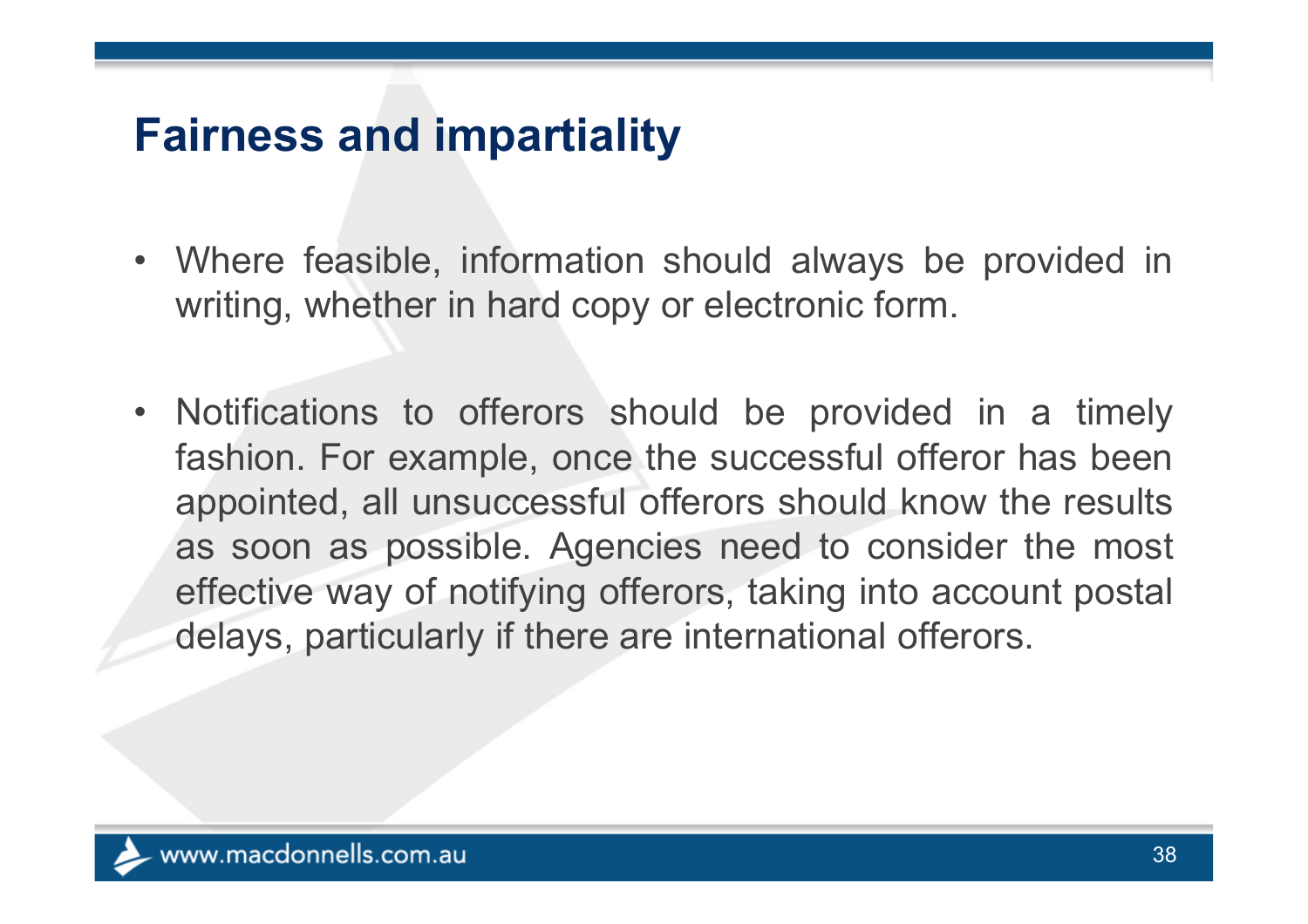# Fairness and impartiality

- Where feasible, information should always be provided in writing, whether in hard copy or electronic form.

- Notifications to offerors should be provided in a timely fashion. For example, once the successful offeror has been appointed, all unsuccessful offerors should know the results as soon as possible. Agencies need to consider the most effective way of notifying offerors, taking into account postal delays, particularly if there are international offerors.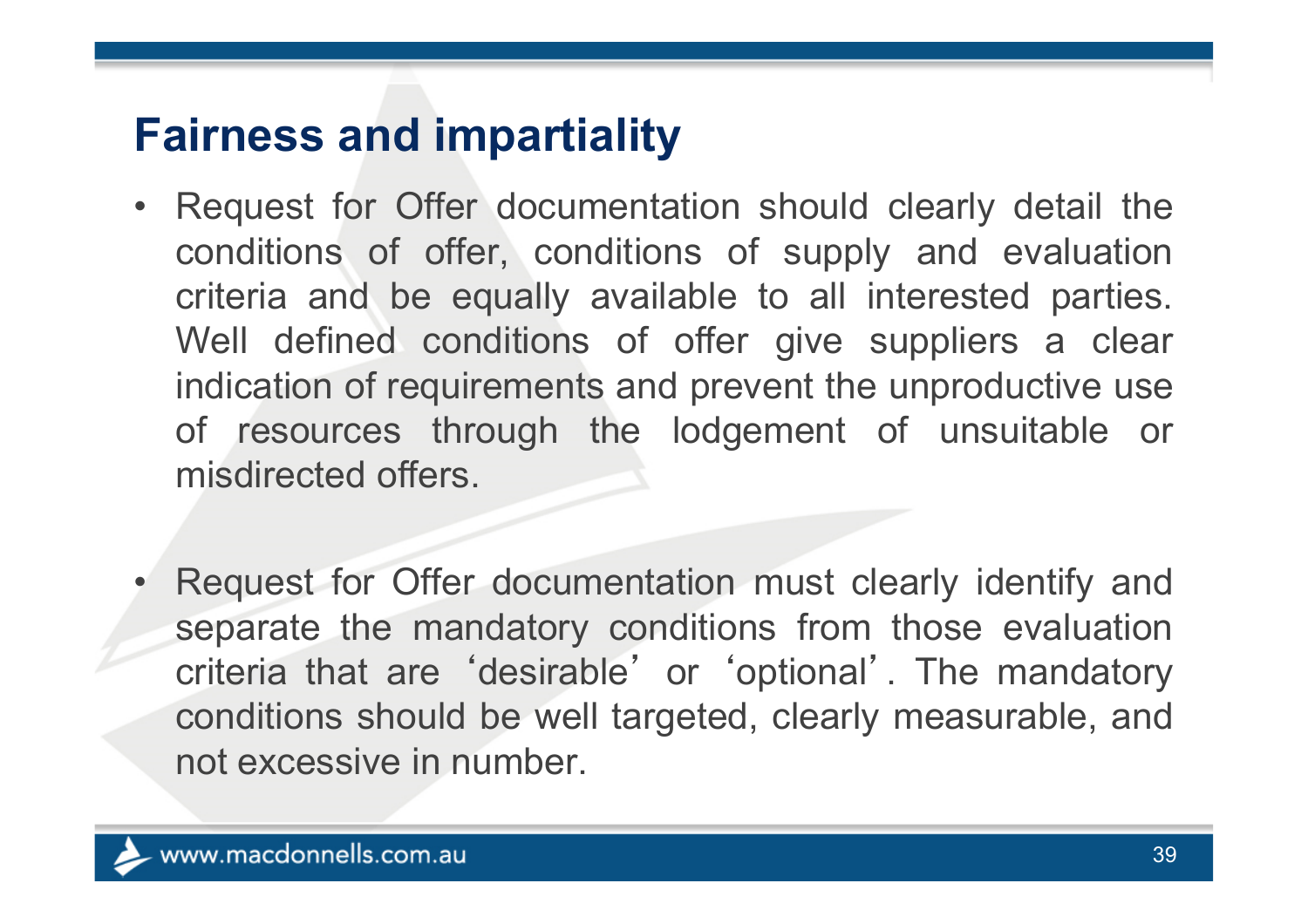# Fairness and impartiality

- Request for Offer documentation should clearly detail the conditions of offer, conditions of supply and evaluation criteria and be equally available to all interested parties. Well defined conditions of offer give suppliers a clear indication of requirements and prevent the unproductive use of resources through the lodgement of unsuitable or misdirected offers.

- Request for Offer documentation must clearly identify and separate the mandatory conditions from those evaluation criteria that are 'desirable' or 'optional'. The mandatory conditions should be well targeted, clearly measurable, and not excessive in number.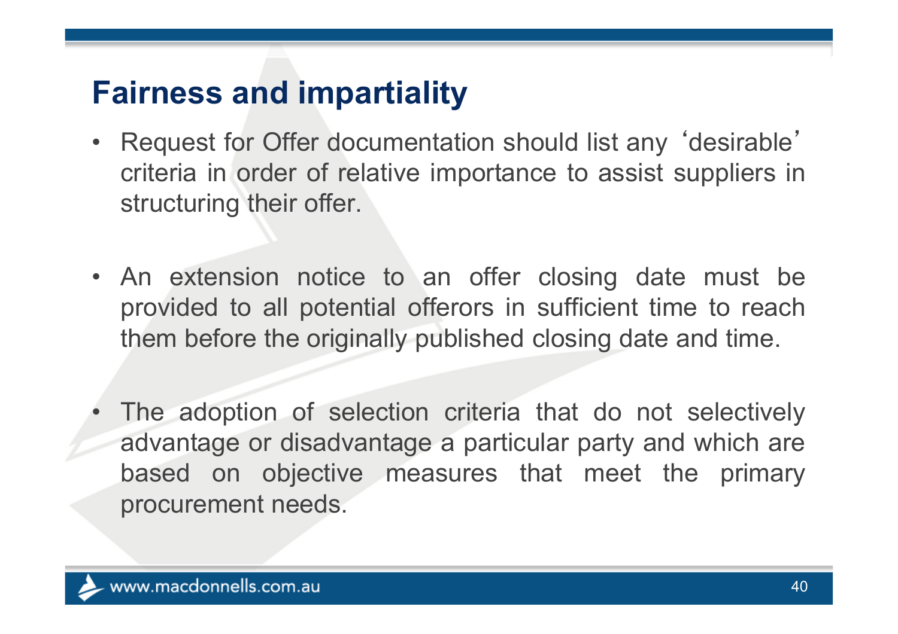# Fairness and impartiality

- Request for Offer documentation should list any 'desirable' criteria in order of relative importance to assist suppliers in structuring their offer.
- An extension notice to an offer closing date must be provided to all potential offerors in sufficient time to reach them before the originally published closing date and time.
- The adoption of selection criteria that do not selectively advantage or disadvantage a particular party and which are based on objective measures that meet the primary procurement needs.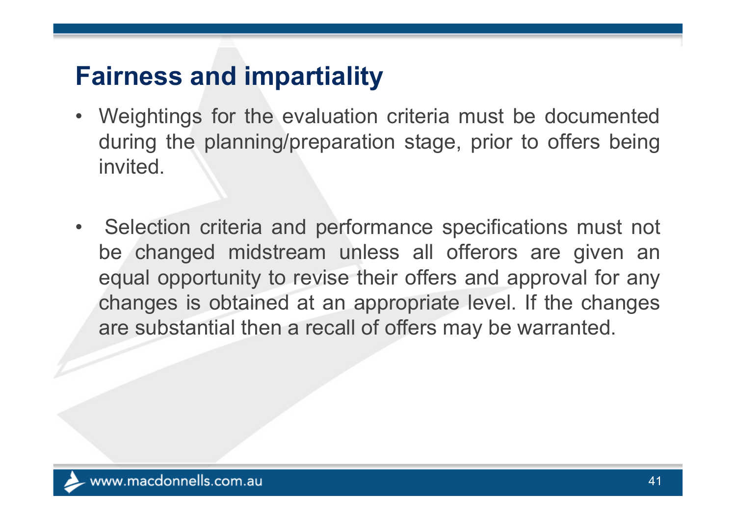# Fairness and impartiality

- Weightings for the evaluation criteria must be documented during the planning/preparation stage, prior to offers being invited.

- Selection criteria and performance specifications must not be changed midstream unless all offerors are given an equal opportunity to revise their offers and approval for any changes is obtained at an appropriate level. If the changes are substantial then a recall of offers may be warranted.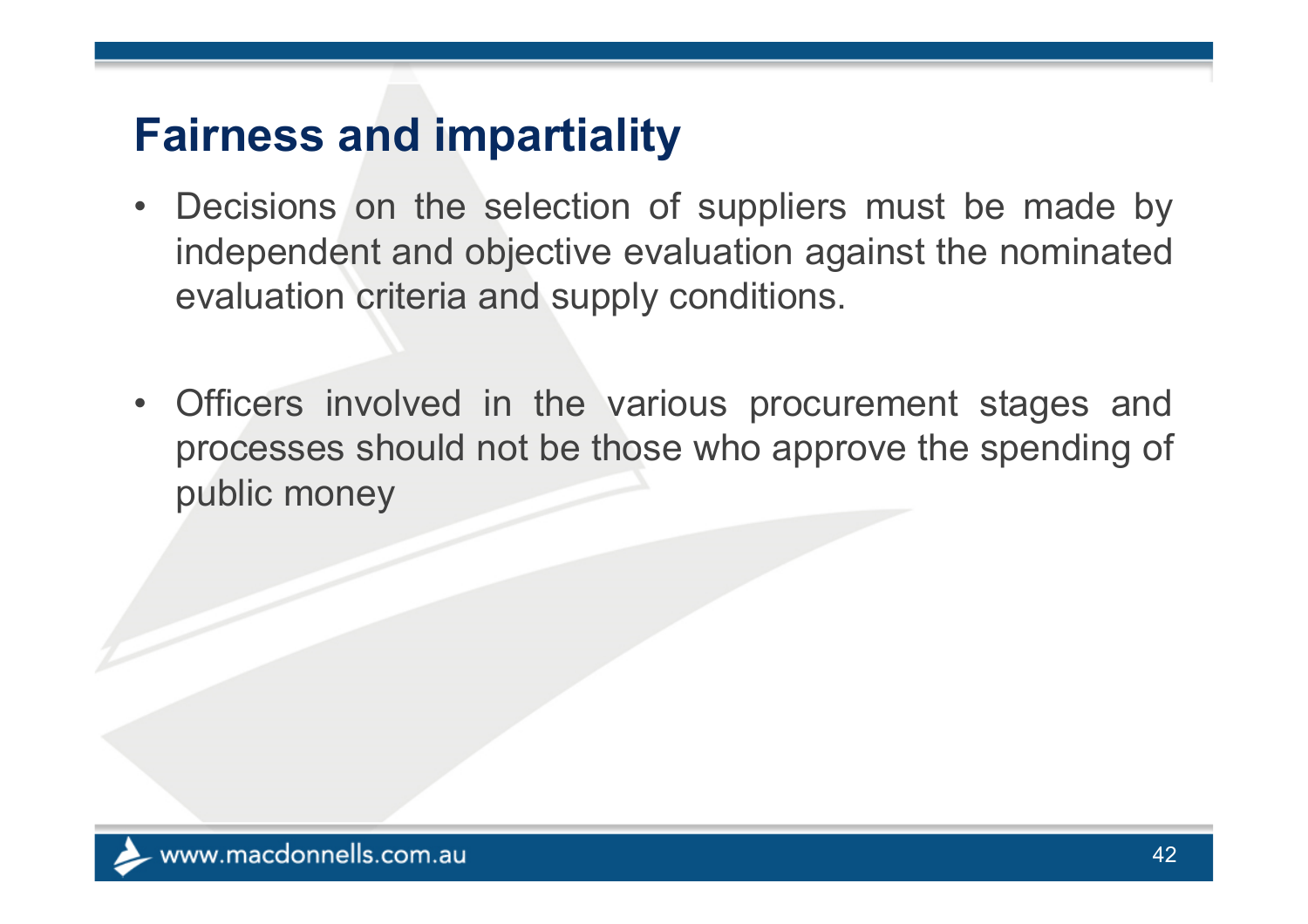# Fairness and impartiality

- Decisions on the selection of suppliers must be made by independent and objective evaluation against the nominated evaluation criteria and supply conditions.

- Officers involved in the various procurement stages and processes should not be those who approve the spending of public money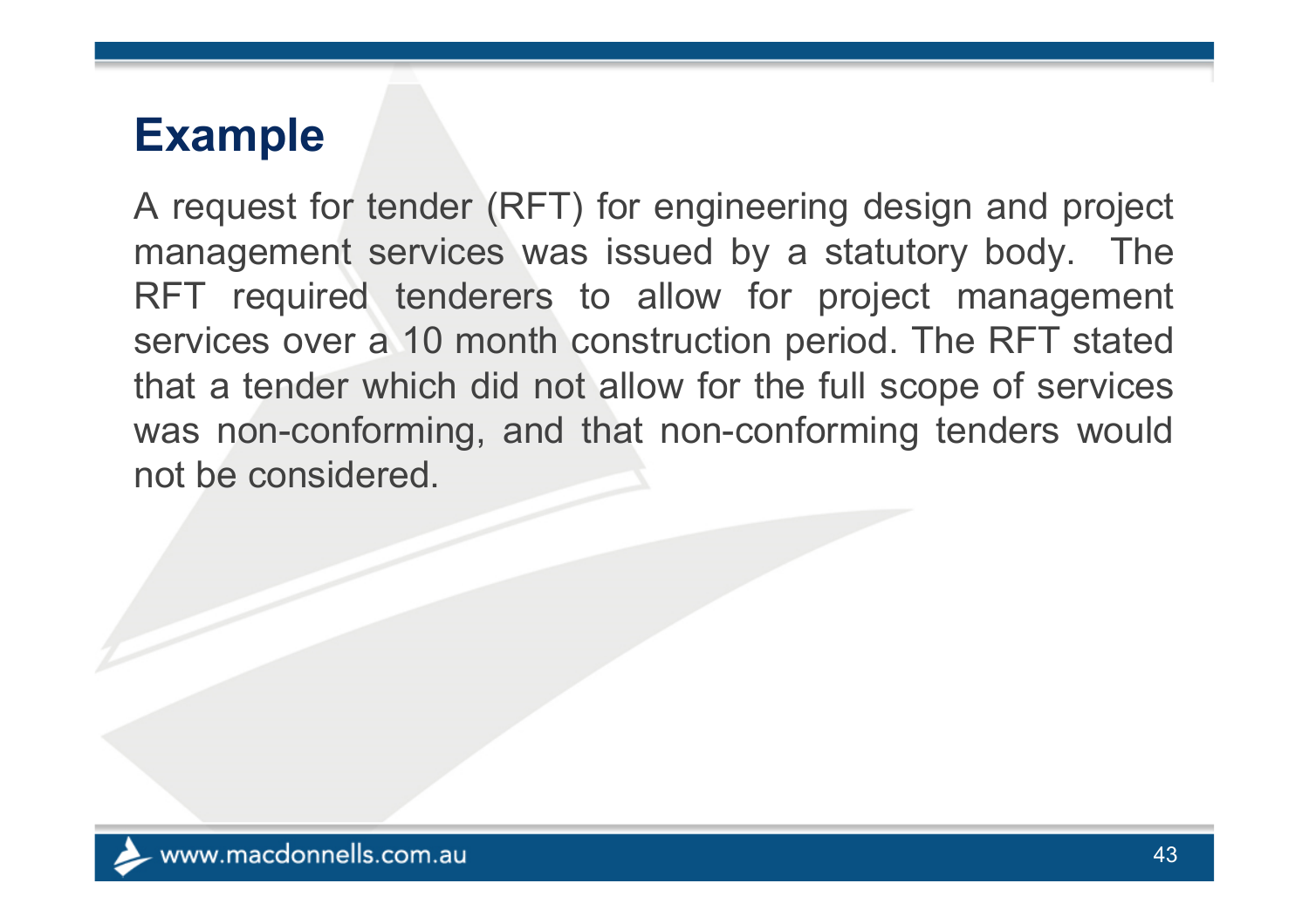## Example

A request for tender (RFT) for engineering design and project management services was issued by a statutory body. The RFT required tenderers to allow for project management services over a 10 month construction period. The RFT stated that a tender which did not allow for the full scope of services was non-conforming, and that non-conforming tenders would not be considered.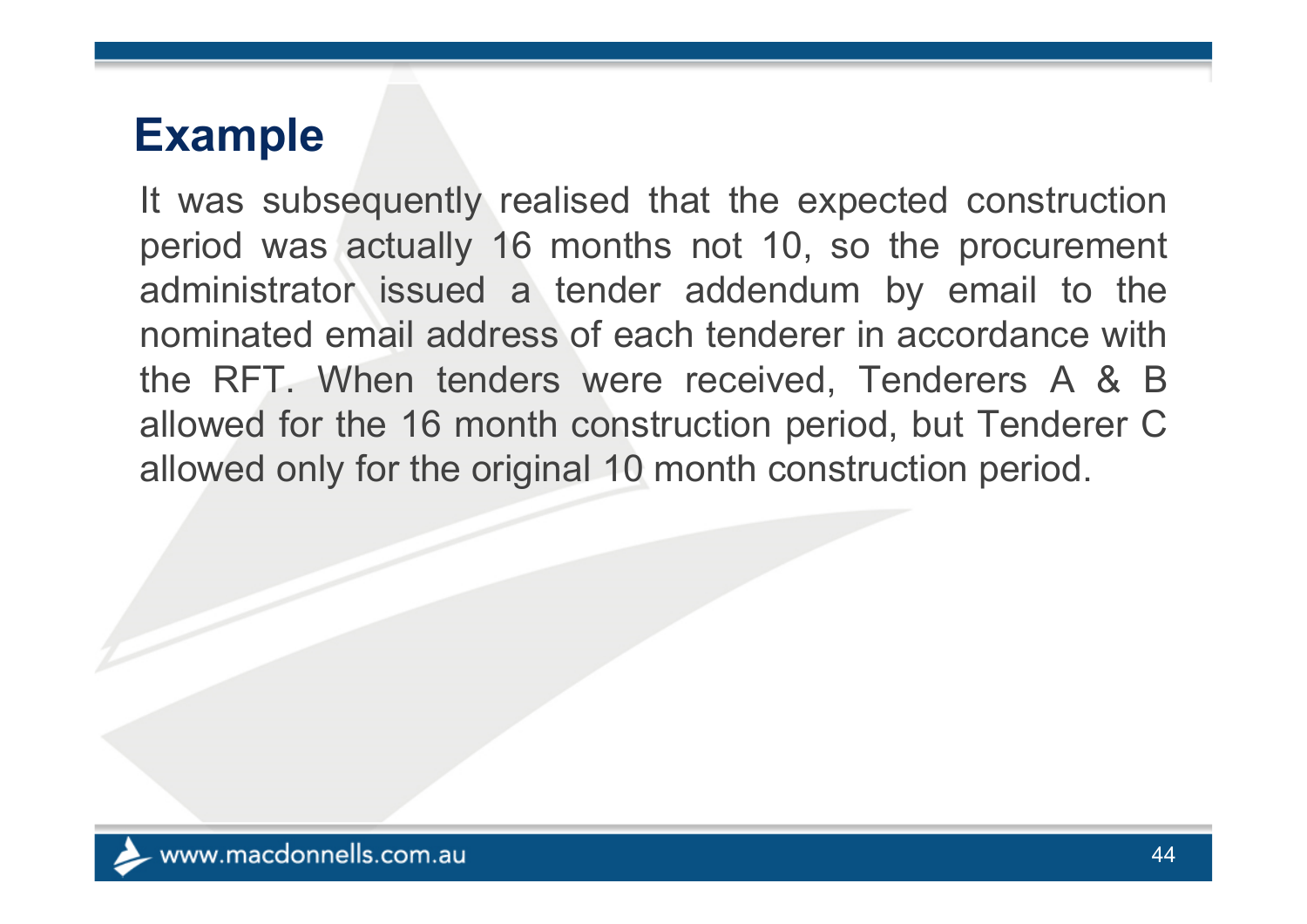## Example

It was subsequently realised that the expected construction period was actually 16 months not 10, so the procurement administrator issued a tender addendum by email to the nominated email address of each tenderer in accordance with the RFT. When tenders were received, Tenderers A & B allowed for the 16 month construction period, but Tenderer C allowed only for the original 10 month construction period.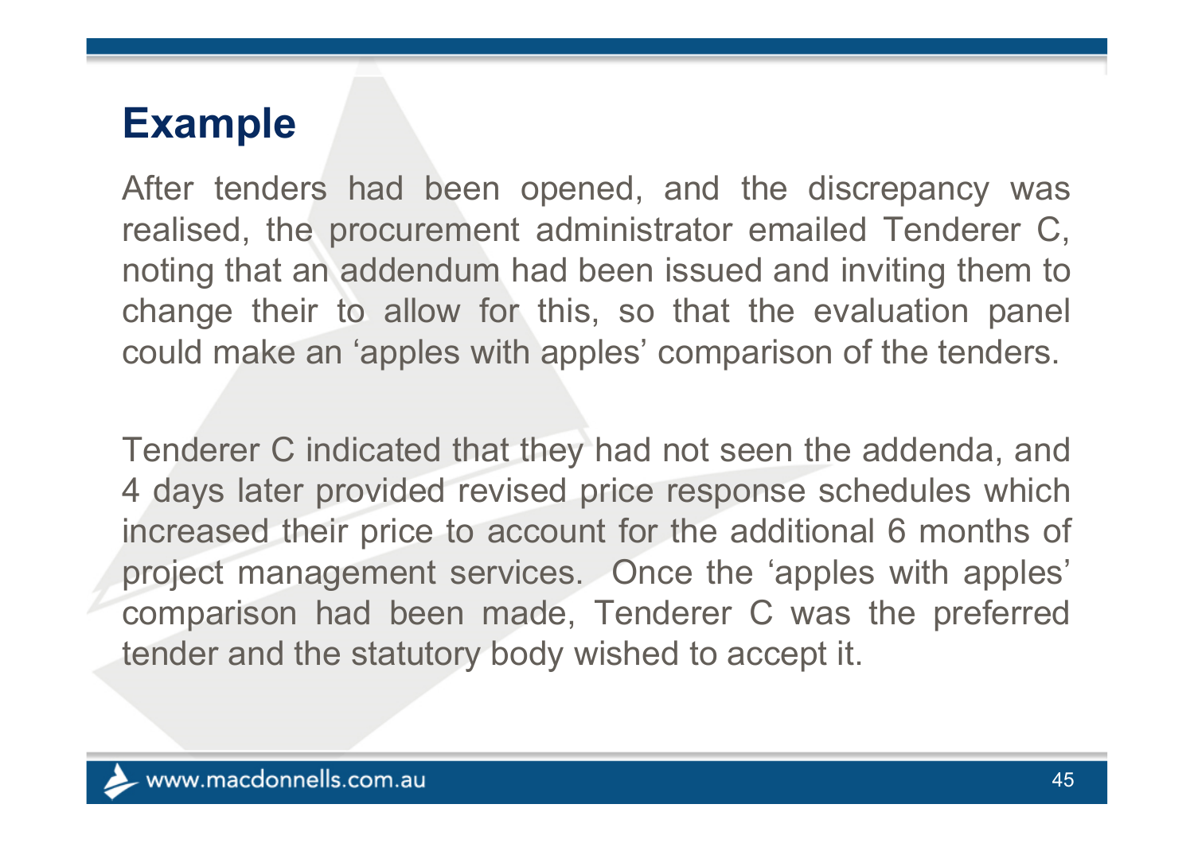## Example

After tenders had been opened, and the discrepancy was realised, the procurement administrator emailed Tenderer C, noting that an addendum had been issued and inviting them to change their to allow for this, so that the evaluation panel could make an 'apples with apples' comparison of the tenders.

Tenderer C indicated that they had not seen the addenda, and 4 days later provided revised price response schedules which increased their price to account for the additional 6 months of project management services. Once the 'apples with apples' comparison had been made, Tenderer C was the preferred tender and the statutory body wished to accept it.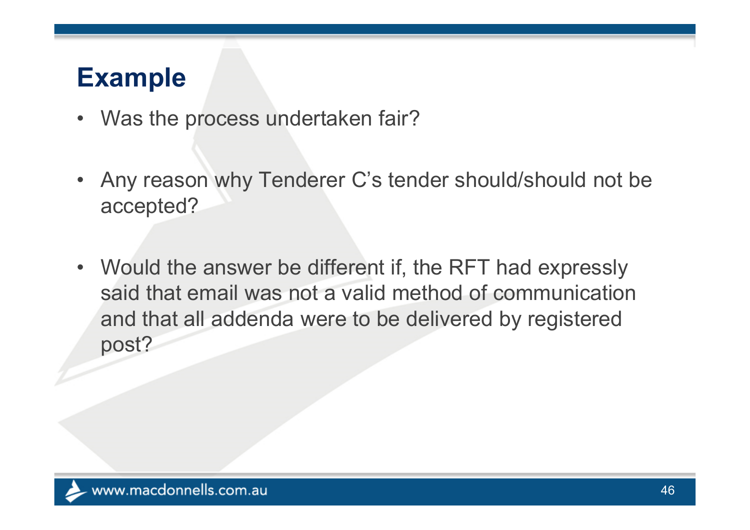# Example

- Was the process undertaken fair?

- Any reason why Tenderer C's tender should/should not be accepted?

- Would the answer be different if, the RFT had expressly said that email was not a valid method of communication and that all addenda were to be delivered by registered post?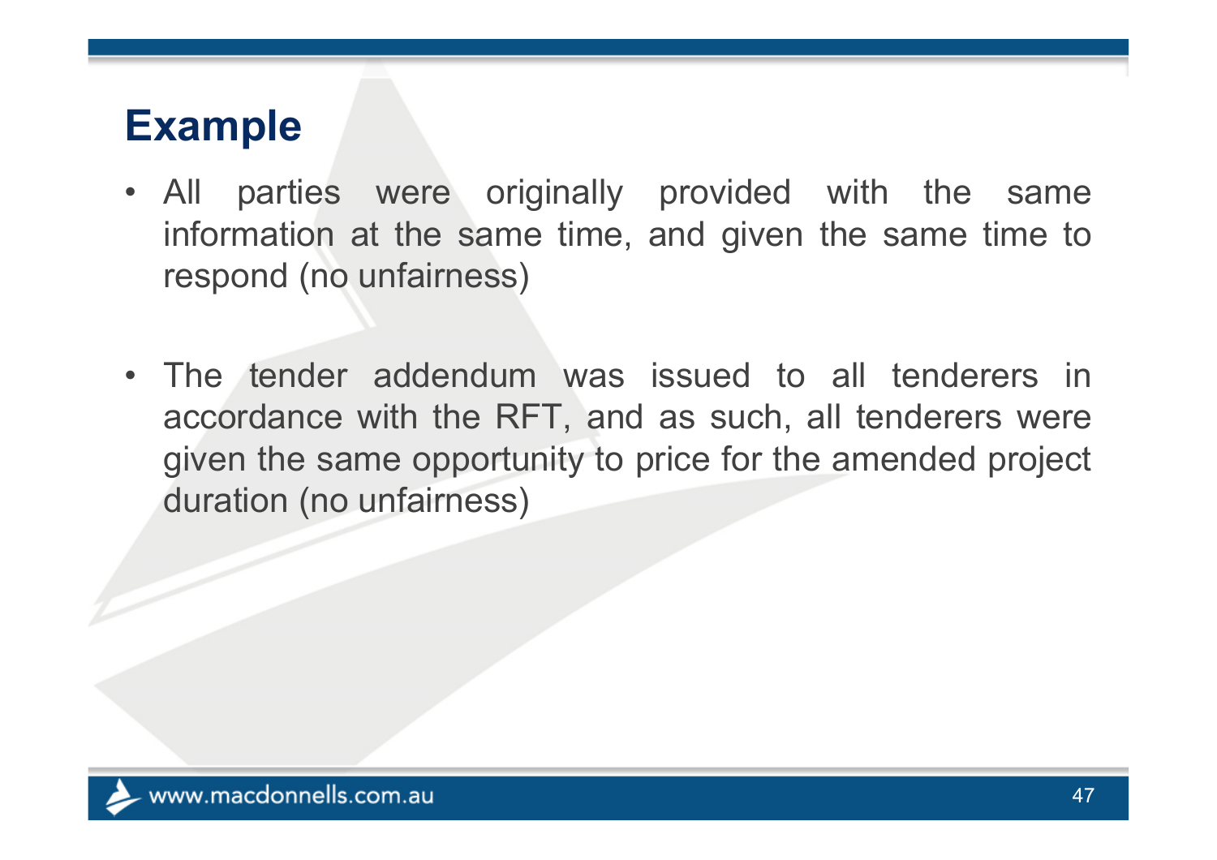# Example

- All parties were originally provided with the same information at the same time, and given the same time to respond (no unfairness)

- The tender addendum was issued to all tenderers in accordance with the RFT, and as such, all tenderers were given the same opportunity to price for the amended project duration (no unfairness)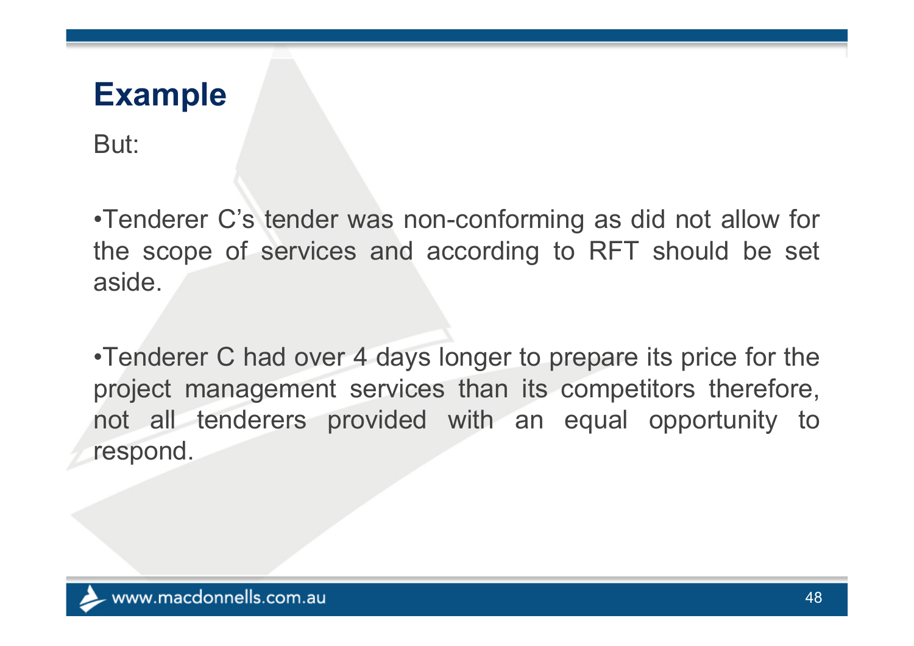# Example

But:

•Tenderer C's tender was non-conforming as did not allow for the scope of services and according to RFT should be set aside.

•Tenderer C had over 4 days longer to prepare its price for the project management services than its competitors therefore, not all tenderers provided with an equal opportunity to respond.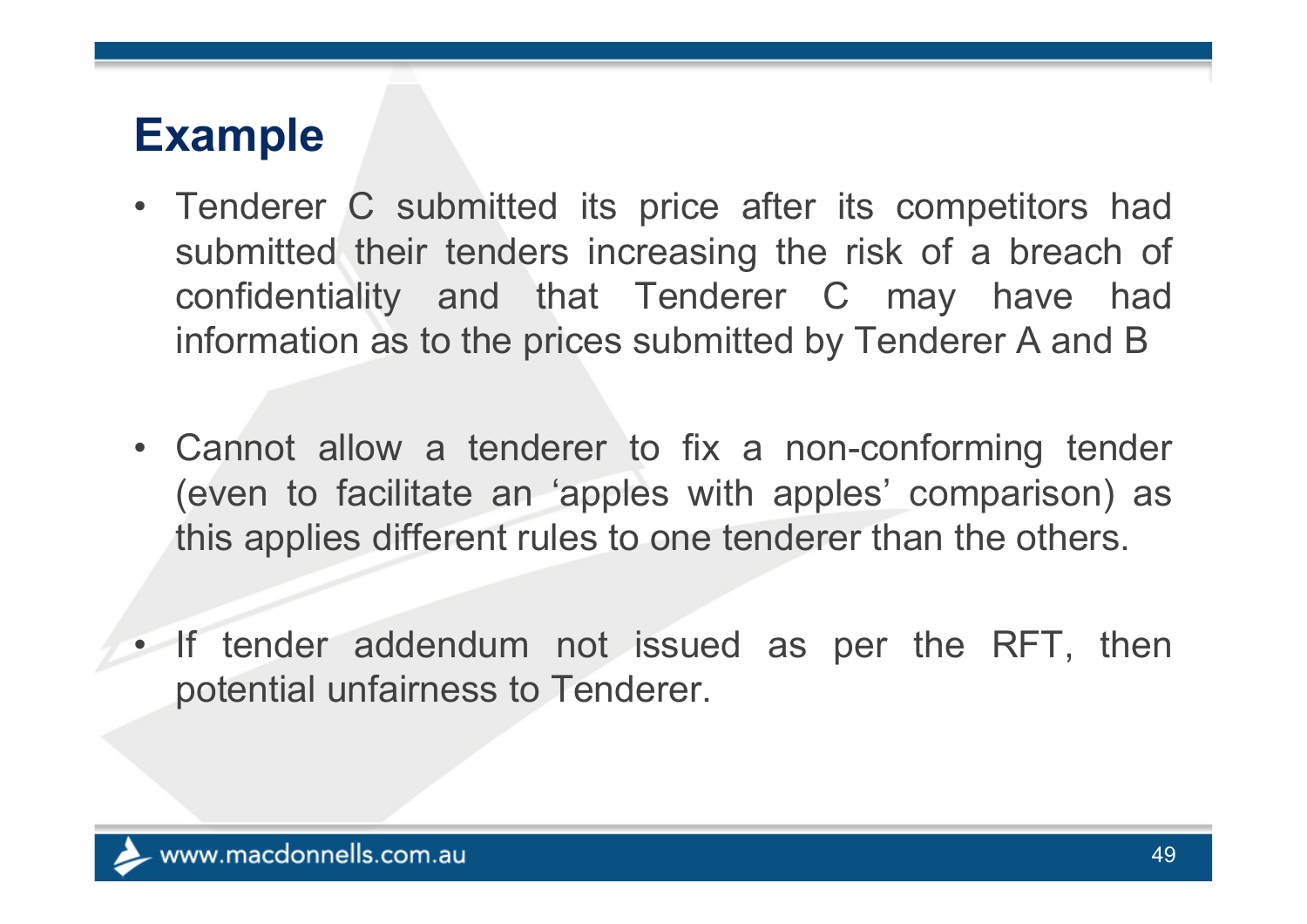## Example

- Tenderer C submitted its price after its competitors had submitted their tenders increasing the risk of a breach of confidentiality and that Tenderer C may have had information as to the prices submitted by Tenderer A and B

- Cannot allow a tenderer to fix a non-conforming tender (even to facilitate an 'apples with apples' comparison) as this applies different rules to one tenderer than the others.

- If tender addendum not issued as per the RFT, then potential unfairness to Tenderer.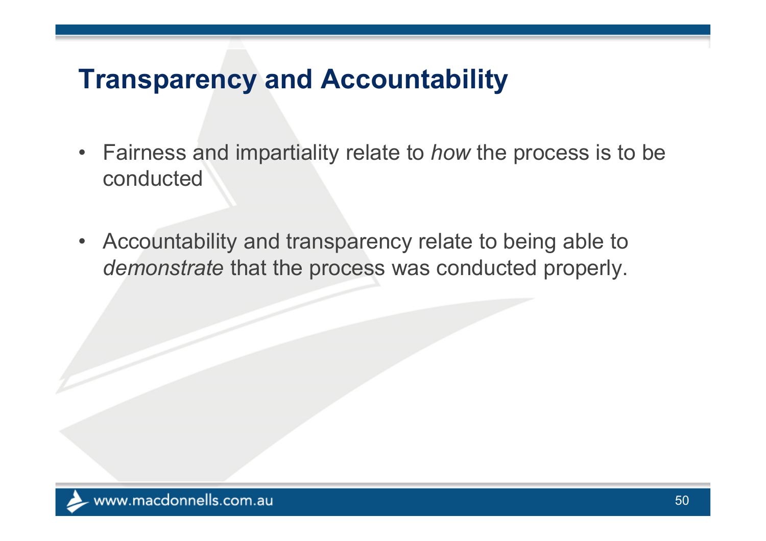# Transparency and Accountability

- Fairness and impartiality relate to *how* the process is to be conducted

- Accountability and transparency relate to being able to *demonstrate* that the process was conducted properly.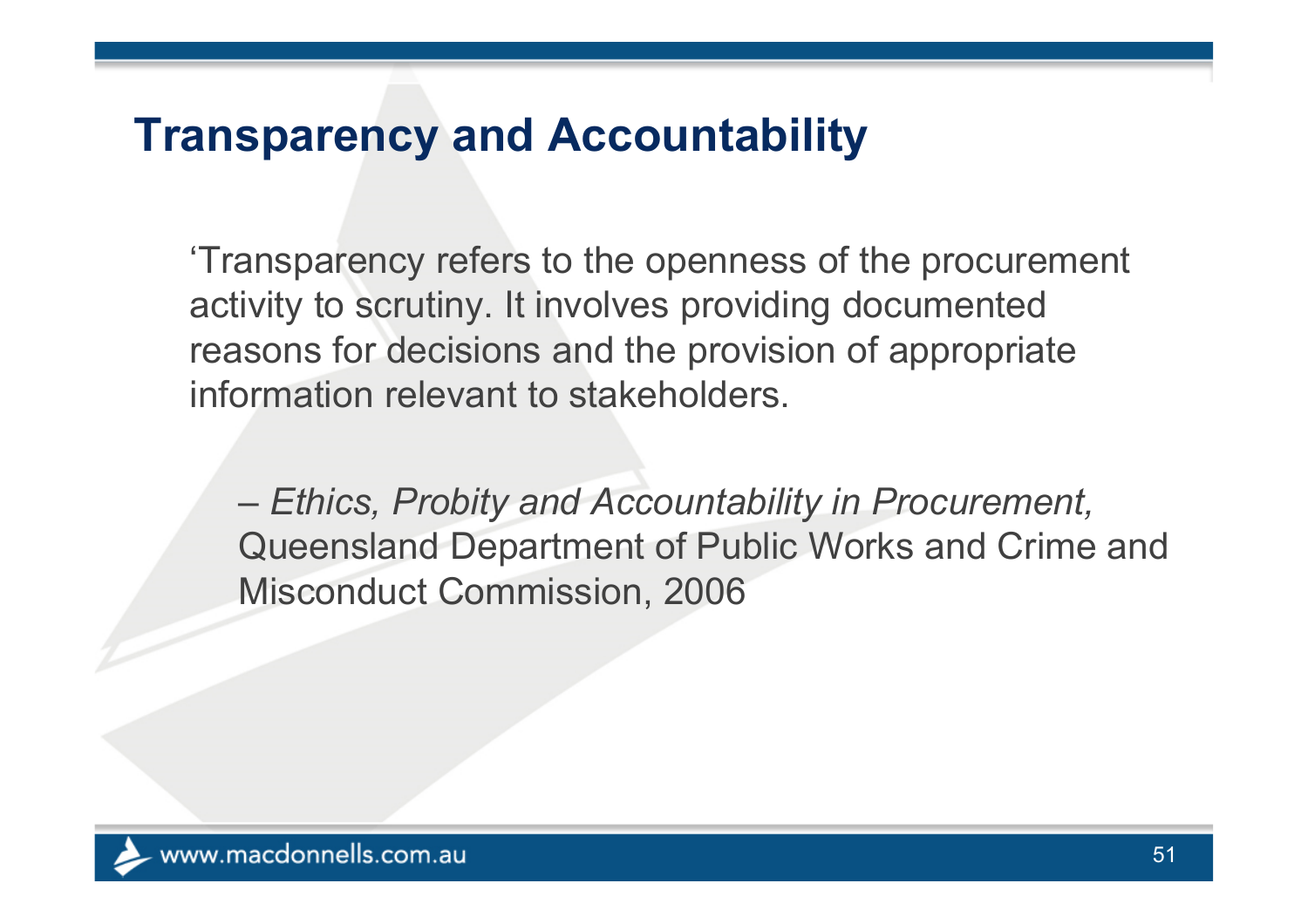# Transparency and Accountability

‘Transparency refers to the openness of the procurement activity to scrutiny. It involves providing documented reasons for decisions and the provision of appropriate information relevant to stakeholders.

– *Ethics, Probity and Accountability in Procurement,* Queensland Department of Public Works and Crime and Misconduct Commission, 2006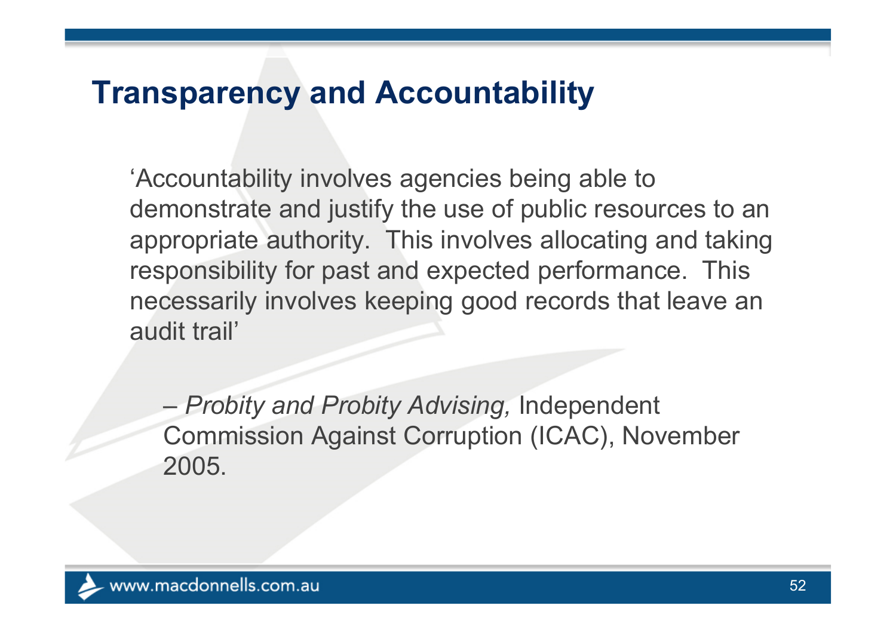## Transparency and Accountability

'Accountability involves agencies being able to demonstrate and justify the use of public resources to an appropriate authority. This involves allocating and taking responsibility for past and expected performance. This necessarily involves keeping good records that leave an audit trail'

– *Probity and Probity Advising,* Independent Commission Against Corruption (ICAC), November 2005.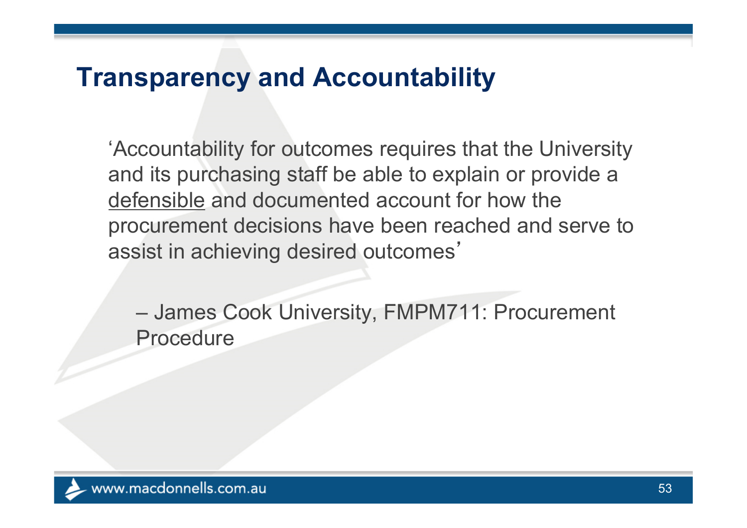# Transparency and Accountability

'Accountability for outcomes requires that the University and its purchasing staff be able to explain or provide a <u>defensible</u> and documented account for how the procurement decisions have been reached and serve to assist in achieving desired outcomes'

– James Cook University, FMPM711: Procurement Procedure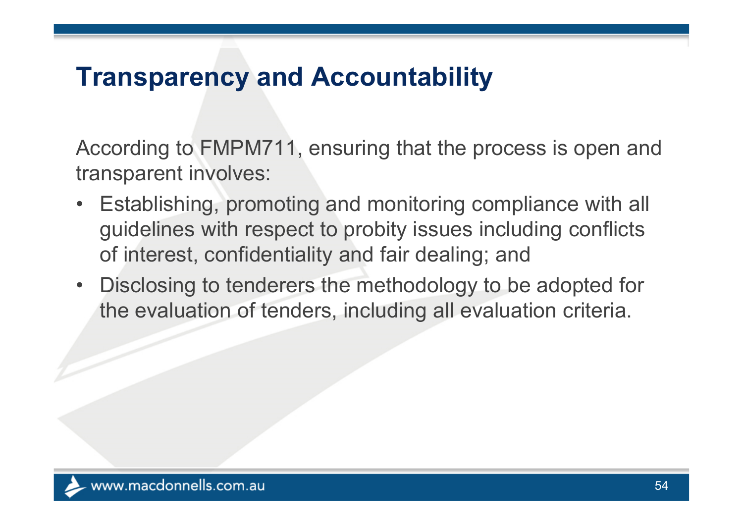# Transparency and Accountability

According to FMPM711, ensuring that the process is open and transparent involves:

- Establishing, promoting and monitoring compliance with all guidelines with respect to probity issues including conflicts of interest, confidentiality and fair dealing; and
- Disclosing to tenderers the methodology to be adopted for the evaluation of tenders, including all evaluation criteria.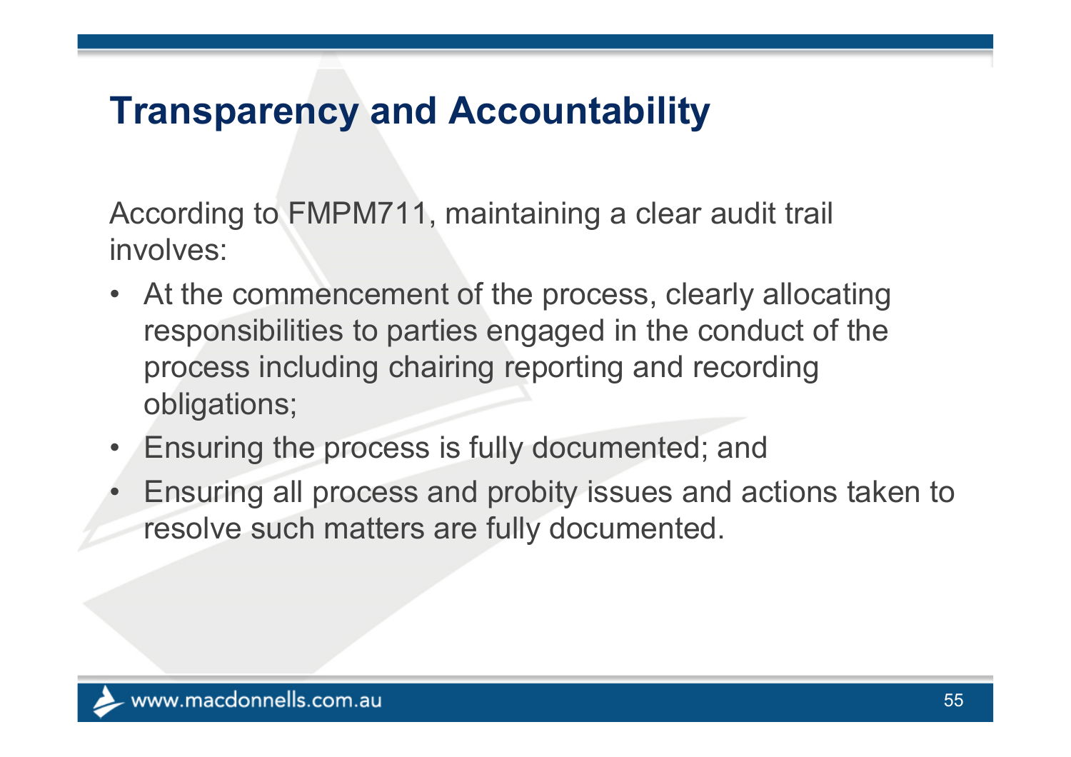# Transparency and Accountability

According to FMPM711, maintaining a clear audit trail involves:

- At the commencement of the process, clearly allocating responsibilities to parties engaged in the conduct of the process including chairing reporting and recording obligations;
- Ensuring the process is fully documented; and
- Ensuring all process and probity issues and actions taken to resolve such matters are fully documented.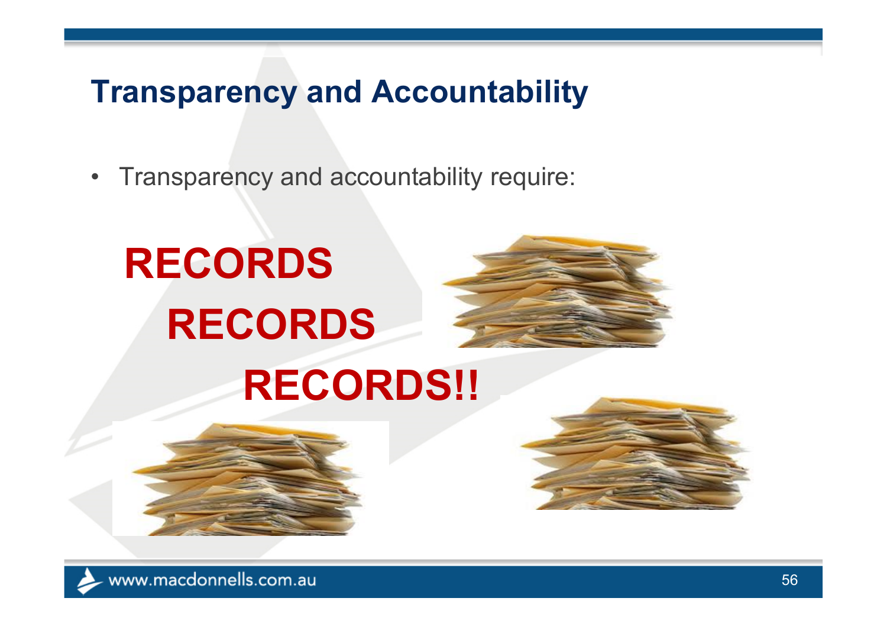# Transparency and Accountability

- Transparency and accountability require:

**RECORDS**

**RECORDS**

**RECORDS!!**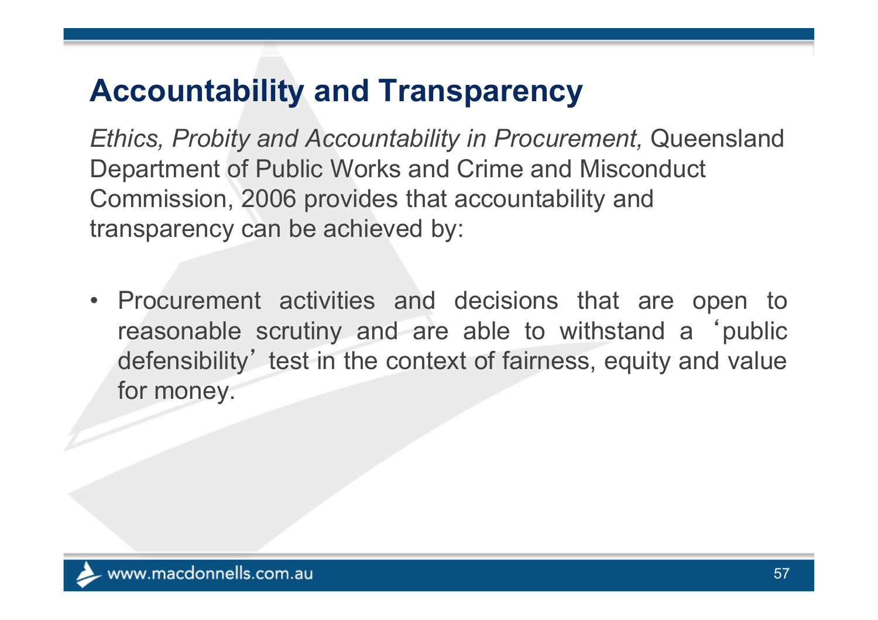## Accountability and Transparency

*Ethics, Probity and Accountability in Procurement,* Queensland Department of Public Works and Crime and Misconduct Commission, 2006 provides that accountability and transparency can be achieved by:

- Procurement activities and decisions that are open to reasonable scrutiny and are able to withstand a 'public defensibility' test in the context of fairness, equity and value for money.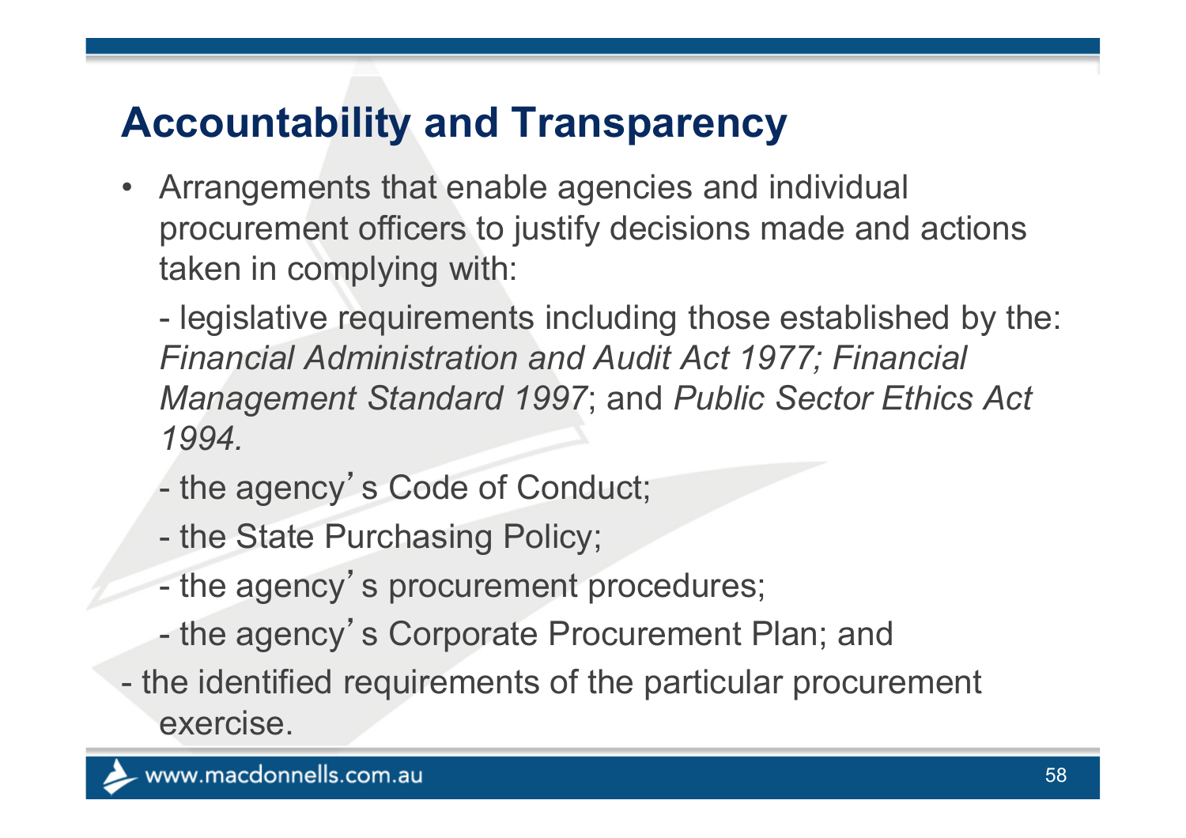# Accountability and Transparency

- Arrangements that enable agencies and individual procurement officers to justify decisions made and actions taken in complying with:

  - legislative requirements including those established by the: *Financial Administration and Audit Act 1977; Financial Management Standard 1997*; and *Public Sector Ethics Act 1994.*
  - the agency's Code of Conduct;
  - the State Purchasing Policy;
  - the agency's procurement procedures;
  - the agency's Corporate Procurement Plan; and
  - the identified requirements of the particular procurement exercise.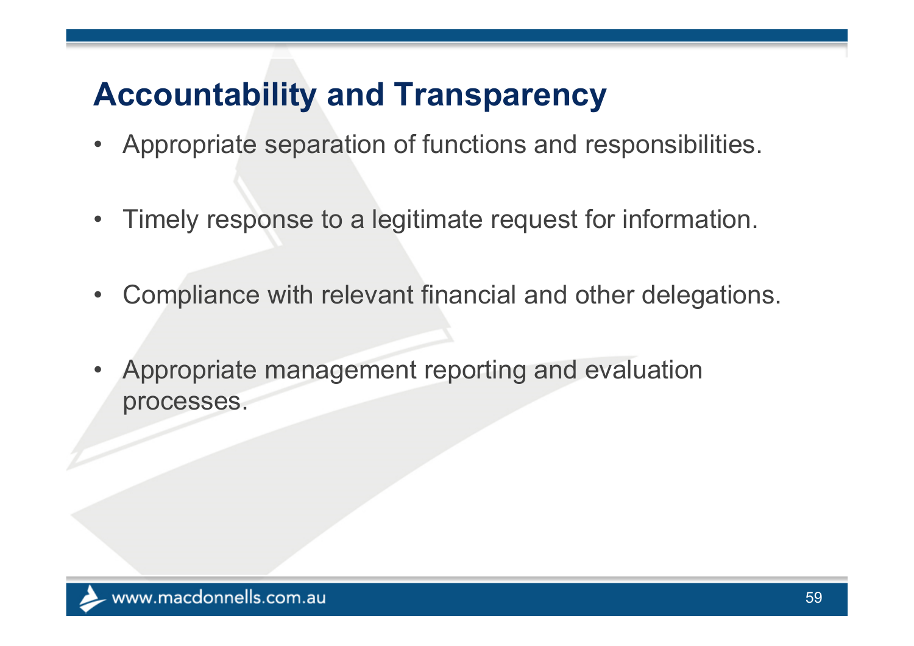# Accountability and Transparency

- Appropriate separation of functions and responsibilities.
- Timely response to a legitimate request for information.
- Compliance with relevant financial and other delegations.
- Appropriate management reporting and evaluation processes.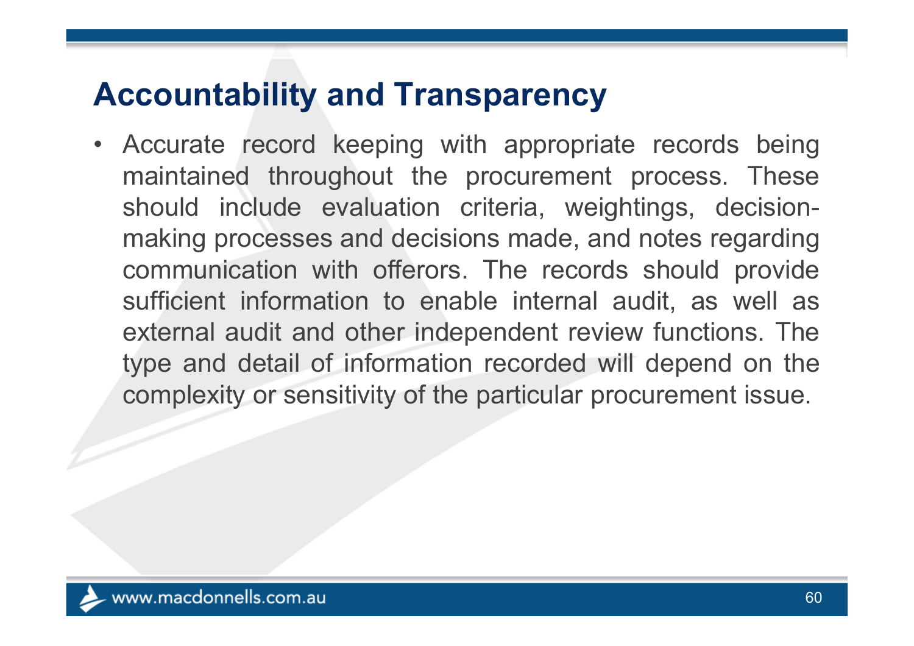# Accountability and Transparency

- Accurate record keeping with appropriate records being maintained throughout the procurement process. These should include evaluation criteria, weightings, decision-making processes and decisions made, and notes regarding communication with offerors. The records should provide sufficient information to enable internal audit, as well as external audit and other independent review functions. The type and detail of information recorded will depend on the complexity or sensitivity of the particular procurement issue.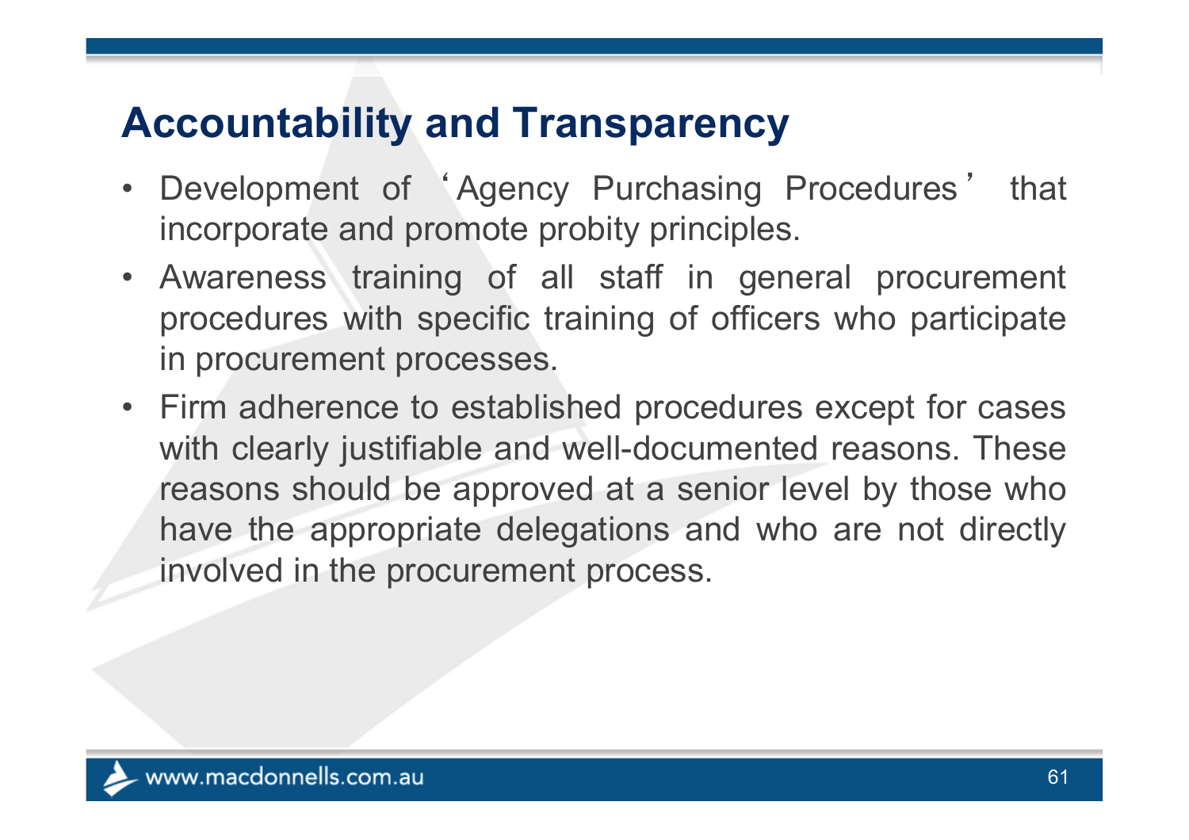# Accountability and Transparency

- Development of ‘Agency Purchasing Procedures’ that incorporate and promote probity principles.
- Awareness training of all staff in general procurement procedures with specific training of officers who participate in procurement processes.
- Firm adherence to established procedures except for cases with clearly justifiable and well-documented reasons. These reasons should be approved at a senior level by those who have the appropriate delegations and who are not directly involved in the procurement process.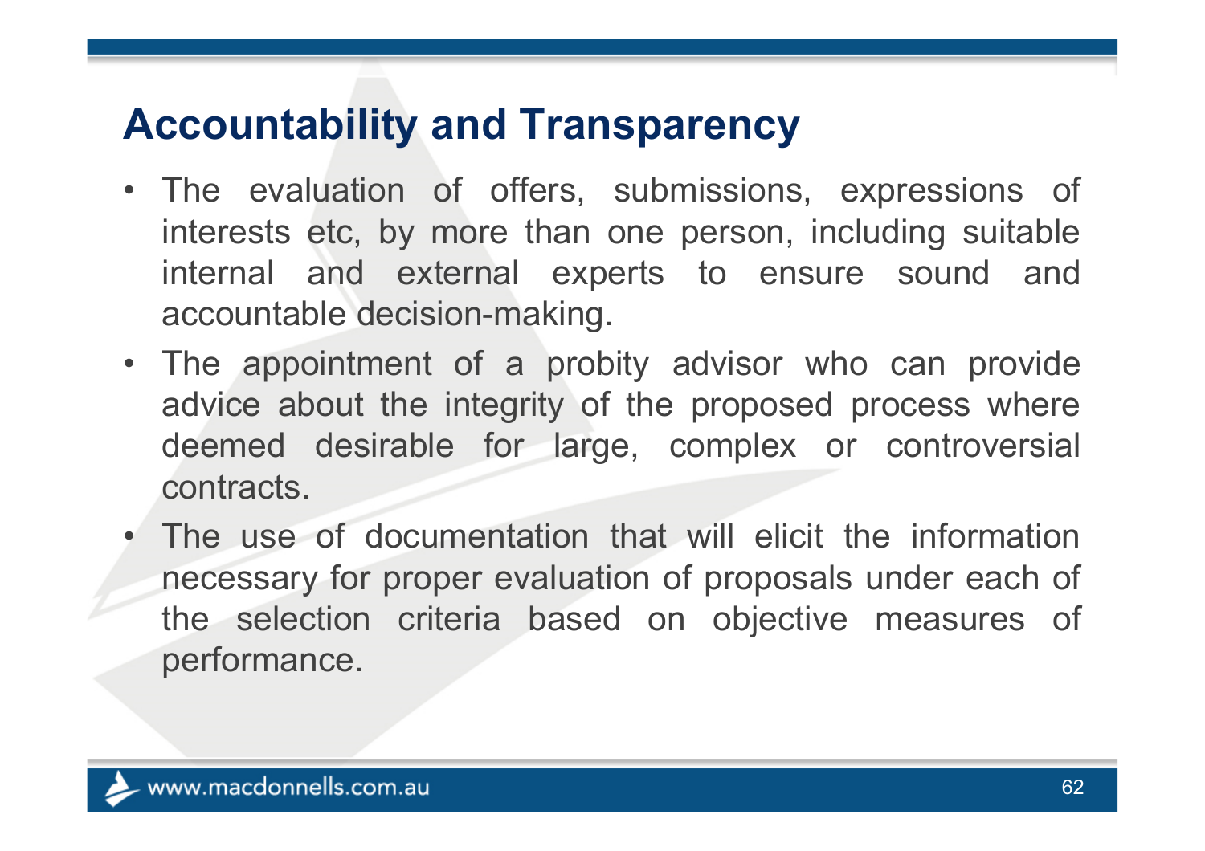## Accountability and Transparency

- The evaluation of offers, submissions, expressions of interests etc, by more than one person, including suitable internal and external experts to ensure sound and accountable decision-making.
- The appointment of a probity advisor who can provide advice about the integrity of the proposed process where deemed desirable for large, complex or controversial contracts.
- The use of documentation that will elicit the information necessary for proper evaluation of proposals under each of the selection criteria based on objective measures of performance.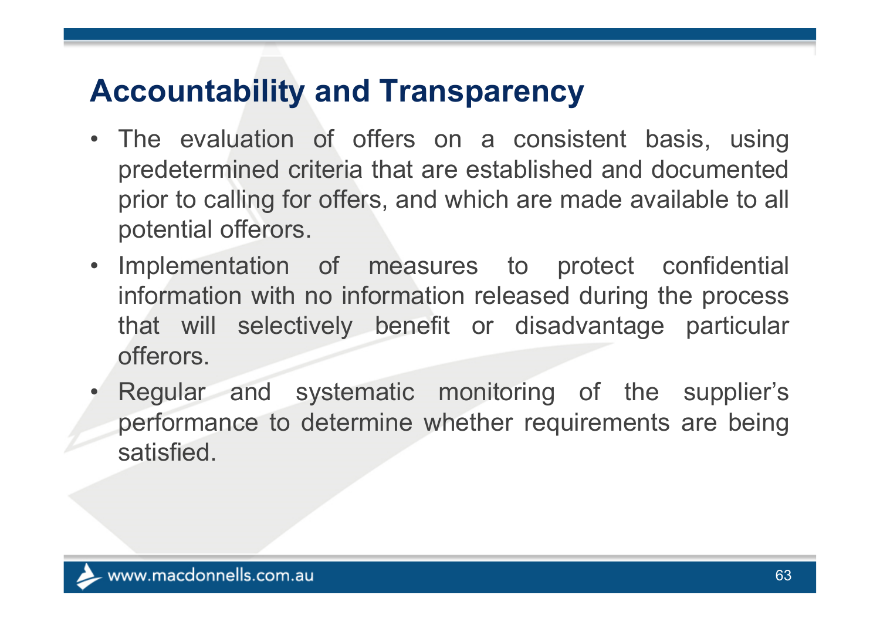## Accountability and Transparency

- The evaluation of offers on a consistent basis, using predetermined criteria that are established and documented prior to calling for offers, and which are made available to all potential offerors.
- Implementation of measures to protect confidential information with no information released during the process that will selectively benefit or disadvantage particular offerors.
- Regular and systematic monitoring of the supplier's performance to determine whether requirements are being satisfied.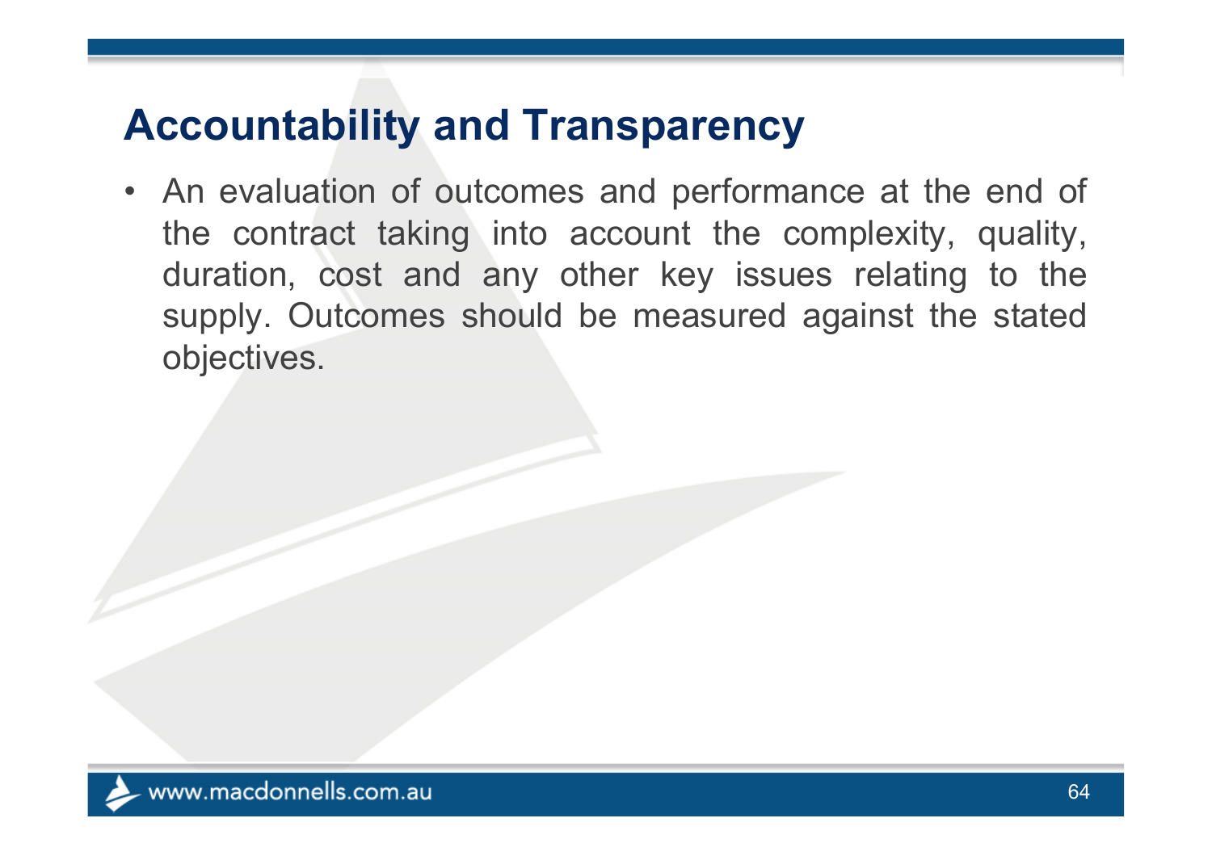# Accountability and Transparency

- An evaluation of outcomes and performance at the end of the contract taking into account the complexity, quality, duration, cost and any other key issues relating to the supply. Outcomes should be measured against the stated objectives.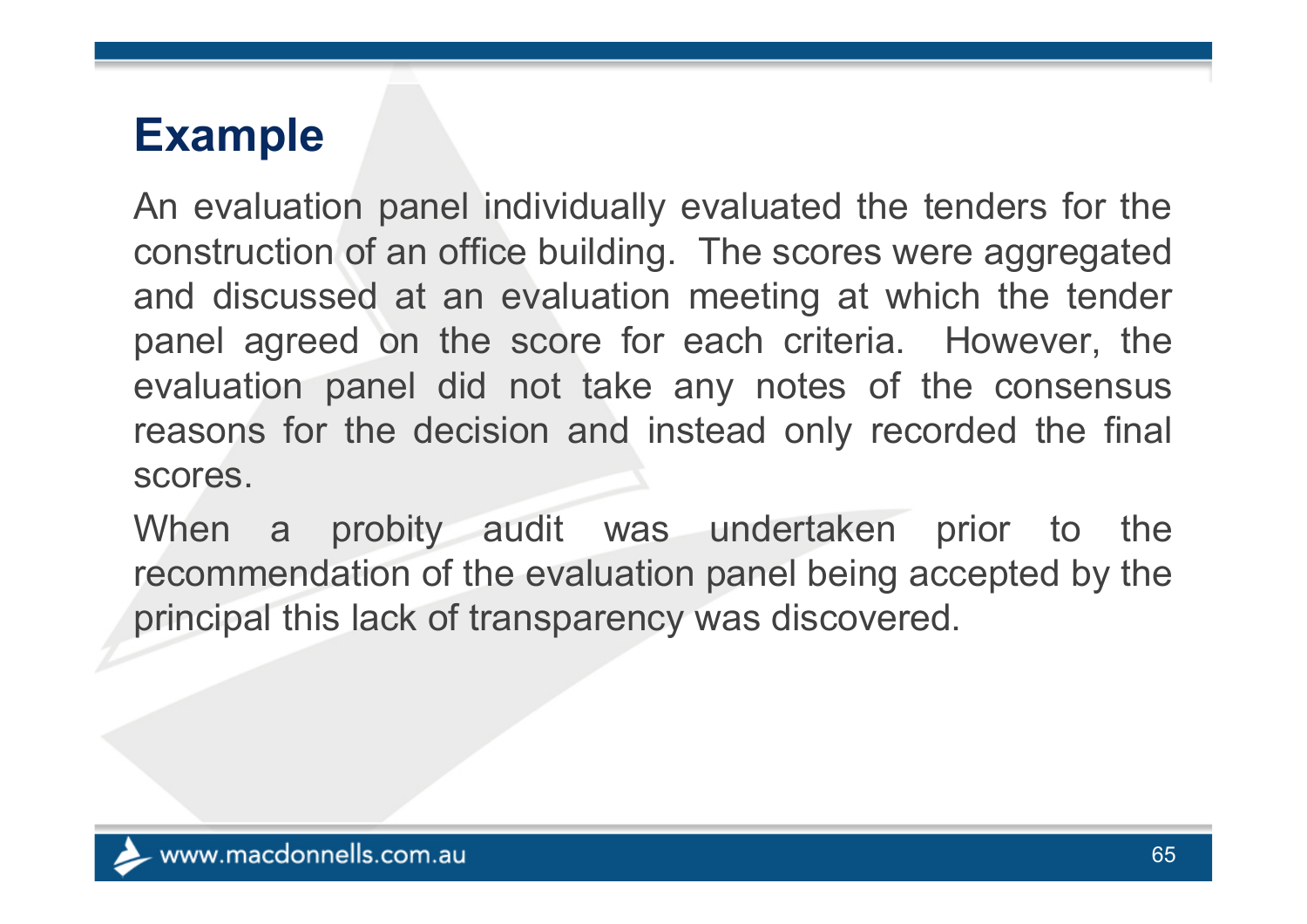## Example

An evaluation panel individually evaluated the tenders for the construction of an office building. The scores were aggregated and discussed at an evaluation meeting at which the tender panel agreed on the score for each criteria. However, the evaluation panel did not take any notes of the consensus reasons for the decision and instead only recorded the final scores.

When a probity audit was undertaken prior to the recommendation of the evaluation panel being accepted by the principal this lack of transparency was discovered.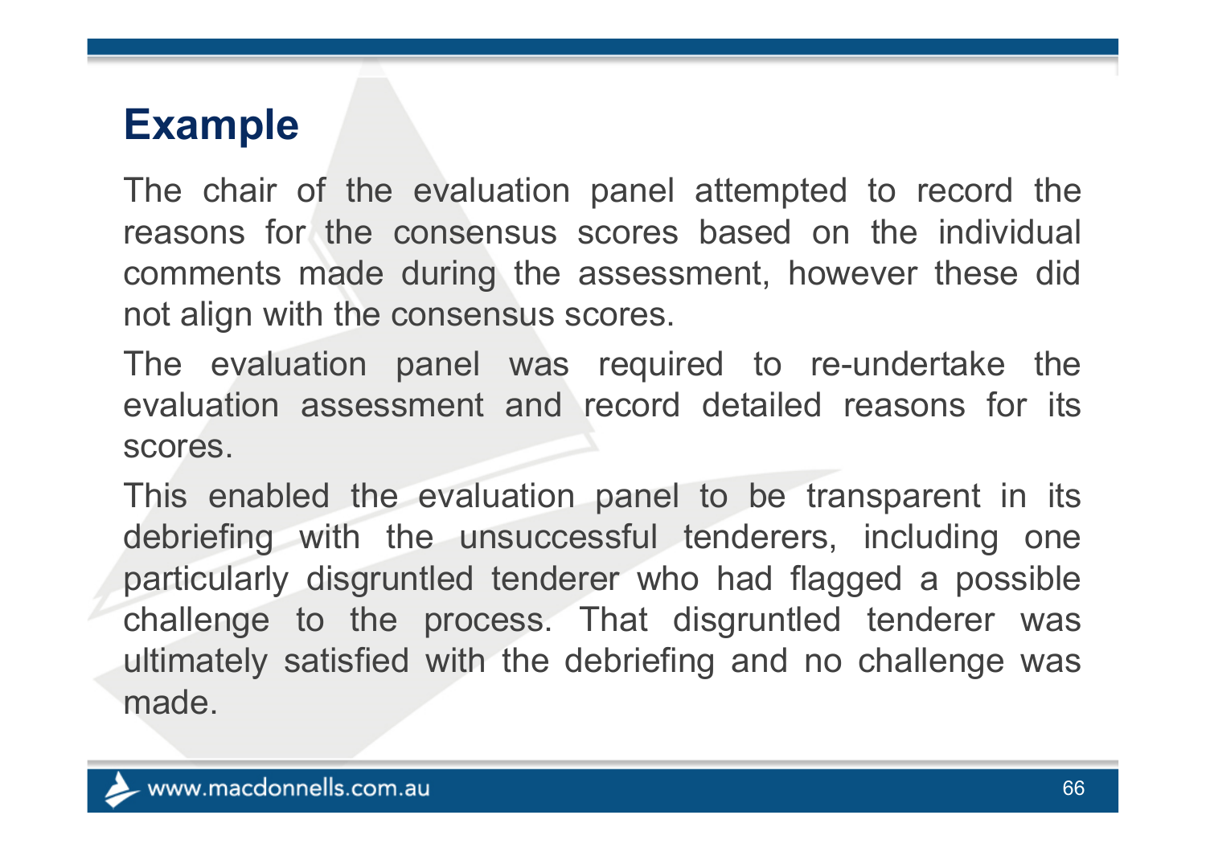## Example

The chair of the evaluation panel attempted to record the reasons for the consensus scores based on the individual comments made during the assessment, however these did not align with the consensus scores.

The evaluation panel was required to re-undertake the evaluation assessment and record detailed reasons for its scores.

This enabled the evaluation panel to be transparent in its debriefing with the unsuccessful tenderers, including one particularly disgruntled tenderer who had flagged a possible challenge to the process. That disgruntled tenderer was ultimately satisfied with the debriefing and no challenge was made.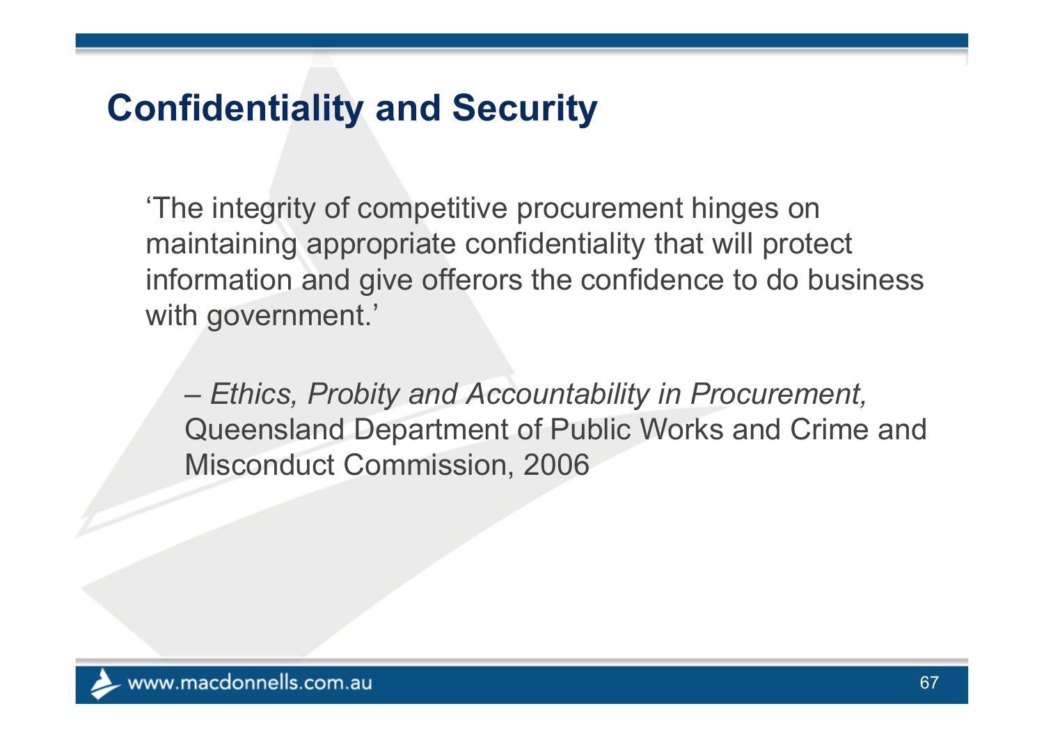## Confidentiality and Security

'The integrity of competitive procurement hinges on maintaining appropriate confidentiality that will protect information and give offerors the confidence to do business with government.'

– *Ethics, Probity and Accountability in Procurement,* Queensland Department of Public Works and Crime and Misconduct Commission, 2006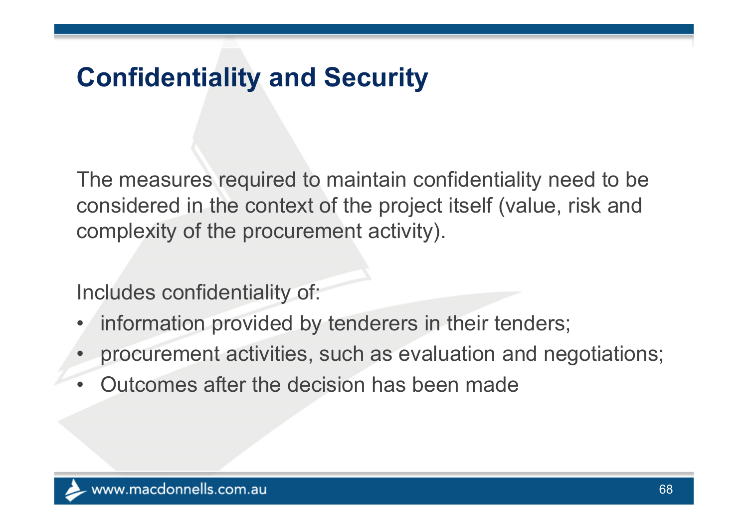# Confidentiality and Security

The measures required to maintain confidentiality need to be considered in the context of the project itself (value, risk and complexity of the procurement activity).

Includes confidentiality of:

- information provided by tenderers in their tenders;
- procurement activities, such as evaluation and negotiations;
- Outcomes after the decision has been made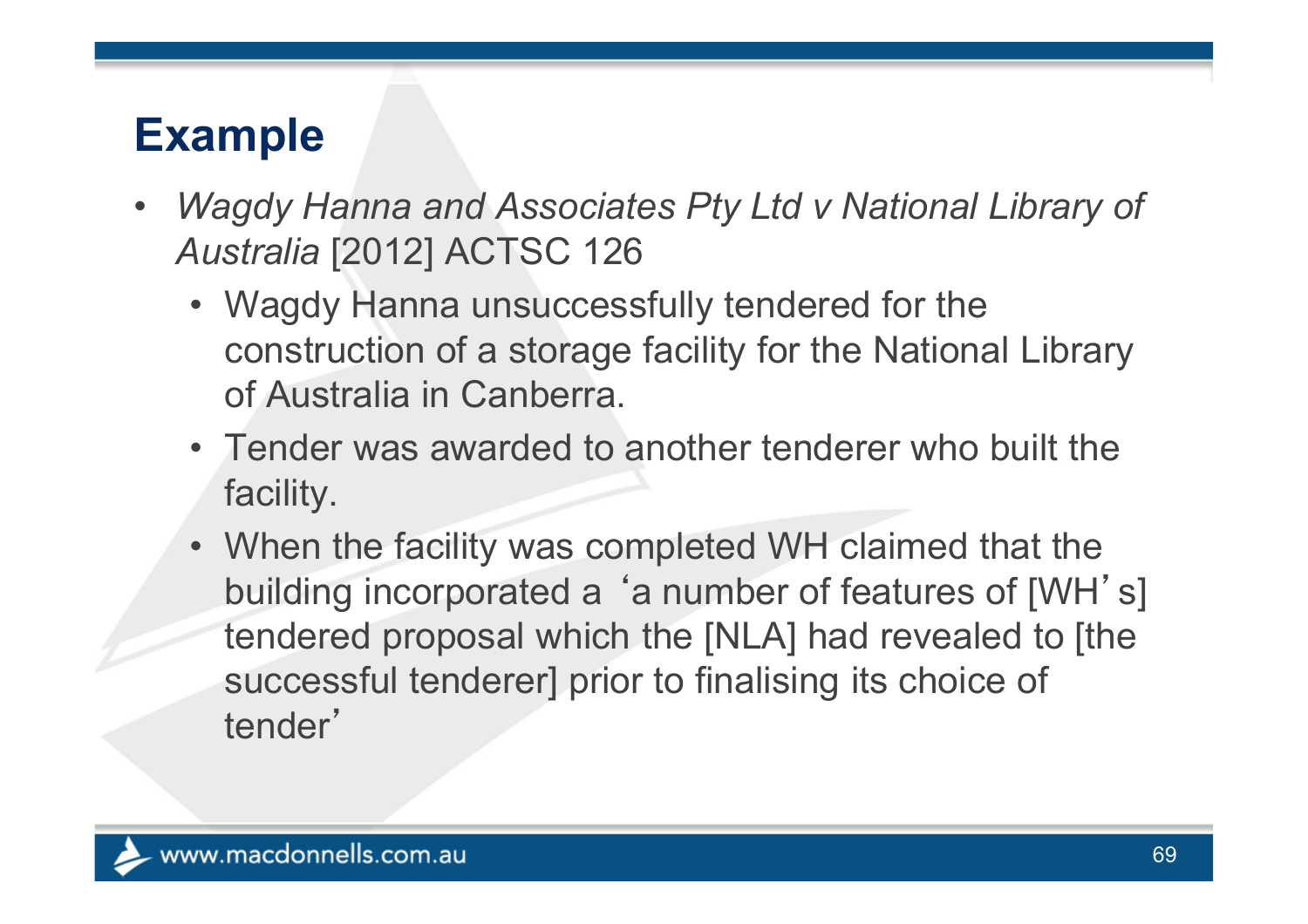# Example

- *Wagdy Hanna and Associates Pty Ltd v National Library of Australia* [2012] ACTSC 126
  - Wagdy Hanna unsuccessfully tendered for the construction of a storage facility for the National Library of Australia in Canberra.
  - Tender was awarded to another tenderer who built the facility.
  - When the facility was completed WH claimed that the building incorporated a 'a number of features of [WH's] tendered proposal which the [NLA] had revealed to [the successful tenderer] prior to finalising its choice of tender'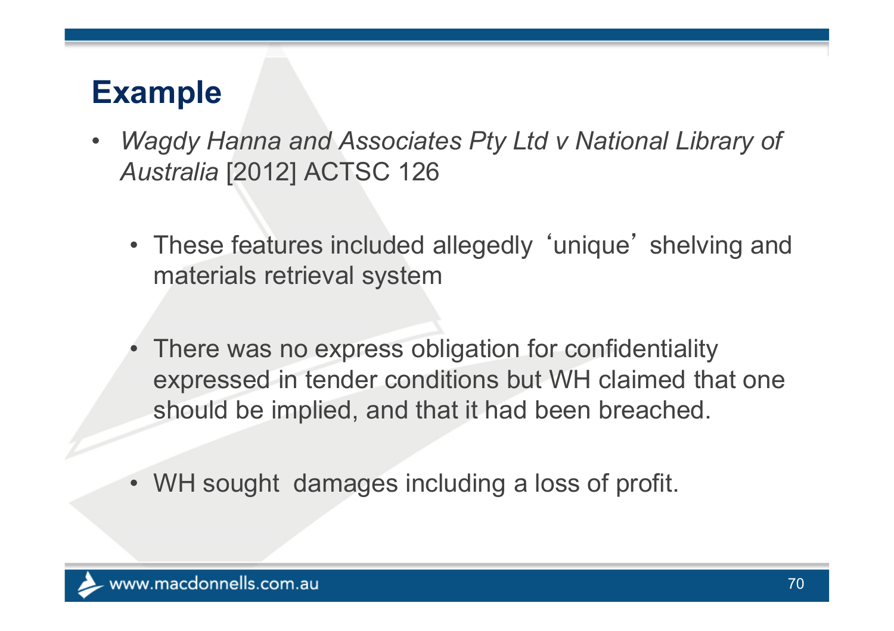# Example

- *Wagdy Hanna and Associates Pty Ltd v National Library of Australia* [2012] ACTSC 126

  - These features included allegedly ‘unique’ shelving and materials retrieval system

  - There was no express obligation for confidentiality expressed in tender conditions but WH claimed that one should be implied, and that it had been breached.

  - WH sought damages including a loss of profit.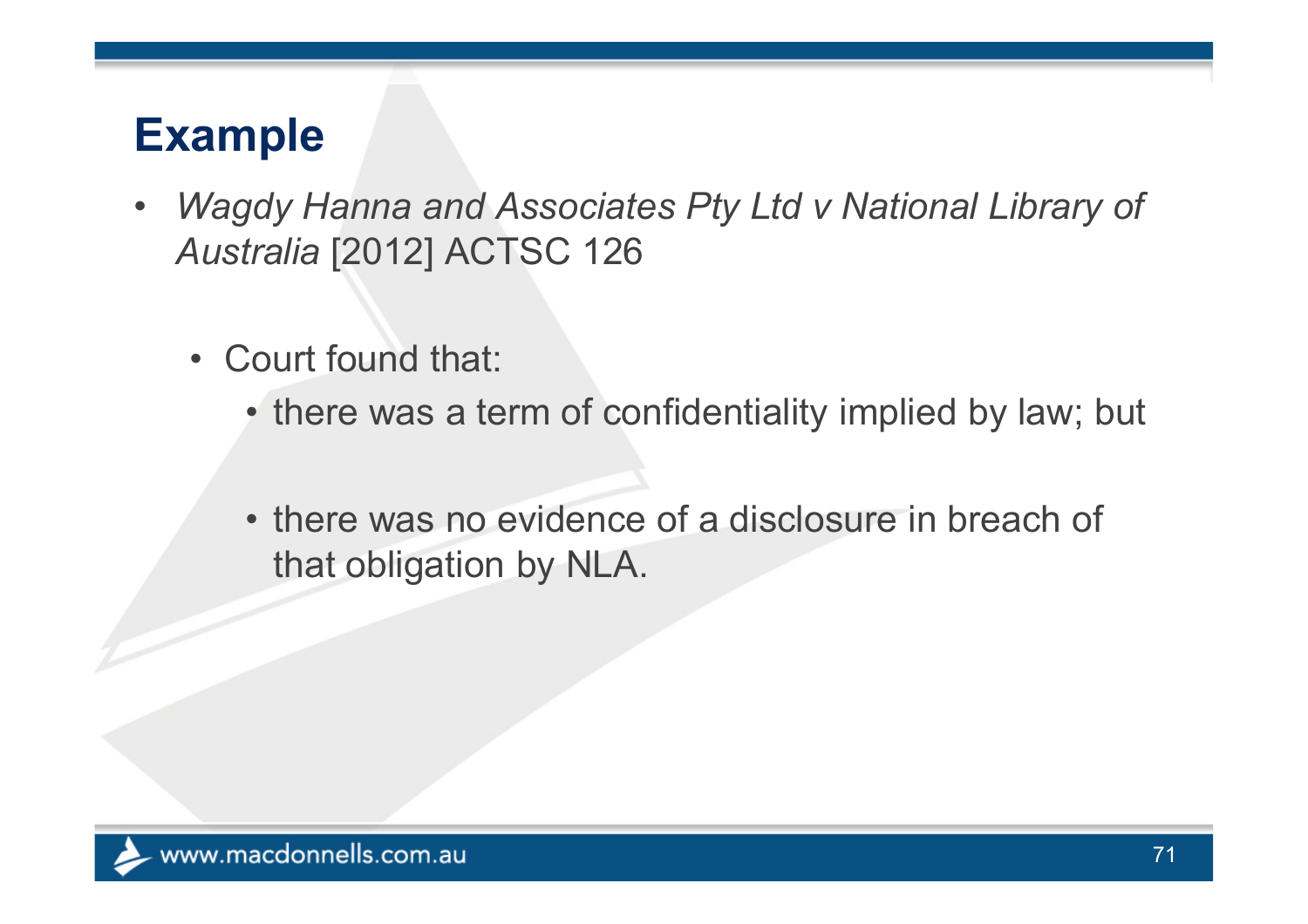## Example

- *Wagdy Hanna and Associates Pty Ltd v National Library of Australia* [2012] ACTSC 126
  - Court found that:
    - there was a term of confidentiality implied by law; but
    - there was no evidence of a disclosure in breach of that obligation by NLA.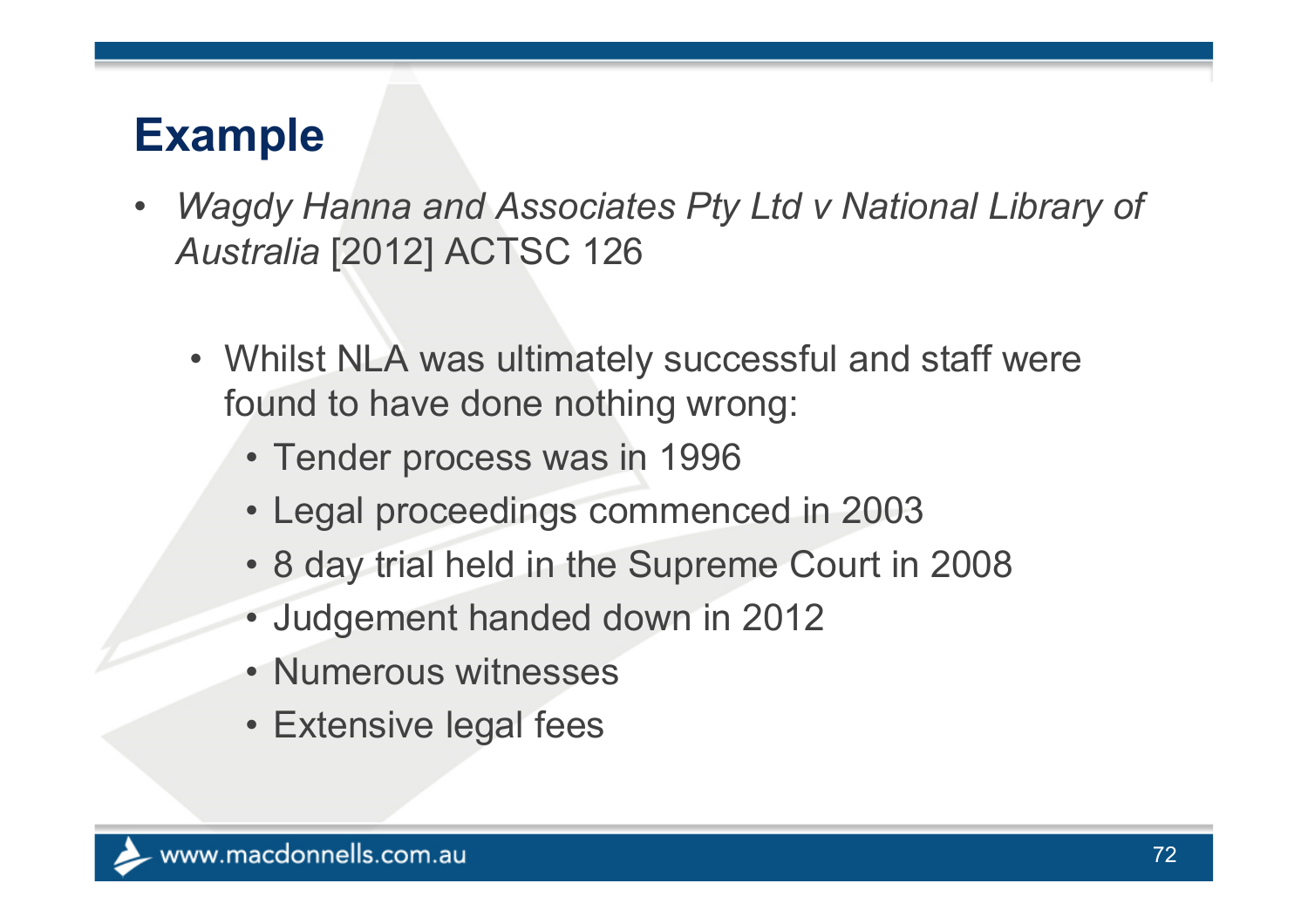# Example

- *Wagdy Hanna and Associates Pty Ltd v National Library of Australia* [2012] ACTSC 126

  - Whilst NLA was ultimately successful and staff were found to have done nothing wrong:
    - Tender process was in 1996
    - Legal proceedings commenced in 2003
    - 8 day trial held in the Supreme Court in 2008
    - Judgement handed down in 2012
    - Numerous witnesses
    - Extensive legal fees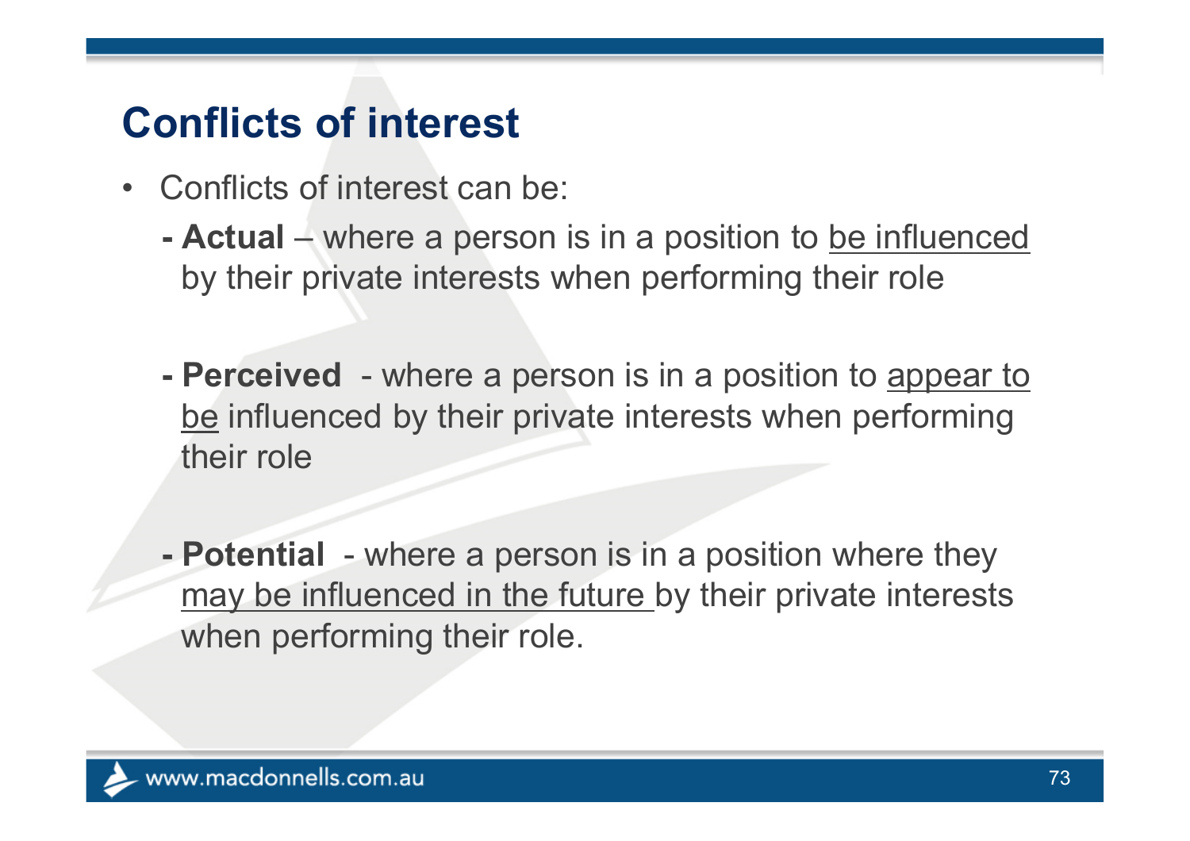# Conflicts of interest

- Conflicts of interest can be:
  - **Actual** – where a person is in a position to <u>be influenced</u> by their private interests when performing their role
  - **Perceived** - where a person is in a position to <u>appear to be</u> influenced by their private interests when performing their role
  - **Potential** - where a person is in a position where they <u>may be influenced in the future</u> by their private interests when performing their role.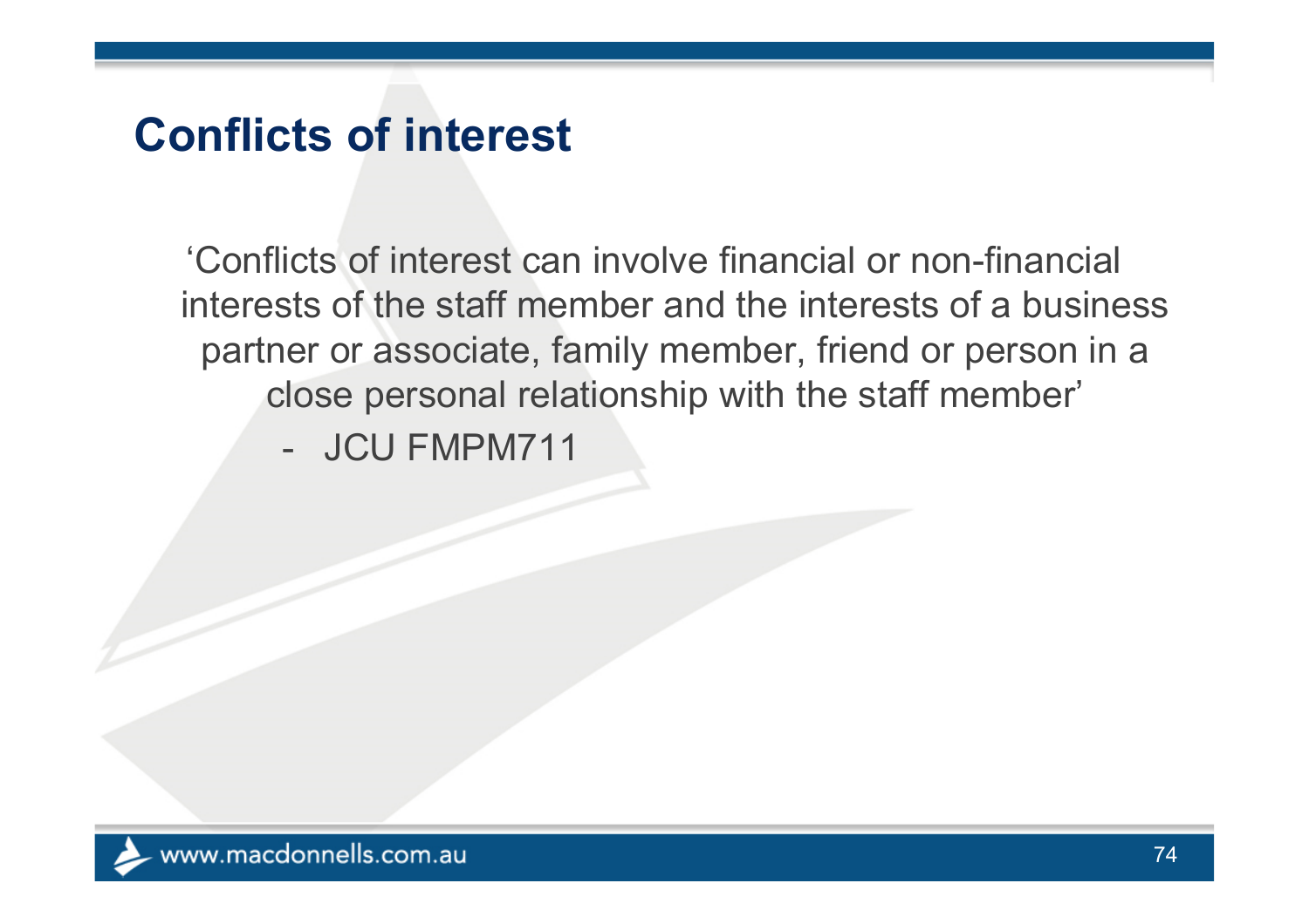## Conflicts of interest

'Conflicts of interest can involve financial or non-financial interests of the staff member and the interests of a business partner or associate, family member, friend or person in a close personal relationship with the staff member'

- JCU FMPM711

www.macdonnells.com.au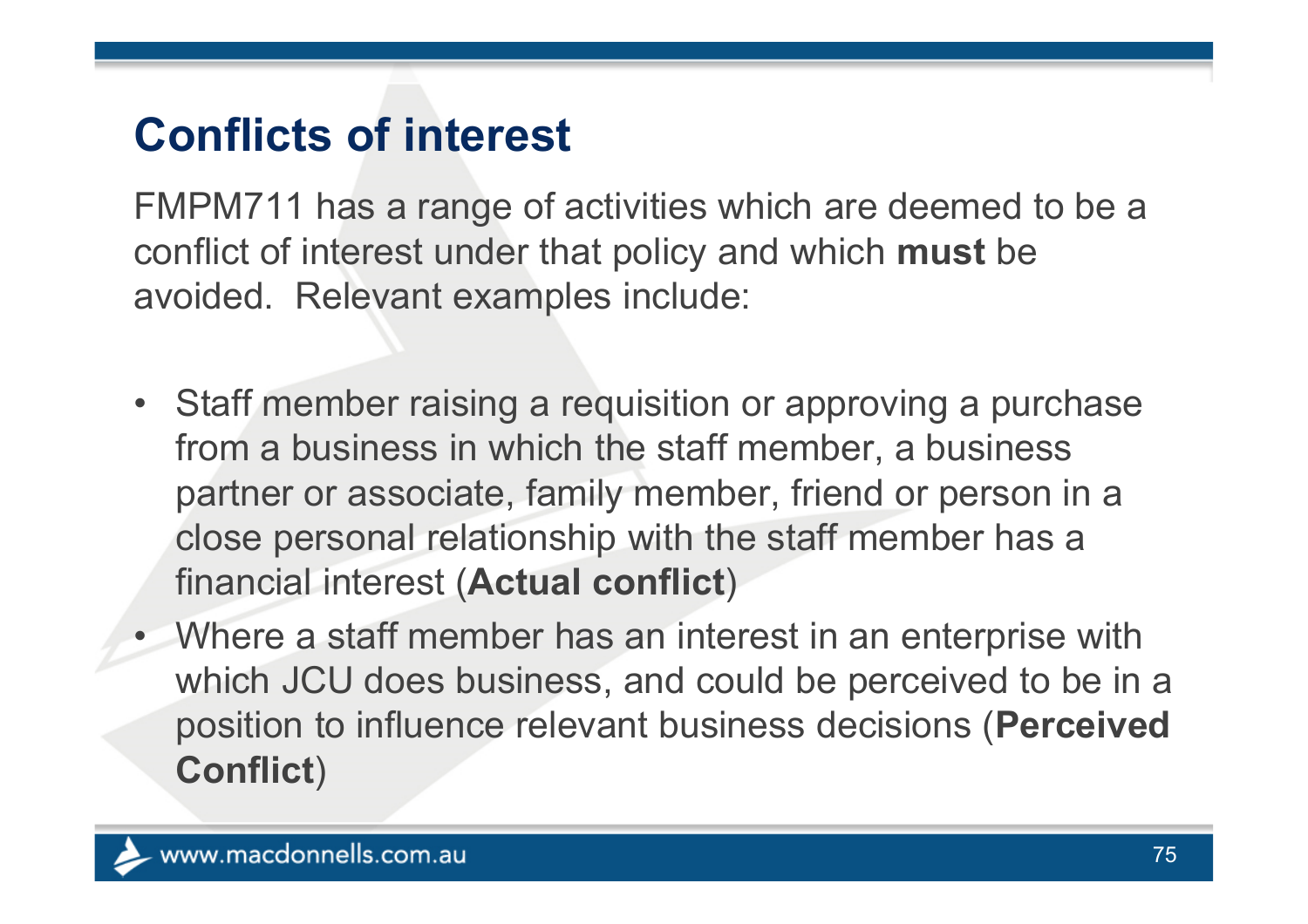# Conflicts of interest

FMPM711 has a range of activities which are deemed to be a conflict of interest under that policy and which **must** be avoided. Relevant examples include:

- Staff member raising a requisition or approving a purchase from a business in which the staff member, a business partner or associate, family member, friend or person in a close personal relationship with the staff member has a financial interest (**Actual conflict**)
- Where a staff member has an interest in an enterprise with which JCU does business, and could be perceived to be in a position to influence relevant business decisions (**Perceived Conflict**)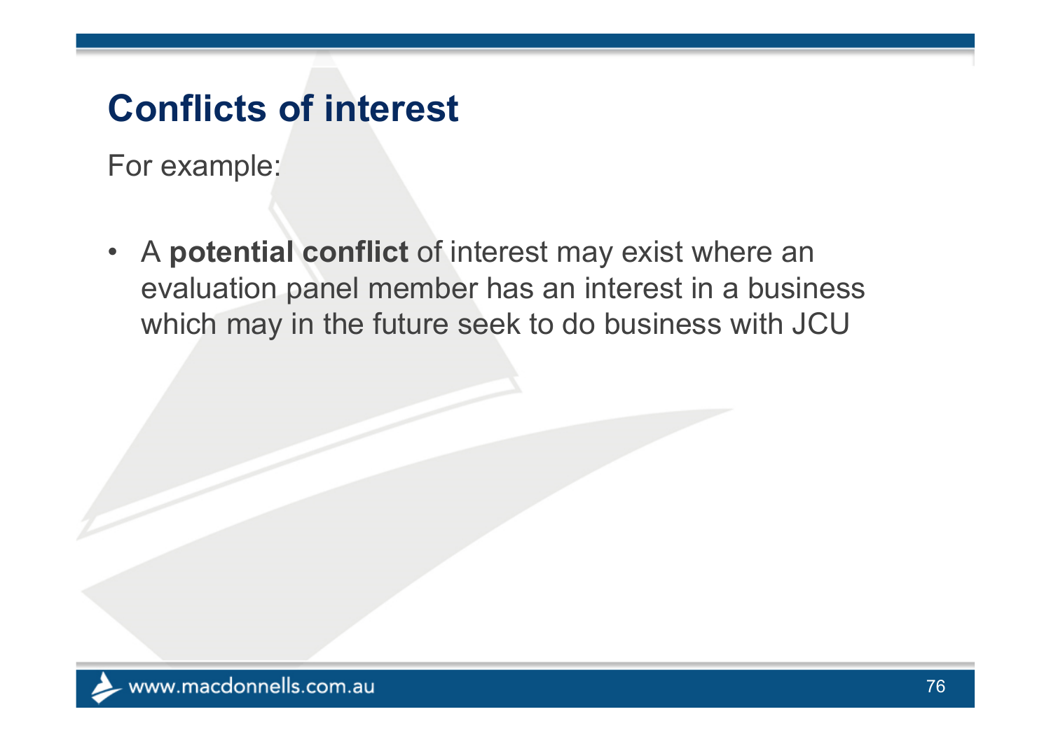# Conflicts of interest

For example:

- A **potential conflict** of interest may exist where an evaluation panel member has an interest in a business which may in the future seek to do business with JCU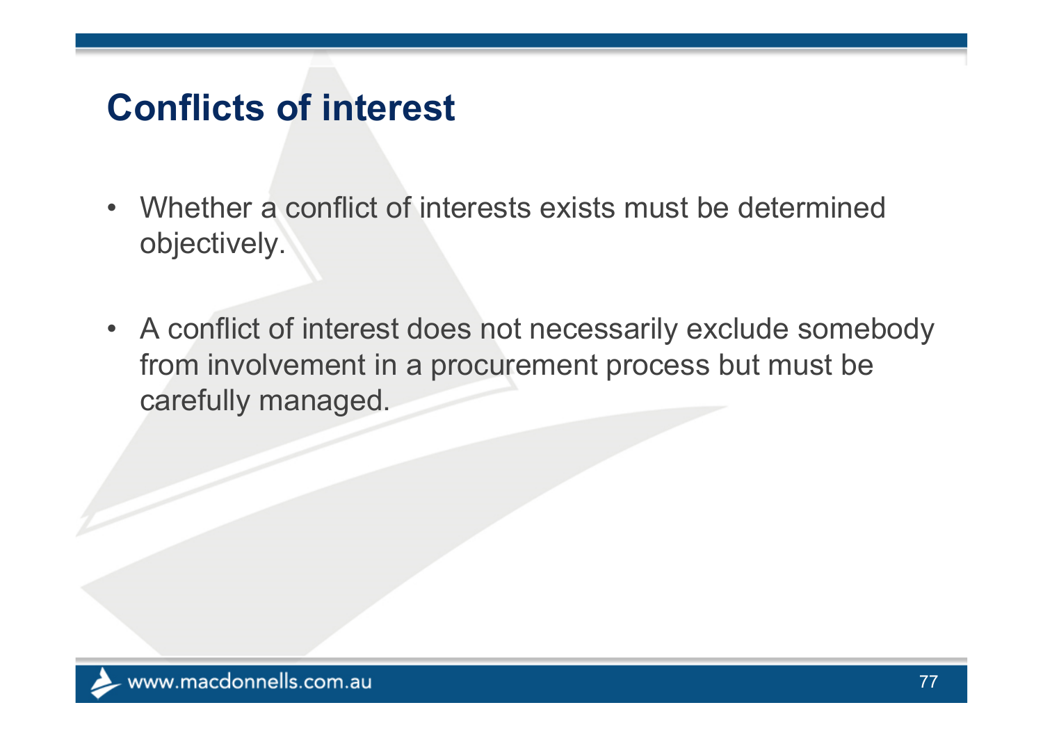# Conflicts of interest

- Whether a conflict of interests exists must be determined objectively.
- A conflict of interest does not necessarily exclude somebody from involvement in a procurement process but must be carefully managed.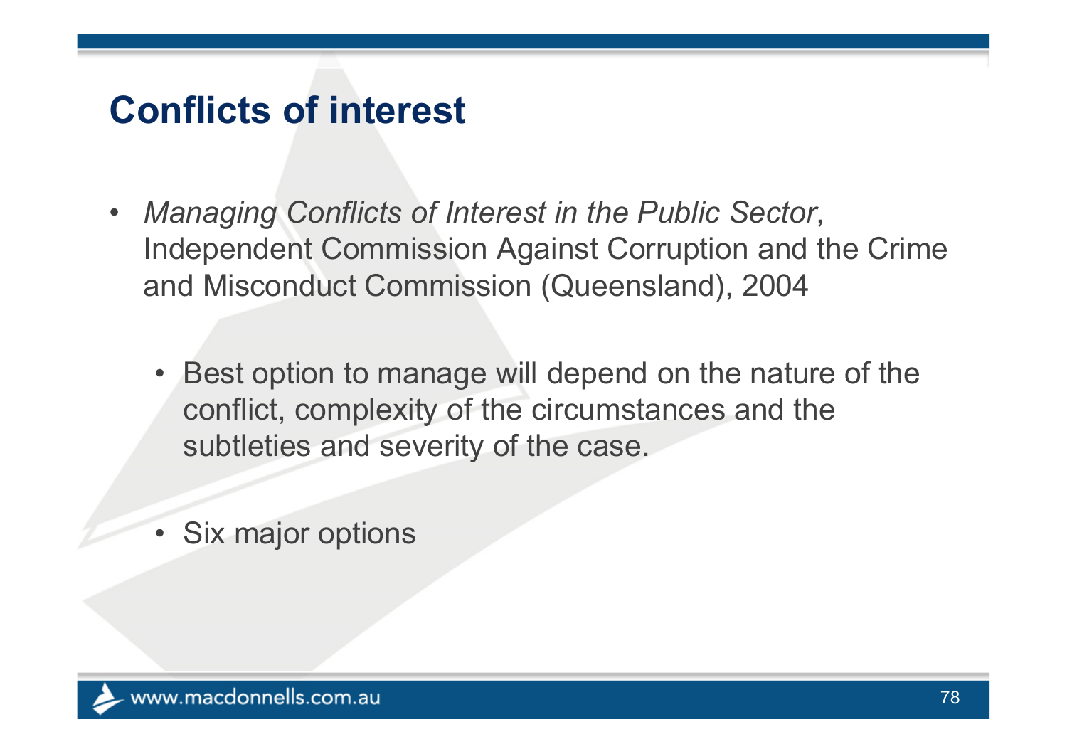# Conflicts of interest

- *Managing Conflicts of Interest in the Public Sector*, Independent Commission Against Corruption and the Crime and Misconduct Commission (Queensland), 2004

  - Best option to manage will depend on the nature of the conflict, complexity of the circumstances and the subtleties and severity of the case.

  - Six major options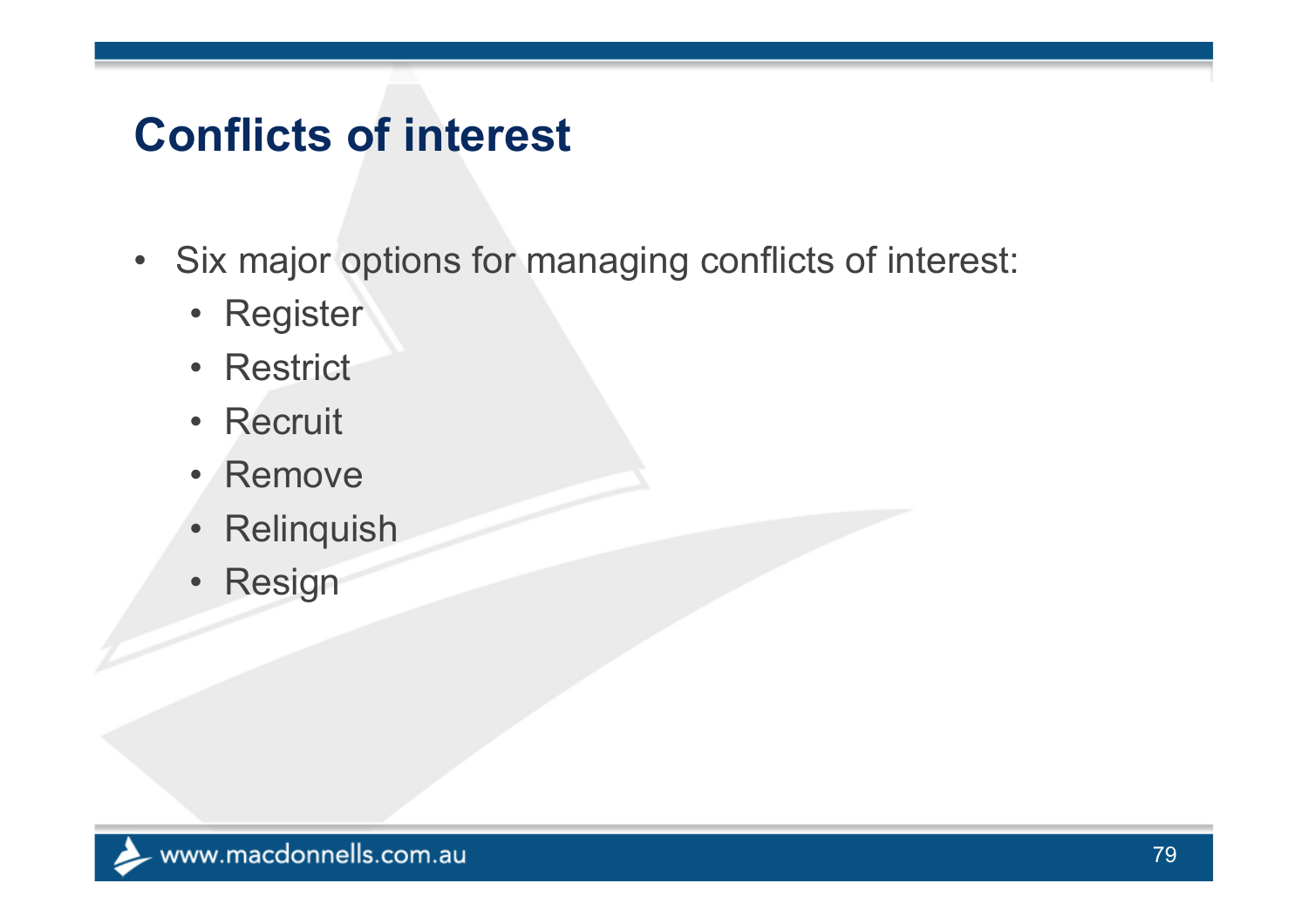# Conflicts of interest

- Six major options for managing conflicts of interest:
  - Register
  - Restrict
  - Recruit
  - Remove
  - Relinquish
  - Resign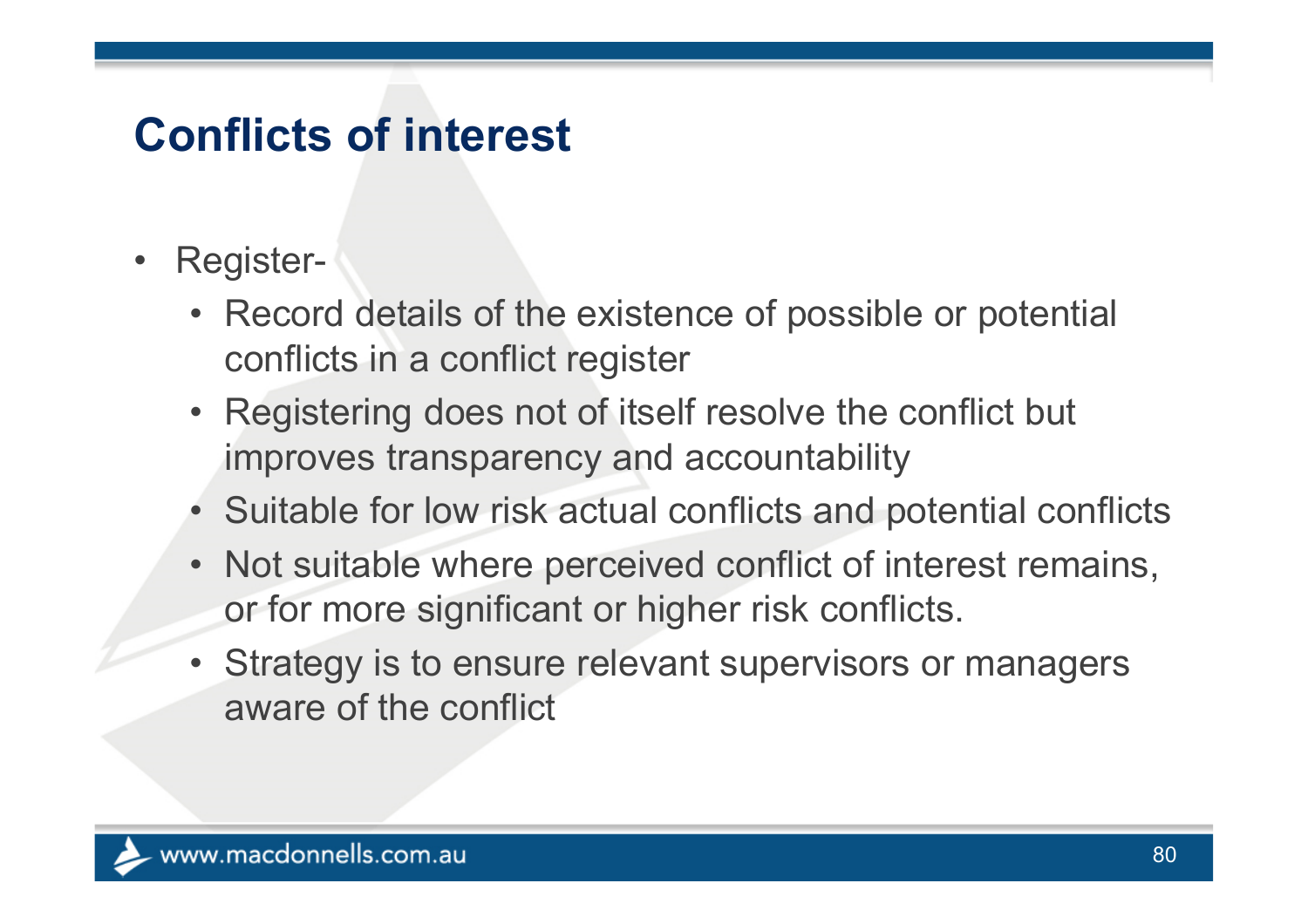# Conflicts of interest

- Register-
  - Record details of the existence of possible or potential conflicts in a conflict register
  - Registering does not of itself resolve the conflict but improves transparency and accountability
  - Suitable for low risk actual conflicts and potential conflicts
  - Not suitable where perceived conflict of interest remains, or for more significant or higher risk conflicts.
  - Strategy is to ensure relevant supervisors or managers aware of the conflict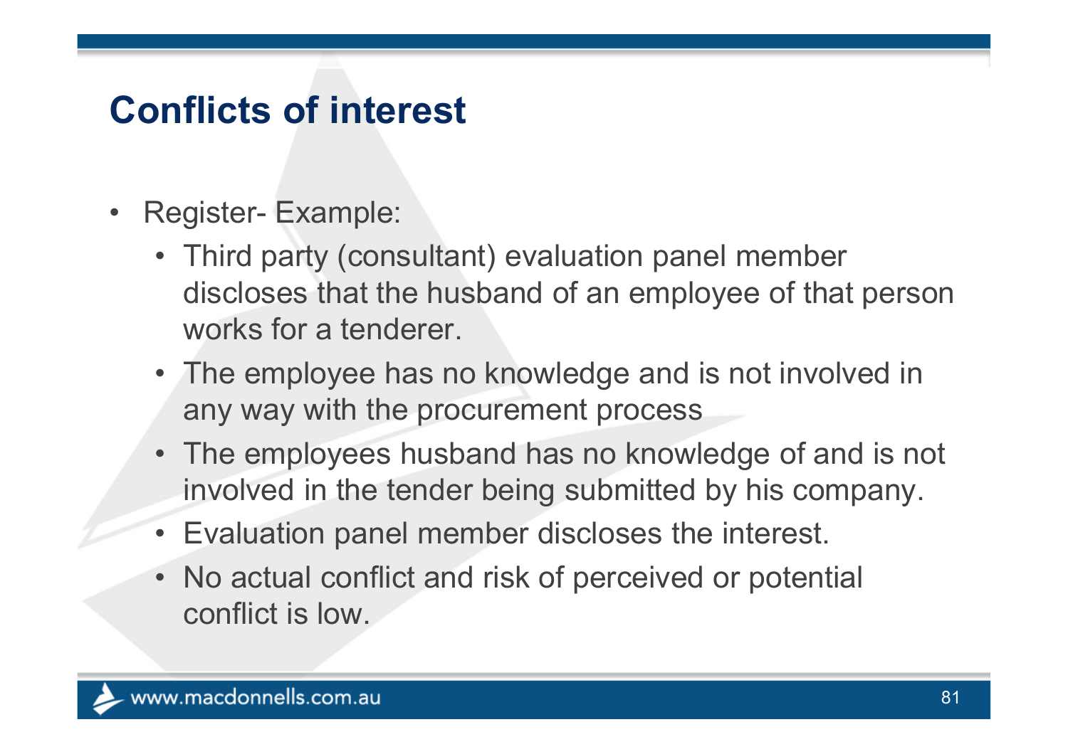# Conflicts of interest

- Register- Example:
  - Third party (consultant) evaluation panel member discloses that the husband of an employee of that person works for a tenderer.
  - The employee has no knowledge and is not involved in any way with the procurement process
  - The employees husband has no knowledge of and is not involved in the tender being submitted by his company.
  - Evaluation panel member discloses the interest.
  - No actual conflict and risk of perceived or potential conflict is low.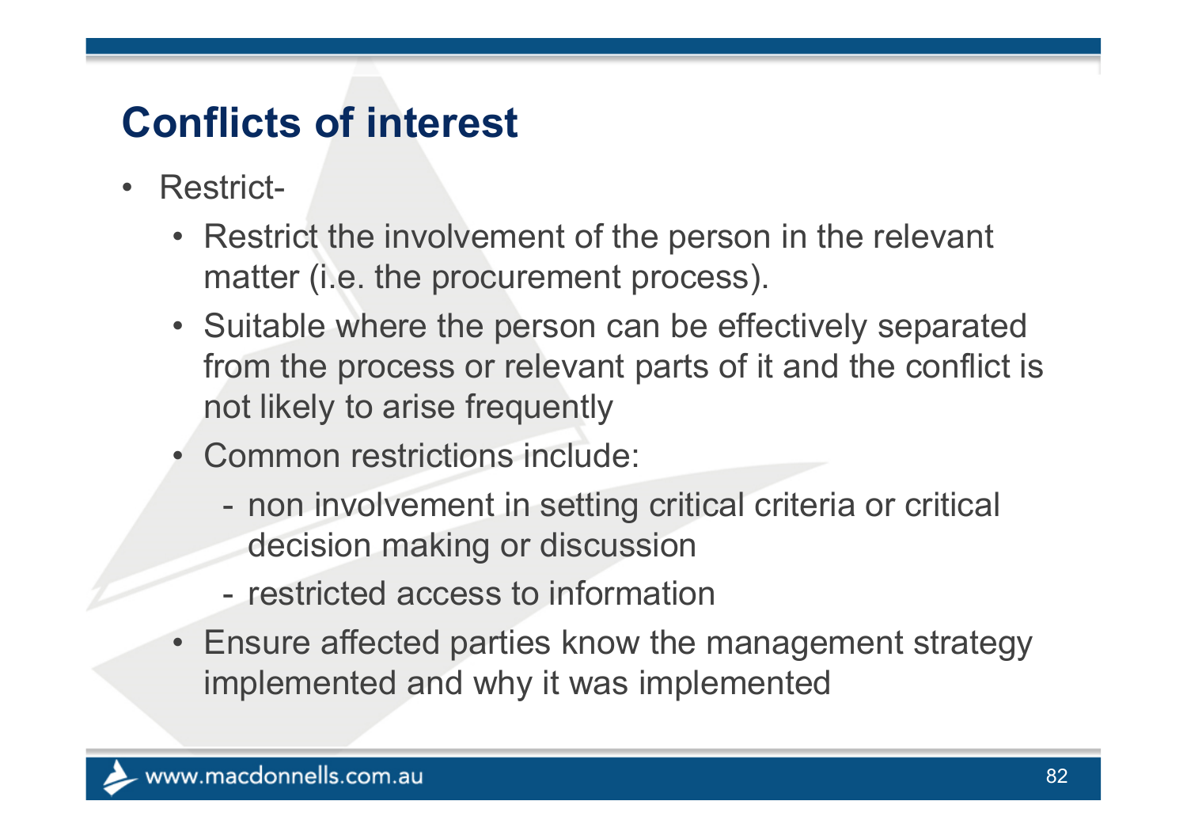# Conflicts of interest

- Restrict-
  - Restrict the involvement of the person in the relevant matter (i.e. the procurement process).
  - Suitable where the person can be effectively separated from the process or relevant parts of it and the conflict is not likely to arise frequently
  - Common restrictions include:
    - non involvement in setting critical criteria or critical decision making or discussion
    - restricted access to information
  - Ensure affected parties know the management strategy implemented and why it was implemented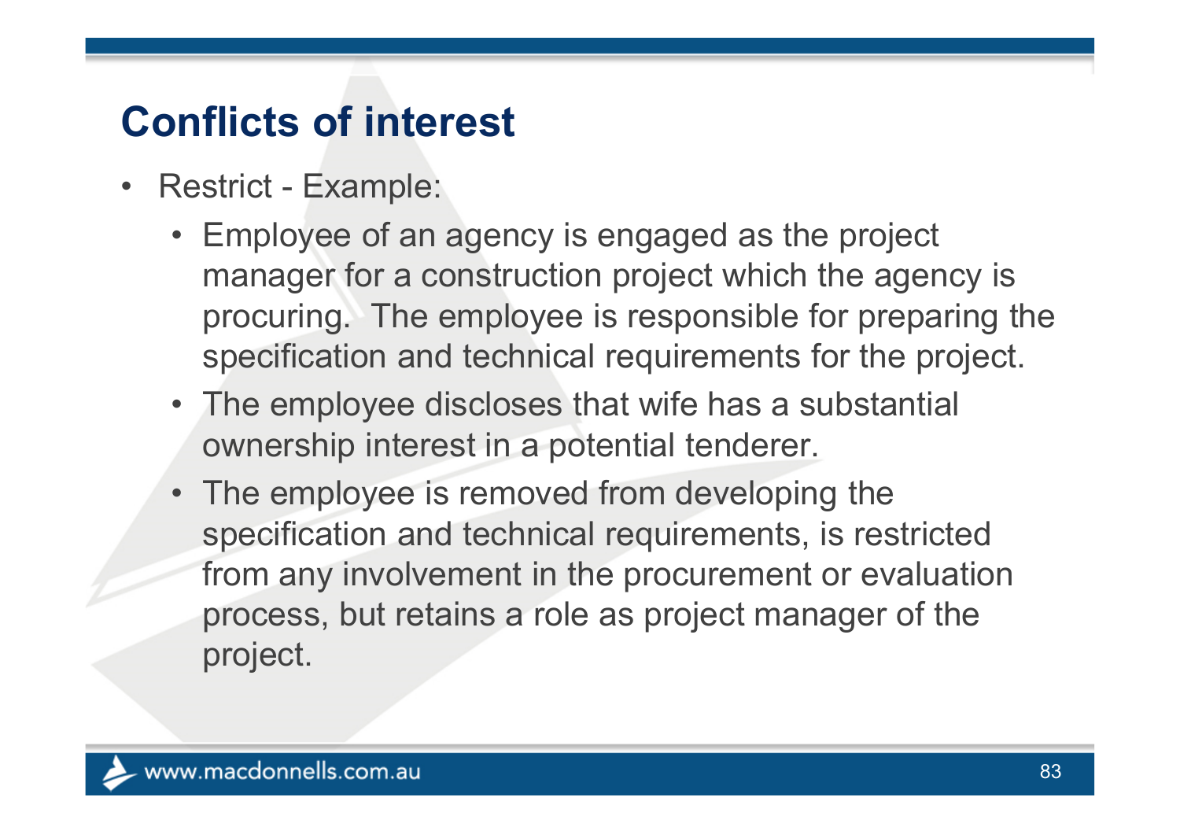# Conflicts of interest

- Restrict - Example:
  - Employee of an agency is engaged as the project manager for a construction project which the agency is procuring. The employee is responsible for preparing the specification and technical requirements for the project.
  - The employee discloses that wife has a substantial ownership interest in a potential tenderer.
  - The employee is removed from developing the specification and technical requirements, is restricted from any involvement in the procurement or evaluation process, but retains a role as project manager of the project.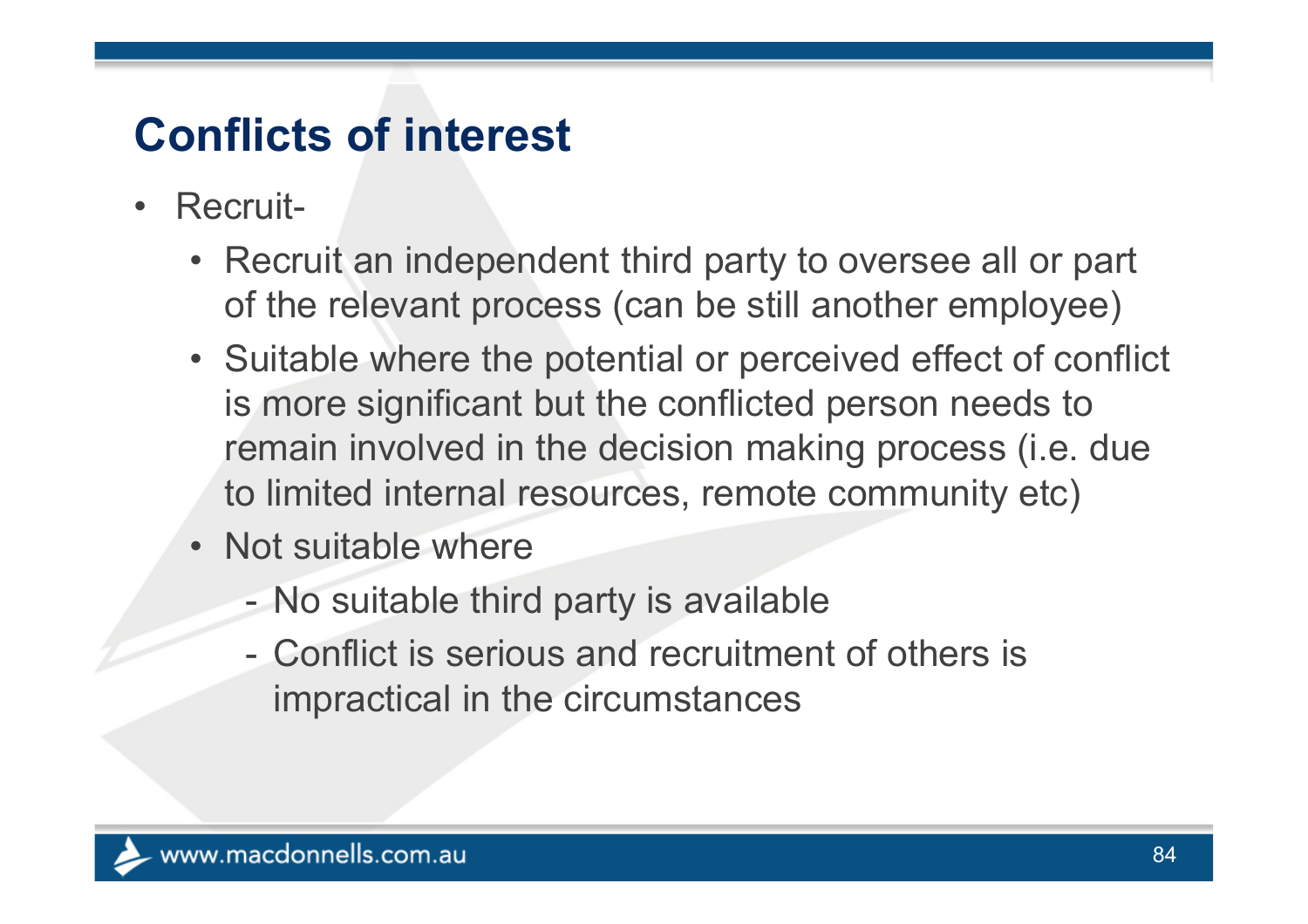# Conflicts of interest

- Recruit-
  - Recruit an independent third party to oversee all or part of the relevant process (can be still another employee)
  - Suitable where the potential or perceived effect of conflict is more significant but the conflicted person needs to remain involved in the decision making process (i.e. due to limited internal resources, remote community etc)
  - Not suitable where
    - No suitable third party is available
    - Conflict is serious and recruitment of others is impractical in the circumstances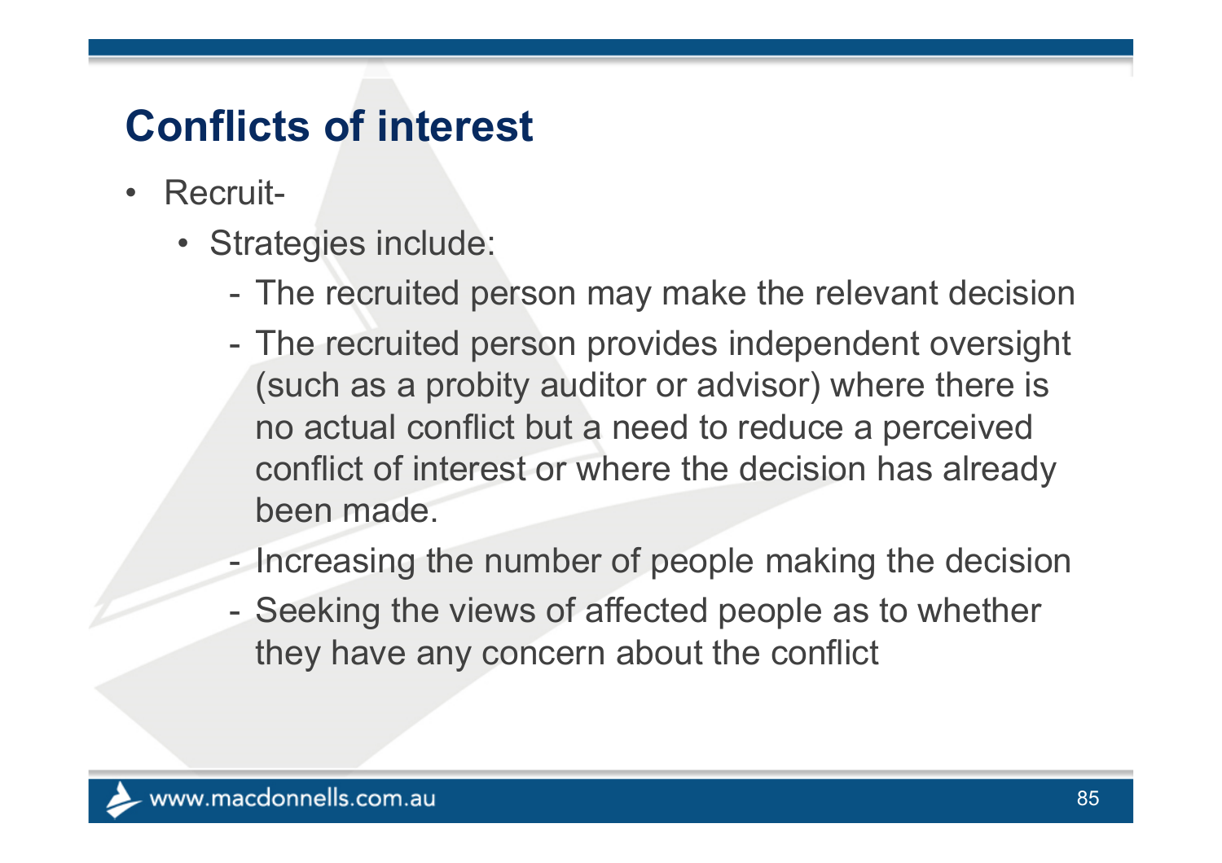# Conflicts of interest

- Recruit-
  - Strategies include:
    - The recruited person may make the relevant decision
    - The recruited person provides independent oversight (such as a probity auditor or advisor) where there is no actual conflict but a need to reduce a perceived conflict of interest or where the decision has already been made.
    - Increasing the number of people making the decision
    - Seeking the views of affected people as to whether they have any concern about the conflict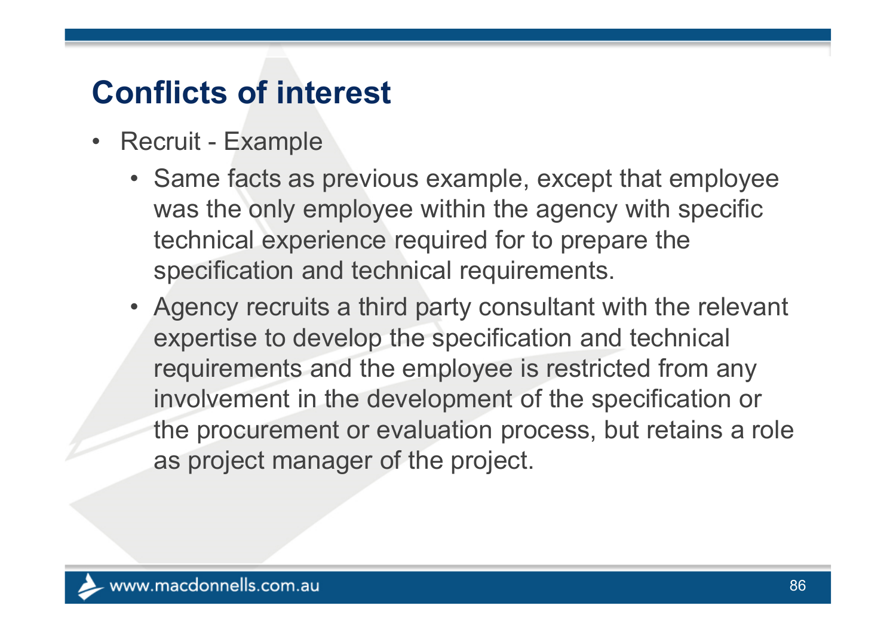# Conflicts of interest

- Recruit - Example
  - Same facts as previous example, except that employee was the only employee within the agency with specific technical experience required for to prepare the specification and technical requirements.
  - Agency recruits a third party consultant with the relevant expertise to develop the specification and technical requirements and the employee is restricted from any involvement in the development of the specification or the procurement or evaluation process, but retains a role as project manager of the project.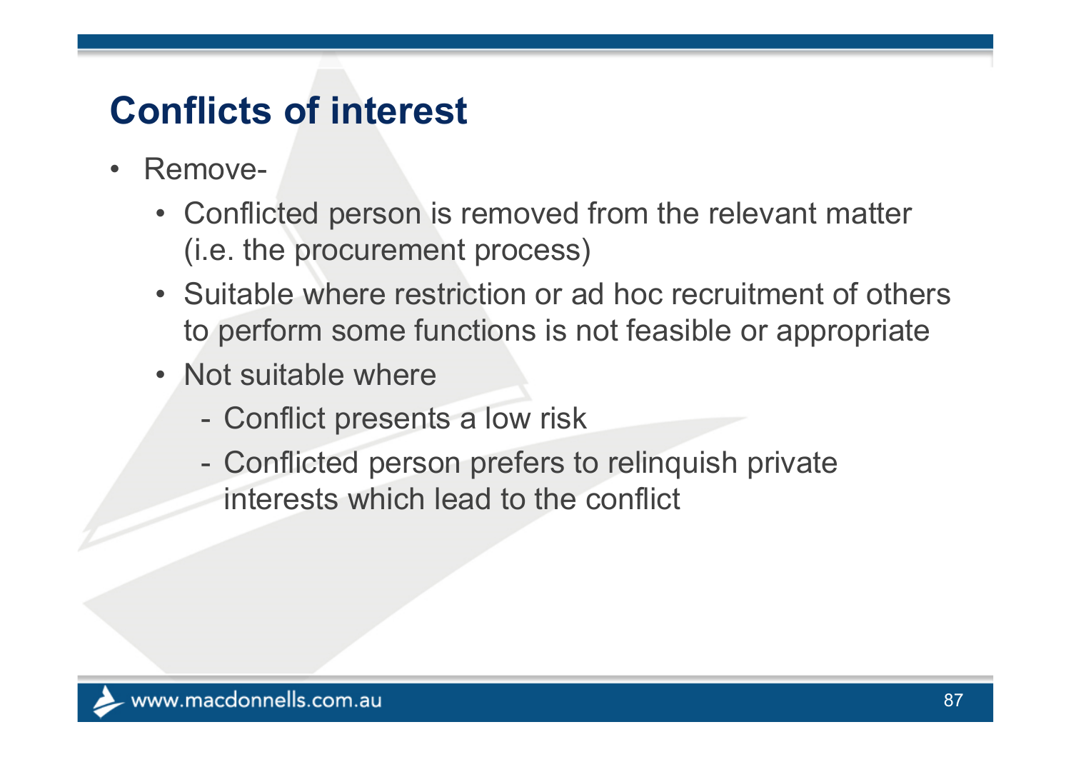## Conflicts of interest

- Remove-
  - Conflicted person is removed from the relevant matter (i.e. the procurement process)
  - Suitable where restriction or ad hoc recruitment of others to perform some functions is not feasible or appropriate
  - Not suitable where
    - Conflict presents a low risk
    - Conflicted person prefers to relinquish private interests which lead to the conflict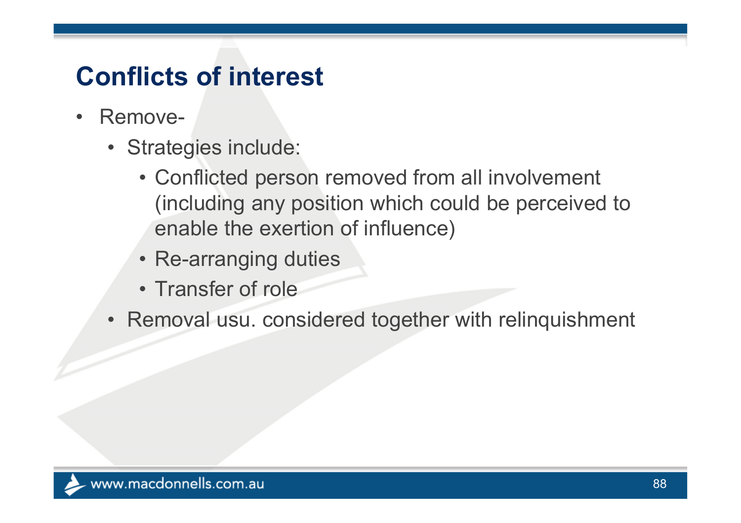# Conflicts of interest

- Remove-
  - Strategies include:
    - Conflicted person removed from all involvement (including any position which could be perceived to enable the exertion of influence)
    - Re-arranging duties
    - Transfer of role
  - Removal usu. considered together with relinquishment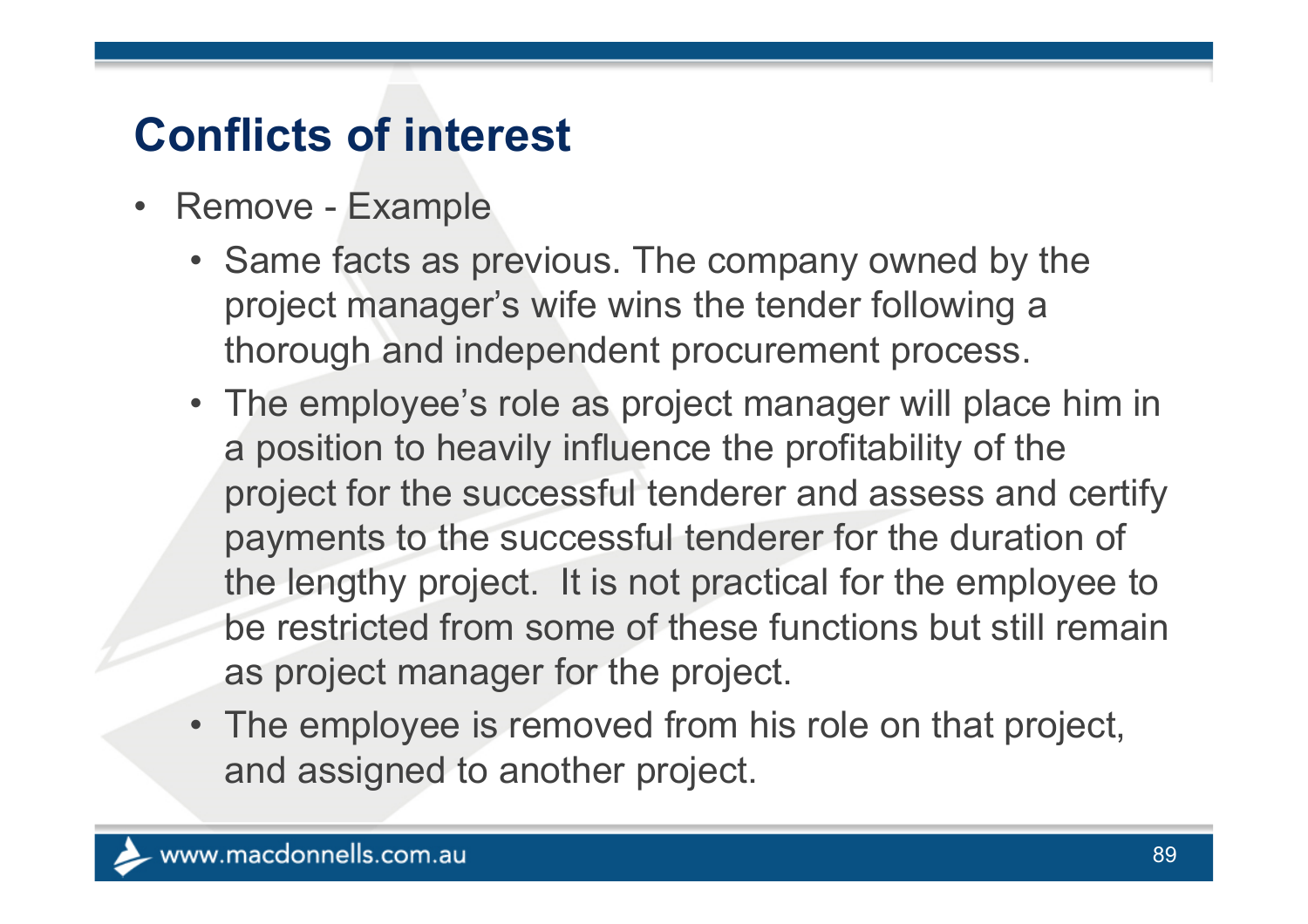# Conflicts of interest

- Remove - Example
  - Same facts as previous. The company owned by the project manager's wife wins the tender following a thorough and independent procurement process.
  - The employee's role as project manager will place him in a position to heavily influence the profitability of the project for the successful tenderer and assess and certify payments to the successful tenderer for the duration of the lengthy project. It is not practical for the employee to be restricted from some of these functions but still remain as project manager for the project.
  - The employee is removed from his role on that project, and assigned to another project.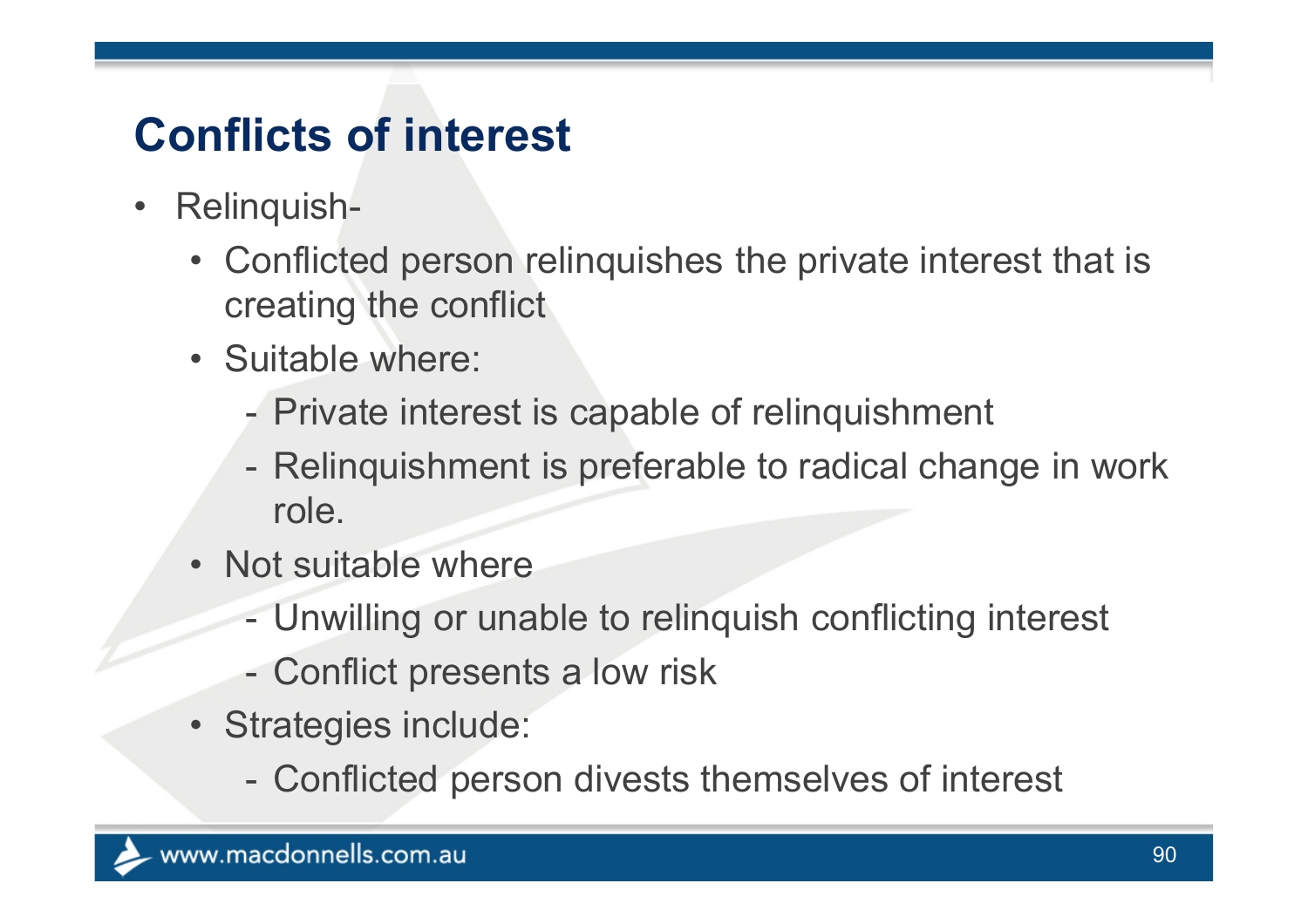# Conflicts of interest

- Relinquish-
  - Conflicted person relinquishes the private interest that is creating the conflict
  - Suitable where:
    - Private interest is capable of relinquishment
    - Relinquishment is preferable to radical change in work role.
  - Not suitable where
    - Unwilling or unable to relinquish conflicting interest
    - Conflict presents a low risk
  - Strategies include:
    - Conflicted person divests themselves of interest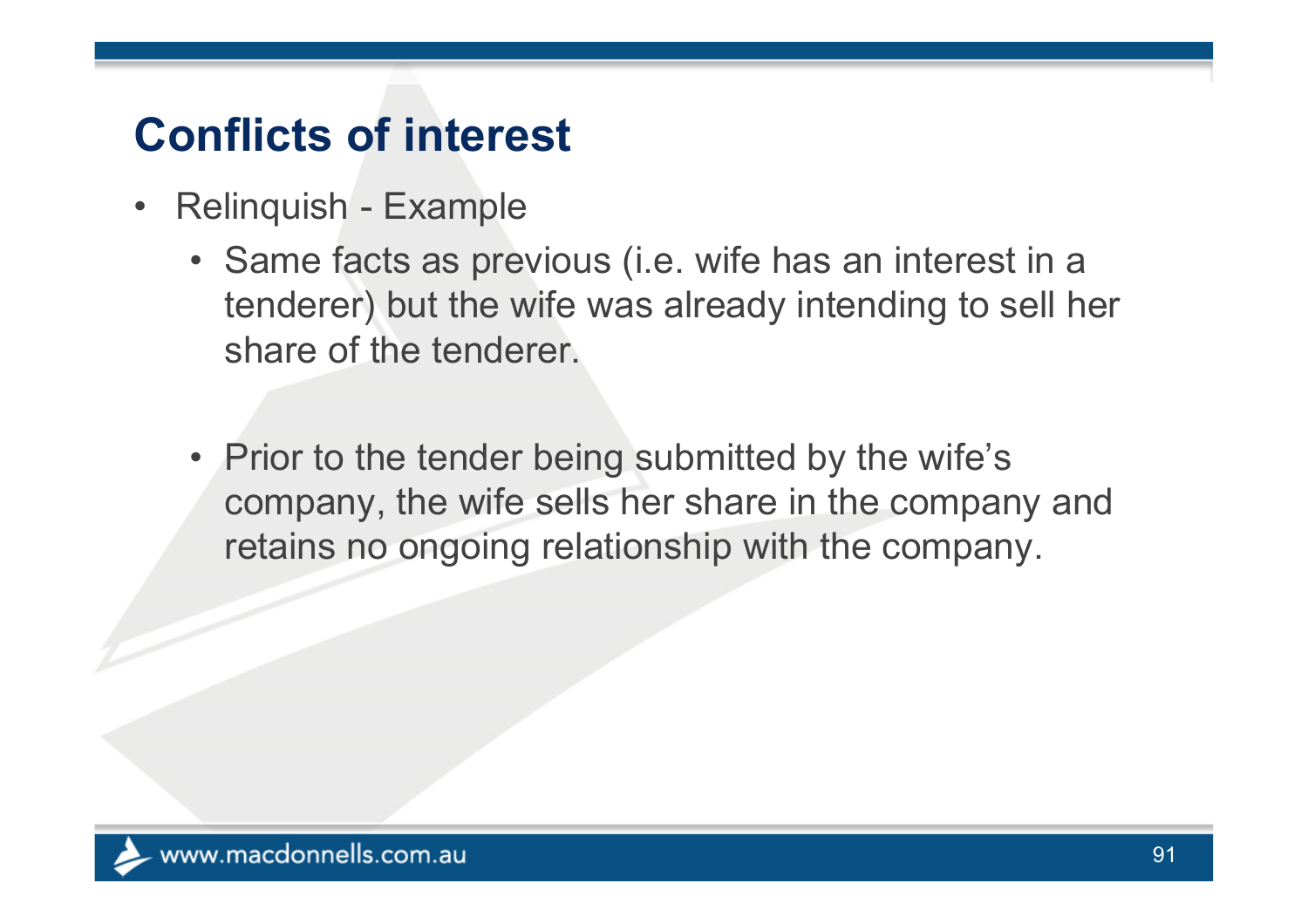# Conflicts of interest

- Relinquish - Example
  - Same facts as previous (i.e. wife has an interest in a tenderer) but the wife was already intending to sell her share of the tenderer.
  - Prior to the tender being submitted by the wife's company, the wife sells her share in the company and retains no ongoing relationship with the company.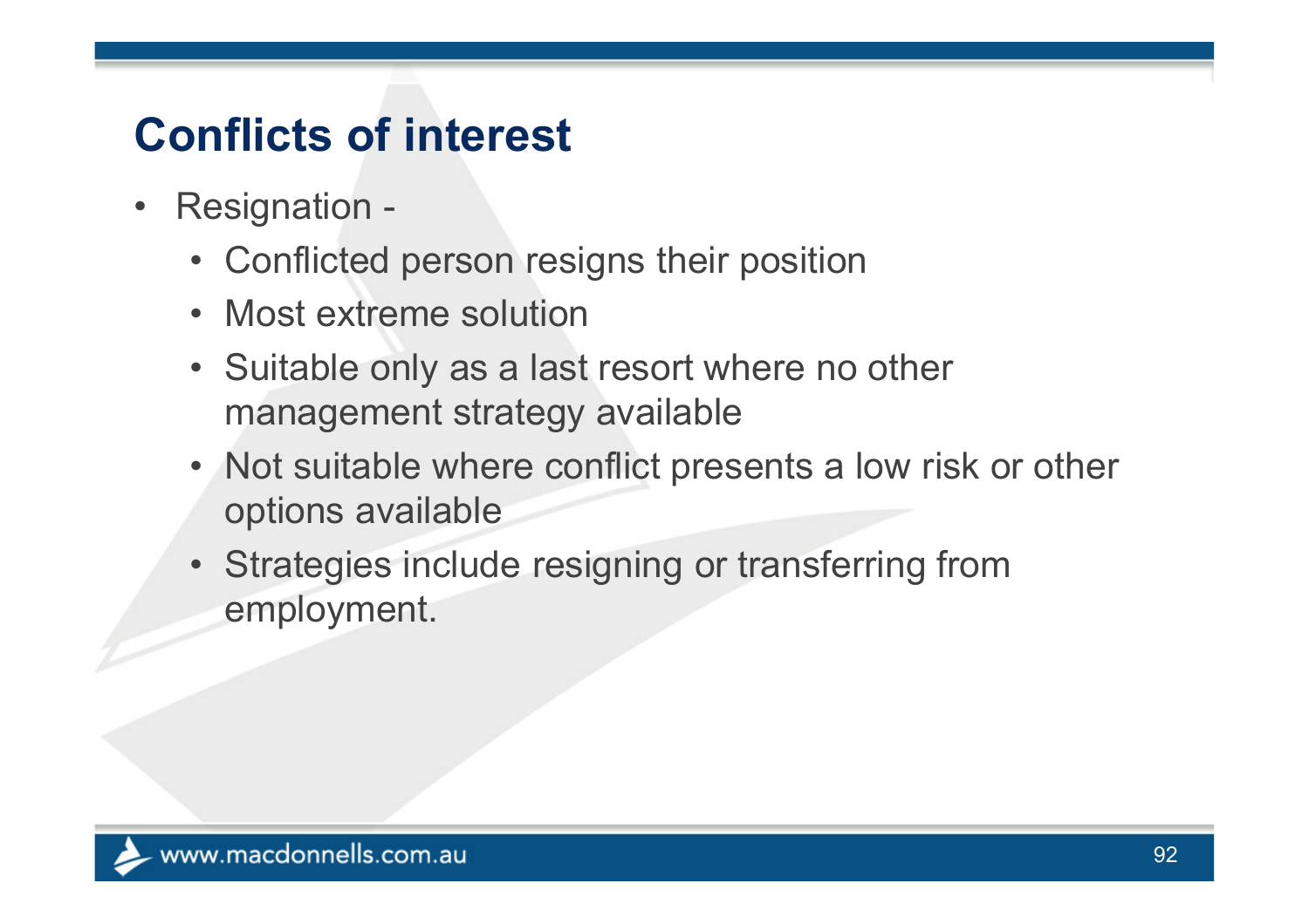# Conflicts of interest

- Resignation -
  - Conflicted person resigns their position
  - Most extreme solution
  - Suitable only as a last resort where no other management strategy available
  - Not suitable where conflict presents a low risk or other options available
  - Strategies include resigning or transferring from employment.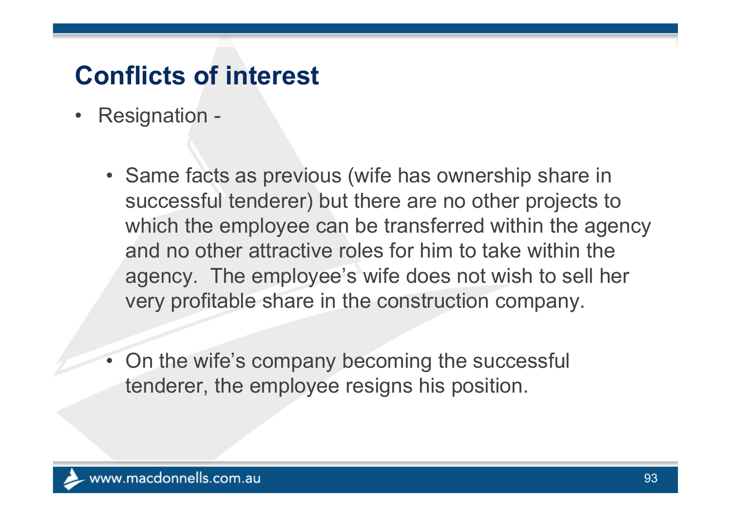# Conflicts of interest

- Resignation -

  - Same facts as previous (wife has ownership share in successful tenderer) but there are no other projects to which the employee can be transferred within the agency and no other attractive roles for him to take within the agency. The employee's wife does not wish to sell her very profitable share in the construction company.

  - On the wife's company becoming the successful tenderer, the employee resigns his position.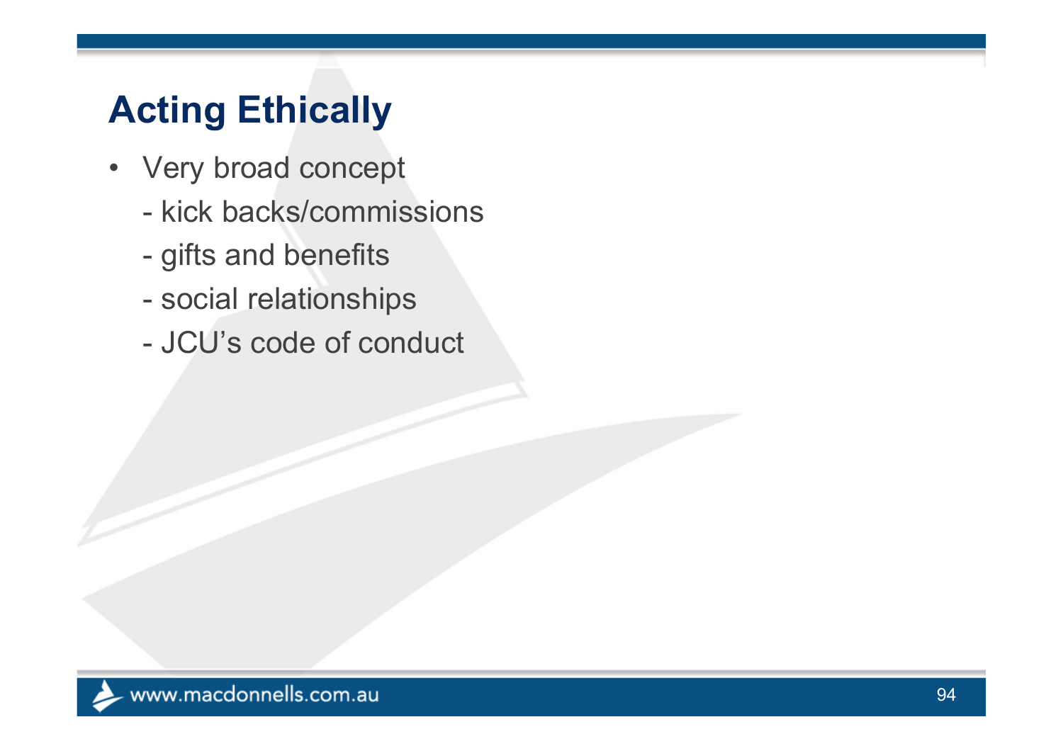# Acting Ethically

- Very broad concept
  - kick backs/commissions
  - gifts and benefits
  - social relationships
  - JCU's code of conduct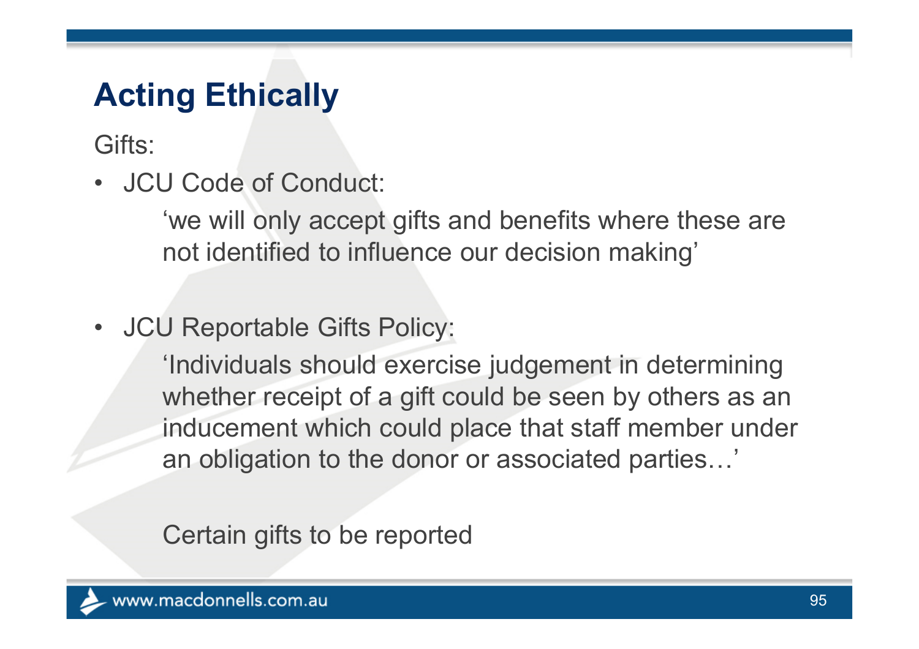# Acting Ethically

Gifts:

- JCU Code of Conduct:

  ‘we will only accept gifts and benefits where these are not identified to influence our decision making’

- JCU Reportable Gifts Policy:

  ‘Individuals should exercise judgement in determining whether receipt of a gift could be seen by others as an inducement which could place that staff member under an obligation to the donor or associated parties…’

  Certain gifts to be reported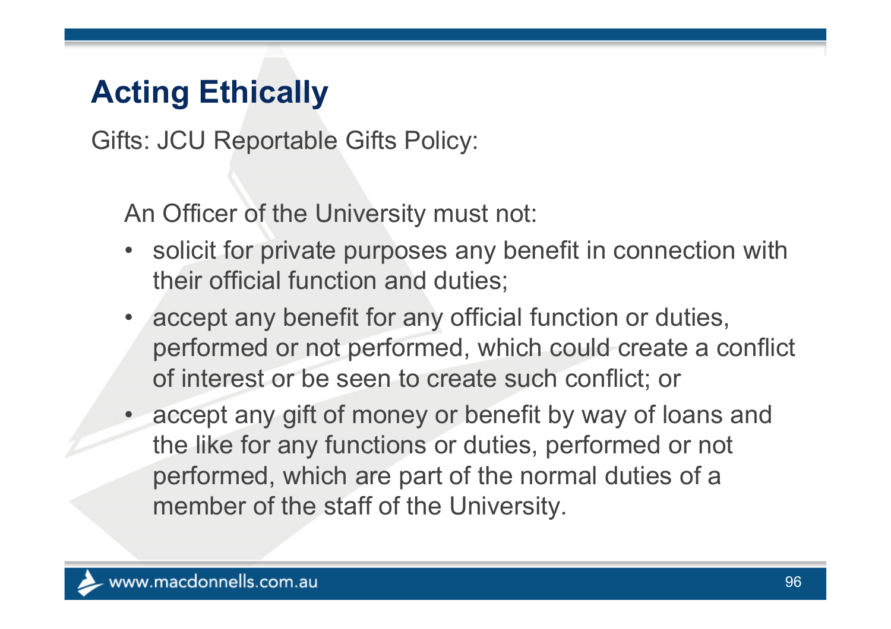# Acting Ethically

Gifts: JCU Reportable Gifts Policy:

An Officer of the University must not:

- solicit for private purposes any benefit in connection with their official function and duties;
- accept any benefit for any official function or duties, performed or not performed, which could create a conflict of interest or be seen to create such conflict; or
- accept any gift of money or benefit by way of loans and the like for any functions or duties, performed or not performed, which are part of the normal duties of a member of the staff of the University.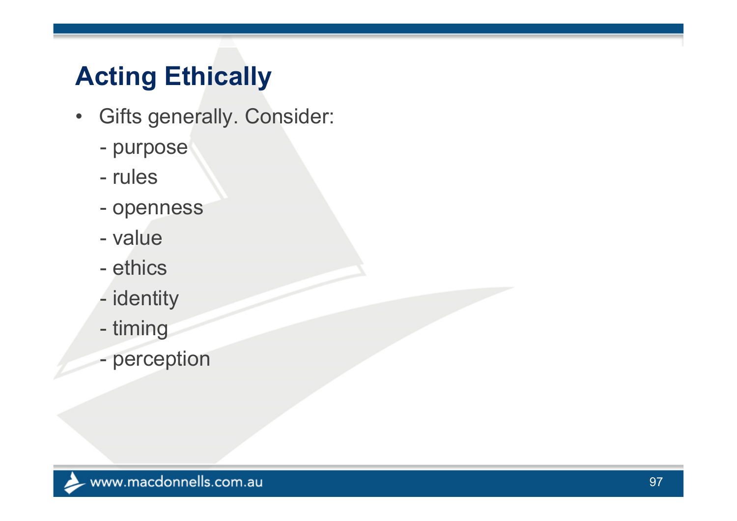# Acting Ethically

- Gifts generally. Consider:
  - purpose
  - rules
  - openness
  - value
  - ethics
  - identity
  - timing
  - perception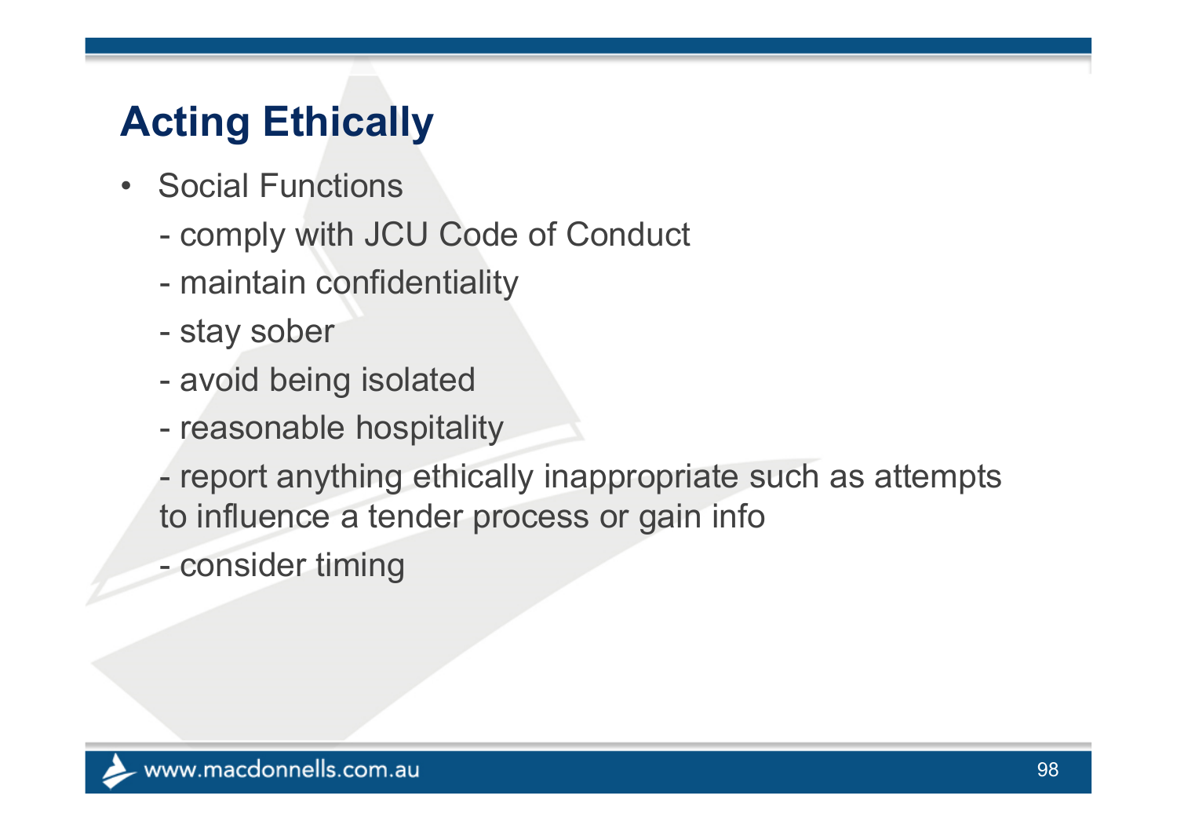# Acting Ethically

- Social Functions
  - comply with JCU Code of Conduct
  - maintain confidentiality
  - stay sober
  - avoid being isolated
  - reasonable hospitality
  - report anything ethically inappropriate such as attempts to influence a tender process or gain info
  - consider timing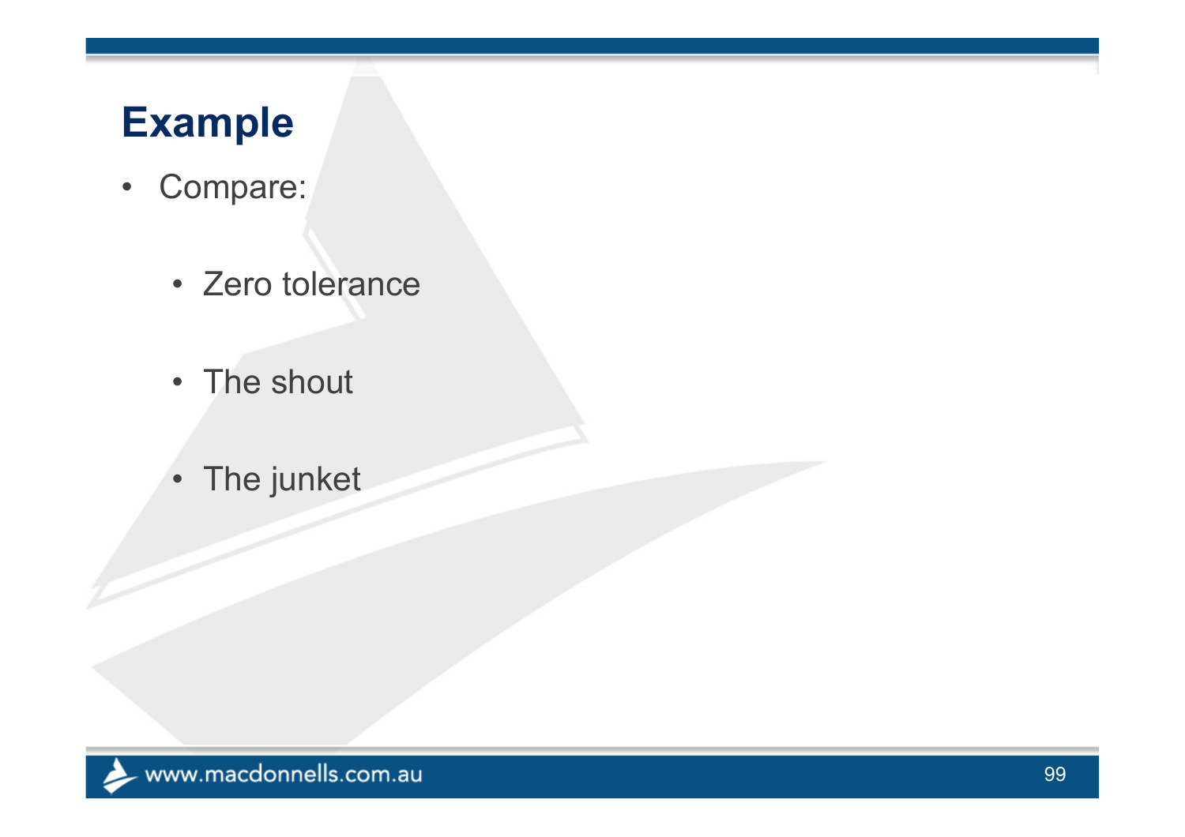# Example

- Compare:
  - Zero tolerance
  - The shout
  - The junket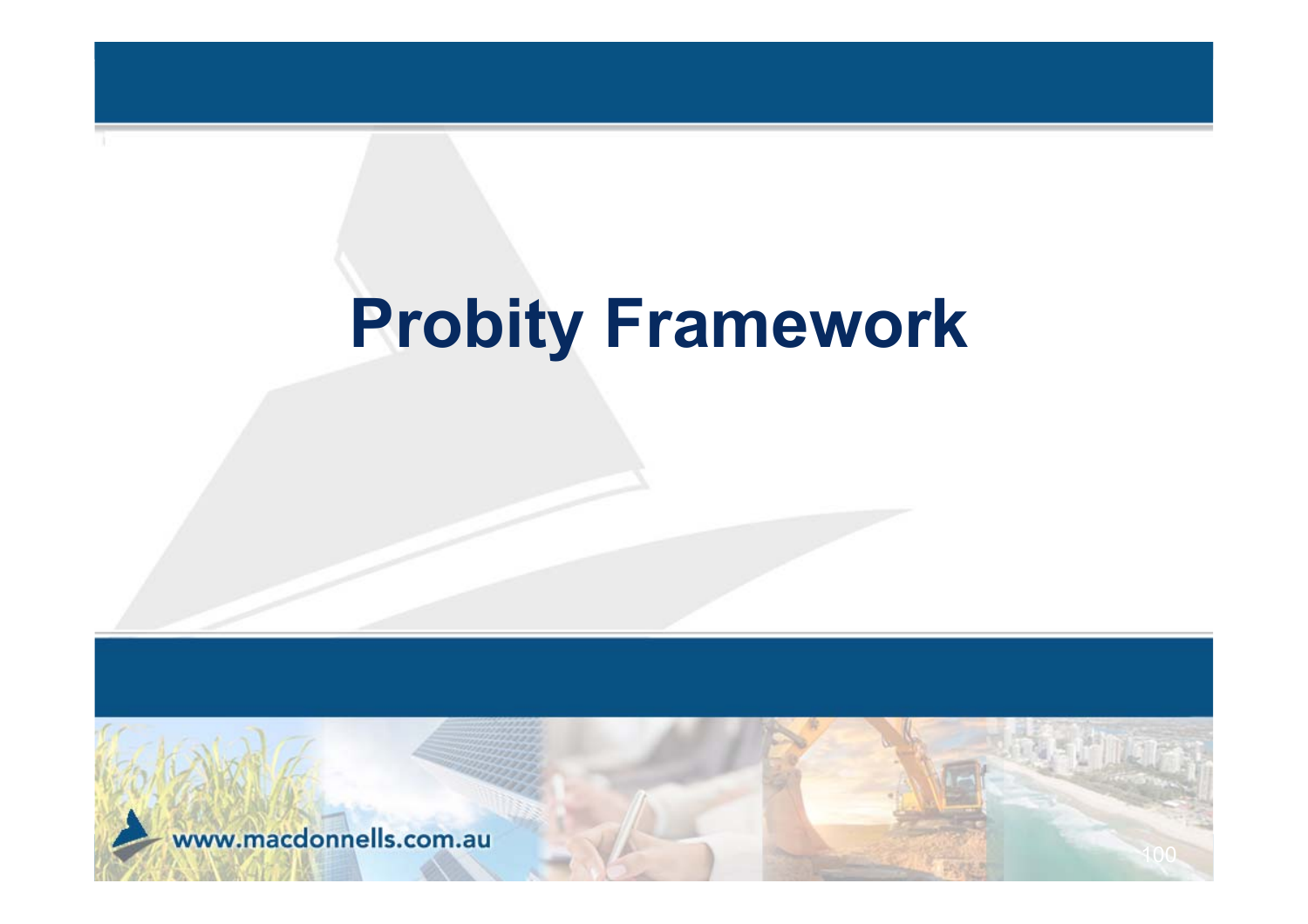# Probity Framework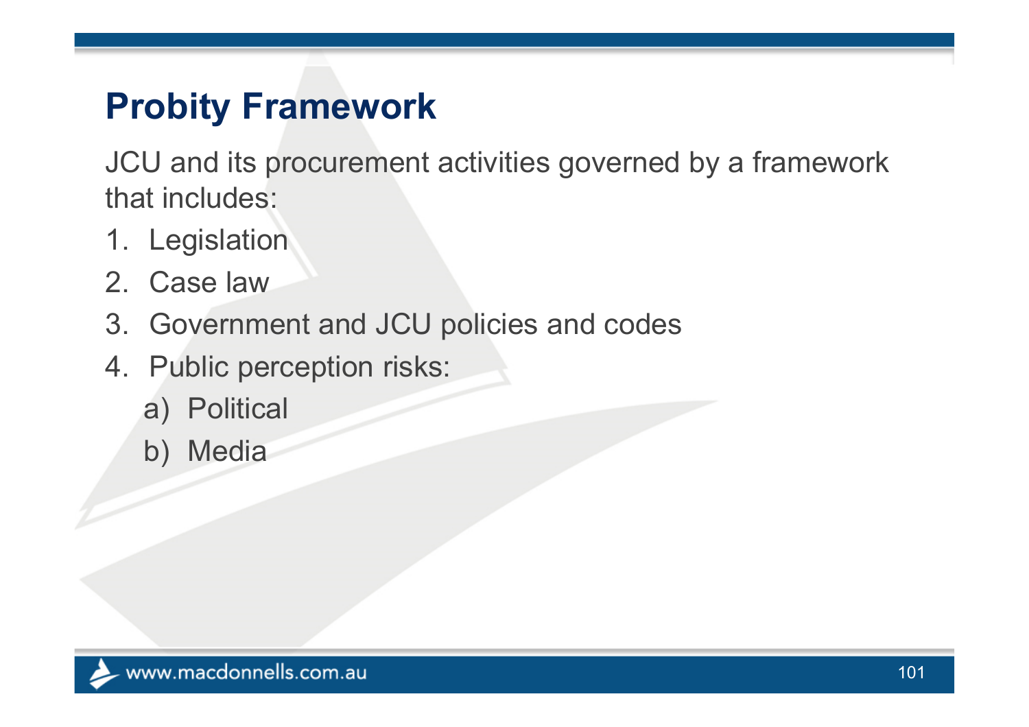# Probity Framework

JCU and its procurement activities governed by a framework that includes:

1. Legislation
2. Case law
3. Government and JCU policies and codes
4. Public perception risks:
   a) Political
   b) Media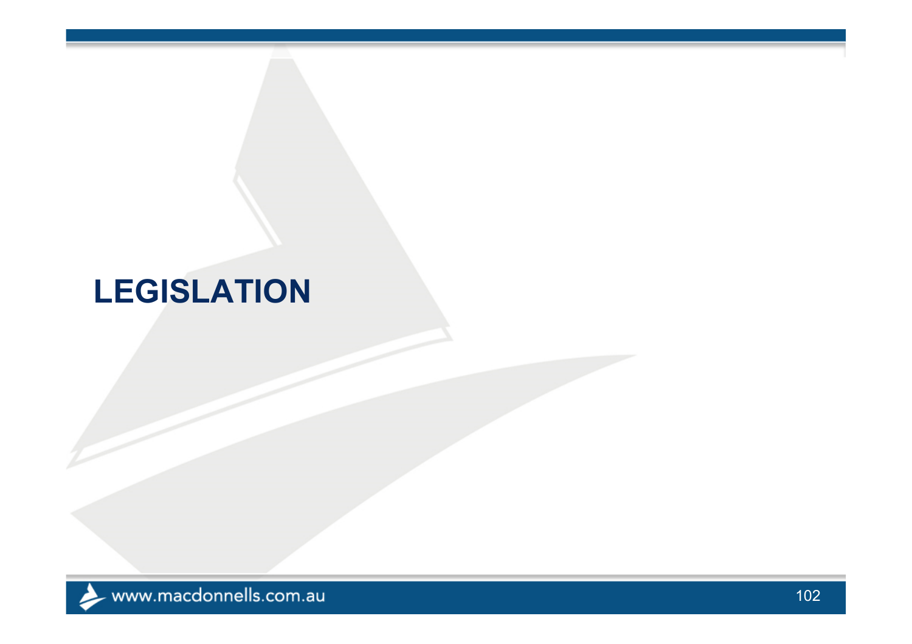# LEGISLATION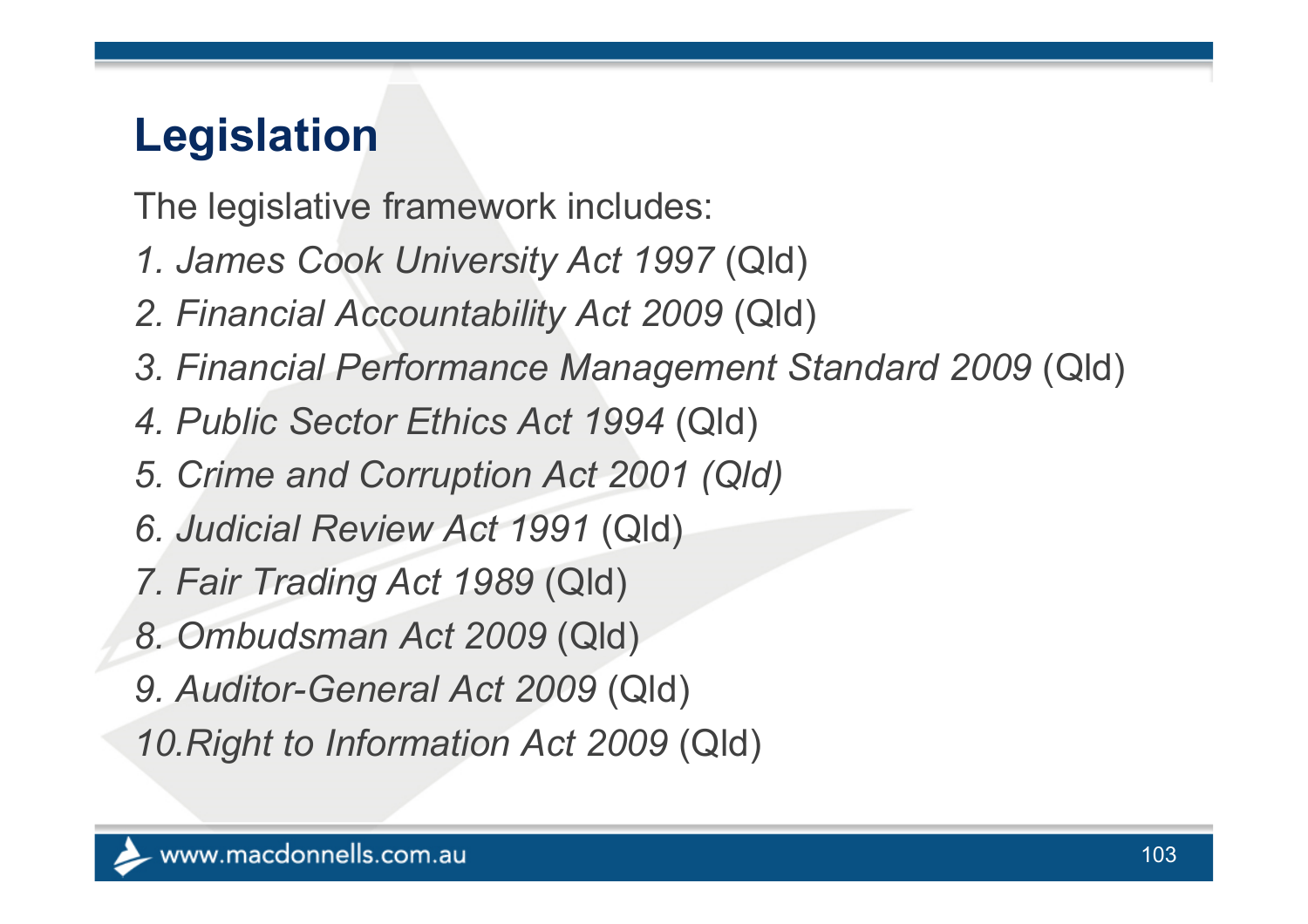# Legislation

The legislative framework includes:

1. *James Cook University Act 1997* (Qld)
2. *Financial Accountability Act 2009* (Qld)
3. *Financial Performance Management Standard 2009* (Qld)
4. *Public Sector Ethics Act 1994* (Qld)
5. *Crime and Corruption Act 2001 (Qld)*
6. *Judicial Review Act 1991* (Qld)
7. *Fair Trading Act 1989* (Qld)
8. *Ombudsman Act 2009* (Qld)
9. *Auditor-General Act 2009* (Qld)
10. *Right to Information Act 2009* (Qld)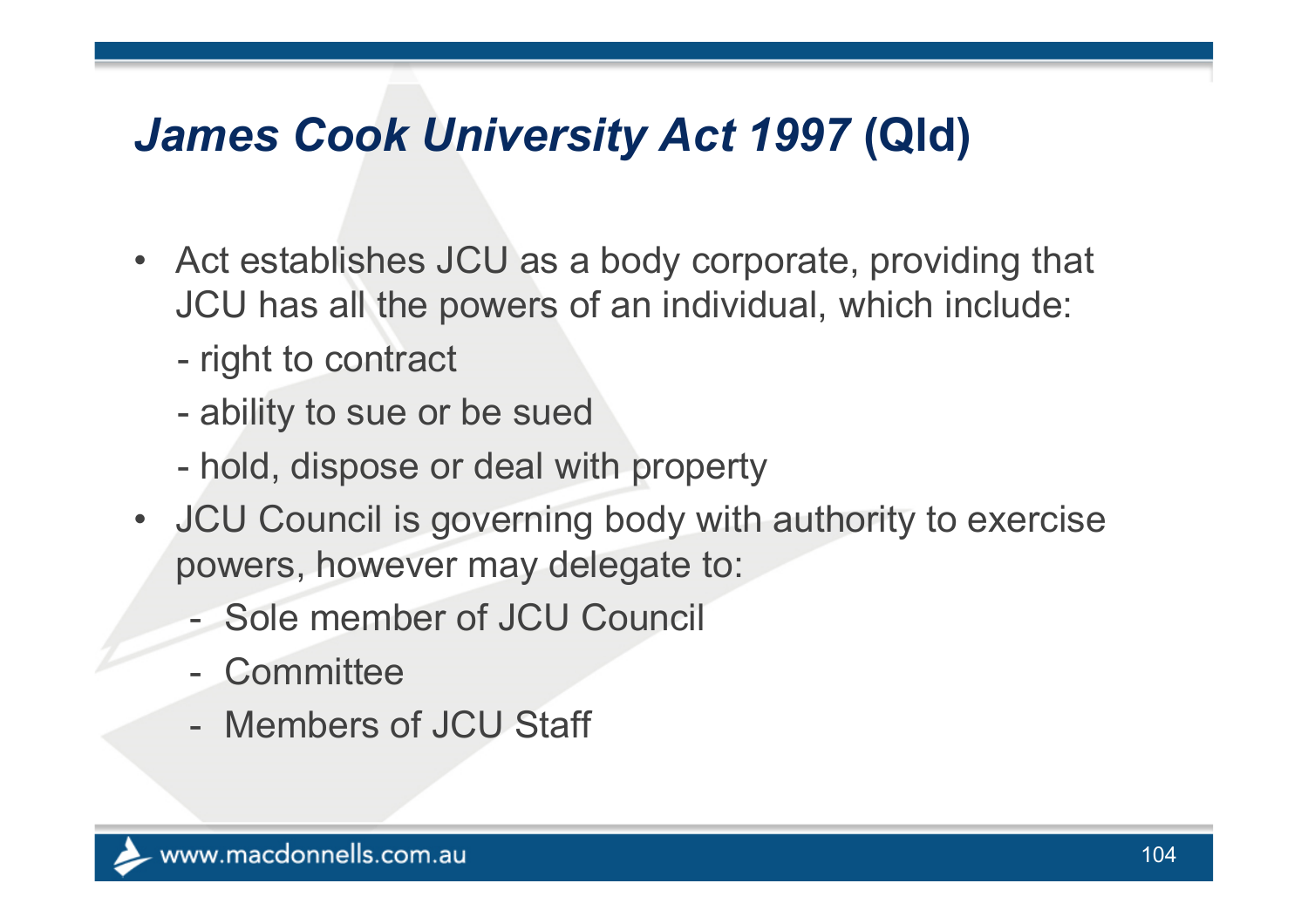# *James Cook University Act 1997* (Qld)

- Act establishes JCU as a body corporate, providing that JCU has all the powers of an individual, which include:
  - right to contract
  - ability to sue or be sued
  - hold, dispose or deal with property
- JCU Council is governing body with authority to exercise powers, however may delegate to:
  - Sole member of JCU Council
  - Committee
  - Members of JCU Staff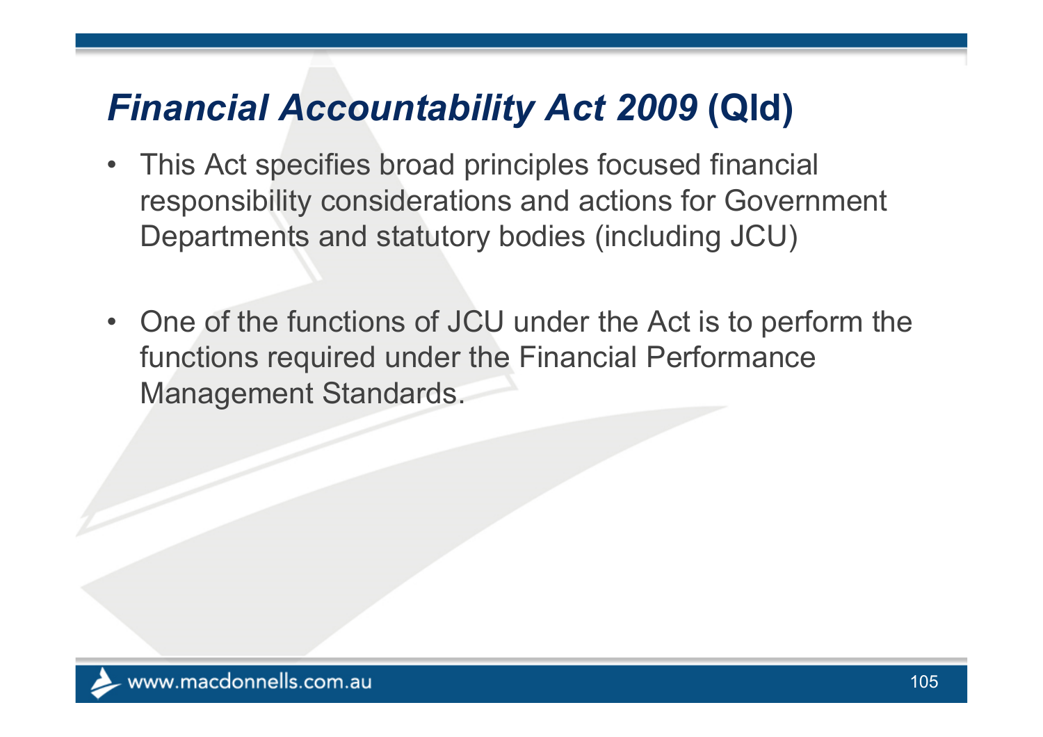# *Financial Accountability Act 2009* (Qld)

- This Act specifies broad principles focused financial responsibility considerations and actions for Government Departments and statutory bodies (including JCU)

- One of the functions of JCU under the Act is to perform the functions required under the Financial Performance Management Standards.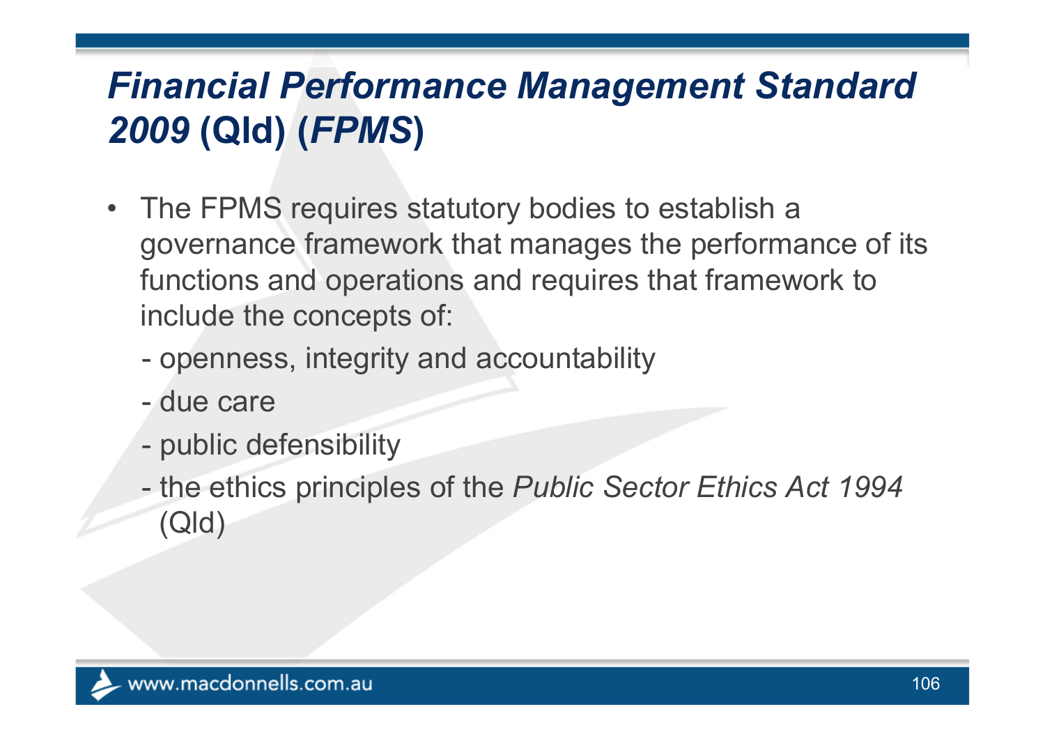# *Financial Performance Management Standard 2009* (Qld) (*FPMS*)

- The FPMS requires statutory bodies to establish a governance framework that manages the performance of its functions and operations and requires that framework to include the concepts of:
  - openness, integrity and accountability
  - due care
  - public defensibility
  - the ethics principles of the *Public Sector Ethics Act 1994* (Qld)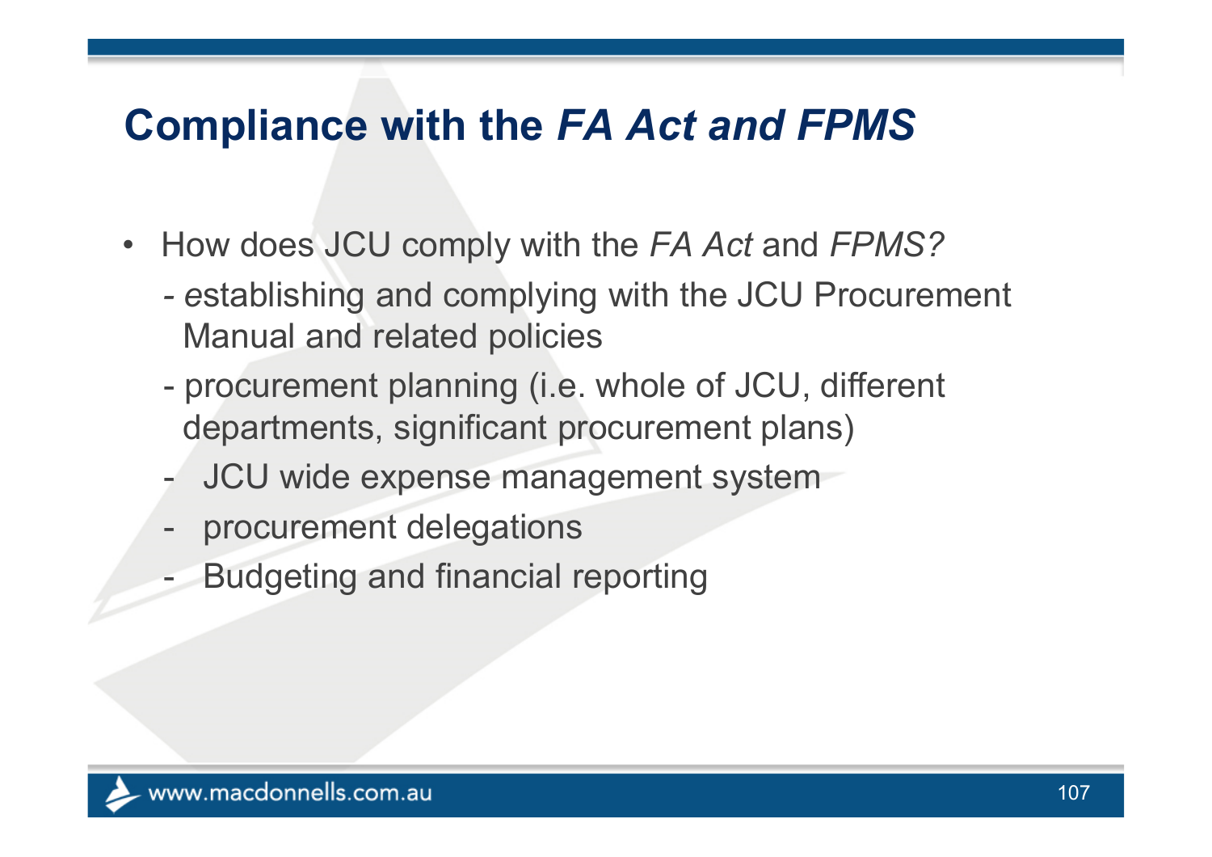# Compliance with the *FA Act and FPMS*

- How does JCU comply with the *FA Act* and *FPMS?*
  - establishing and complying with the JCU Procurement Manual and related policies
  - procurement planning (i.e. whole of JCU, different departments, significant procurement plans)
  - JCU wide expense management system
  - procurement delegations
  - Budgeting and financial reporting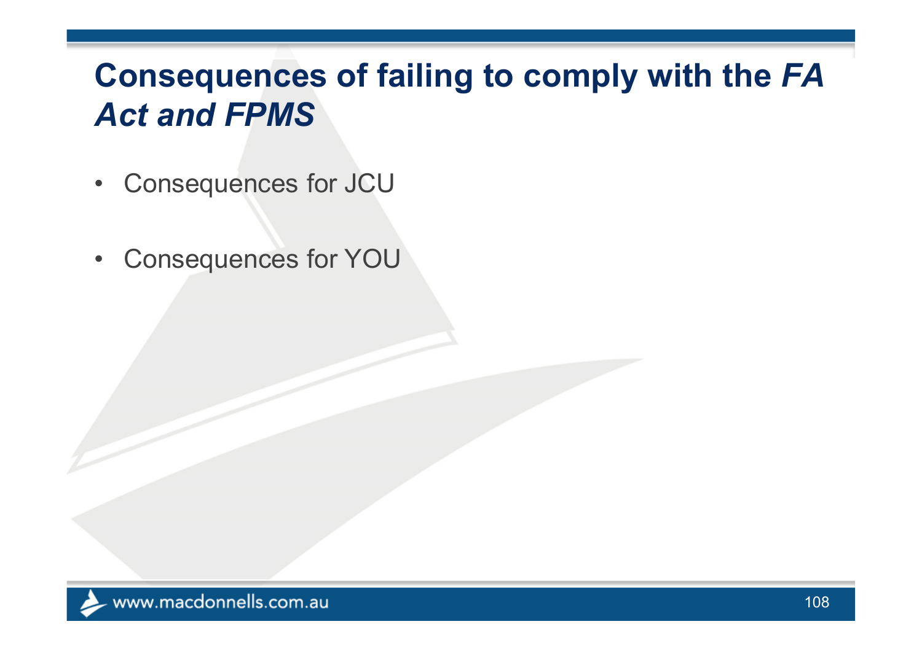# Consequences of failing to comply with the *FA Act and FPMS*

- Consequences for JCU
- Consequences for YOU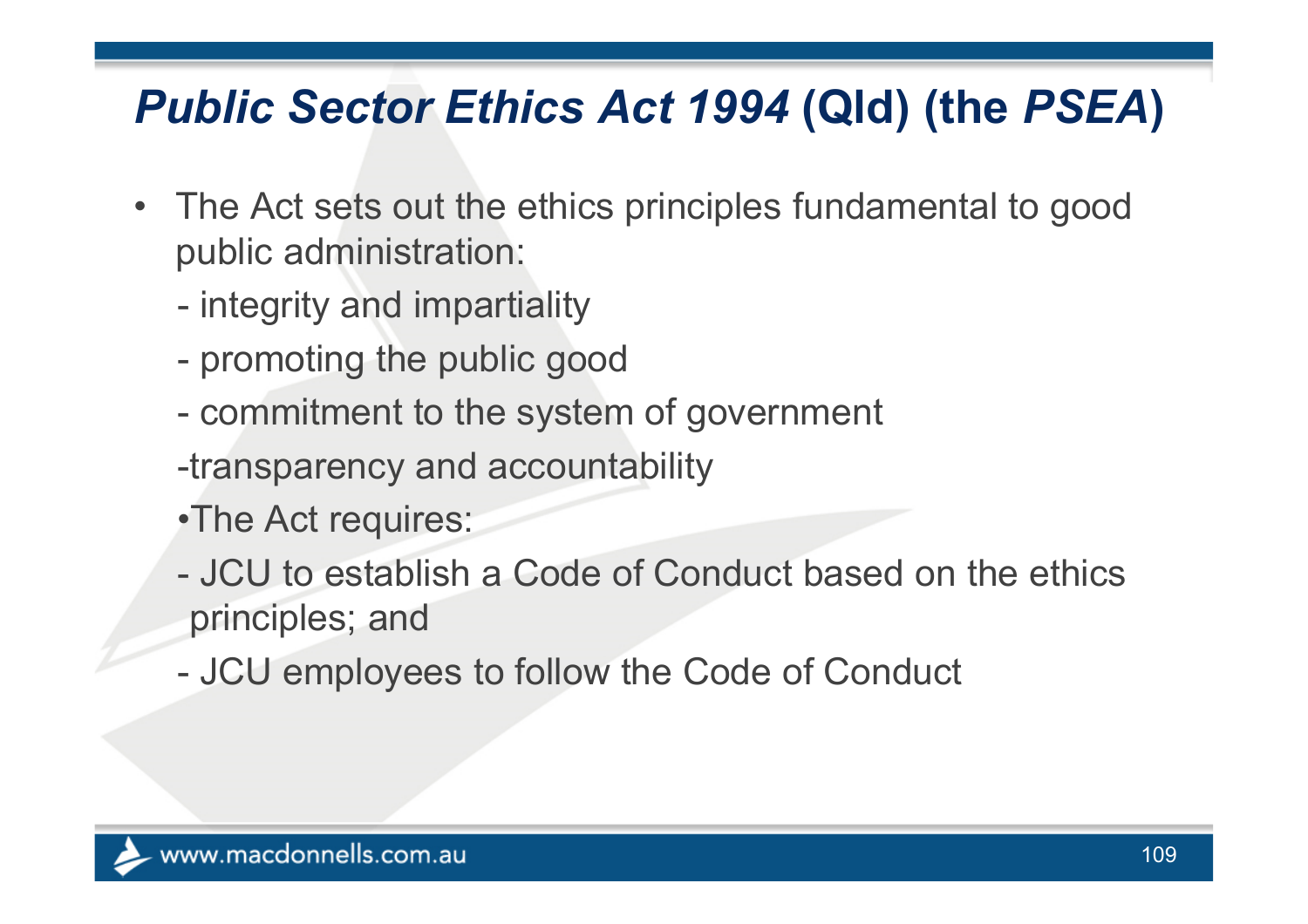# *Public Sector Ethics Act 1994* (Qld) (the *PSEA*)

- The Act sets out the ethics principles fundamental to good public administration:
  - integrity and impartiality
  - promoting the public good
  - commitment to the system of government
  - transparency and accountability
- The Act requires:
  - JCU to establish a Code of Conduct based on the ethics principles; and
  - JCU employees to follow the Code of Conduct

www.macdonnells.com.au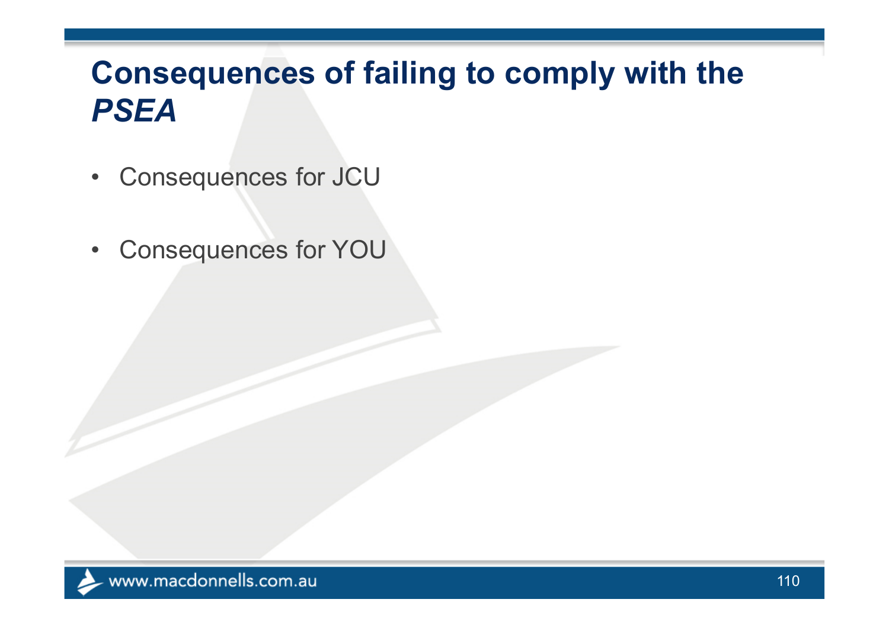# Consequences of failing to comply with the *PSEA*

- Consequences for JCU
- Consequences for YOU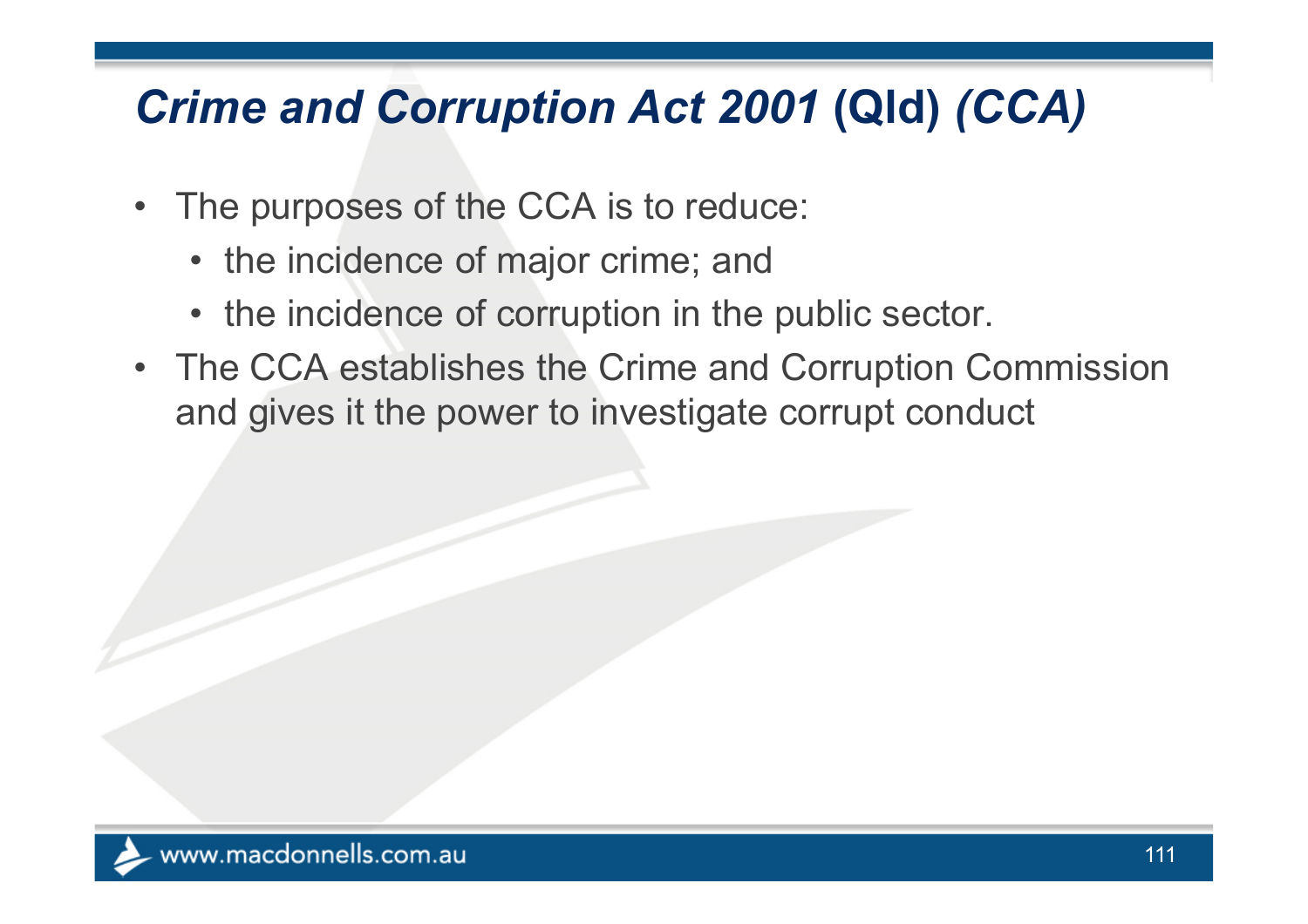# *Crime and Corruption Act 2001* (Qld) *(CCA)*

- The purposes of the CCA is to reduce:
  - the incidence of major crime; and
  - the incidence of corruption in the public sector.
- The CCA establishes the Crime and Corruption Commission and gives it the power to investigate corrupt conduct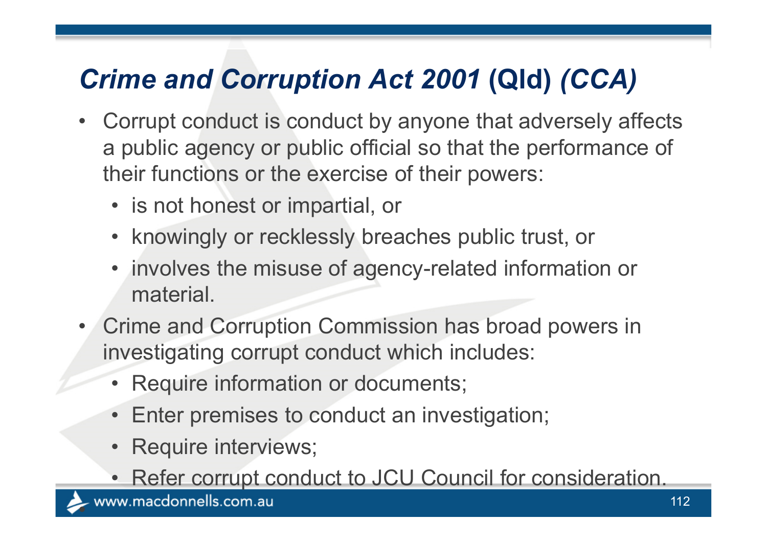# *Crime and Corruption Act 2001* (Qld) *(CCA)*

- Corrupt conduct is conduct by anyone that adversely affects a public agency or public official so that the performance of their functions or the exercise of their powers:
  - is not honest or impartial, or
  - knowingly or recklessly breaches public trust, or
  - involves the misuse of agency-related information or material.
- Crime and Corruption Commission has broad powers in investigating corrupt conduct which includes:
  - Require information or documents;
  - Enter premises to conduct an investigation;
  - Require interviews;
  - Refer corrupt conduct to JCU Council for consideration.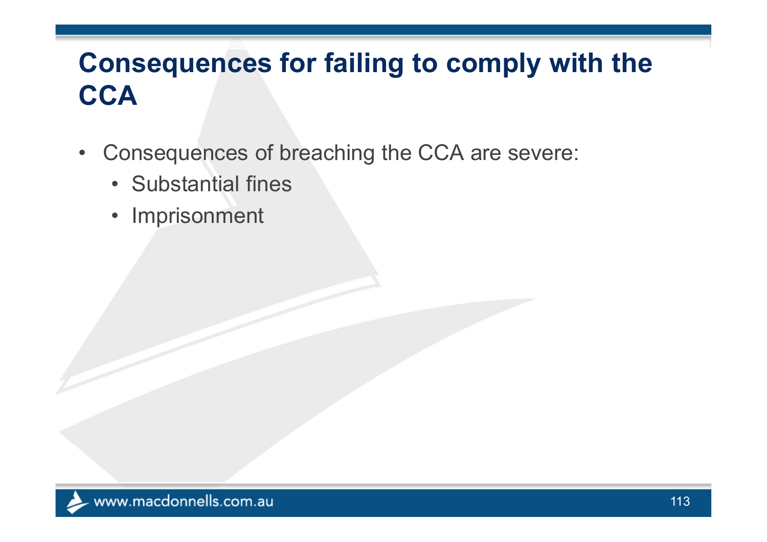# Consequences for failing to comply with the CCA

- Consequences of breaching the CCA are severe:
  - Substantial fines
  - Imprisonment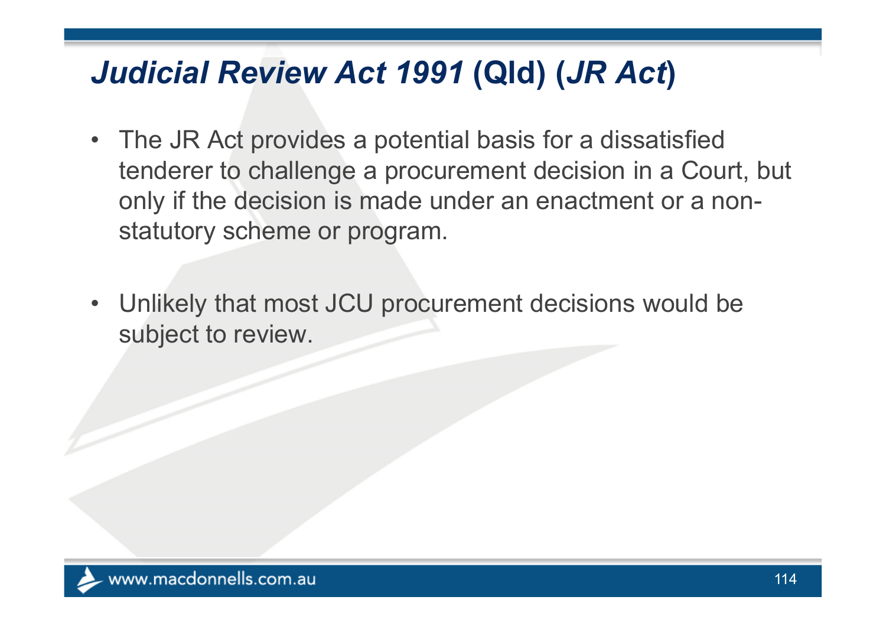# *Judicial Review Act 1991* (Qld) (*JR Act*)

- The JR Act provides a potential basis for a dissatisfied tenderer to challenge a procurement decision in a Court, but only if the decision is made under an enactment or a non-statutory scheme or program.

- Unlikely that most JCU procurement decisions would be subject to review.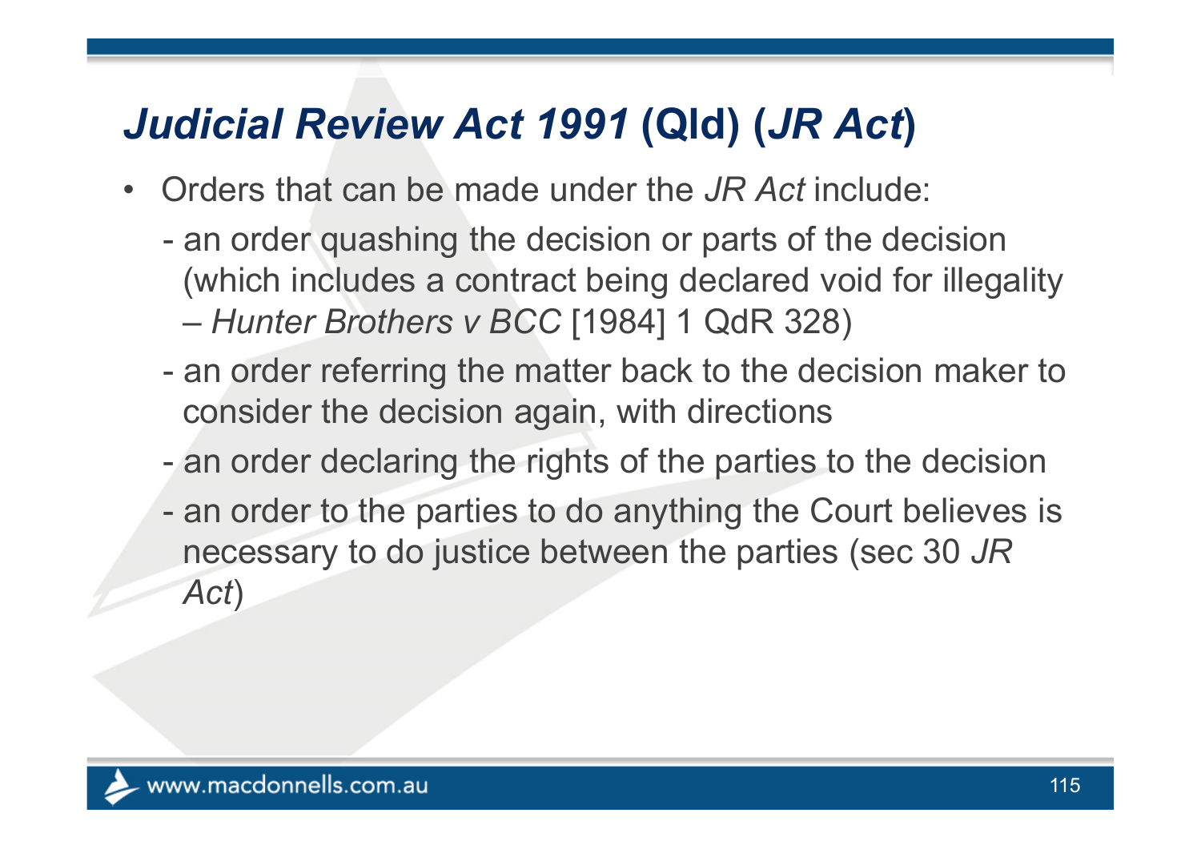# *Judicial Review Act 1991* (Qld) (*JR Act*)

- Orders that can be made under the *JR Act* include:
  - an order quashing the decision or parts of the decision (which includes a contract being declared void for illegality – *Hunter Brothers v BCC* [1984] 1 QdR 328)
  - an order referring the matter back to the decision maker to consider the decision again, with directions
  - an order declaring the rights of the parties to the decision
  - an order to the parties to do anything the Court believes is necessary to do justice between the parties (sec 30 *JR Act*)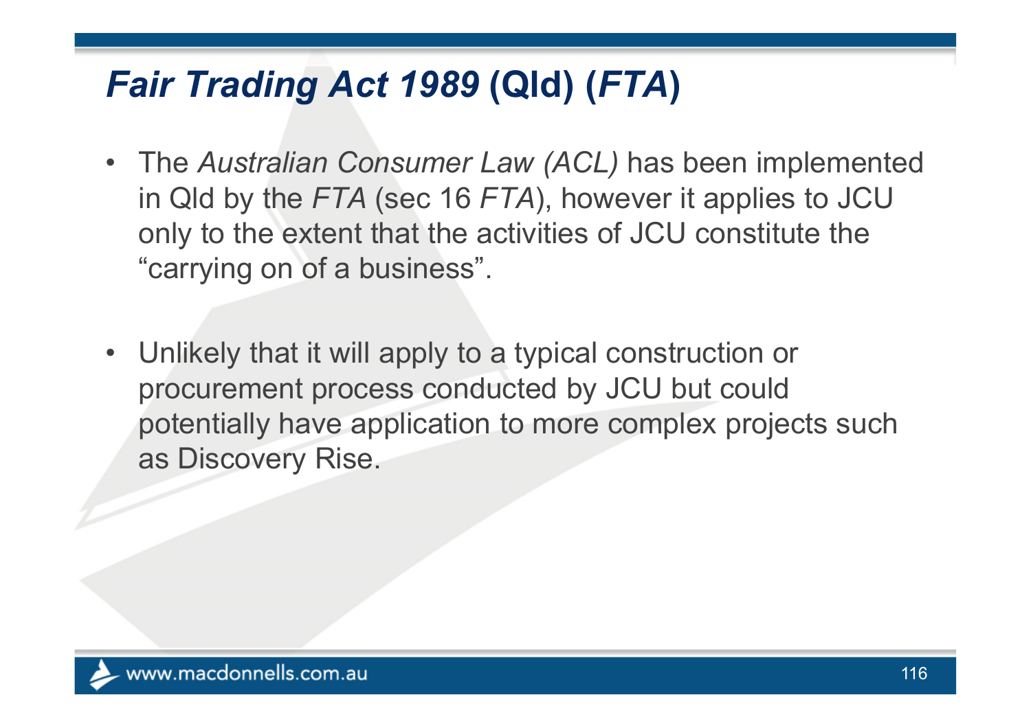# *Fair Trading Act 1989* (Qld) (*FTA*)

- The *Australian Consumer Law (ACL)* has been implemented in Qld by the *FTA* (sec 16 *FTA*), however it applies to JCU only to the extent that the activities of JCU constitute the "carrying on of a business".

- Unlikely that it will apply to a typical construction or procurement process conducted by JCU but could potentially have application to more complex projects such as Discovery Rise.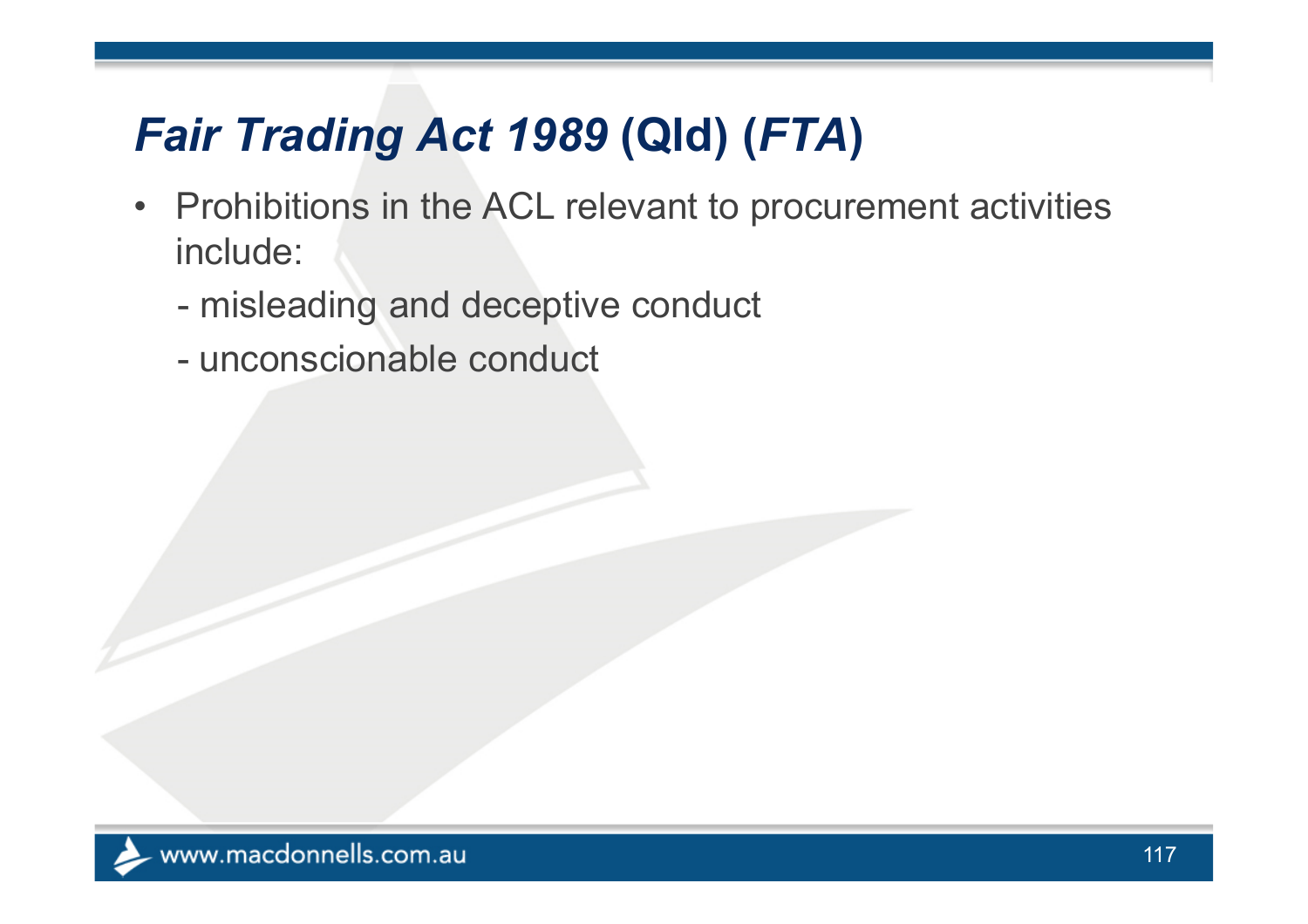# *Fair Trading Act 1989* (Qld) (*FTA*)

- Prohibitions in the ACL relevant to procurement activities include:
  - misleading and deceptive conduct
  - unconscionable conduct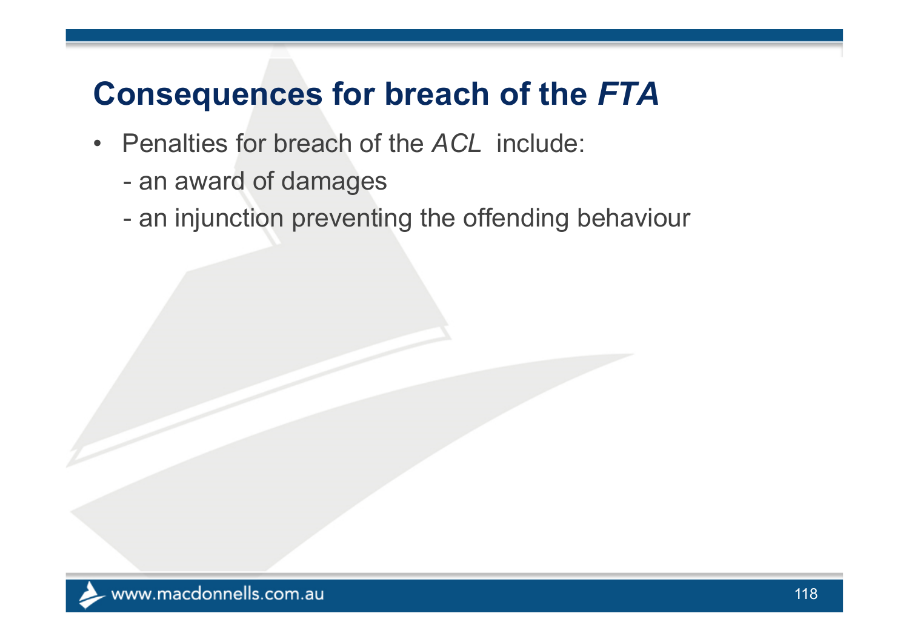# Consequences for breach of the *FTA*

- Penalties for breach of the *ACL* include:
  - an award of damages
  - an injunction preventing the offending behaviour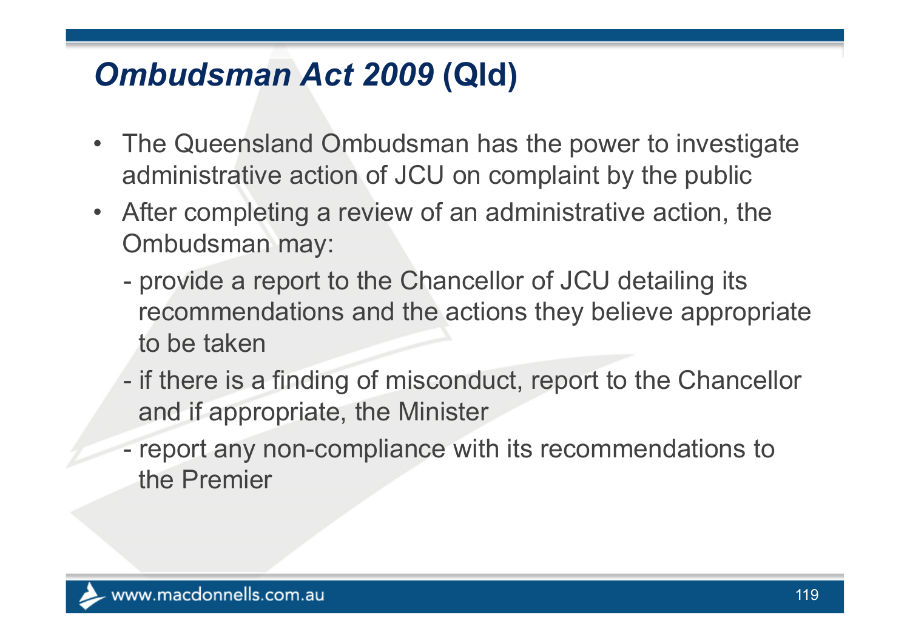# *Ombudsman Act 2009* (Qld)

- The Queensland Ombudsman has the power to investigate administrative action of JCU on complaint by the public
- After completing a review of an administrative action, the Ombudsman may:
  - provide a report to the Chancellor of JCU detailing its recommendations and the actions they believe appropriate to be taken
  - if there is a finding of misconduct, report to the Chancellor and if appropriate, the Minister
  - report any non-compliance with its recommendations to the Premier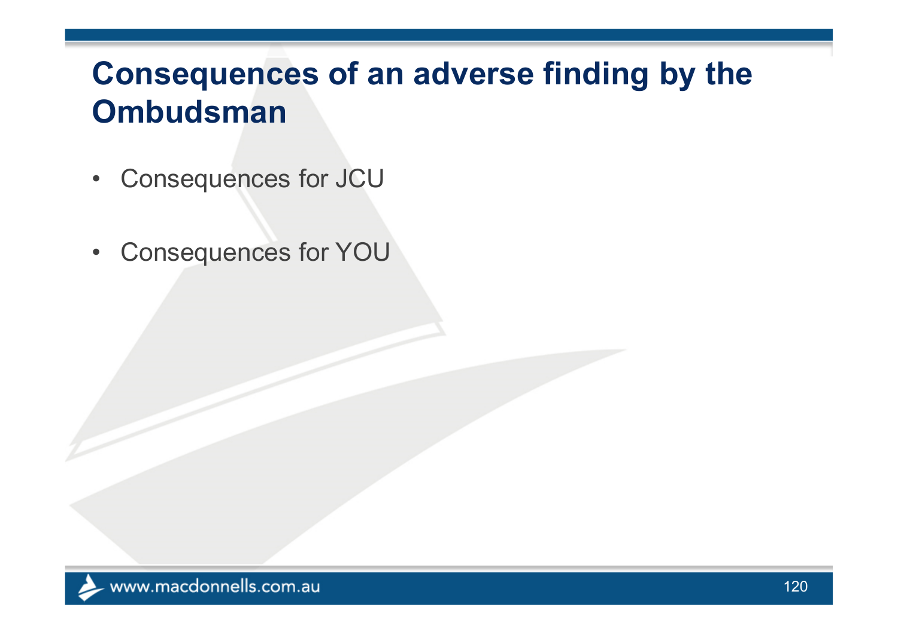# Consequences of an adverse finding by the Ombudsman

- Consequences for JCU
- Consequences for YOU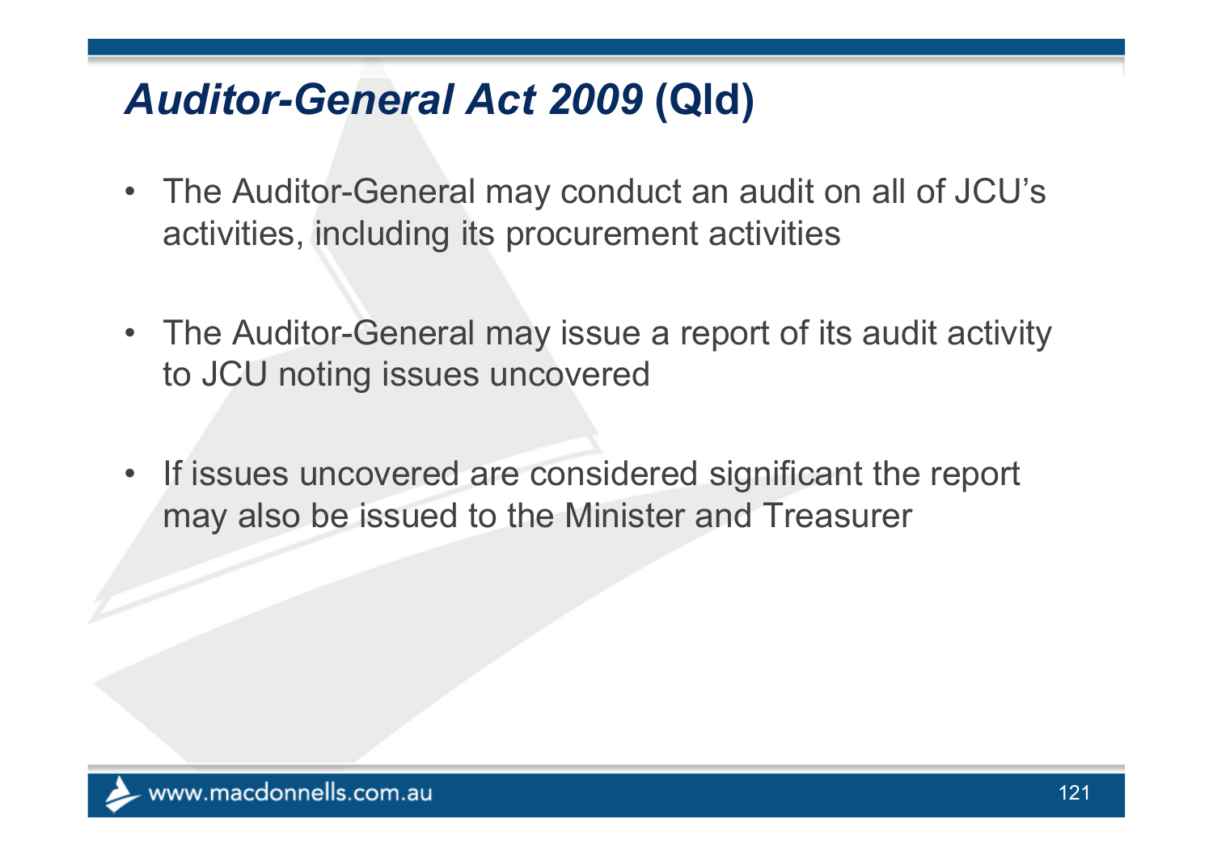# *Auditor-General Act 2009* (Qld)

- The Auditor-General may conduct an audit on all of JCU's activities, including its procurement activities
- The Auditor-General may issue a report of its audit activity to JCU noting issues uncovered
- If issues uncovered are considered significant the report may also be issued to the Minister and Treasurer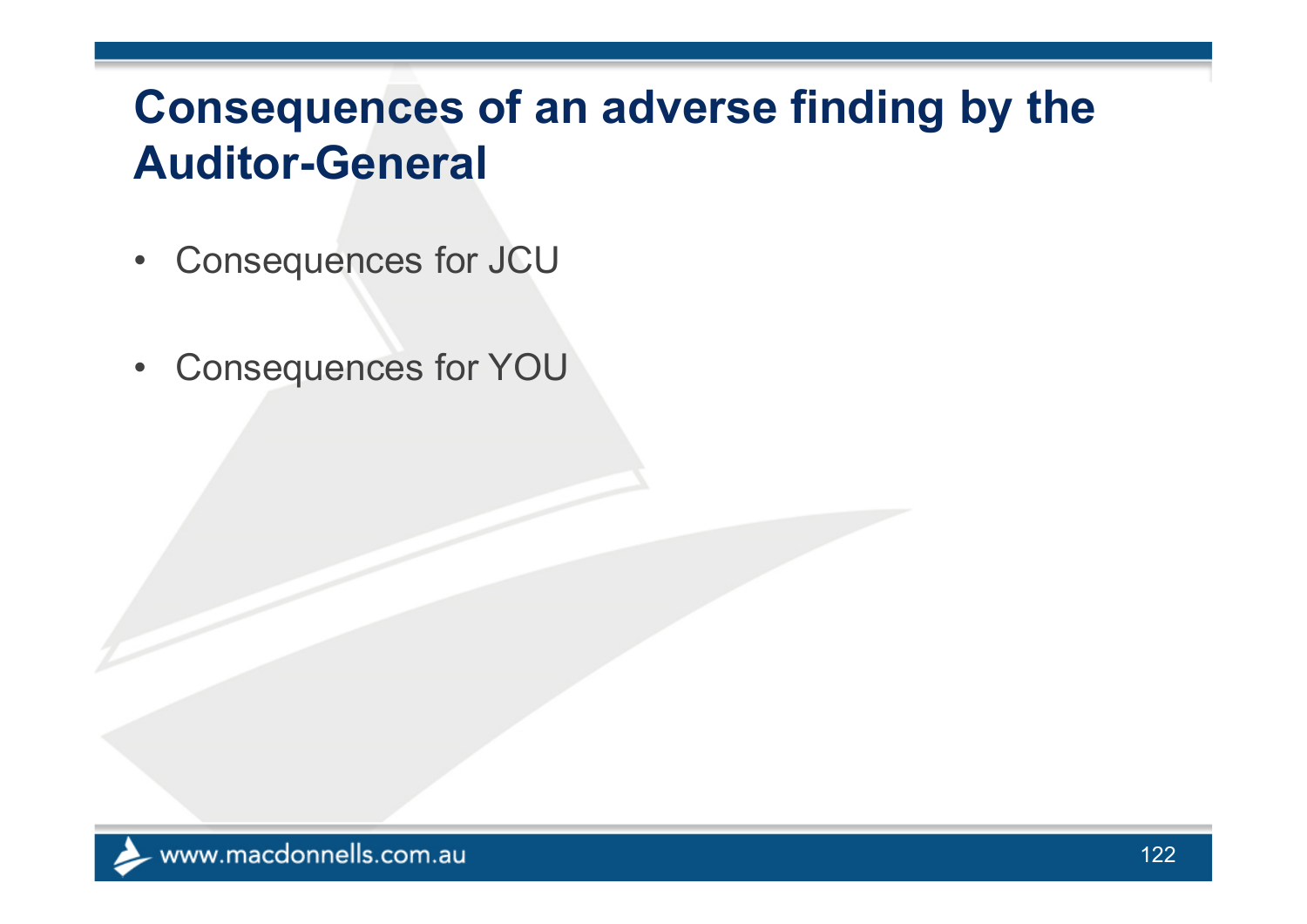# Consequences of an adverse finding by the Auditor-General

- Consequences for JCU
- Consequences for YOU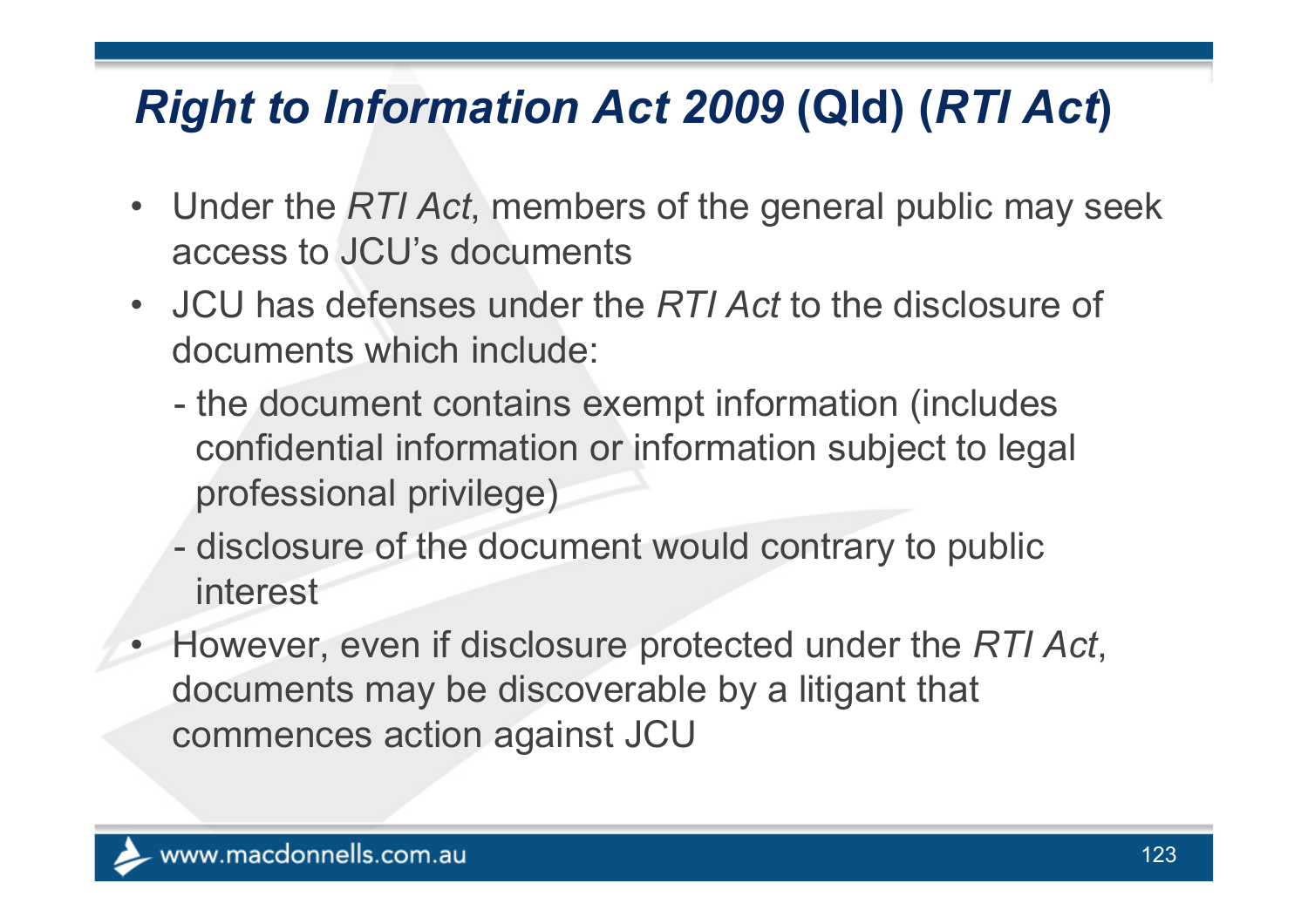# *Right to Information Act 2009* (Qld) (*RTI Act*)

- Under the *RTI Act*, members of the general public may seek access to JCU's documents
- JCU has defenses under the *RTI Act* to the disclosure of documents which include:
  - the document contains exempt information (includes confidential information or information subject to legal professional privilege)
  - disclosure of the document would contrary to public interest
- However, even if disclosure protected under the *RTI Act*, documents may be discoverable by a litigant that commences action against JCU

www.macdonnells.com.au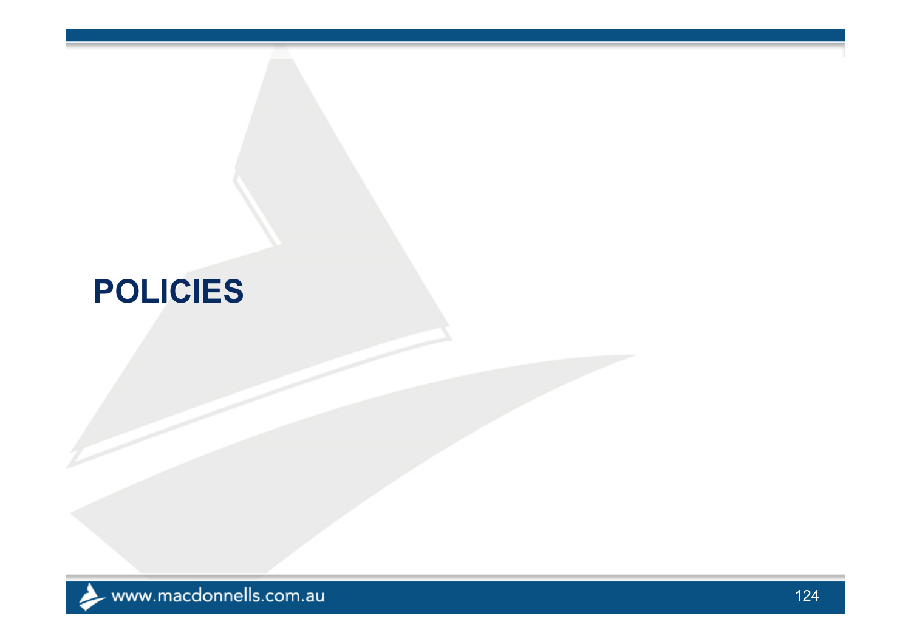# POLICIES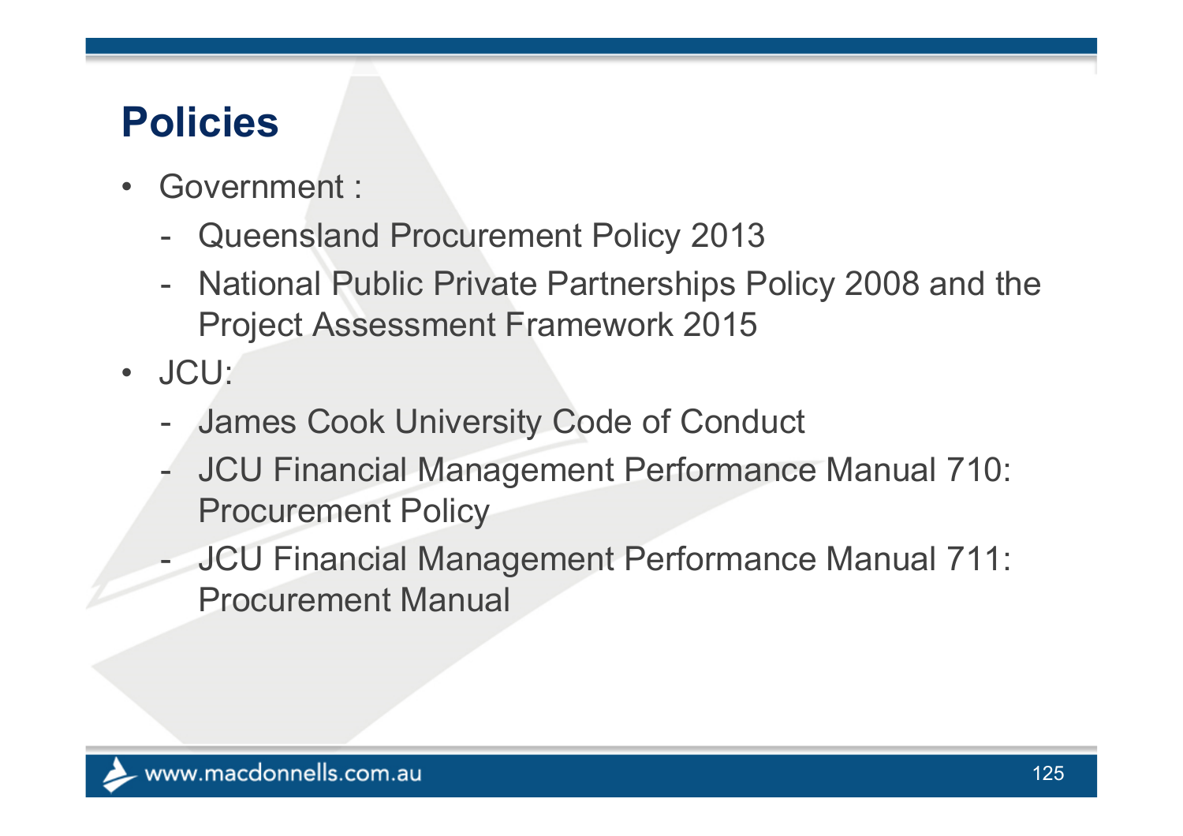# Policies

- Government :
  - Queensland Procurement Policy 2013
  - National Public Private Partnerships Policy 2008 and the Project Assessment Framework 2015
- JCU:
  - James Cook University Code of Conduct
  - JCU Financial Management Performance Manual 710: Procurement Policy
  - JCU Financial Management Performance Manual 711: Procurement Manual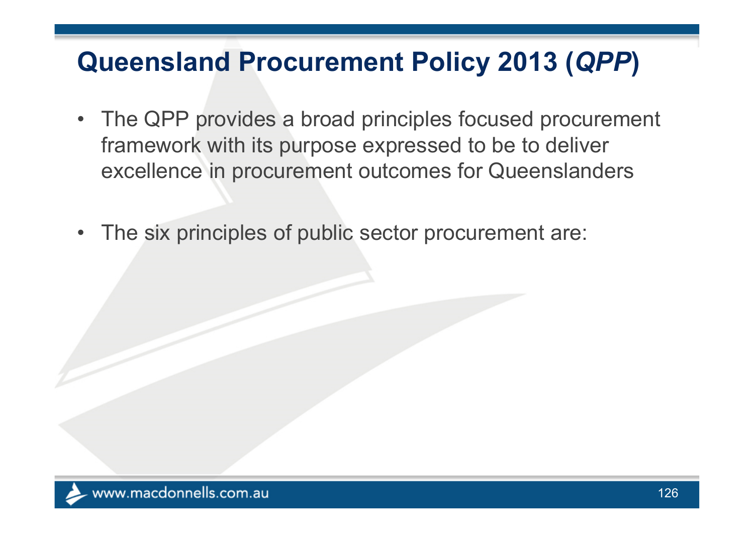# Queensland Procurement Policy 2013 (*QPP*)

- The QPP provides a broad principles focused procurement framework with its purpose expressed to be to deliver excellence in procurement outcomes for Queenslanders
- The six principles of public sector procurement are: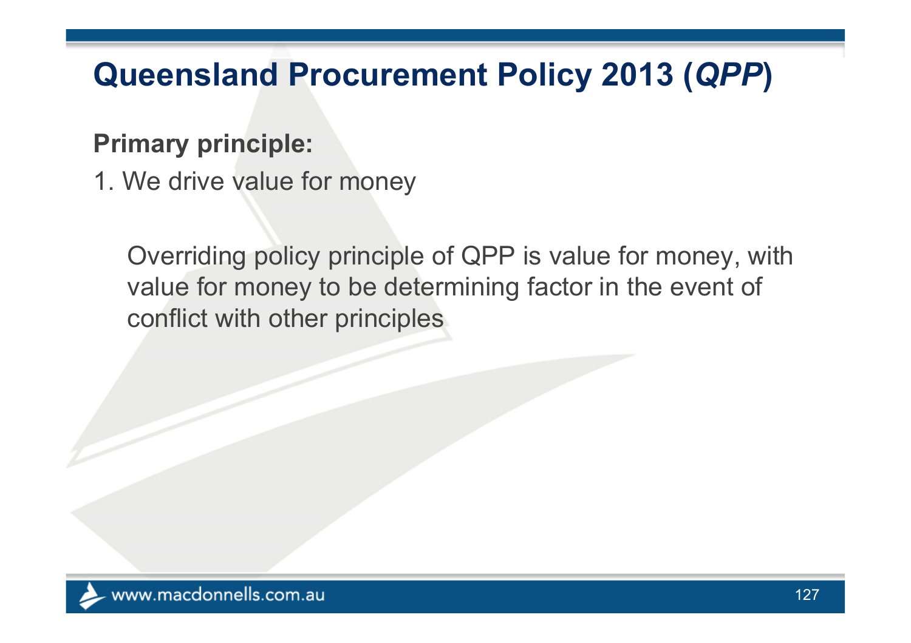# Queensland Procurement Policy 2013 (*QPP*)

**Primary principle:**

1. We drive value for money

   Overriding policy principle of QPP is value for money, with value for money to be determining factor in the event of conflict with other principles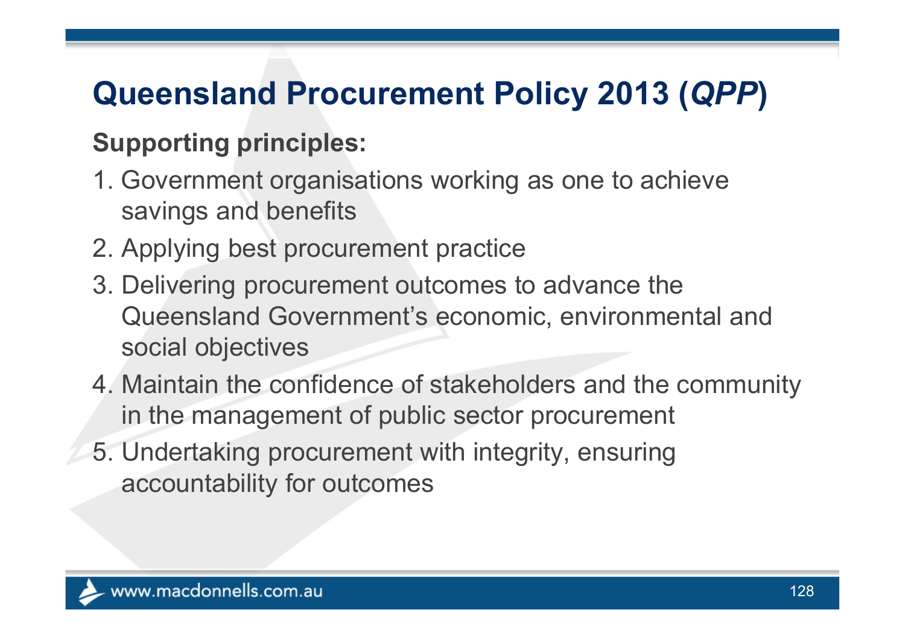# Queensland Procurement Policy 2013 (*QPP*)

**Supporting principles:**

1. Government organisations working as one to achieve savings and benefits
2. Applying best procurement practice
3. Delivering procurement outcomes to advance the Queensland Government's economic, environmental and social objectives
4. Maintain the confidence of stakeholders and the community in the management of public sector procurement
5. Undertaking procurement with integrity, ensuring accountability for outcomes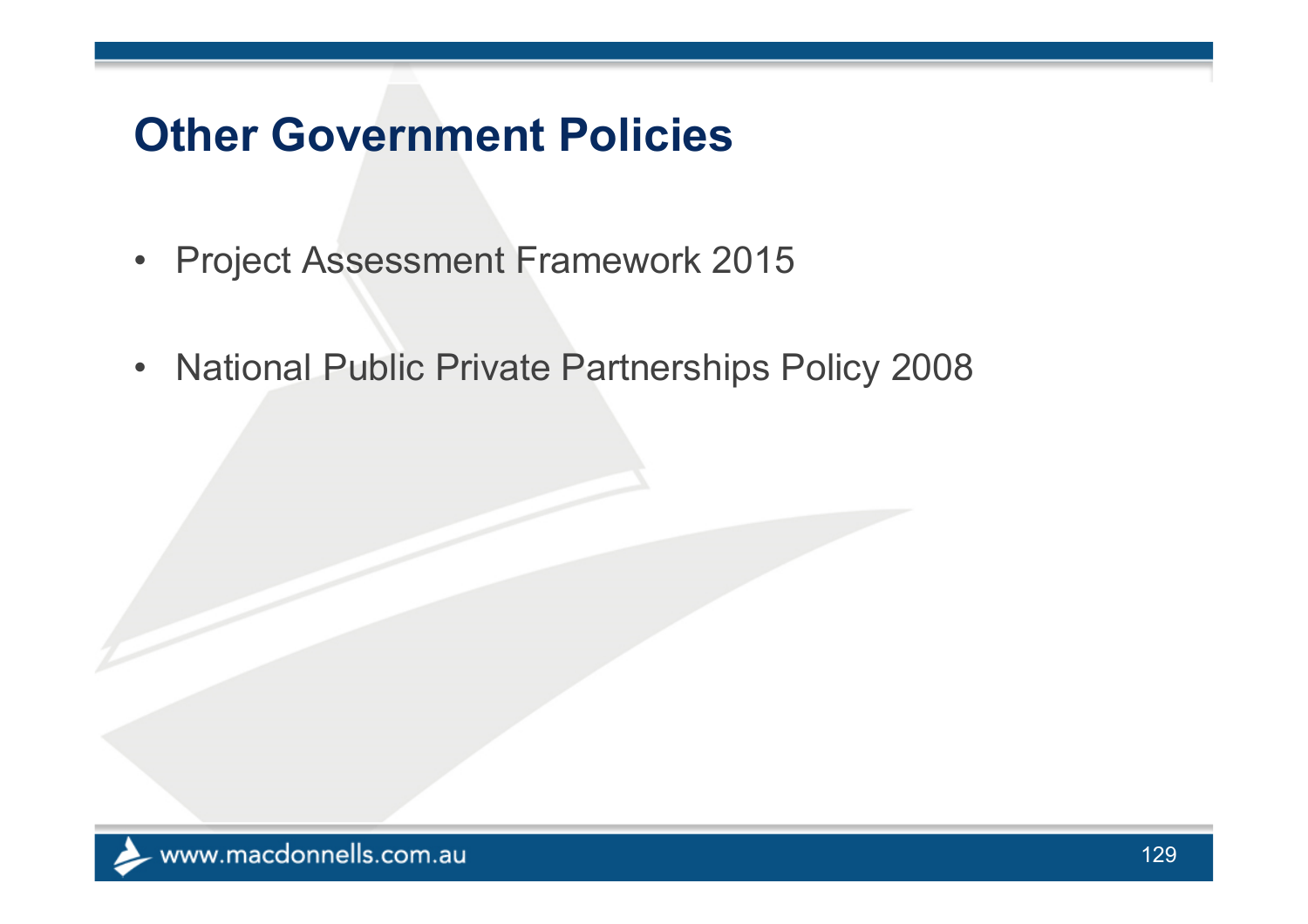# Other Government Policies

- Project Assessment Framework 2015
- National Public Private Partnerships Policy 2008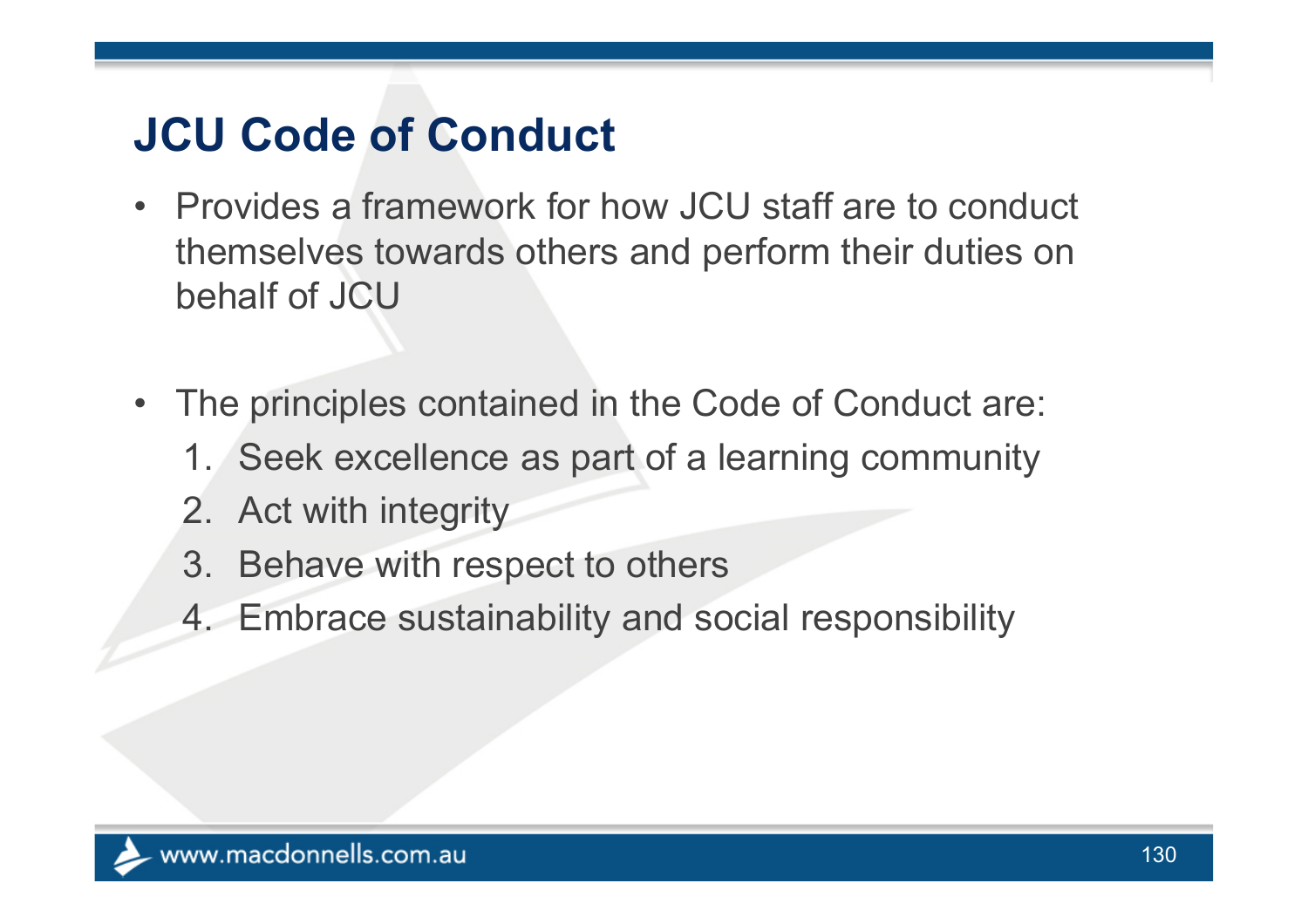# JCU Code of Conduct

- Provides a framework for how JCU staff are to conduct themselves towards others and perform their duties on behalf of JCU

- The principles contained in the Code of Conduct are:
  1. Seek excellence as part of a learning community
  2. Act with integrity
  3. Behave with respect to others
  4. Embrace sustainability and social responsibility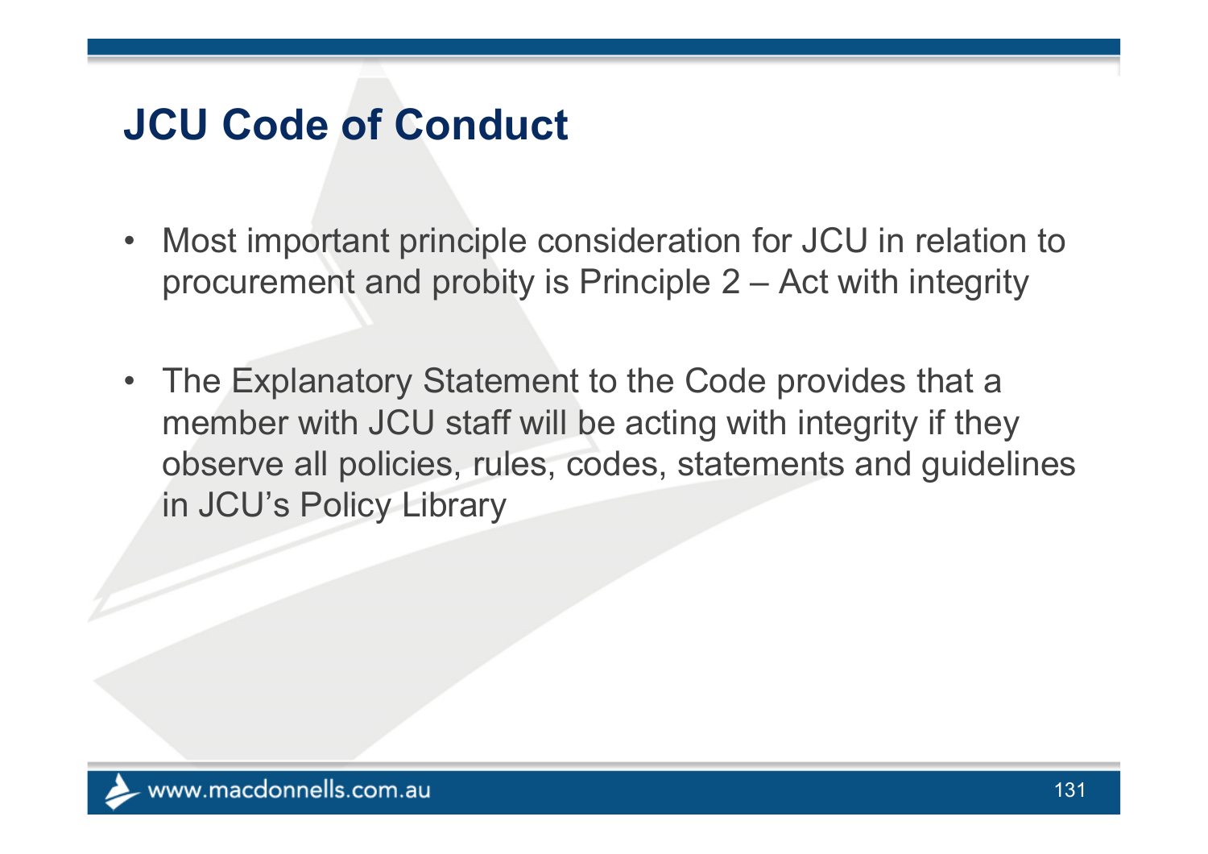# JCU Code of Conduct

- Most important principle consideration for JCU in relation to procurement and probity is Principle 2 – Act with integrity
- The Explanatory Statement to the Code provides that a member with JCU staff will be acting with integrity if they observe all policies, rules, codes, statements and guidelines in JCU's Policy Library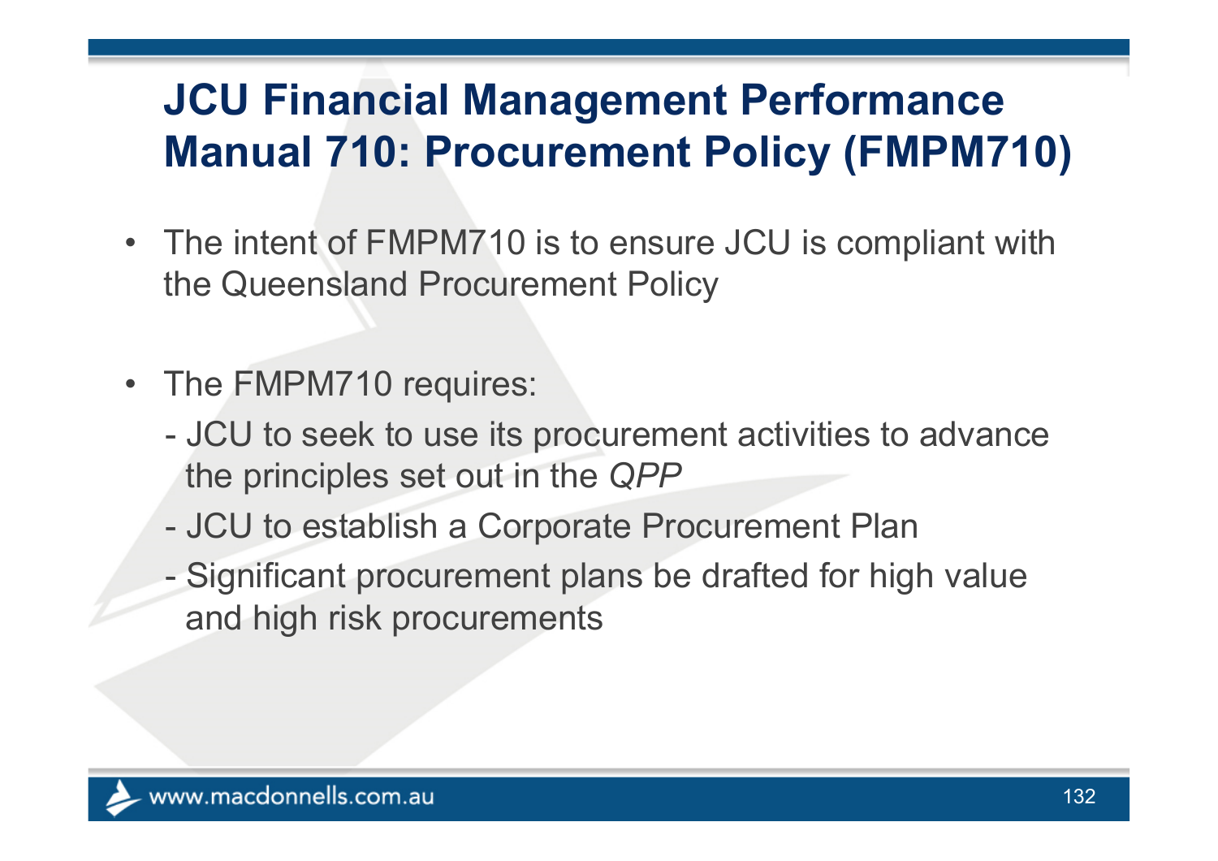# JCU Financial Management Performance Manual 710: Procurement Policy (FMPM710)

- The intent of FMPM710 is to ensure JCU is compliant with the Queensland Procurement Policy
- The FMPM710 requires:
  - JCU to seek to use its procurement activities to advance the principles set out in the *QPP*
  - JCU to establish a Corporate Procurement Plan
  - Significant procurement plans be drafted for high value and high risk procurements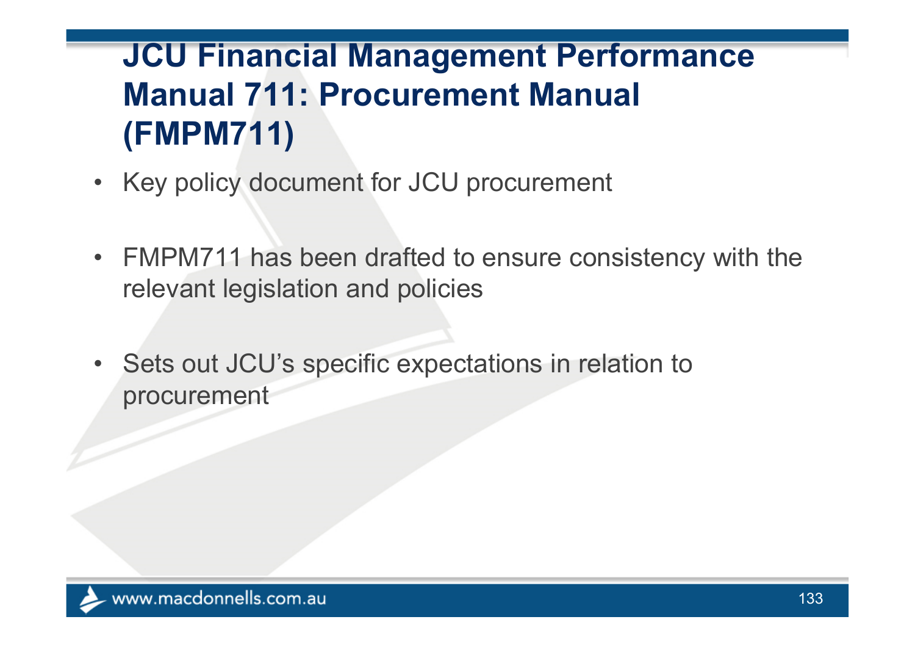# JCU Financial Management Performance Manual 711: Procurement Manual (FMPM711)

- Key policy document for JCU procurement
- FMPM711 has been drafted to ensure consistency with the relevant legislation and policies
- Sets out JCU's specific expectations in relation to procurement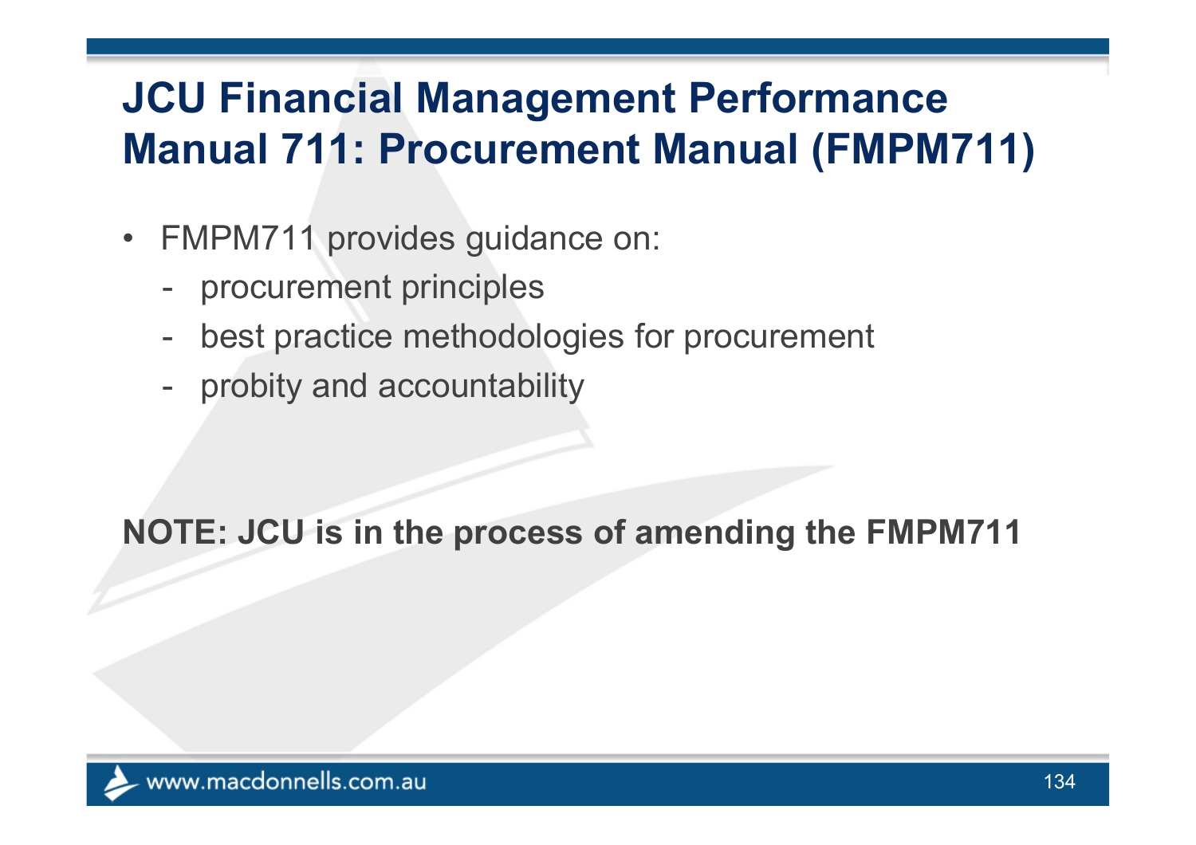# JCU Financial Management Performance Manual 711: Procurement Manual (FMPM711)

- FMPM711 provides guidance on:
  - procurement principles
  - best practice methodologies for procurement
  - probity and accountability

**NOTE: JCU is in the process of amending the FMPM711**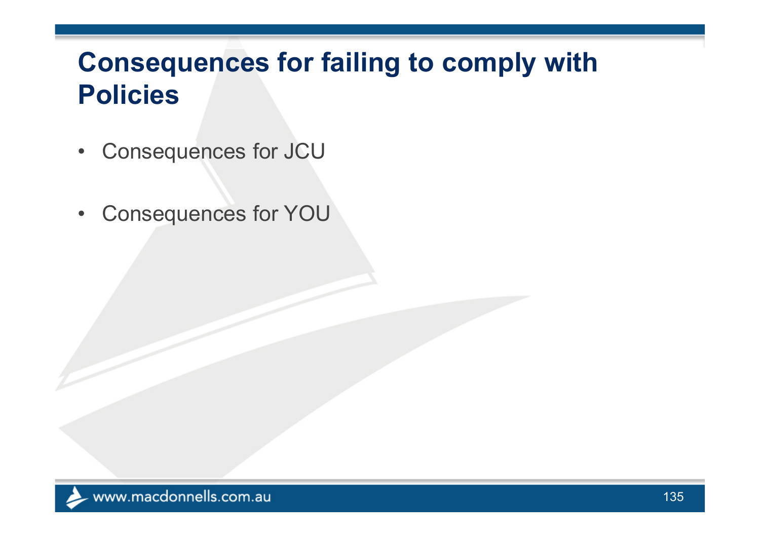# Consequences for failing to comply with Policies

- Consequences for JCU
- Consequences for YOU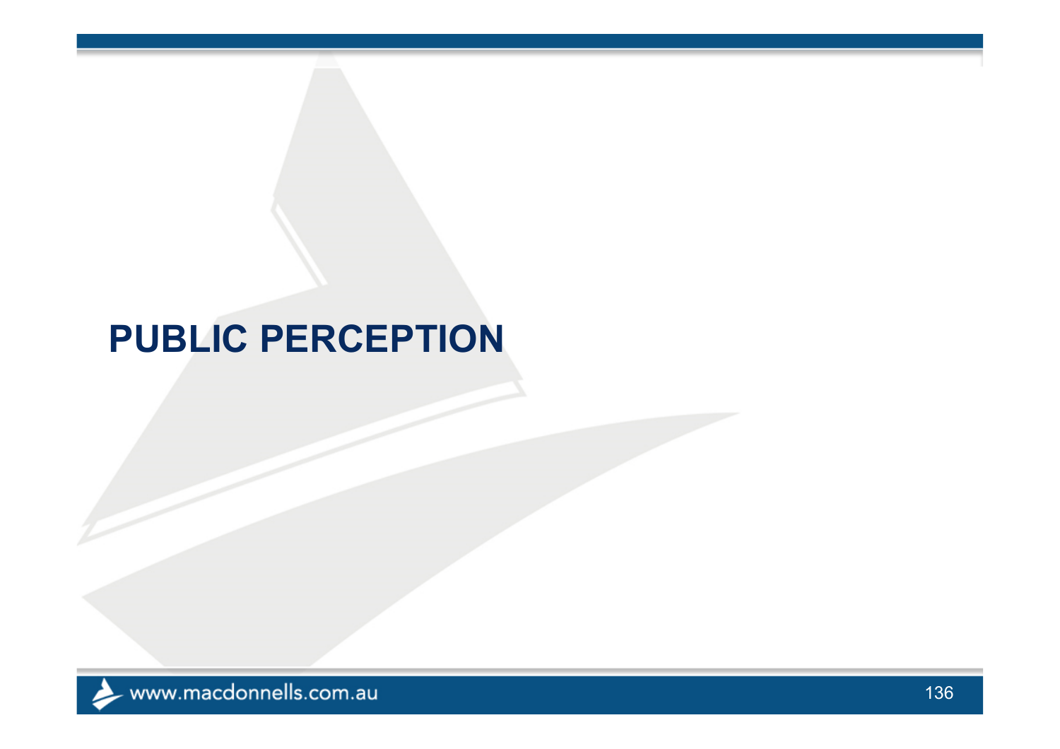# PUBLIC PERCEPTION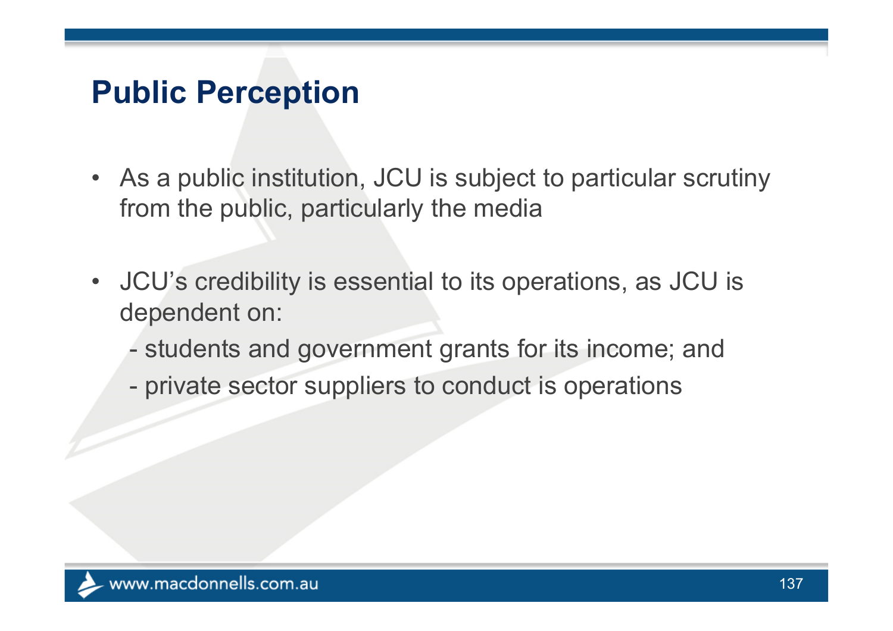# Public Perception

- As a public institution, JCU is subject to particular scrutiny from the public, particularly the media

- JCU's credibility is essential to its operations, as JCU is dependent on:
  - students and government grants for its income; and
  - private sector suppliers to conduct is operations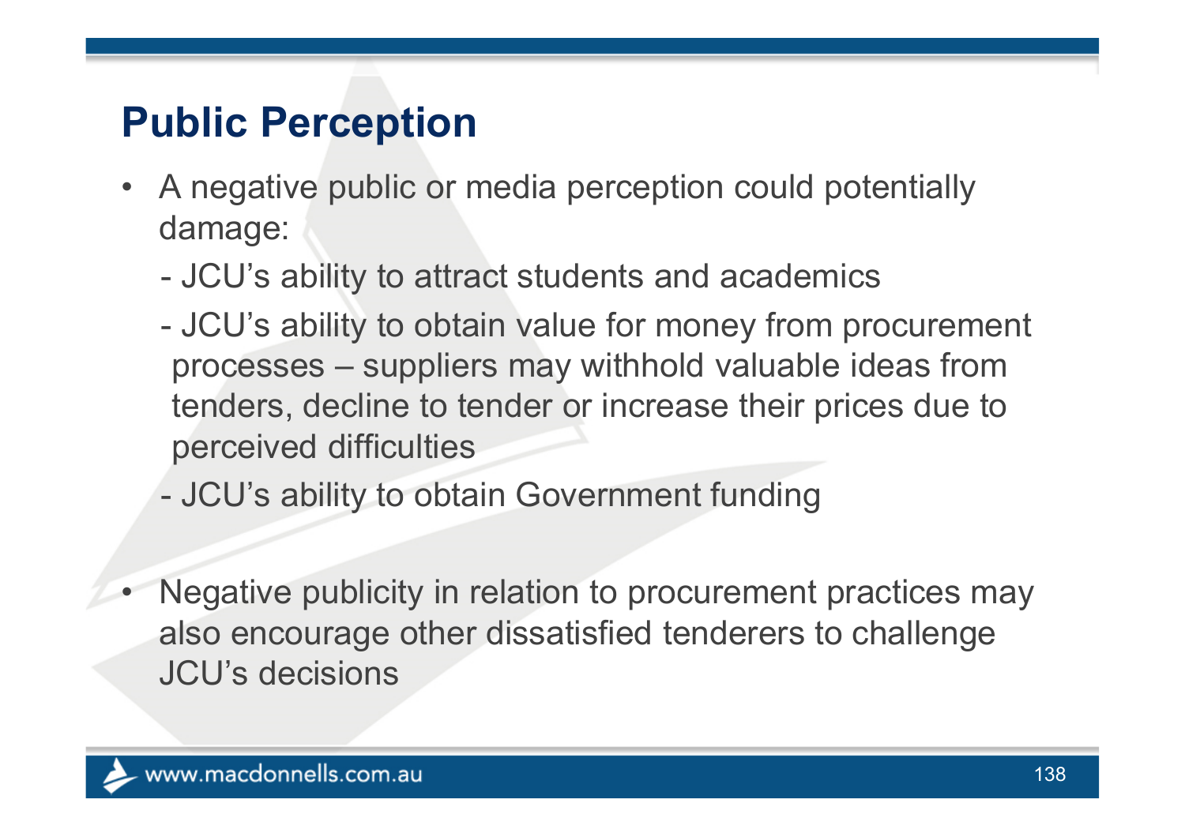# Public Perception

- A negative public or media perception could potentially damage:
  - JCU's ability to attract students and academics
  - JCU's ability to obtain value for money from procurement processes – suppliers may withhold valuable ideas from tenders, decline to tender or increase their prices due to perceived difficulties
  - JCU's ability to obtain Government funding

- Negative publicity in relation to procurement practices may also encourage other dissatisfied tenderers to challenge JCU's decisions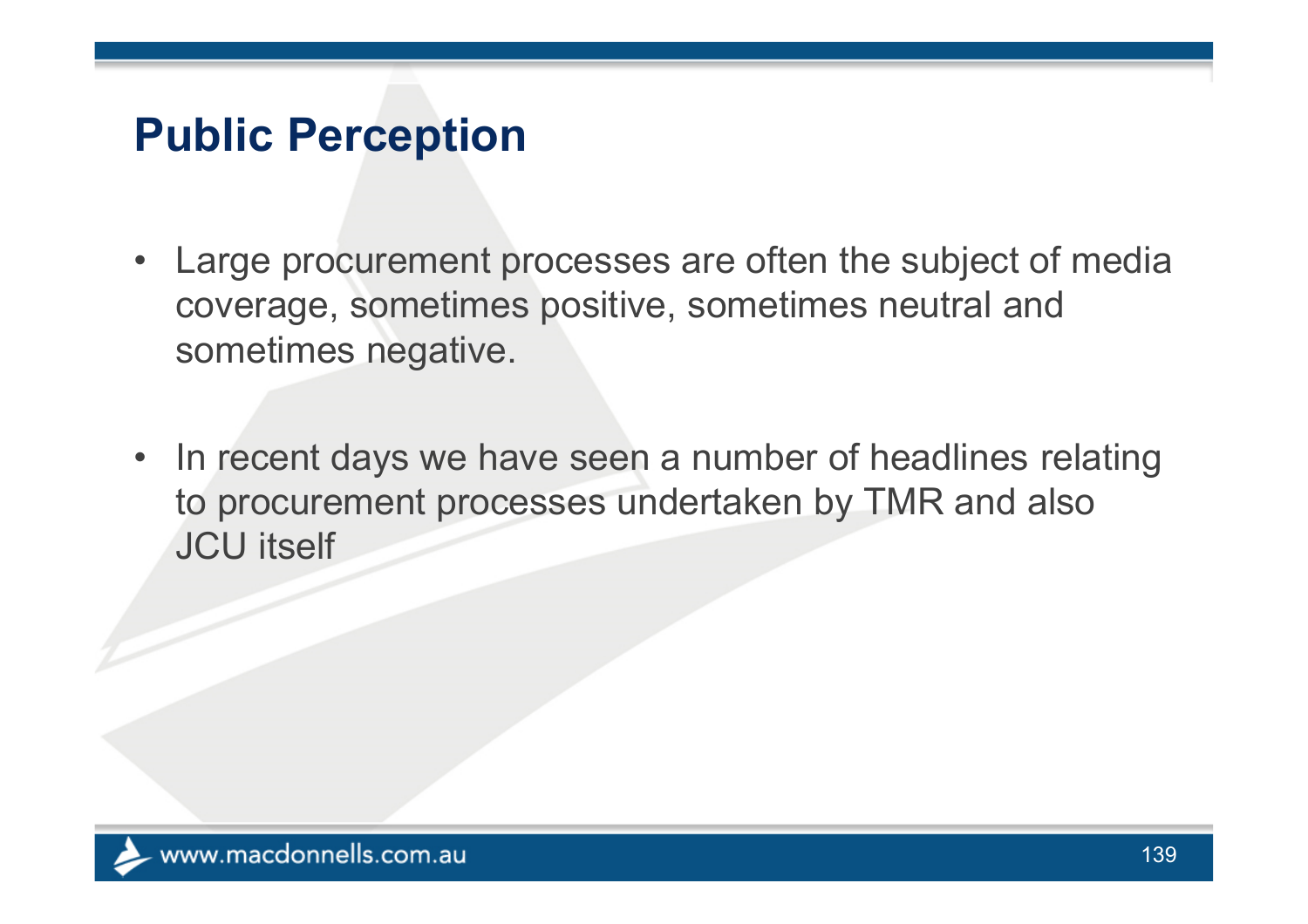# Public Perception

- Large procurement processes are often the subject of media coverage, sometimes positive, sometimes neutral and sometimes negative.
- In recent days we have seen a number of headlines relating to procurement processes undertaken by TMR and also JCU itself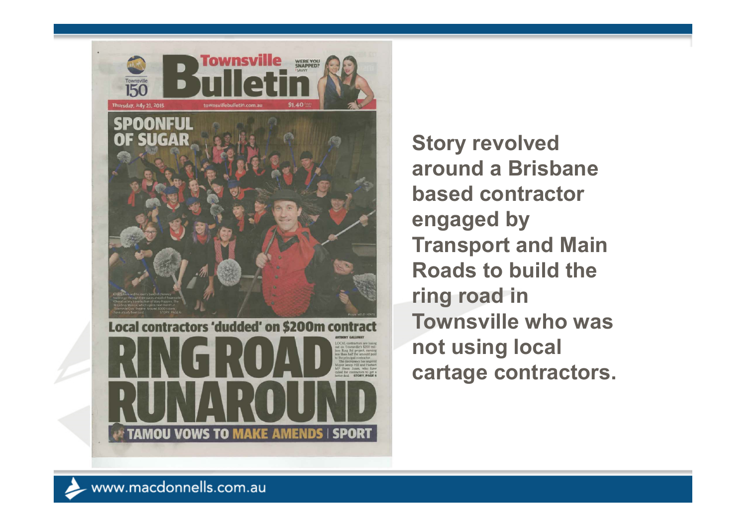Story revolved around a Brisbane based contractor engaged by Transport and Main Roads to build the ring road in Townsville who was not using local cartage contractors.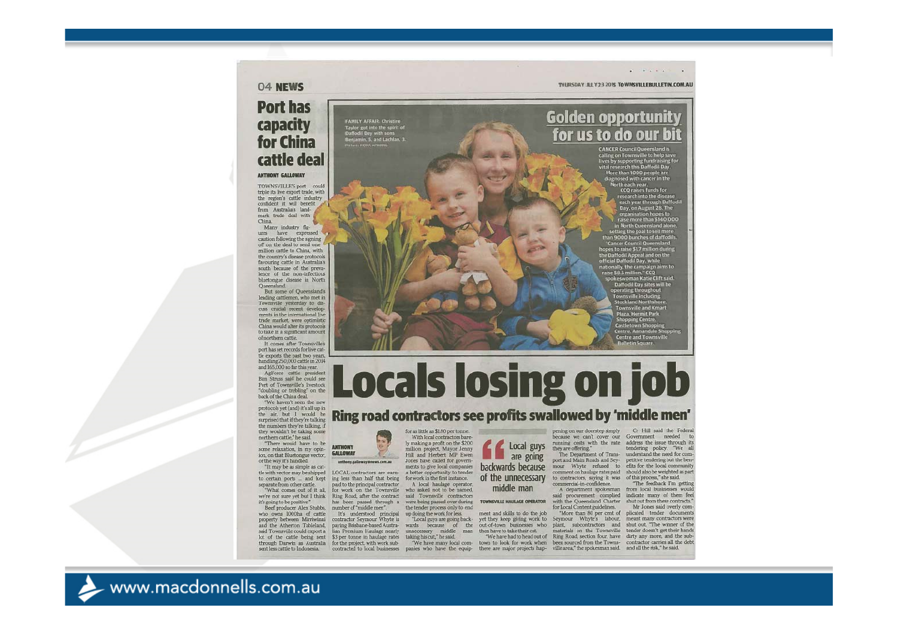# Port has capacity for China cattle deal

**ANTHONY GALLOWAY**

TOWNSVILLE'S port could triple its live export trade, with the region's cattle industry confident it will benefit from Australia's landmark trade deal with China.

Many industry figures have expressed caution following the signing off on the deal to send one million cattle to China, with the country's disease protocols favouring cattle in Australia's south because of the prevalence of the non-infectious bluetongue disease in North Queensland.

But some of Queensland's leading cattlemen, who met in Townsville yesterday to discuss crucial recent developments in the international live trade market, were optimistic China would alter its protocols to take in a significant amount of northern cattle.

It comes after Townsville's port has set records for live cattle exports the past two years, handling 250,000 cattle in 2014 and 165,000 so far this year.

AgForce cattle president Bim Struss said he could see Port of Townsville's livestock "doubling or trebling" on the back of the China deal.

"We haven't seen the new protocols yet (and) it's all up in the air, but I would be surprised that if they're talking the numbers they're talking, if they wouldn't be taking some northern cattle," he said.

"There would have to be some relaxation, in my opinion, on that Bluetongue vector, or the way it's handled.

"It may be as simple as cattle with vector may be shipped to certain ports ... and kept separate from other cattle.

"What comes out of it all, we're not sure yet but I think it's going to be positive."

Beef producer Alex Stubbs, who owns 1000ha of cattle property between Mirriwinni and the Atherton Tableland, said Townsville could export a lot of the cattle being sent through Darwin as Australia sent less cattle to Indonesia.

FAMILY AFFAIR: Christine Taylor got into the spirit of Daffodil Day with sons Benjamin, 5, and Lachlan, 3. Picture: FIONA HARDING

# Golden opportunity for us to do our bit

CANCER Council Queensland is calling on Townsville to help save lives by supporting fundraising for vital research this Daffodil Day.

More than 1000 people are diagnosed with cancer in the North each year.

CCQ raises funds for research into the disease each year through Daffodil Day, on August 28. The organisation hopes to raise more than $140,000 in North Queensland alone, setting the goal to sell more than 9000 bunches of daffodils.

"Cancer Council Queensland hopes to raise $1.7 million during the Daffodil Appeal and on the official Daffodil Day, while nationally, the campaign aims to raise $8.5 million," CCQ spokeswoman Katie Clift said.

Daffodil Day sites will be operating throughout Townsville including Stockland Northshore, Townsville and Kmart Plaza, Hermit Park Shopping Centre, Castletown Shopping Centre, Annandale Shopping Centre and Townsville Bulletin Square.

# Locals losing on job

## Ring road contractors see profits swallowed by 'middle men'

**ANTHONY GALLOWAY**
anthony.galloway@news.com.au

LOCAL contractors are earning less than half that being paid to the principal contractor for work on the Townsville Ring Road, after the contract has been passed through a number of "middle men".

It's understood principal contractor Seymour Whyte is paying Brisbane-based Australian Premium Haulage nearly $3 per tonne in haulage rates for the project, with work subcontracted to local businesses for as little as $1.80 per tonne.

With local contractors barely making a profit on the $200 million project, Mayor Jenny Hill and Herbert MP Ewen Jones have called for governments to give local companies a better opportunity to tender for work in the first instance.

A local haulage operator, who asked not to be named, said Townsville contractors were being passed over during the tender process only to end up doing the work for less.

"Local guys are going backwards because of the unnecessary middle man taking his cut," he said.

"We have many local companies who have the equipment and skills to do the job yet they keep giving work to out-of-town businesses who then have to take their cut.

"We have had to head out of town to look for work when there are major projects happening on our doorstep simply because we can't cover our running costs with the rate they are offering."

> "Local guys are going backwards because of the unnecessary middle man"
>
> TOWNSVILLE HAULAGE OPERATOR

The Department of Transport and Main Roads and Seymour Whyte refused to comment on haulage rates paid to contractors, saying it was commercial-in-confidence.

A department spokesman said procurement complied with the Queensland Charter for Local Content guidelines.

"More than 80 per cent of Seymour Whyte's labour, plant, subcontractors and materials on the Townsville Ring Road section four have been sourced from the Townsville area," the spokesman said.

Cr Hill said the Federal Government needed to address the issue through its tendering policy. "We all understand the need for competitive tendering but the benefits for the local community should also be weighted as part of this process," she said.

"The feedback I'm getting from local businesses would indicate many of them feel shut out from these contracts."

Mr Jones said overly complicated tender documents meant many contractors were shut out. "The winner of the tender doesn't get their hands dirty any more, and the subcontractor carries all the debt and all the risk," he said.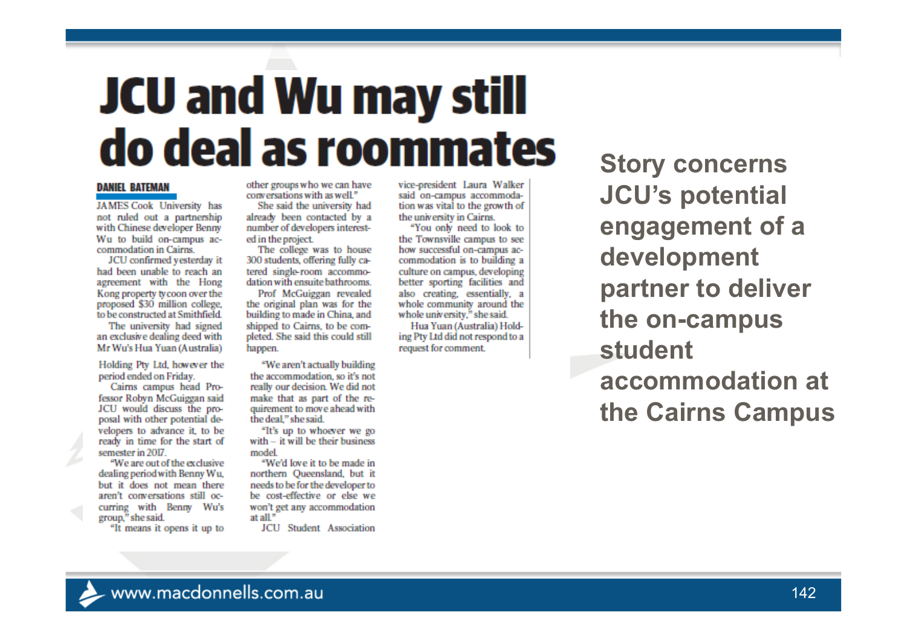# JCU and Wu may still do deal as roommates

**DANIEL BATEMAN**

JAMES Cook University has not ruled out a partnership with Chinese developer Benny Wu to build on-campus accommodation in Cairns.

JCU confirmed yesterday it had been unable to reach an agreement with the Hong Kong property tycoon over the proposed $30 million college, to be constructed at Smithfield.

The university had signed an exclusive dealing deed with Mr Wu's Hua Yuan (Australia) Holding Pty Ltd, however the period ended on Friday.

Cairns campus head Professor Robyn McGuiggan said JCU would discuss the proposal with other potential developers to advance it, to be ready in time for the start of semester in 2017.

"We are out of the exclusive dealing period with Benny Wu, but it does not mean there aren't conversations still occurring with Benny Wu's group," she said.

"It means it opens it up to other groups who we can have conversations with as well."

She said the university had already been contacted by a number of developers interested in the project.

The college was to house 300 students, offering fully catered single-room accommodation with ensuite bathrooms.

Prof McGuiggan revealed the original plan was for the building to made in China, and shipped to Cairns, to be completed. She said this could still happen.

"We aren't actually building the accommodation, so it's not really our decision. We did not make that as part of the requirement to move ahead with the deal," she said.

"It's up to whoever we go with – it will be their business model.

"We'd love it to be made in northern Queensland, but it needs to be for the developer to be cost-effective or else we won't get any accommodation at all."

JCU Student Association vice-president Laura Walker said on-campus accommodation was vital to the growth of the university in Cairns.

"You only need to look to the Townsville campus to see how successful on-campus accommodation is to building a culture on campus, developing better sporting facilities and also creating, essentially, a whole community around the whole university," she said.

Hua Yuan (Australia) Holding Pty Ltd did not respond to a request for comment.

**Story concerns JCU's potential engagement of a development partner to deliver the on-campus student accommodation at the Cairns Campus**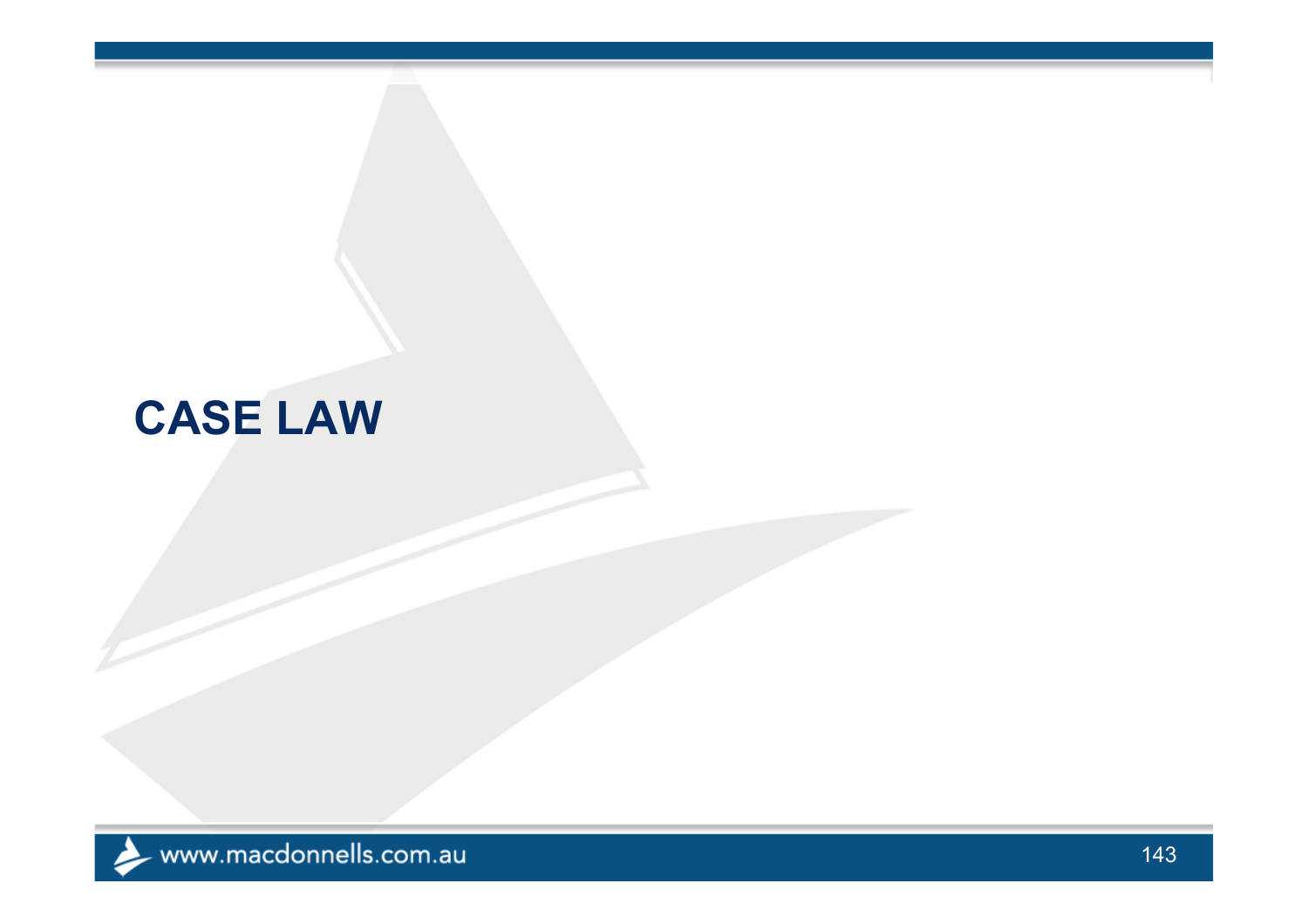# CASE LAW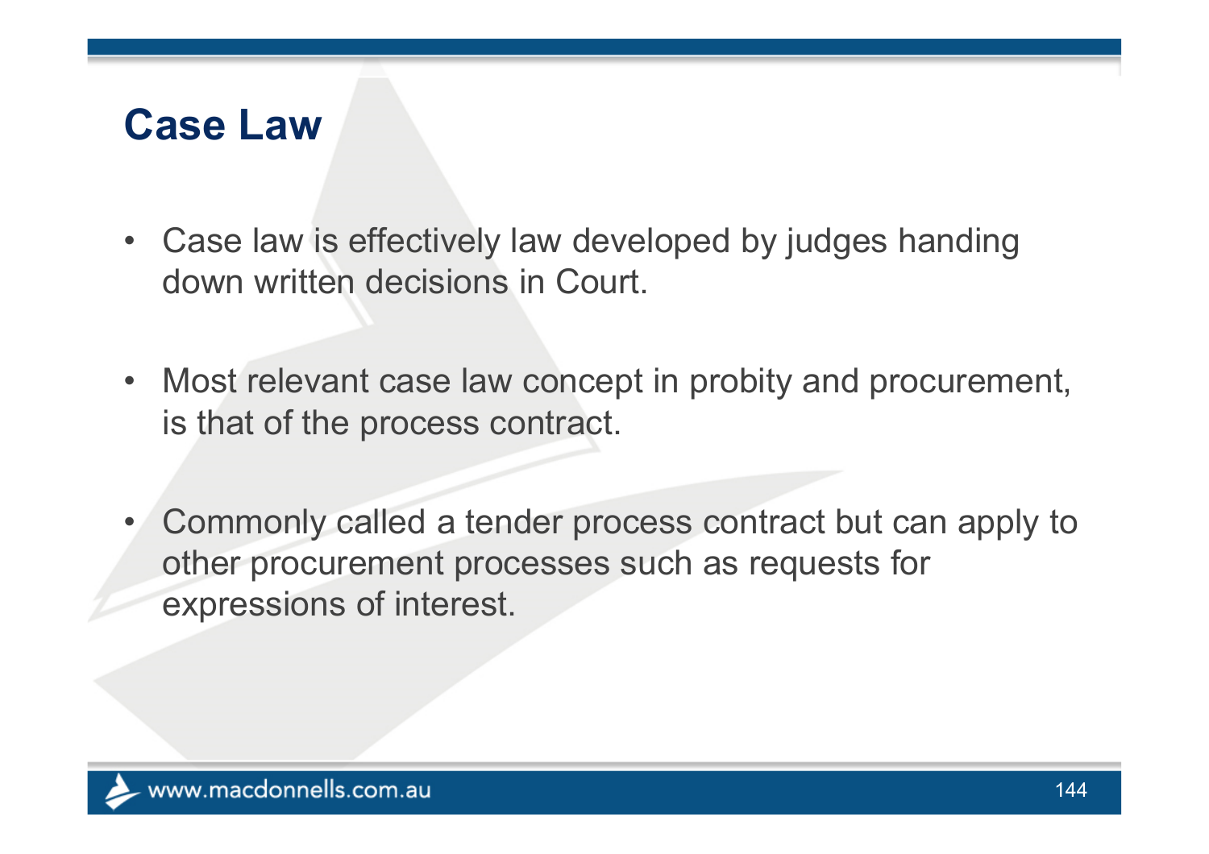# Case Law

- Case law is effectively law developed by judges handing down written decisions in Court.
- Most relevant case law concept in probity and procurement, is that of the process contract.
- Commonly called a tender process contract but can apply to other procurement processes such as requests for expressions of interest.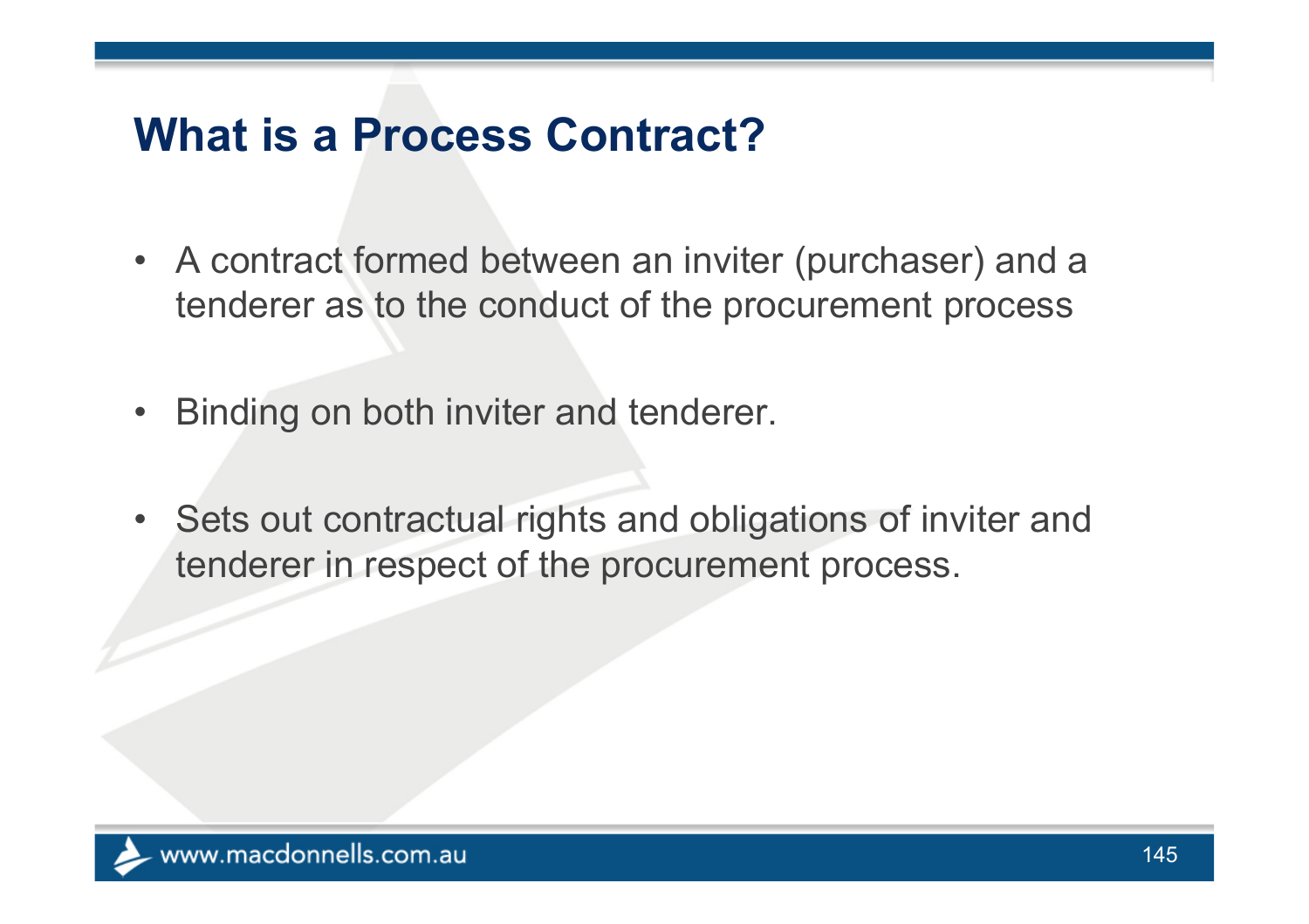# What is a Process Contract?

- A contract formed between an inviter (purchaser) and a tenderer as to the conduct of the procurement process
- Binding on both inviter and tenderer.
- Sets out contractual rights and obligations of inviter and tenderer in respect of the procurement process.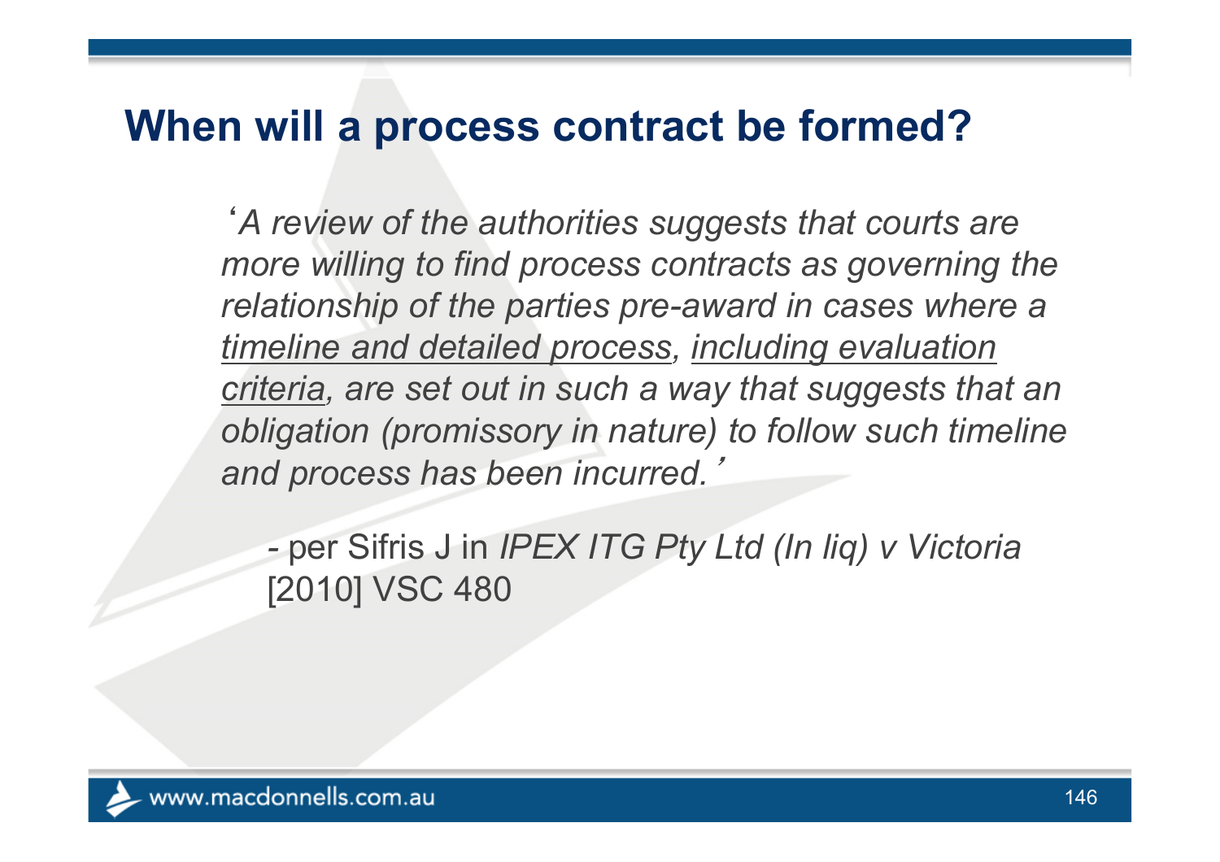# When will a process contract be formed?

'*A review of the authorities suggests that courts are more willing to find process contracts as governing the relationship of the parties pre-award in cases where a <u>timeline and detailed process</u>, <u>including evaluation criteria</u>, are set out in such a way that suggests that an obligation (promissory in nature) to follow such timeline and process has been incurred.*'

- per Sifris J in *IPEX ITG Pty Ltd (In liq) v Victoria* [2010] VSC 480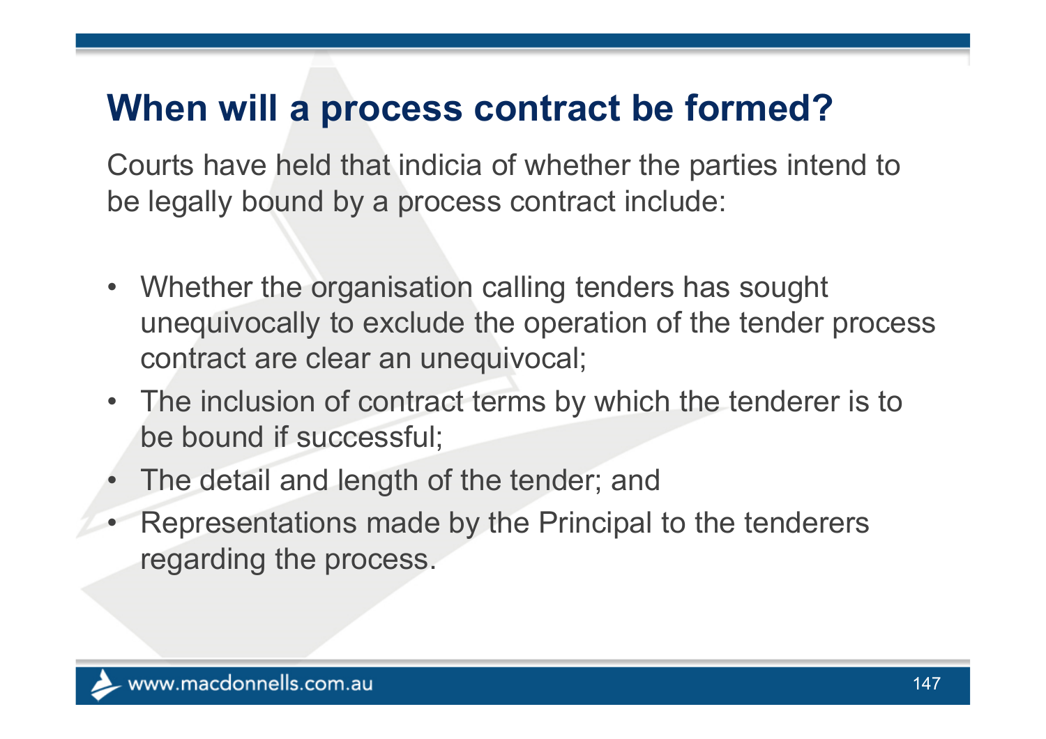# When will a process contract be formed?

Courts have held that indicia of whether the parties intend to be legally bound by a process contract include:

- Whether the organisation calling tenders has sought unequivocally to exclude the operation of the tender process contract are clear an unequivocal;
- The inclusion of contract terms by which the tenderer is to be bound if successful;
- The detail and length of the tender; and
- Representations made by the Principal to the tenderers regarding the process.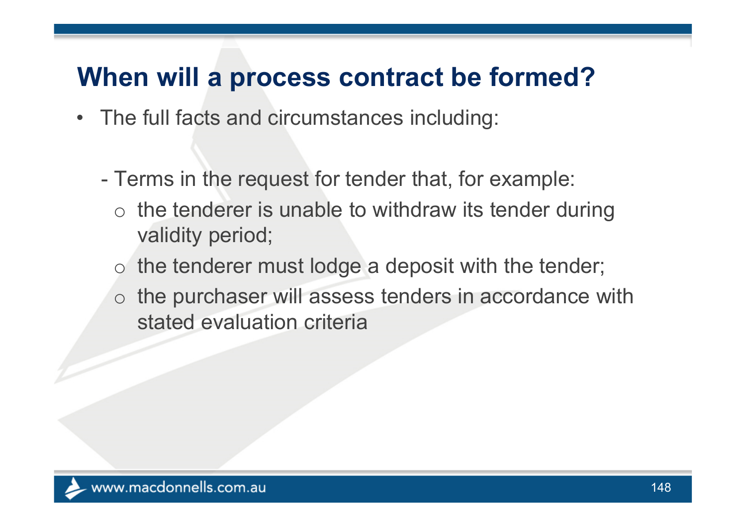# When will a process contract be formed?

- The full facts and circumstances including:

  - Terms in the request for tender that, for example:
    - the tenderer is unable to withdraw its tender during validity period;
    - the tenderer must lodge a deposit with the tender;
    - the purchaser will assess tenders in accordance with stated evaluation criteria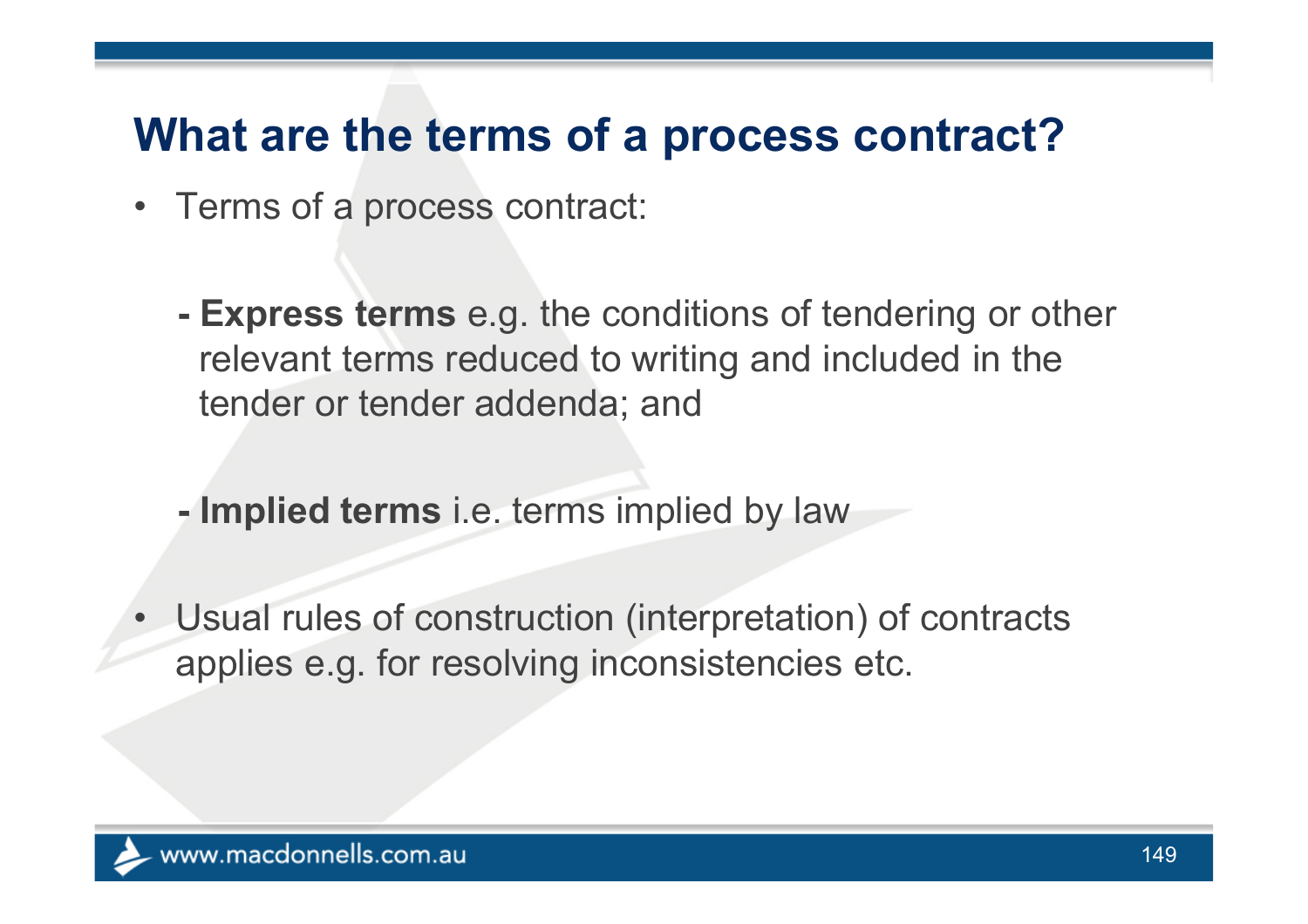# What are the terms of a process contract?

- Terms of a process contract:

  - **Express terms** e.g. the conditions of tendering or other relevant terms reduced to writing and included in the tender or tender addenda; and

  - **Implied terms** i.e. terms implied by law

- Usual rules of construction (interpretation) of contracts applies e.g. for resolving inconsistencies etc.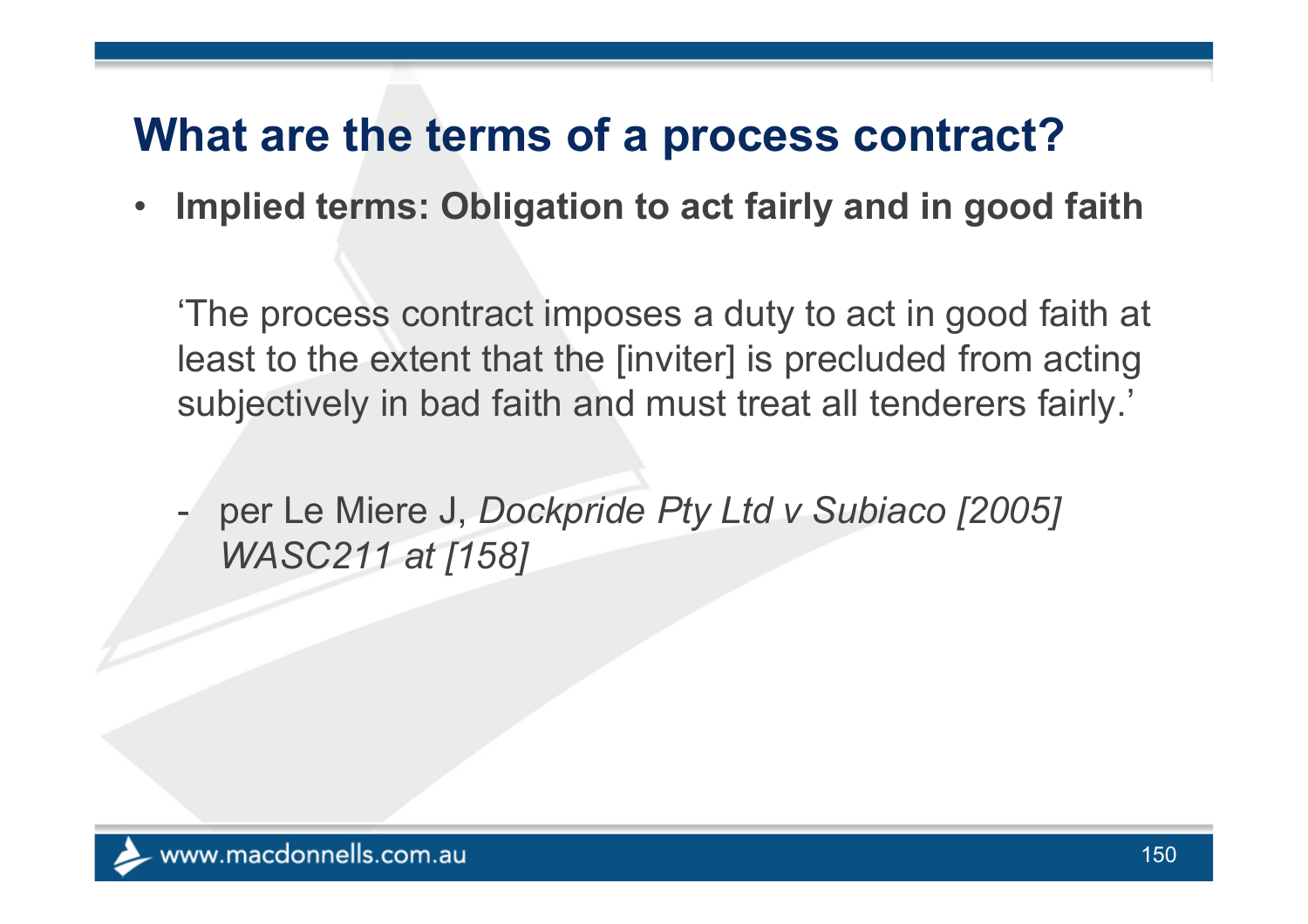# What are the terms of a process contract?

- **Implied terms: Obligation to act fairly and in good faith**

  'The process contract imposes a duty to act in good faith at least to the extent that the [inviter] is precluded from acting subjectively in bad faith and must treat all tenderers fairly.'

  - per Le Miere J, *Dockpride Pty Ltd v Subiaco [2005] WASC211 at [158]*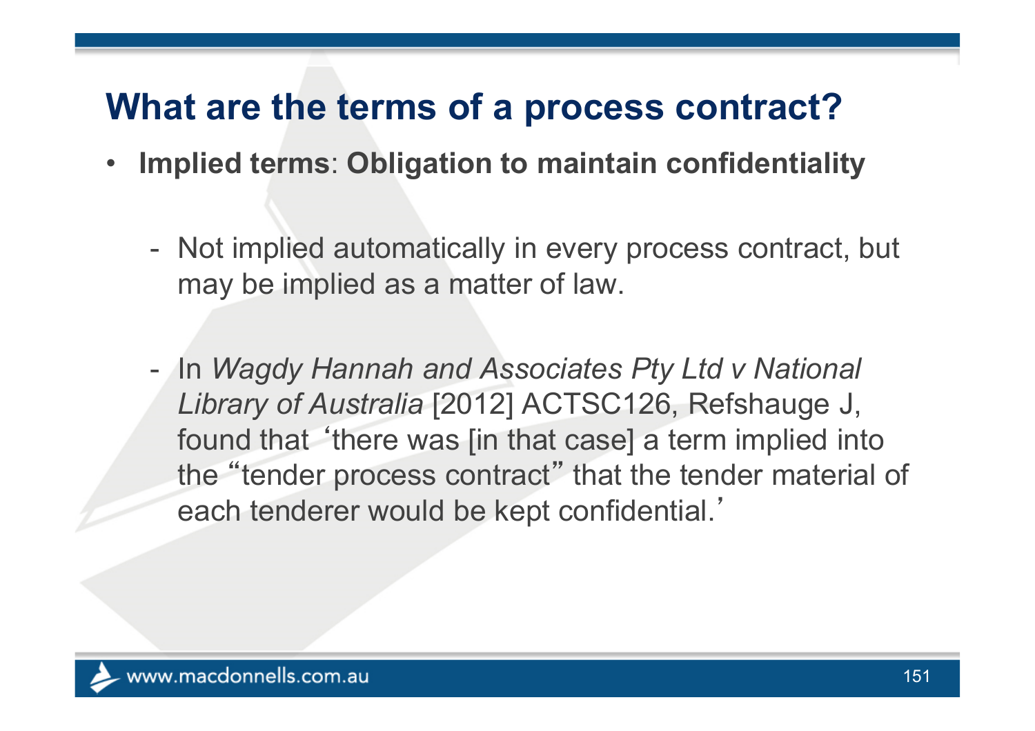# What are the terms of a process contract?

- **Implied terms**: **Obligation to maintain confidentiality**

  - Not implied automatically in every process contract, but may be implied as a matter of law.

  - In *Wagdy Hannah and Associates Pty Ltd v National Library of Australia* [2012] ACTSC126, Refshauge J, found that 'there was [in that case] a term implied into the "tender process contract" that the tender material of each tenderer would be kept confidential.'

www.macdonnells.com.au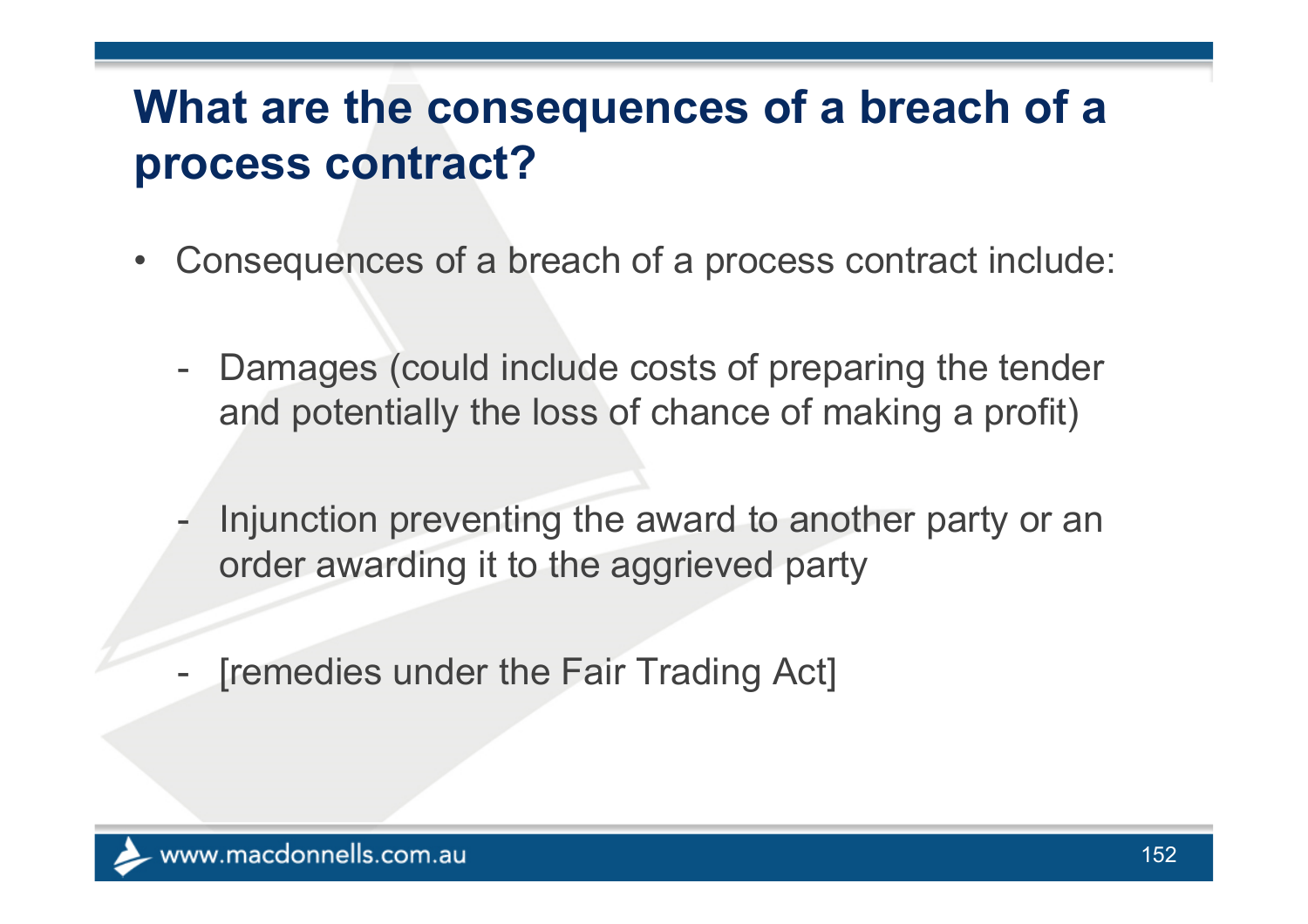# What are the consequences of a breach of a process contract?

- Consequences of a breach of a process contract include:
  - Damages (could include costs of preparing the tender and potentially the loss of chance of making a profit)
  - Injunction preventing the award to another party or an order awarding it to the aggrieved party
  - [remedies under the Fair Trading Act]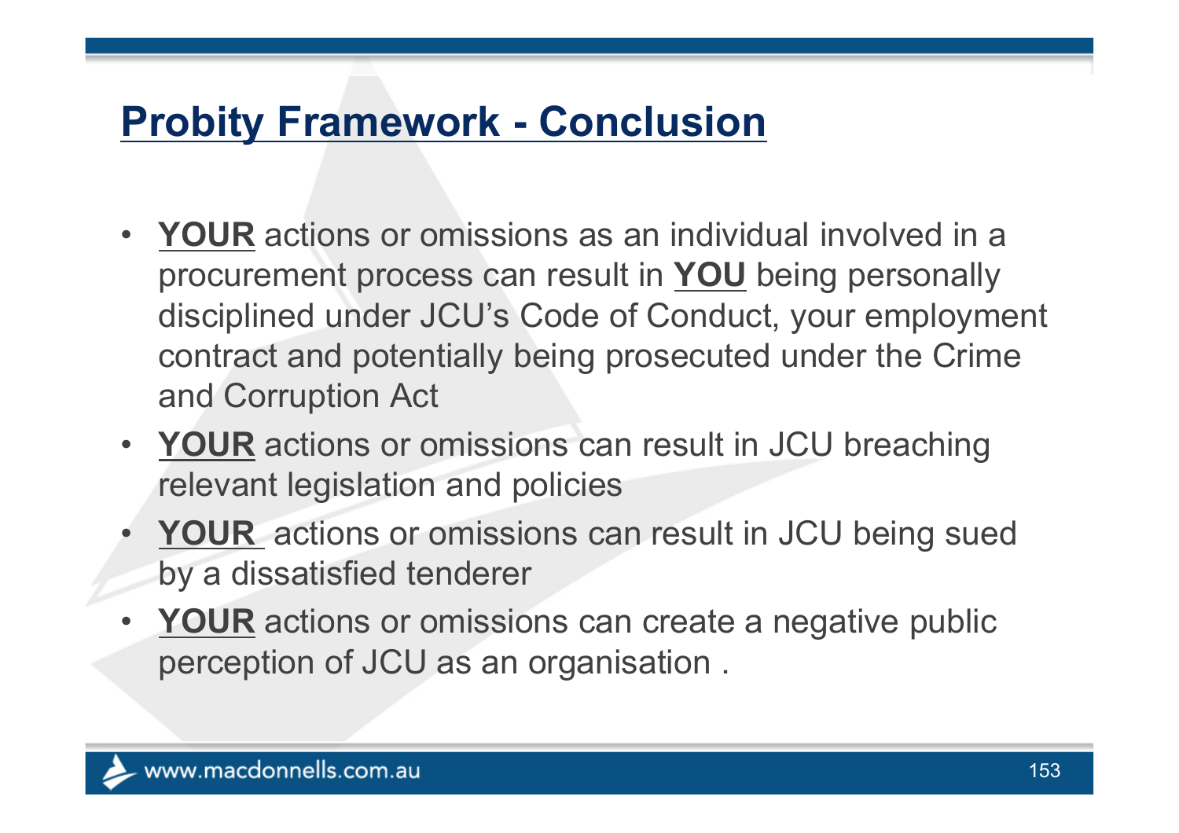# Probity Framework - Conclusion

- **YOUR** actions or omissions as an individual involved in a procurement process can result in **YOU** being personally disciplined under JCU's Code of Conduct, your employment contract and potentially being prosecuted under the Crime and Corruption Act
- **YOUR** actions or omissions can result in JCU breaching relevant legislation and policies
- **YOUR** actions or omissions can result in JCU being sued by a dissatisfied tenderer
- **YOUR** actions or omissions can create a negative public perception of JCU as an organisation .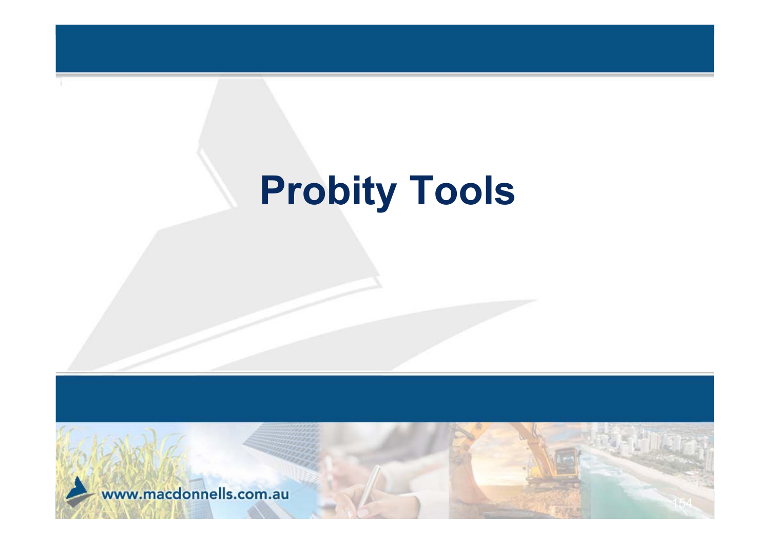# Probity Tools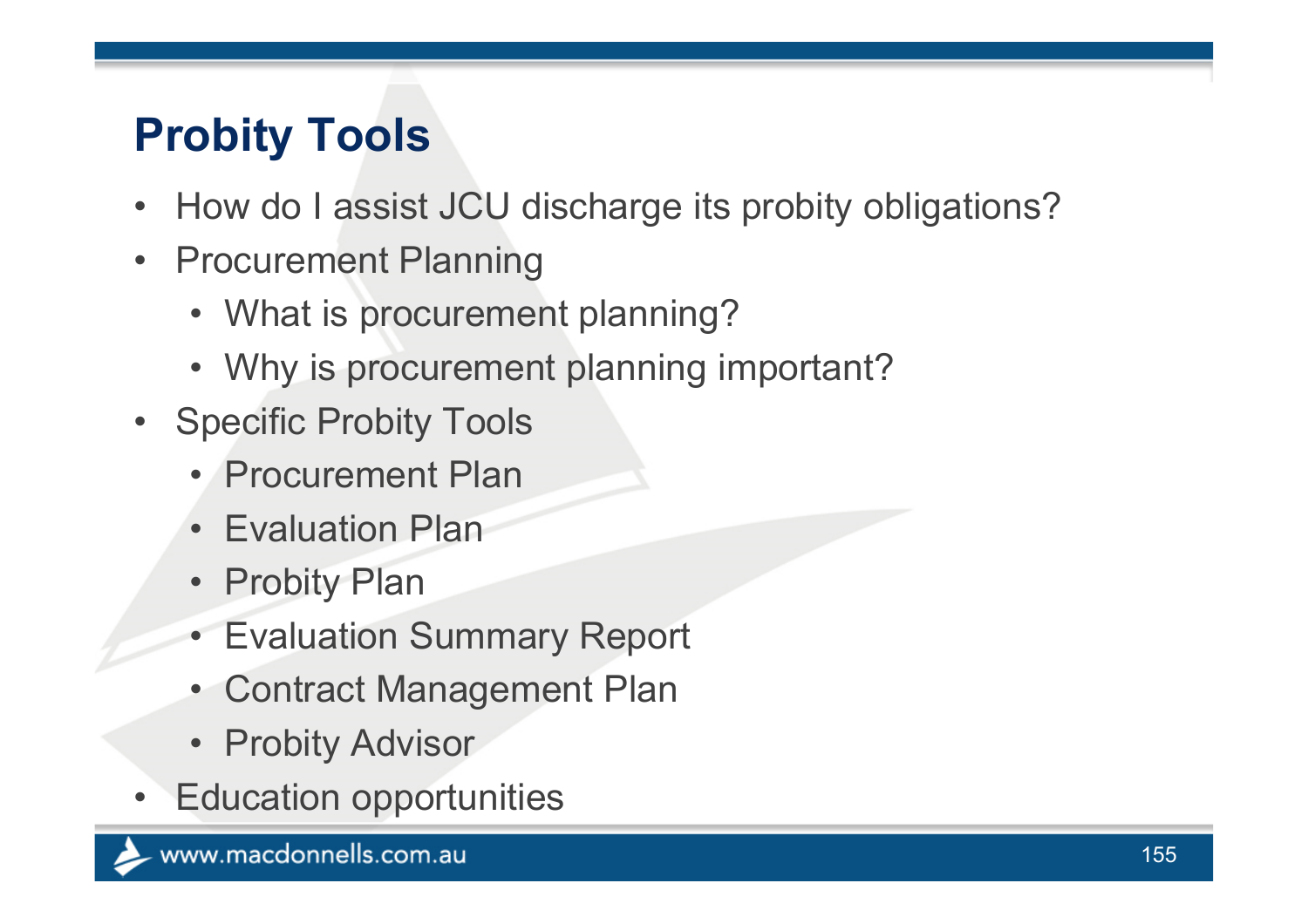# Probity Tools

- How do I assist JCU discharge its probity obligations?
- Procurement Planning
  - What is procurement planning?
  - Why is procurement planning important?
- Specific Probity Tools
  - Procurement Plan
  - Evaluation Plan
  - Probity Plan
  - Evaluation Summary Report
  - Contract Management Plan
  - Probity Advisor
- Education opportunities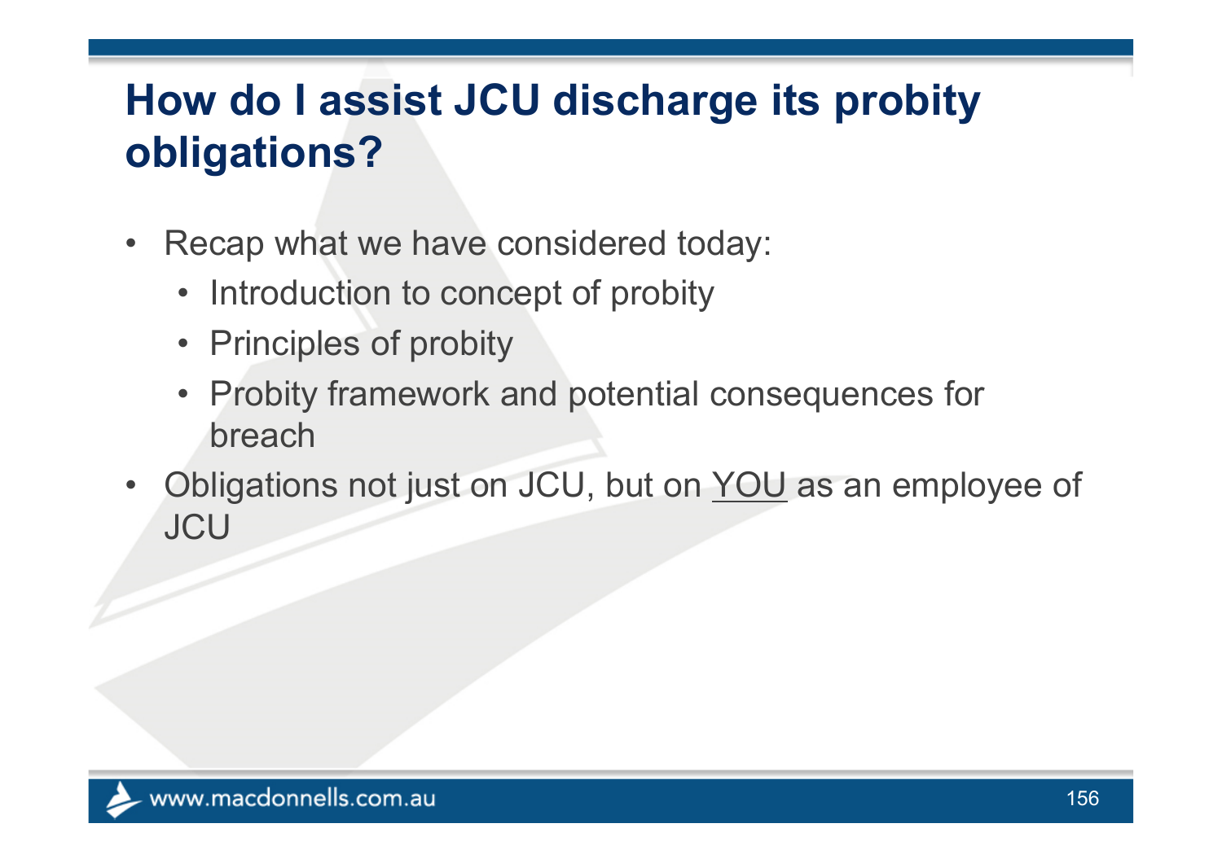# How do I assist JCU discharge its probity obligations?

- Recap what we have considered today:
  - Introduction to concept of probity
  - Principles of probity
  - Probity framework and potential consequences for breach
- Obligations not just on JCU, but on <u>YOU</u> as an employee of JCU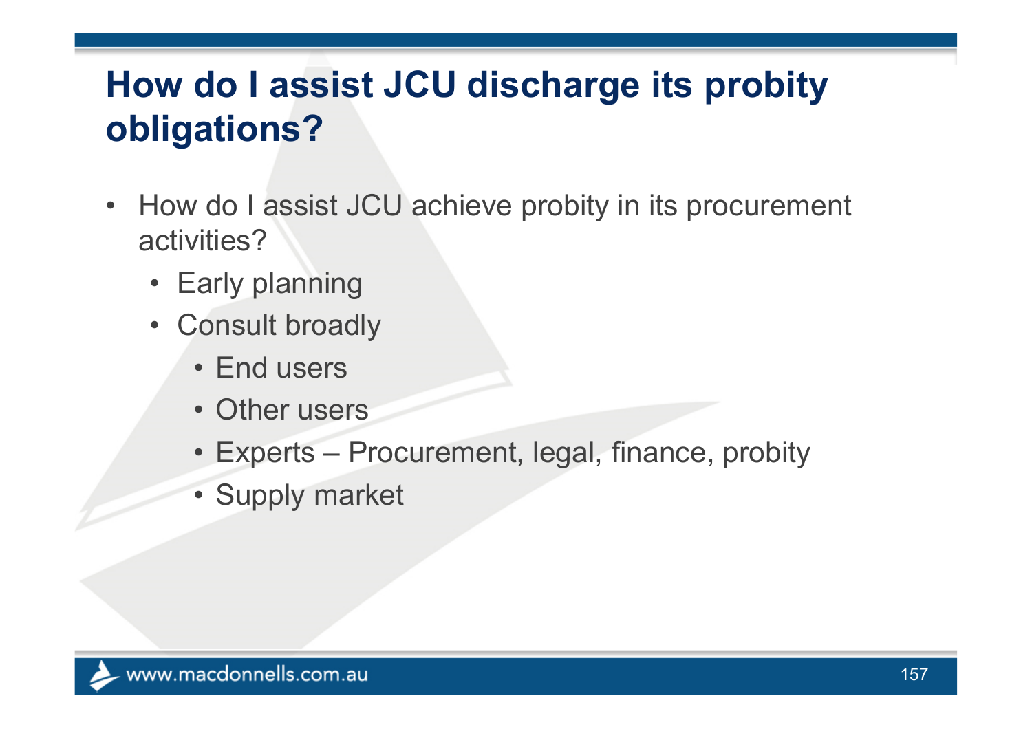# How do I assist JCU discharge its probity obligations?

- How do I assist JCU achieve probity in its procurement activities?
  - Early planning
  - Consult broadly
    - End users
    - Other users
    - Experts – Procurement, legal, finance, probity
    - Supply market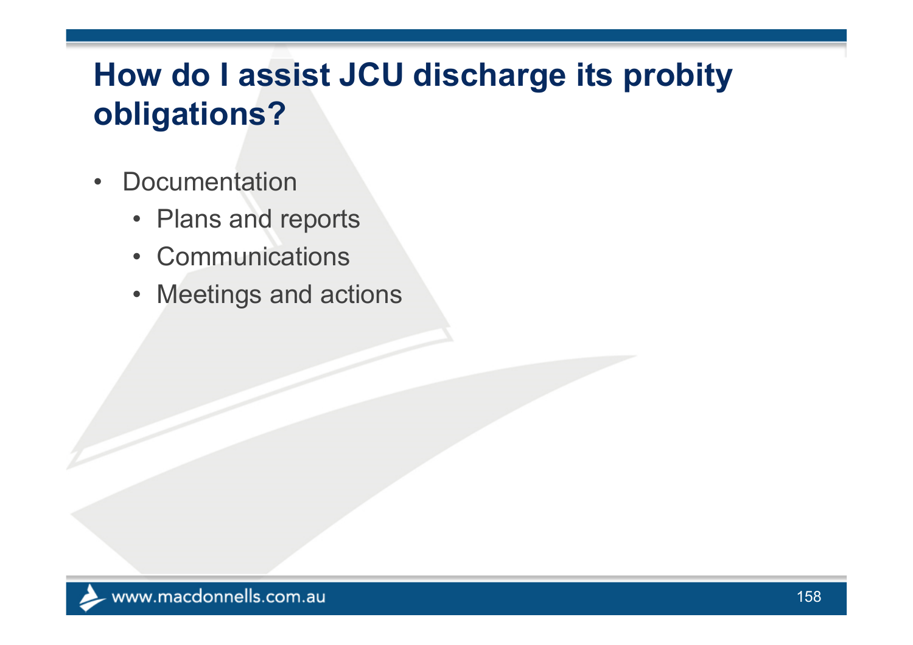# How do I assist JCU discharge its probity obligations?

- Documentation
  - Plans and reports
  - Communications
  - Meetings and actions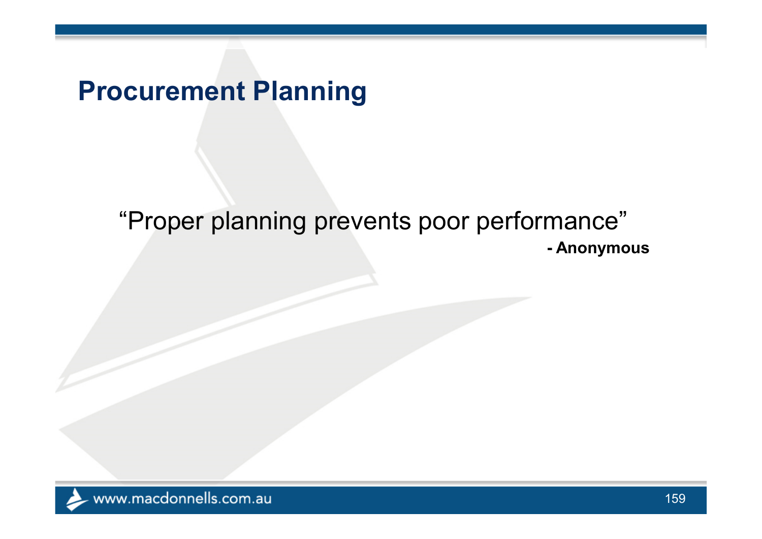# Procurement Planning

"Proper planning prevents poor performance"

**- Anonymous**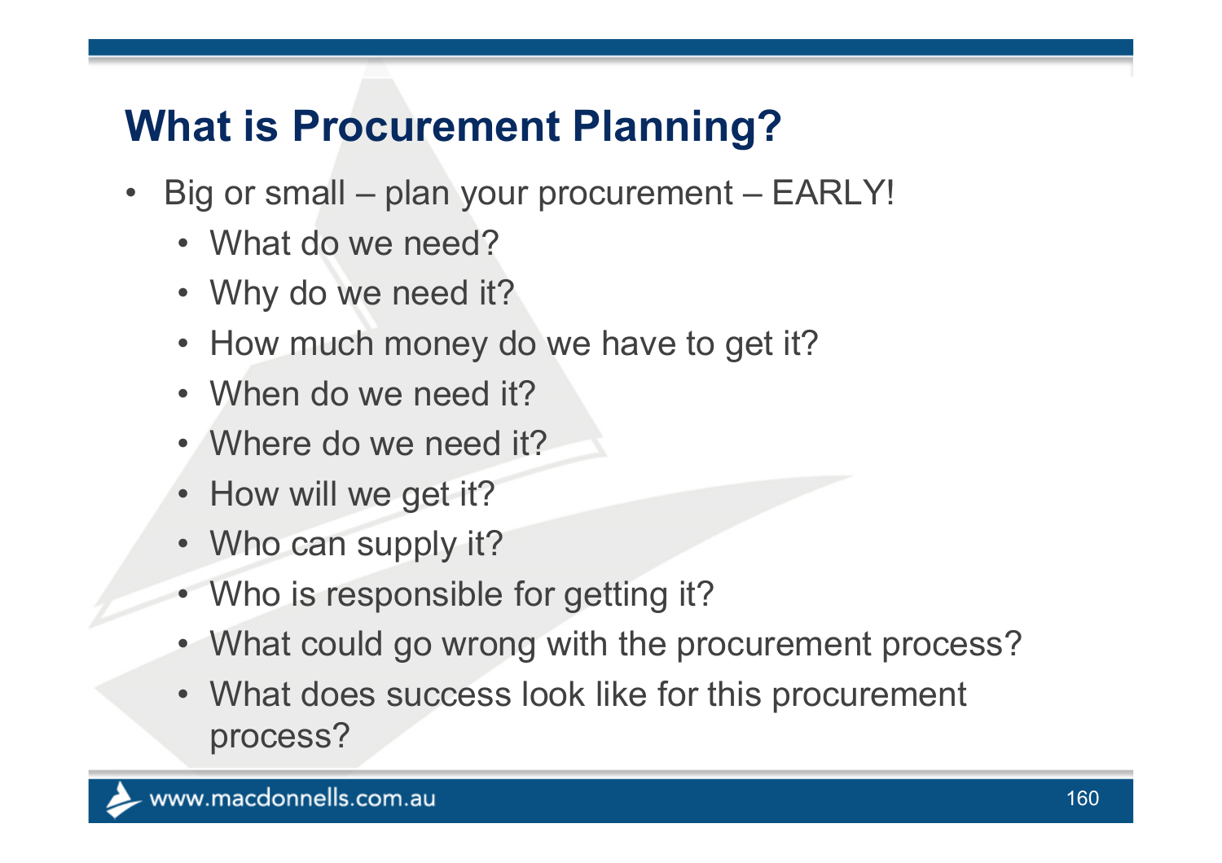# What is Procurement Planning?

- Big or small – plan your procurement – EARLY!
  - What do we need?
  - Why do we need it?
  - How much money do we have to get it?
  - When do we need it?
  - Where do we need it?
  - How will we get it?
  - Who can supply it?
  - Who is responsible for getting it?
  - What could go wrong with the procurement process?
  - What does success look like for this procurement process?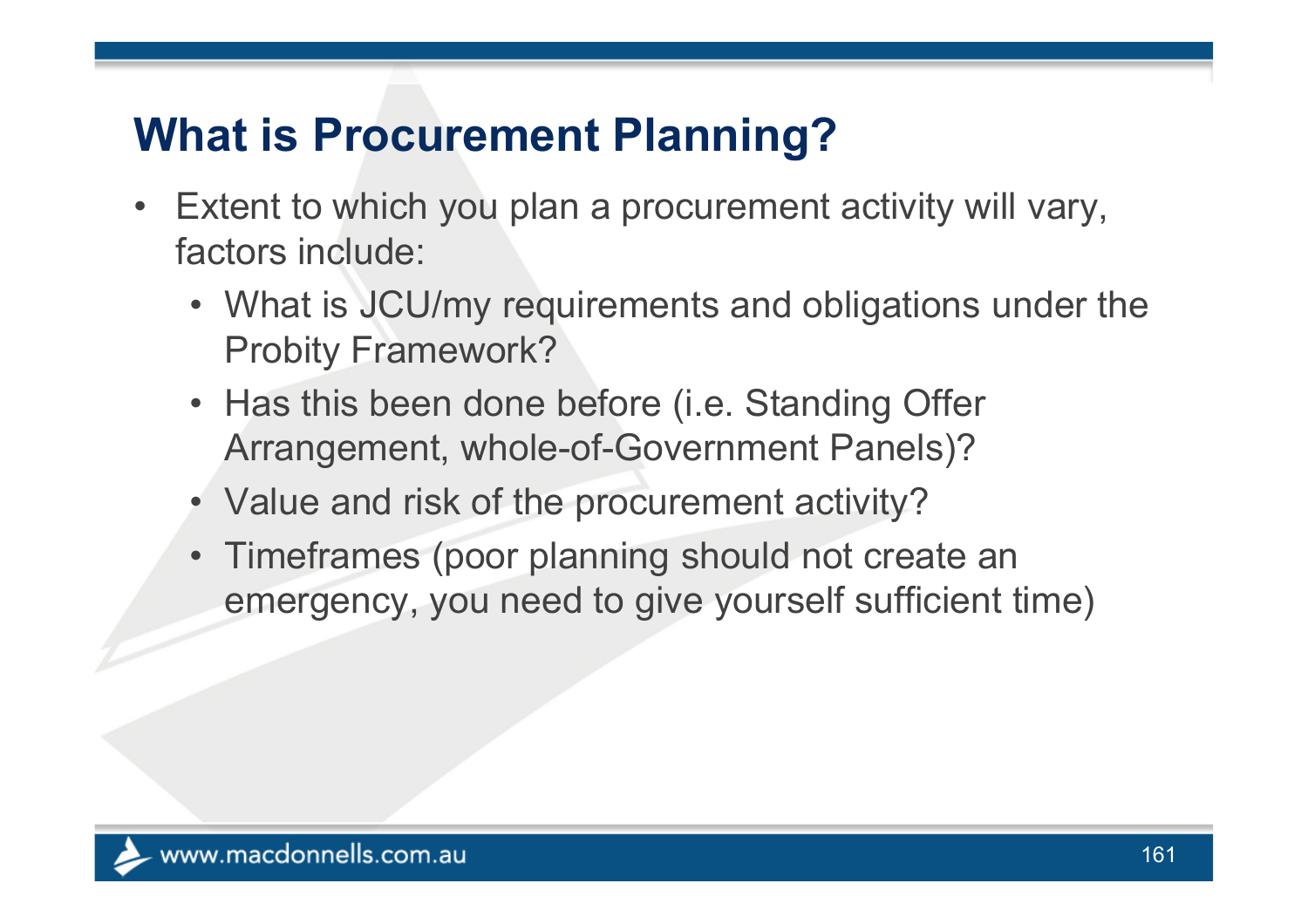# What is Procurement Planning?

- Extent to which you plan a procurement activity will vary, factors include:
  - What is JCU/my requirements and obligations under the Probity Framework?
  - Has this been done before (i.e. Standing Offer Arrangement, whole-of-Government Panels)?
  - Value and risk of the procurement activity?
  - Timeframes (poor planning should not create an emergency, you need to give yourself sufficient time)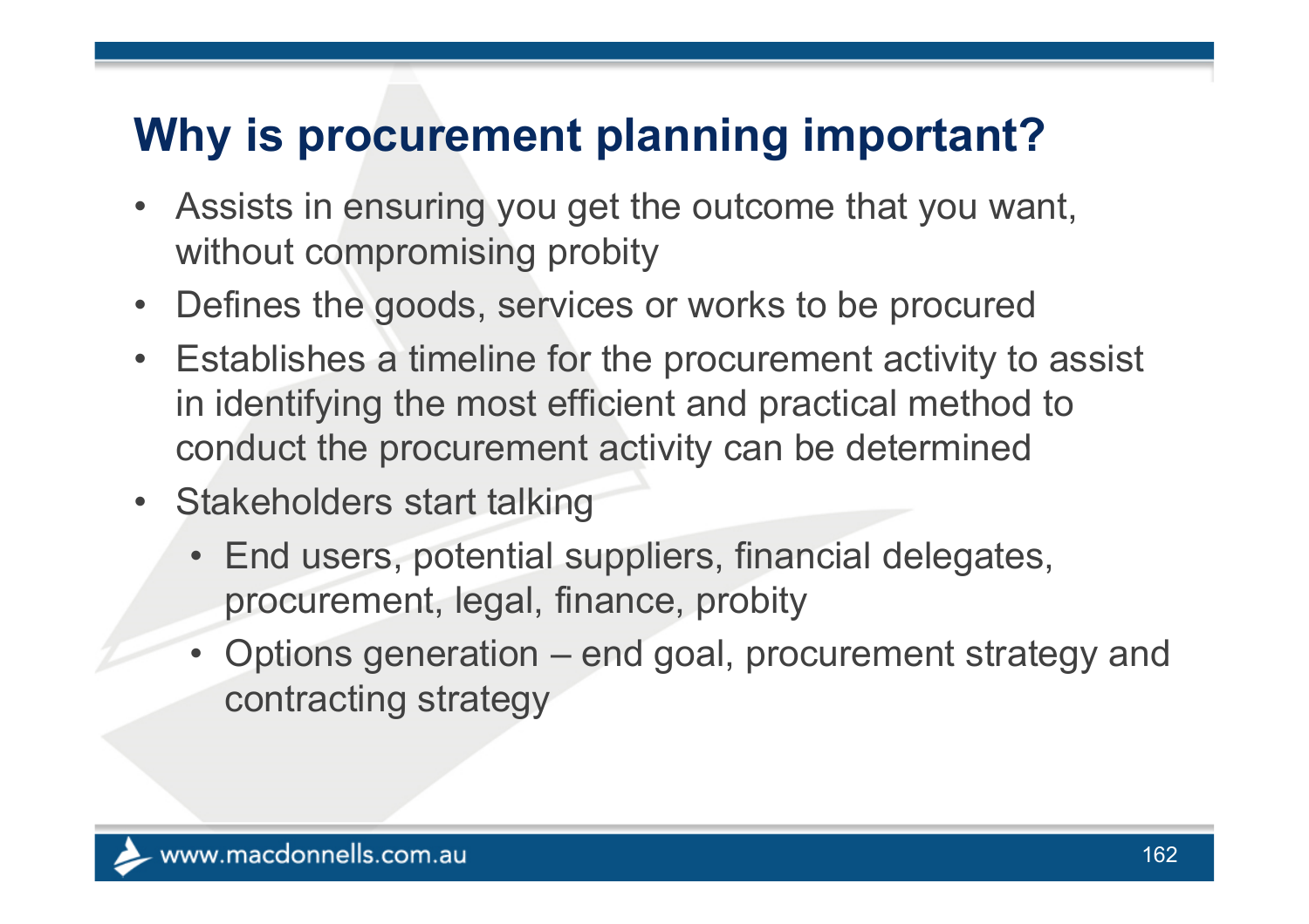# Why is procurement planning important?

- Assists in ensuring you get the outcome that you want, without compromising probity
- Defines the goods, services or works to be procured
- Establishes a timeline for the procurement activity to assist in identifying the most efficient and practical method to conduct the procurement activity can be determined
- Stakeholders start talking
  - End users, potential suppliers, financial delegates, procurement, legal, finance, probity
  - Options generation – end goal, procurement strategy and contracting strategy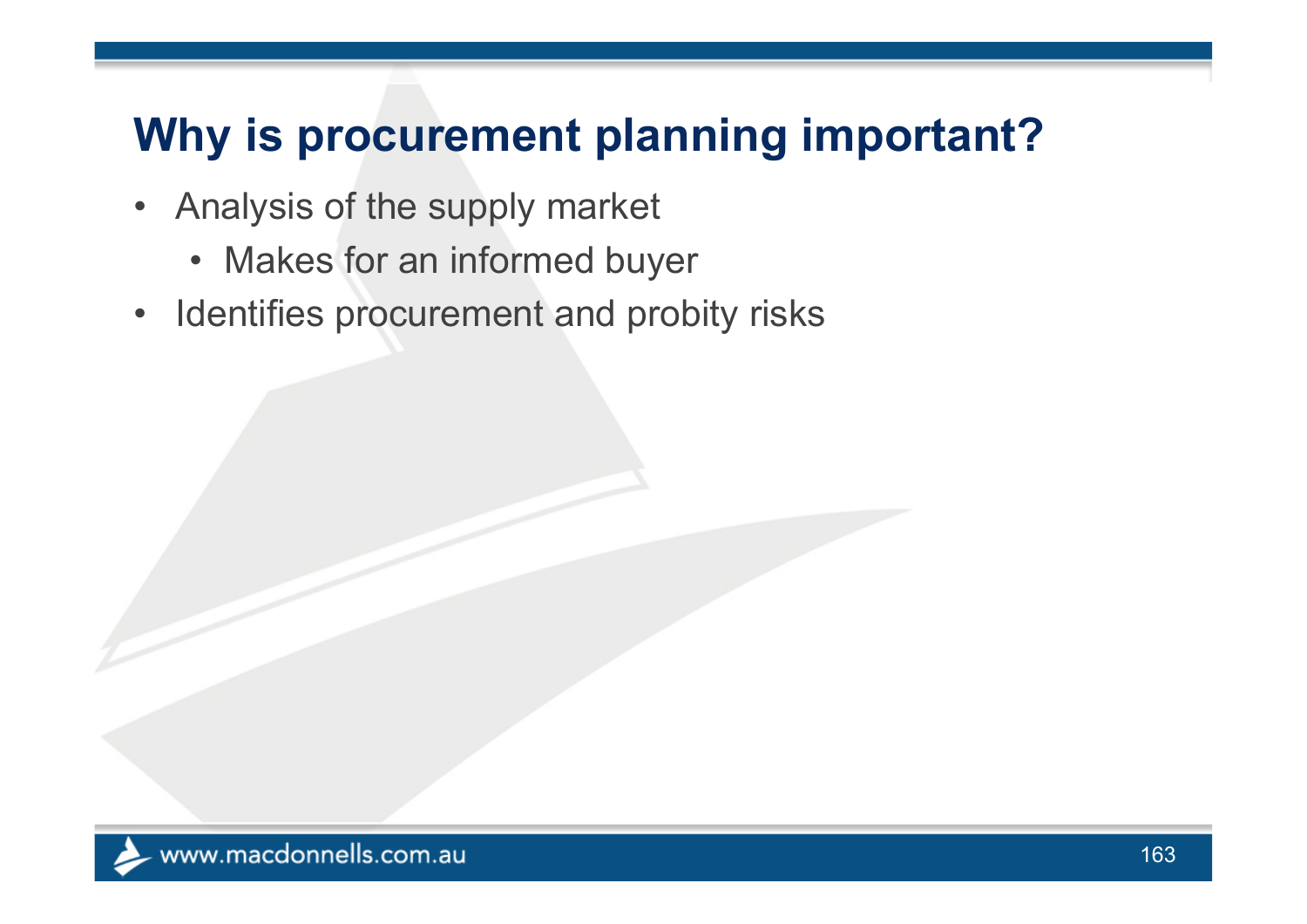# Why is procurement planning important?

- Analysis of the supply market
  - Makes for an informed buyer
- Identifies procurement and probity risks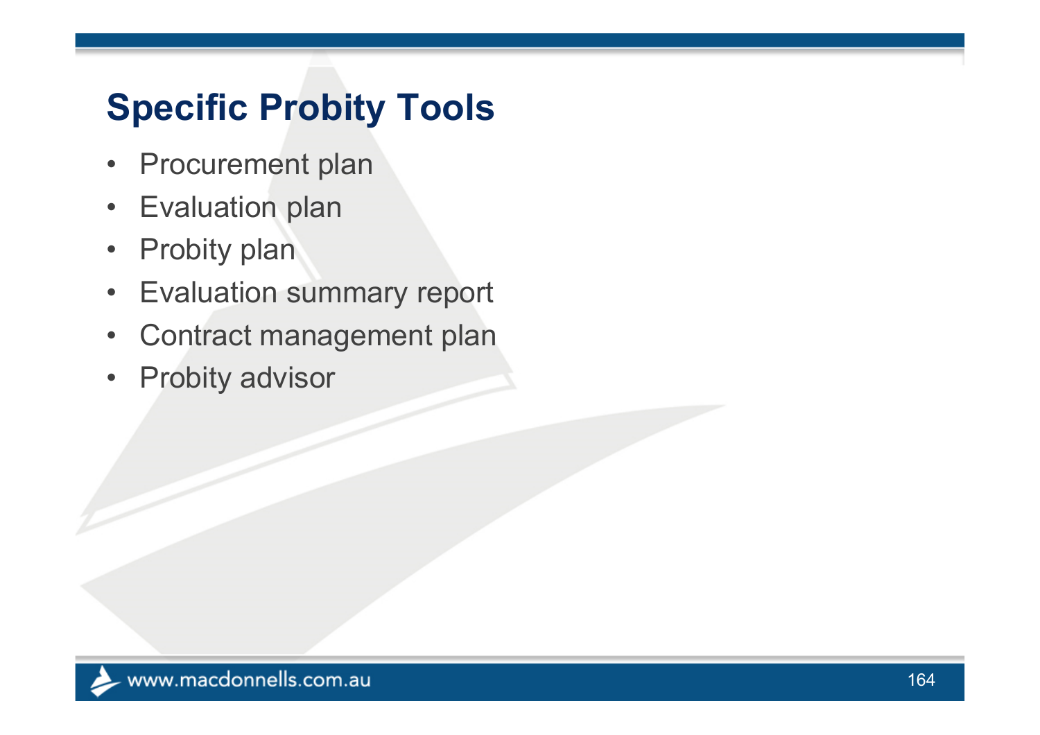# Specific Probity Tools

- Procurement plan
- Evaluation plan
- Probity plan
- Evaluation summary report
- Contract management plan
- Probity advisor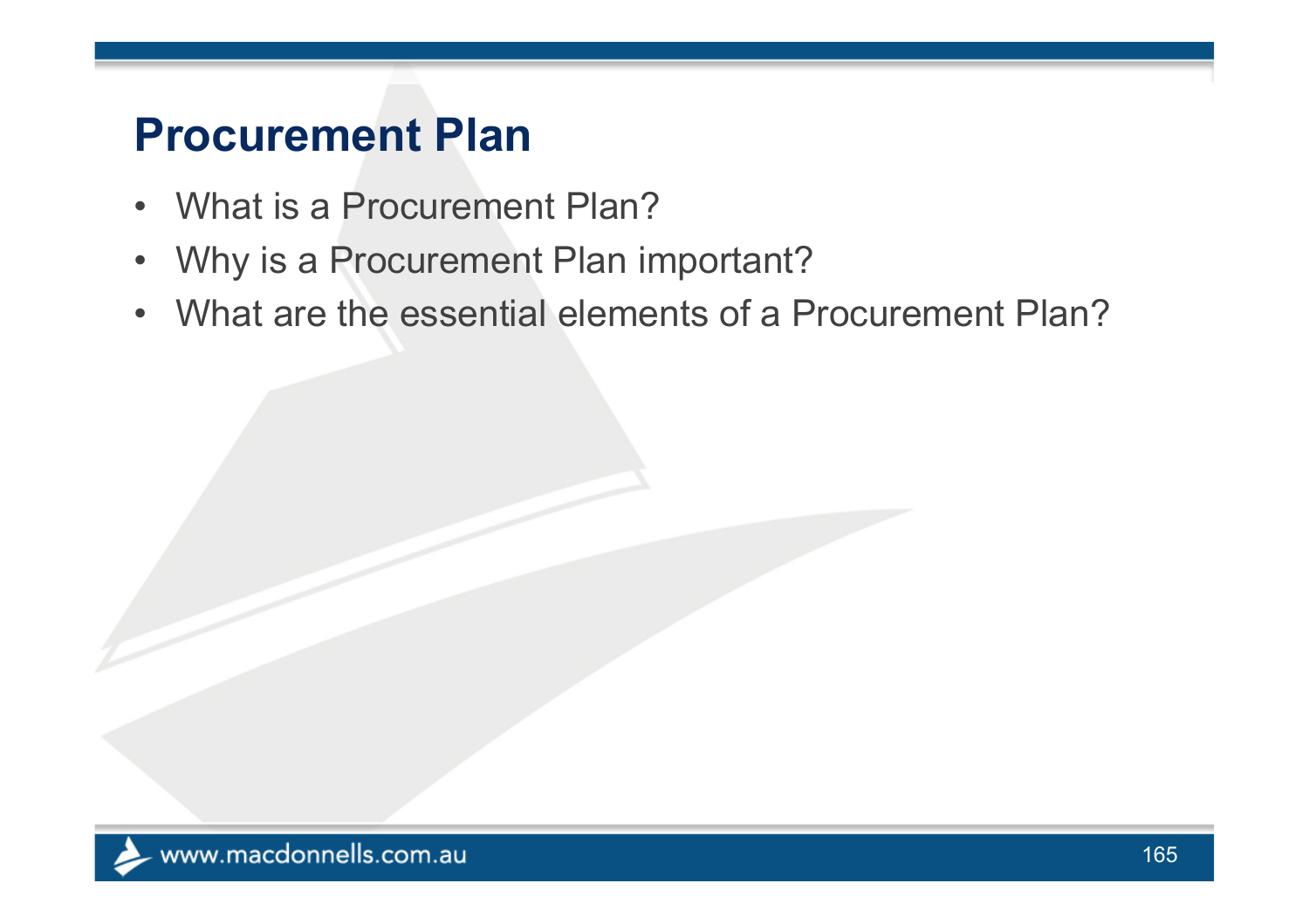# Procurement Plan

- What is a Procurement Plan?
- Why is a Procurement Plan important?
- What are the essential elements of a Procurement Plan?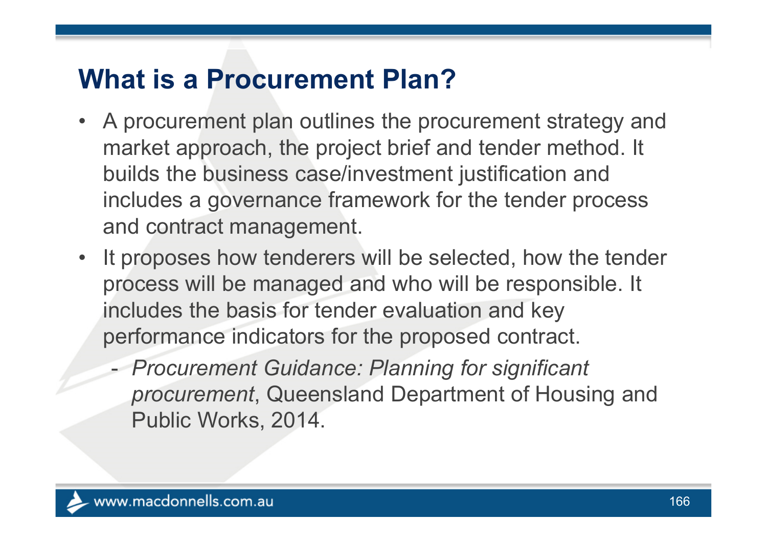# What is a Procurement Plan?

- A procurement plan outlines the procurement strategy and market approach, the project brief and tender method. It builds the business case/investment justification and includes a governance framework for the tender process and contract management.
- It proposes how tenderers will be selected, how the tender process will be managed and who will be responsible. It includes the basis for tender evaluation and key performance indicators for the proposed contract.
  - *Procurement Guidance: Planning for significant procurement*, Queensland Department of Housing and Public Works, 2014.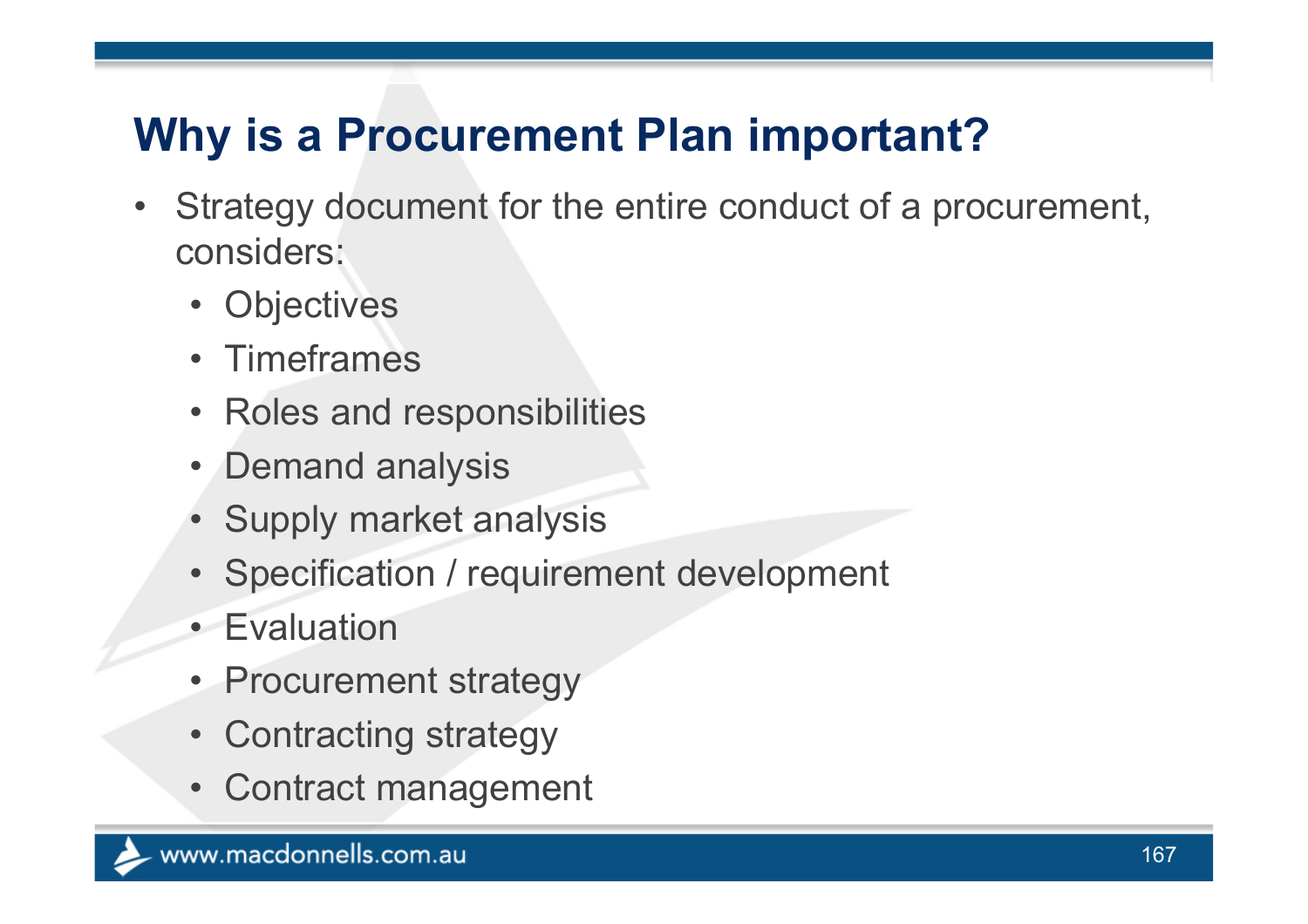# Why is a Procurement Plan important?

- Strategy document for the entire conduct of a procurement, considers:
  - Objectives
  - Timeframes
  - Roles and responsibilities
  - Demand analysis
  - Supply market analysis
  - Specification / requirement development
  - Evaluation
  - Procurement strategy
  - Contracting strategy
  - Contract management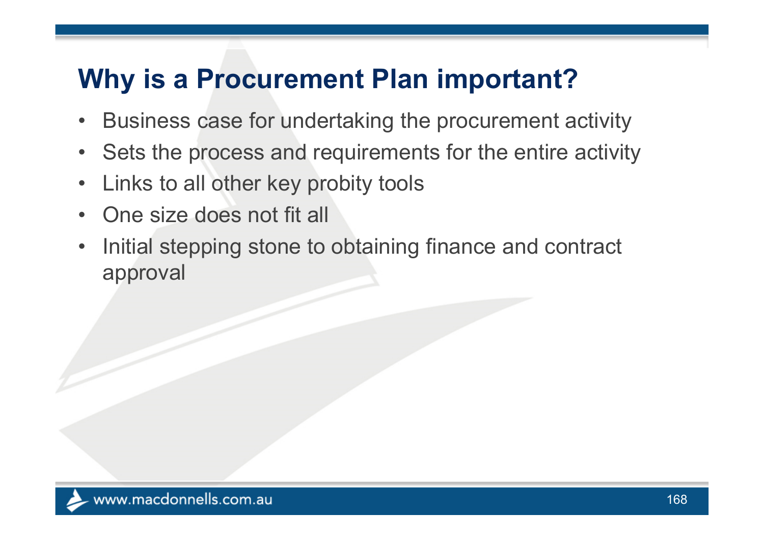# Why is a Procurement Plan important?

- Business case for undertaking the procurement activity
- Sets the process and requirements for the entire activity
- Links to all other key probity tools
- One size does not fit all
- Initial stepping stone to obtaining finance and contract approval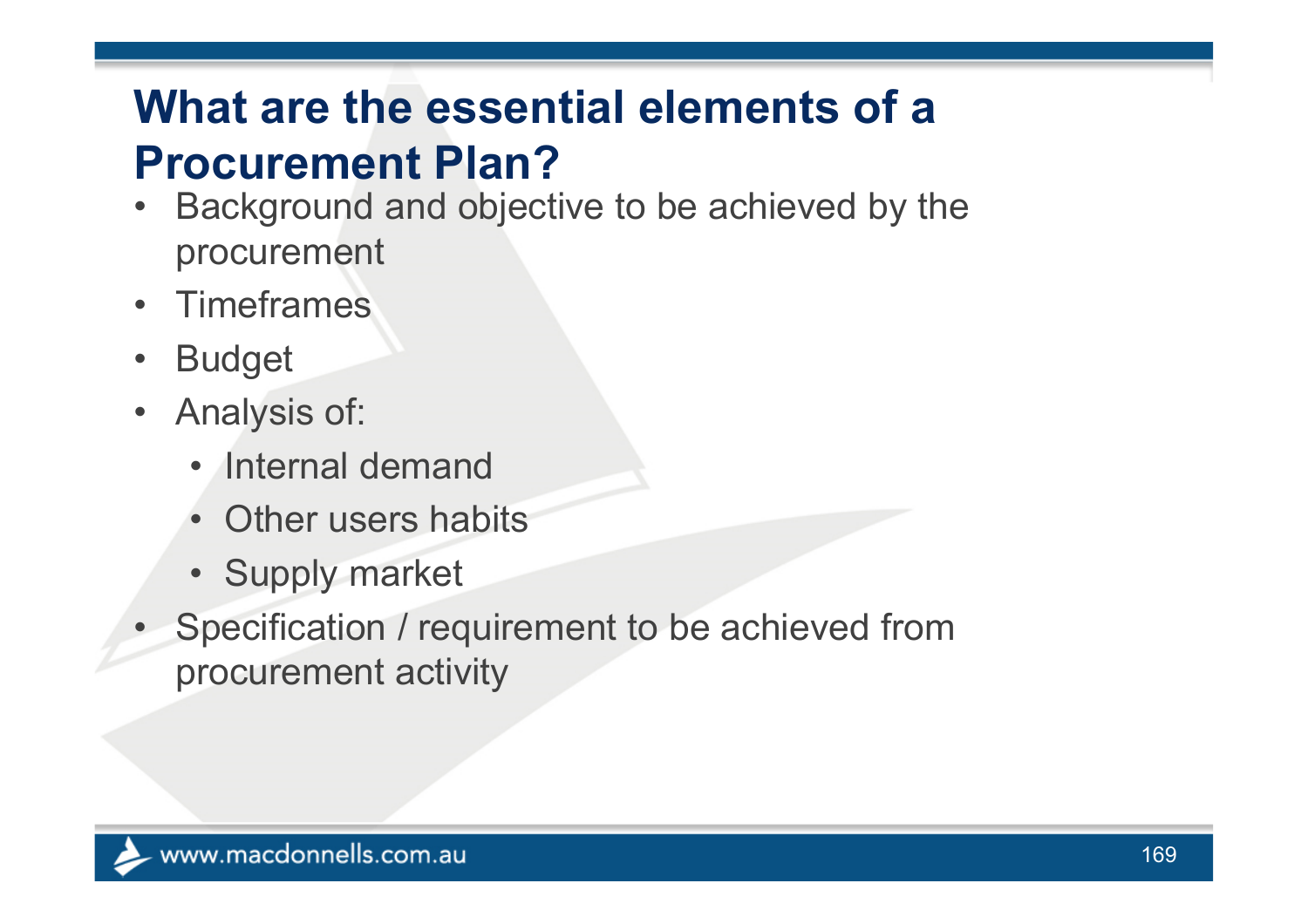# What are the essential elements of a Procurement Plan?

- Background and objective to be achieved by the procurement
- Timeframes
- Budget
- Analysis of:
  - Internal demand
  - Other users habits
  - Supply market
- Specification / requirement to be achieved from procurement activity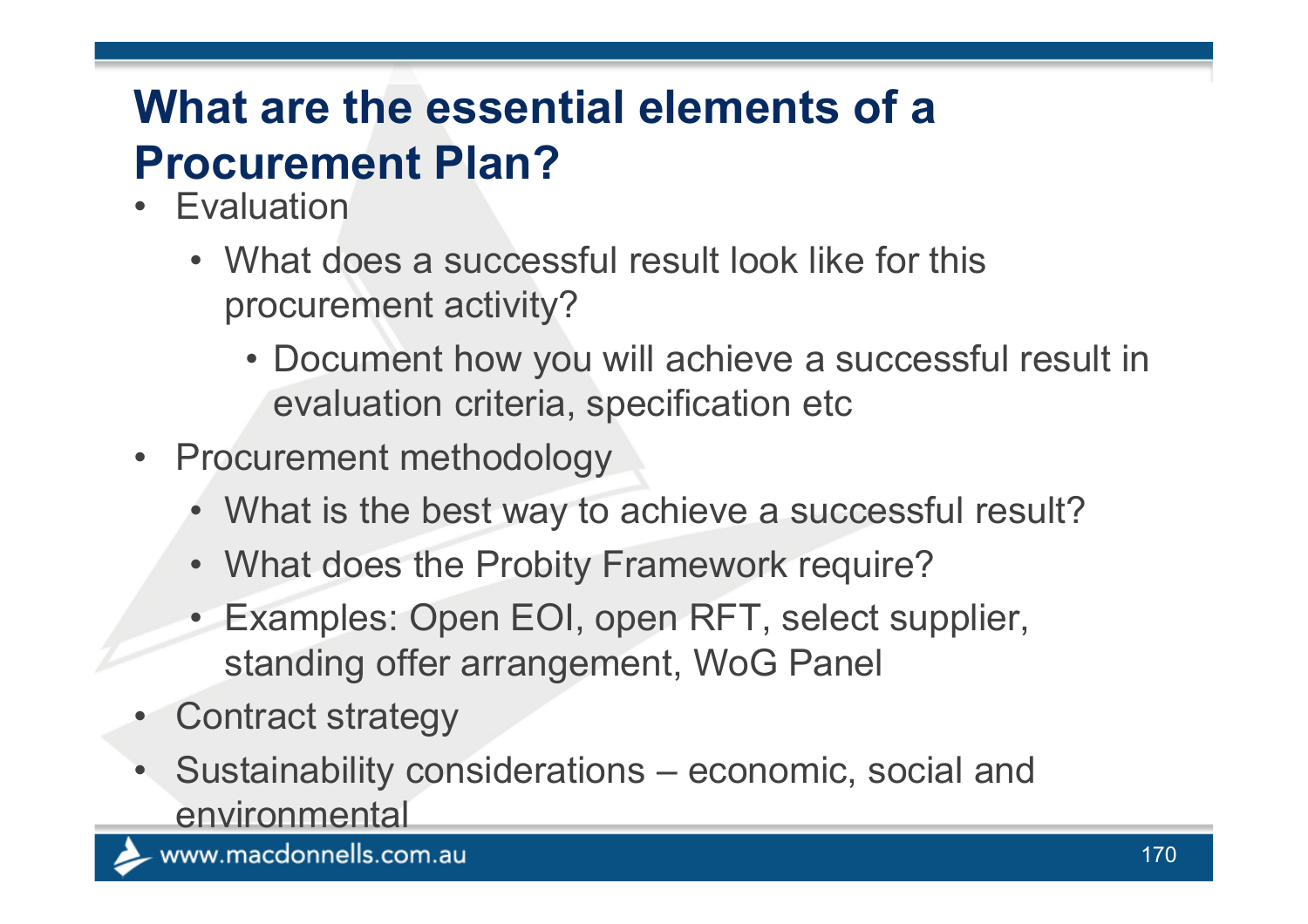# What are the essential elements of a Procurement Plan?

- Evaluation
  - What does a successful result look like for this procurement activity?
    - Document how you will achieve a successful result in evaluation criteria, specification etc
- Procurement methodology
  - What is the best way to achieve a successful result?
  - What does the Probity Framework require?
  - Examples: Open EOI, open RFT, select supplier, standing offer arrangement, WoG Panel
- Contract strategy
- Sustainability considerations – economic, social and environmental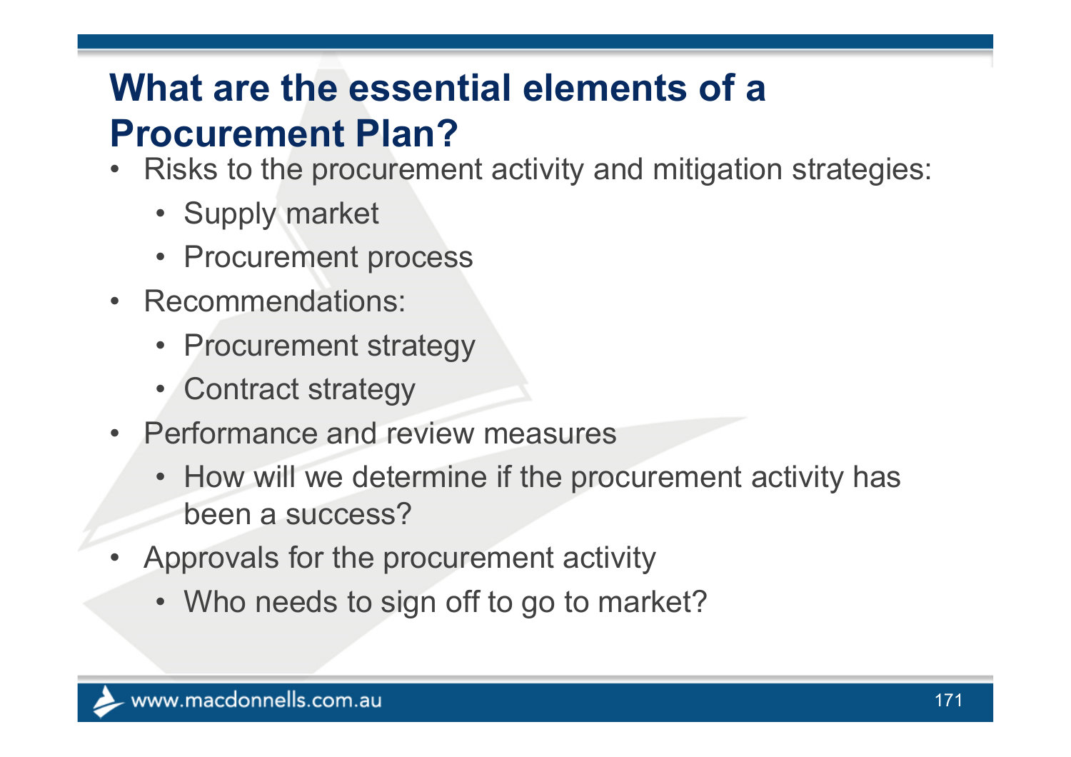# What are the essential elements of a Procurement Plan?

- Risks to the procurement activity and mitigation strategies:
  - Supply market
  - Procurement process
- Recommendations:
  - Procurement strategy
  - Contract strategy
- Performance and review measures
  - How will we determine if the procurement activity has been a success?
- Approvals for the procurement activity
  - Who needs to sign off to go to market?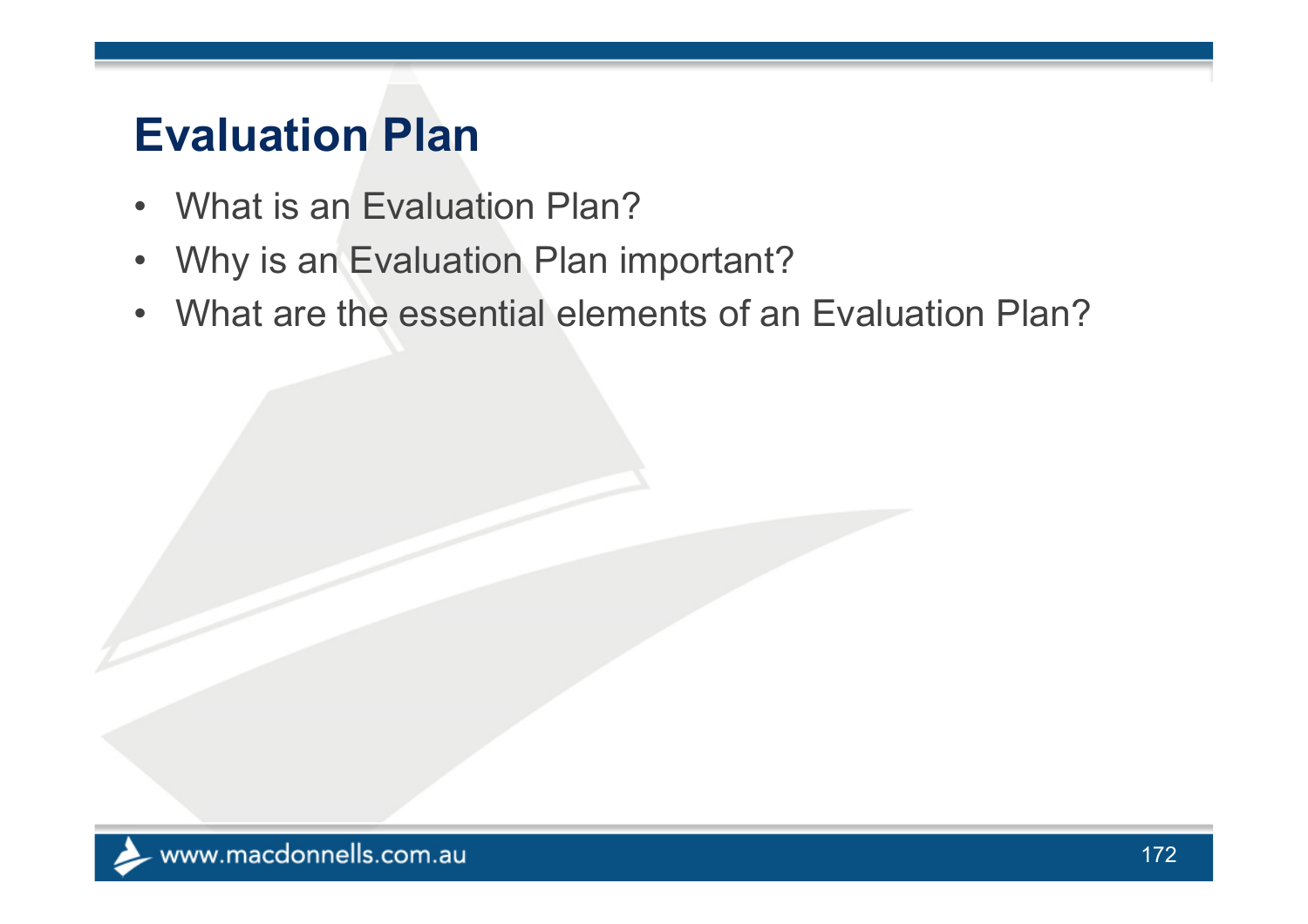# Evaluation Plan

- What is an Evaluation Plan?
- Why is an Evaluation Plan important?
- What are the essential elements of an Evaluation Plan?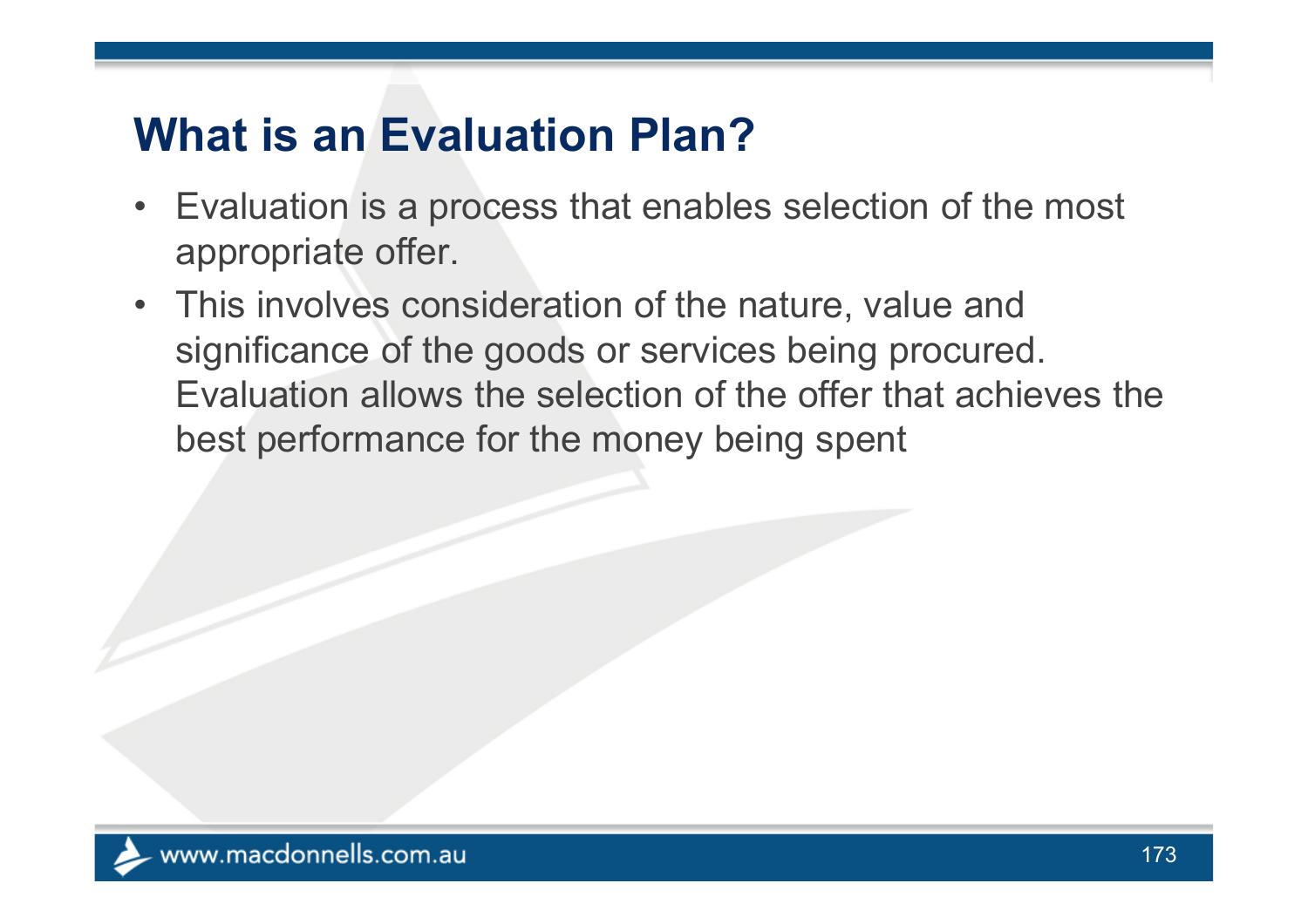# What is an Evaluation Plan?

- Evaluation is a process that enables selection of the most appropriate offer.
- This involves consideration of the nature, value and significance of the goods or services being procured. Evaluation allows the selection of the offer that achieves the best performance for the money being spent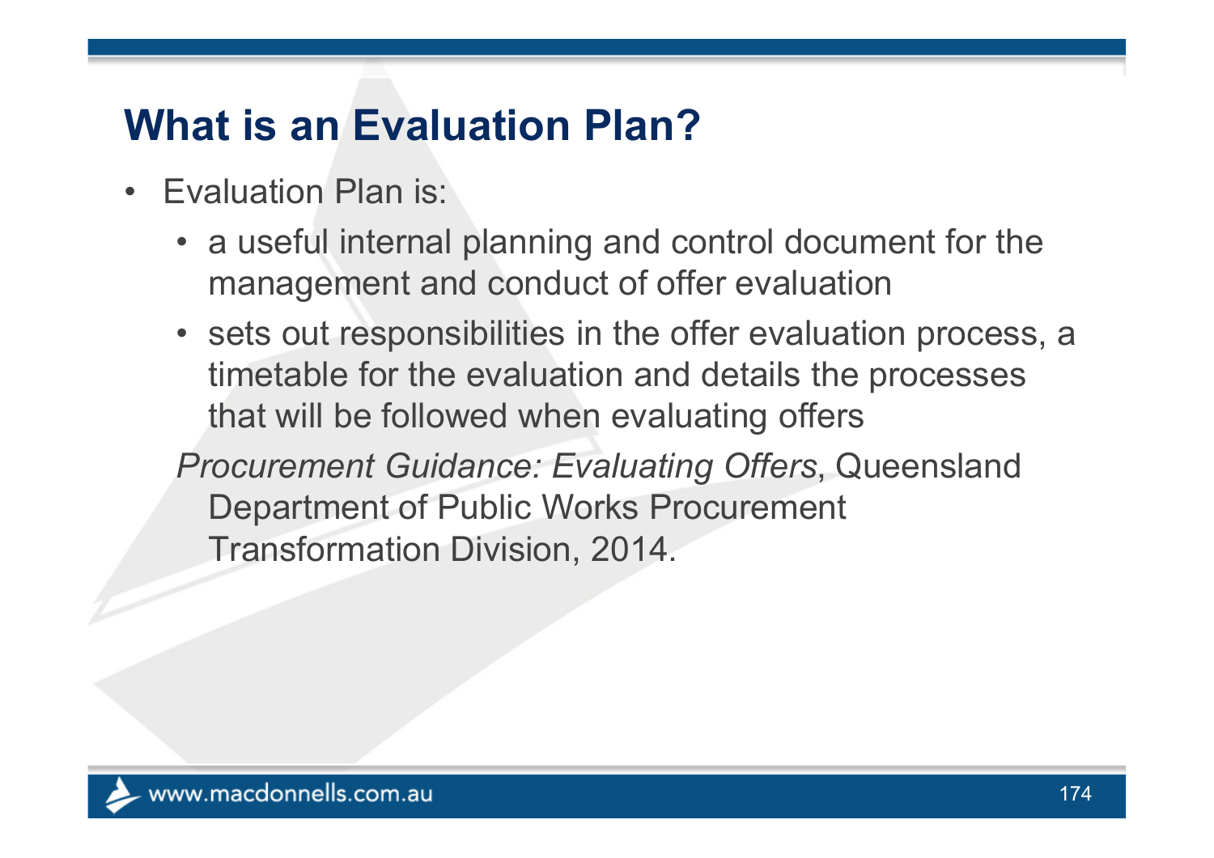# What is an Evaluation Plan?

- Evaluation Plan is:
  - a useful internal planning and control document for the management and conduct of offer evaluation
  - sets out responsibilities in the offer evaluation process, a timetable for the evaluation and details the processes that will be followed when evaluating offers

*Procurement Guidance: Evaluating Offers*, Queensland Department of Public Works Procurement Transformation Division, 2014.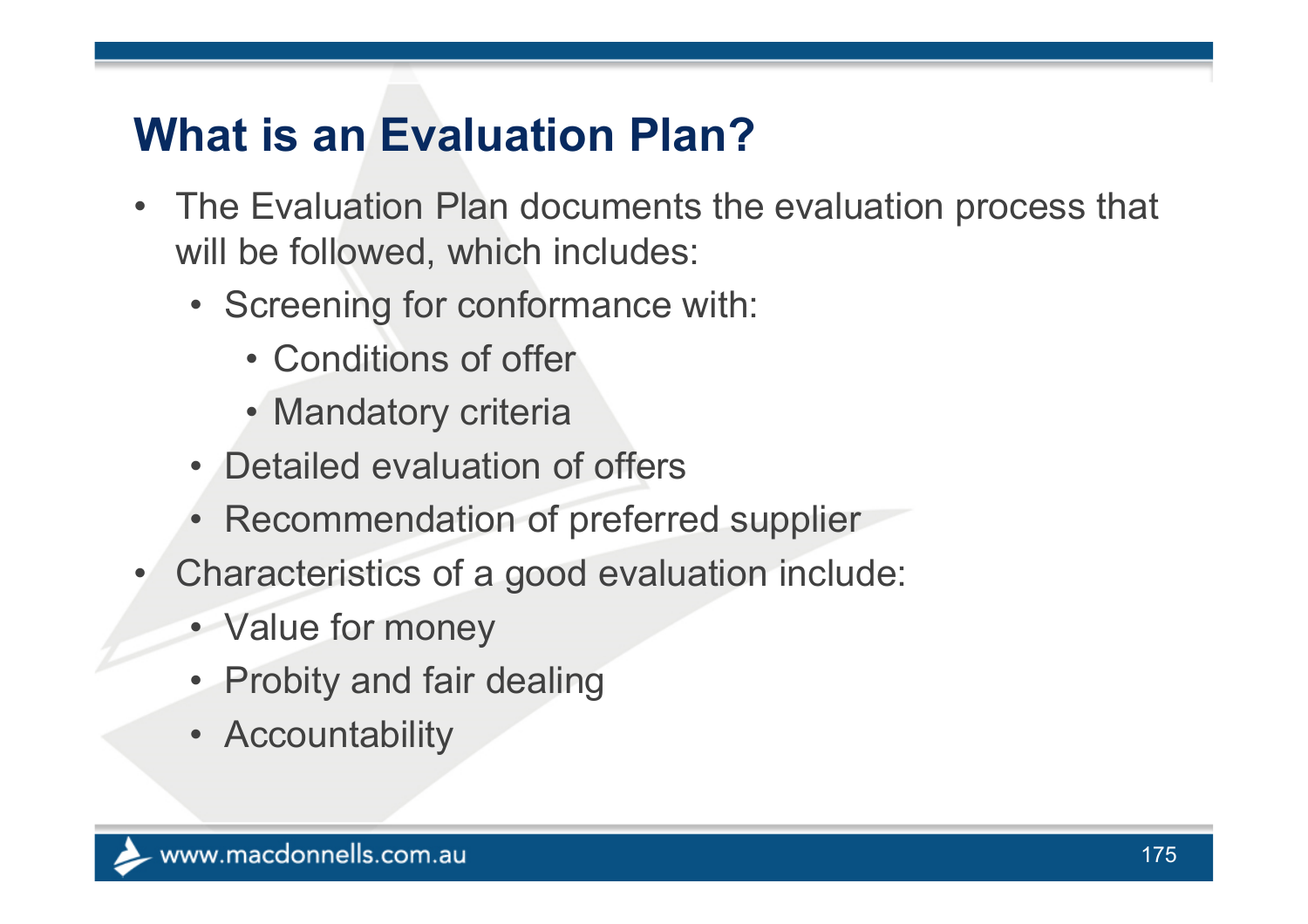# What is an Evaluation Plan?

- The Evaluation Plan documents the evaluation process that will be followed, which includes:
  - Screening for conformance with:
    - Conditions of offer
    - Mandatory criteria
  - Detailed evaluation of offers
  - Recommendation of preferred supplier
- Characteristics of a good evaluation include:
  - Value for money
  - Probity and fair dealing
  - Accountability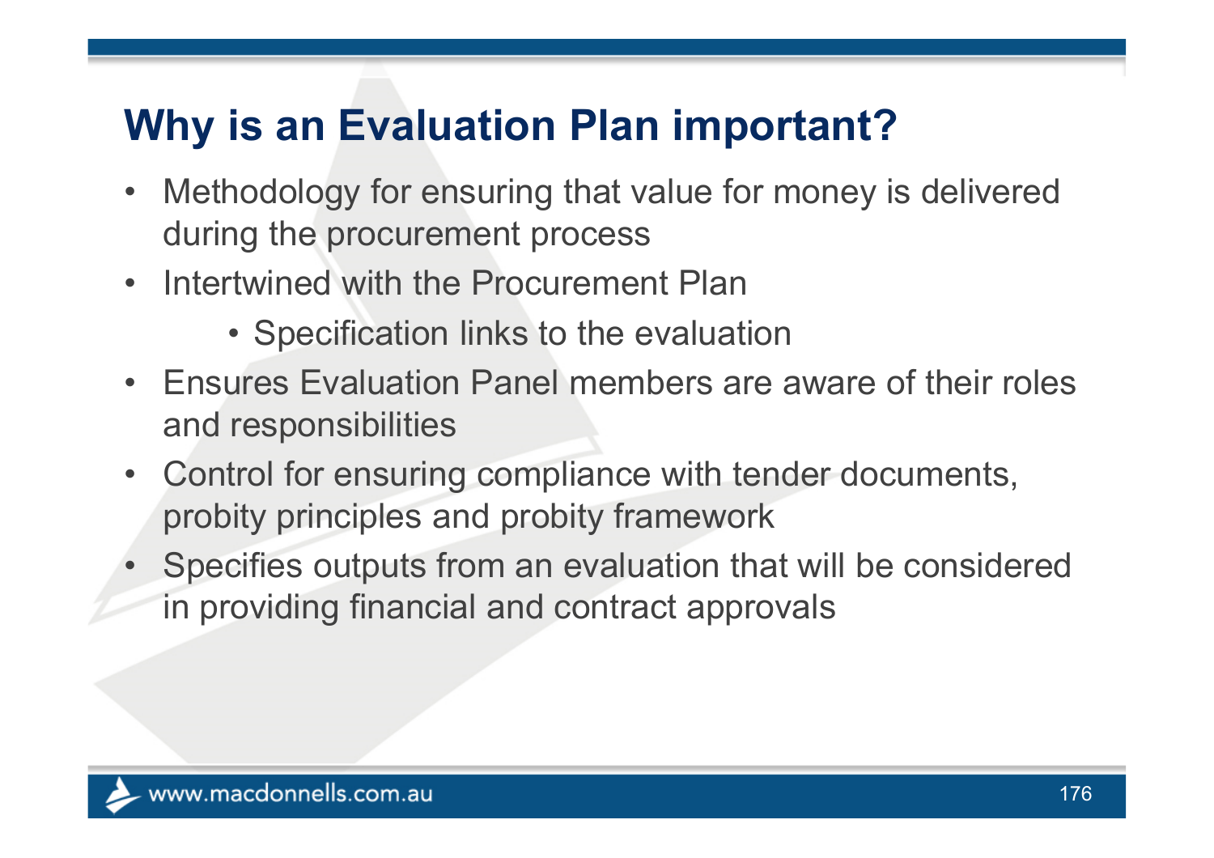# Why is an Evaluation Plan important?

- Methodology for ensuring that value for money is delivered during the procurement process
- Intertwined with the Procurement Plan
    - Specification links to the evaluation
- Ensures Evaluation Panel members are aware of their roles and responsibilities
- Control for ensuring compliance with tender documents, probity principles and probity framework
- Specifies outputs from an evaluation that will be considered in providing financial and contract approvals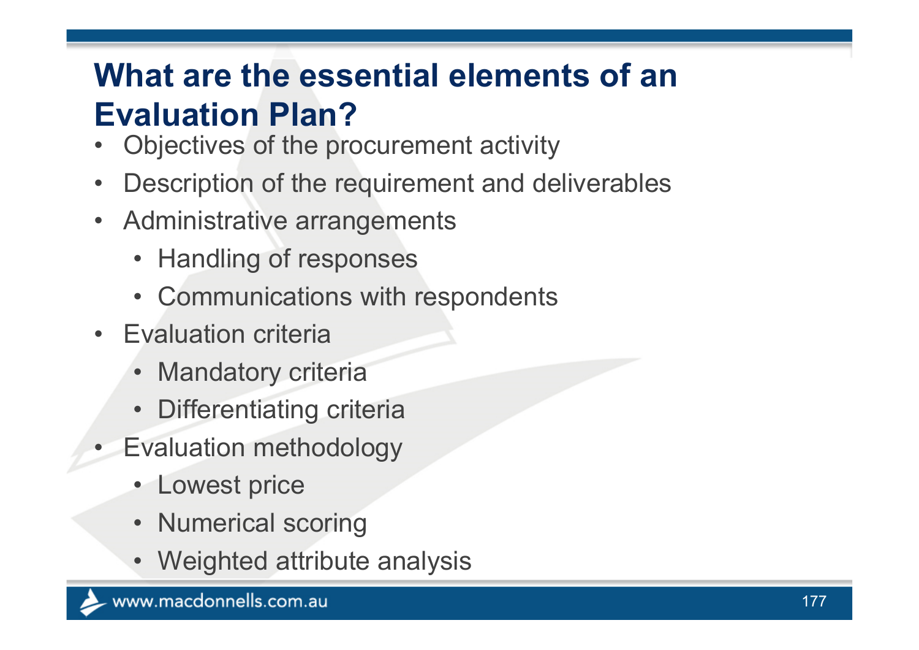# What are the essential elements of an Evaluation Plan?

- Objectives of the procurement activity
- Description of the requirement and deliverables
- Administrative arrangements
  - Handling of responses
  - Communications with respondents
- Evaluation criteria
  - Mandatory criteria
  - Differentiating criteria
- Evaluation methodology
  - Lowest price
  - Numerical scoring
  - Weighted attribute analysis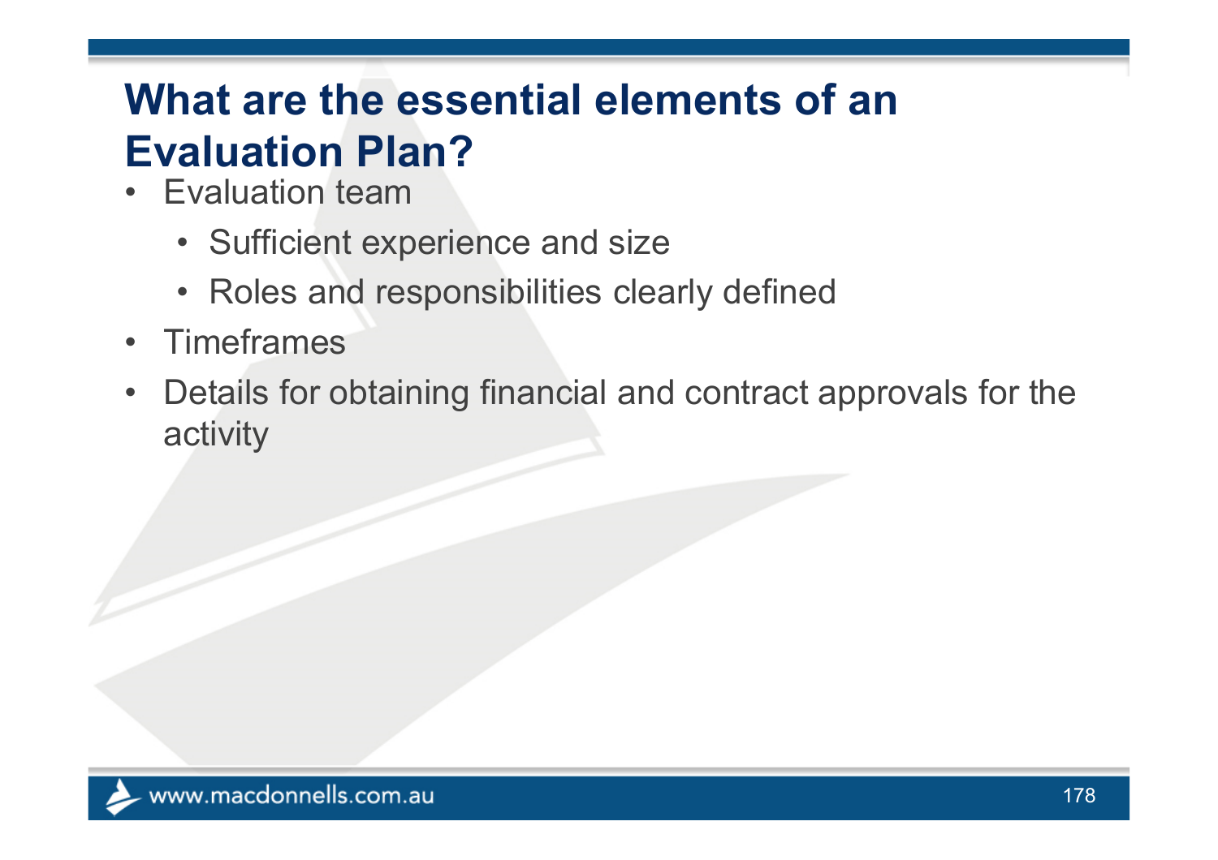# What are the essential elements of an Evaluation Plan?

- Evaluation team
  - Sufficient experience and size
  - Roles and responsibilities clearly defined
- Timeframes
- Details for obtaining financial and contract approvals for the activity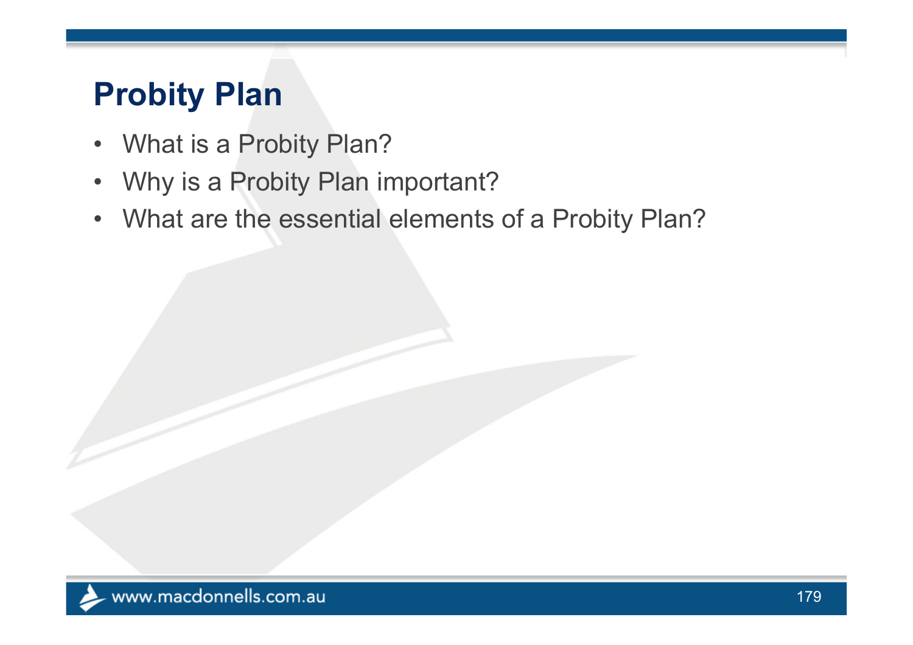# Probity Plan

- What is a Probity Plan?
- Why is a Probity Plan important?
- What are the essential elements of a Probity Plan?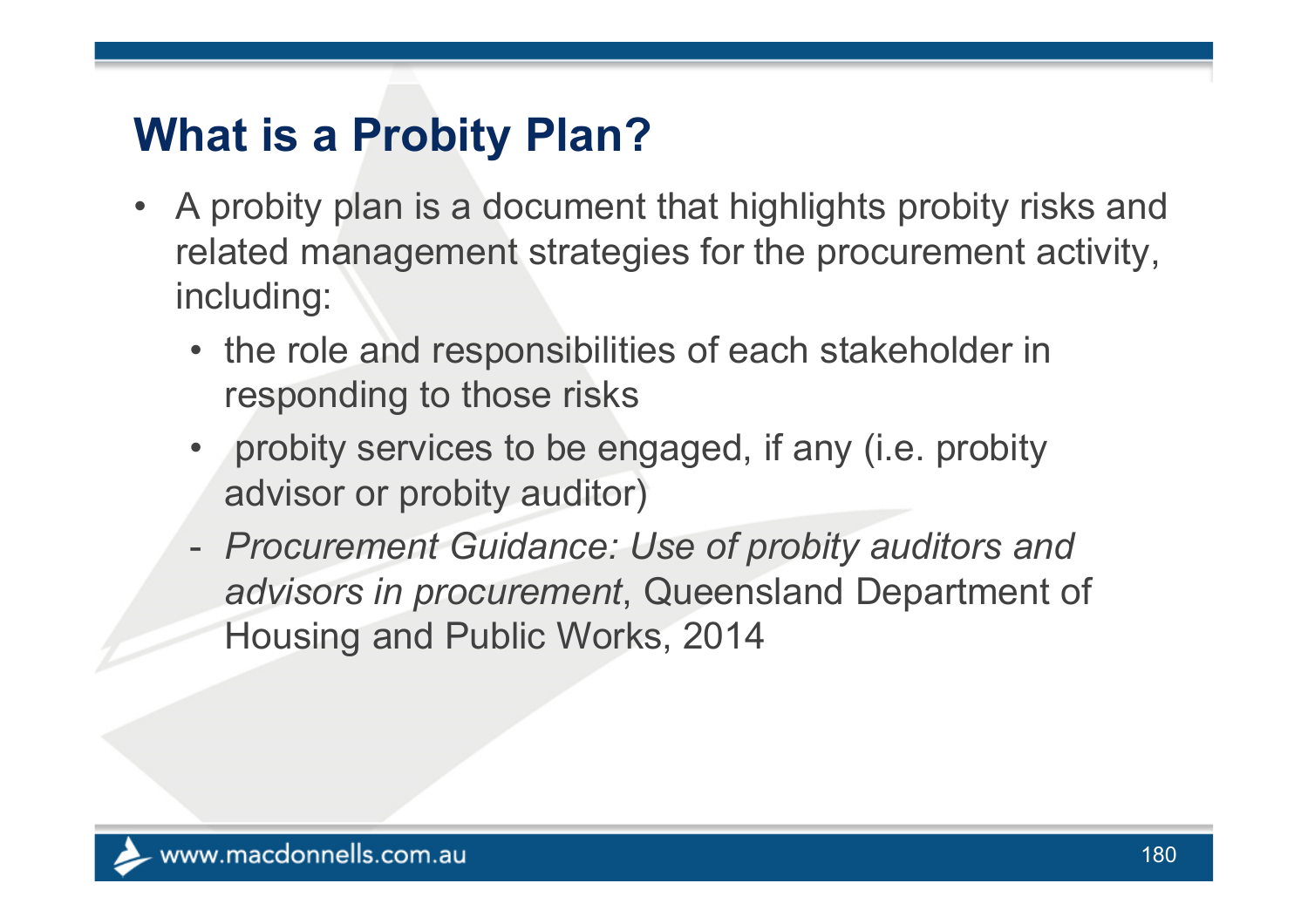# What is a Probity Plan?

- A probity plan is a document that highlights probity risks and related management strategies for the procurement activity, including:
  - the role and responsibilities of each stakeholder in responding to those risks
  - probity services to be engaged, if any (i.e. probity advisor or probity auditor)

  \- *Procurement Guidance: Use of probity auditors and advisors in procurement*, Queensland Department of Housing and Public Works, 2014

www.macdonnells.com.au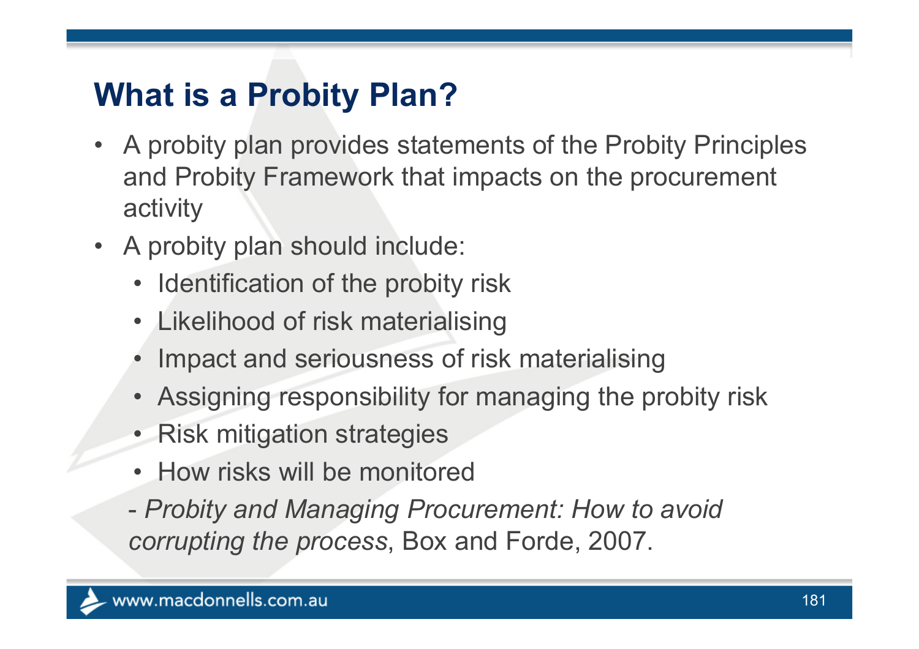# What is a Probity Plan?

- A probity plan provides statements of the Probity Principles and Probity Framework that impacts on the procurement activity
- A probity plan should include:
  - Identification of the probity risk
  - Likelihood of risk materialising
  - Impact and seriousness of risk materialising
  - Assigning responsibility for managing the probity risk
  - Risk mitigation strategies
  - How risks will be monitored

  \- *Probity and Managing Procurement: How to avoid corrupting the process*, Box and Forde, 2007.

www.macdonnells.com.au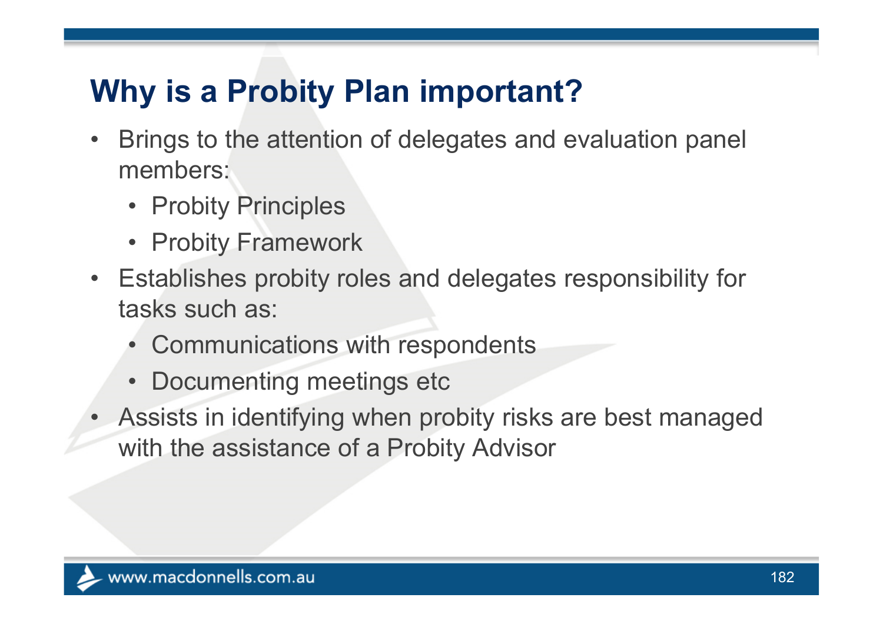# Why is a Probity Plan important?

- Brings to the attention of delegates and evaluation panel members:
  - Probity Principles
  - Probity Framework
- Establishes probity roles and delegates responsibility for tasks such as:
  - Communications with respondents
  - Documenting meetings etc
- Assists in identifying when probity risks are best managed with the assistance of a Probity Advisor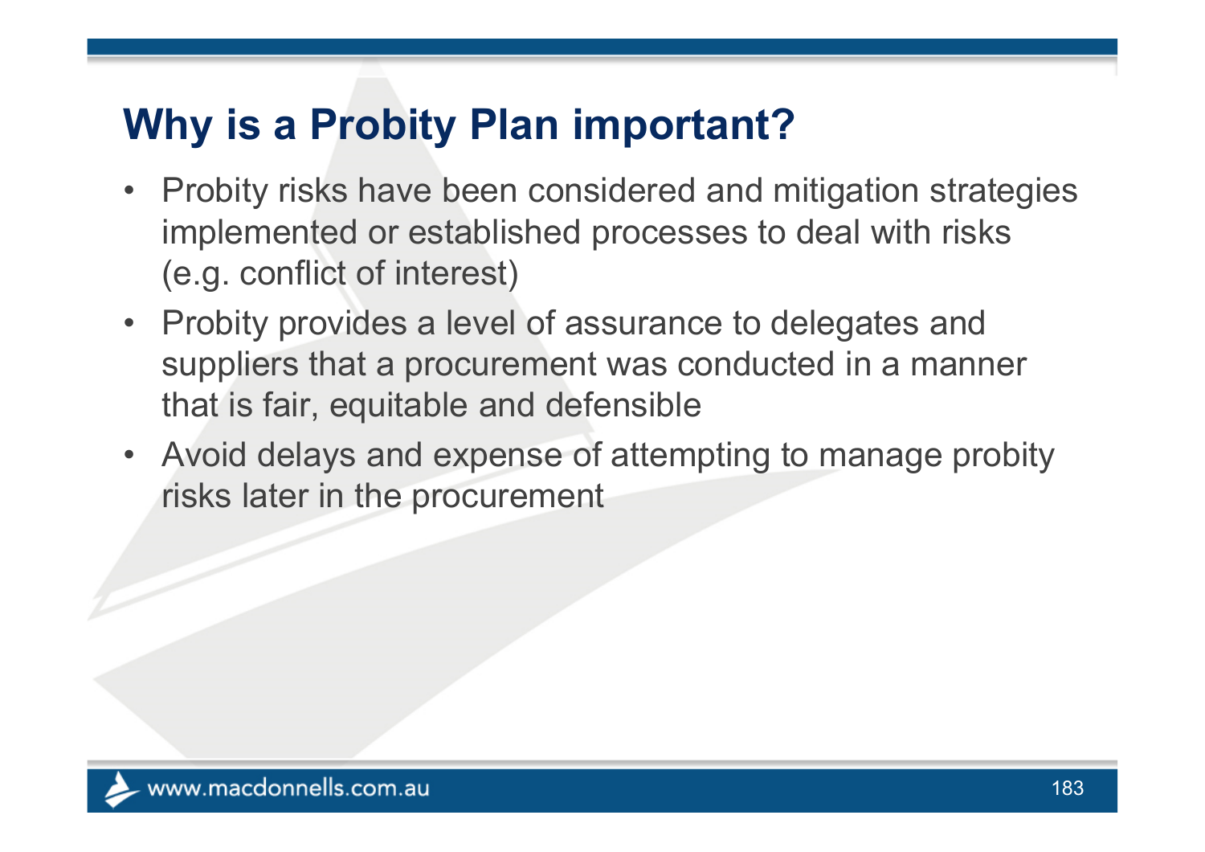# Why is a Probity Plan important?

- Probity risks have been considered and mitigation strategies implemented or established processes to deal with risks (e.g. conflict of interest)
- Probity provides a level of assurance to delegates and suppliers that a procurement was conducted in a manner that is fair, equitable and defensible
- Avoid delays and expense of attempting to manage probity risks later in the procurement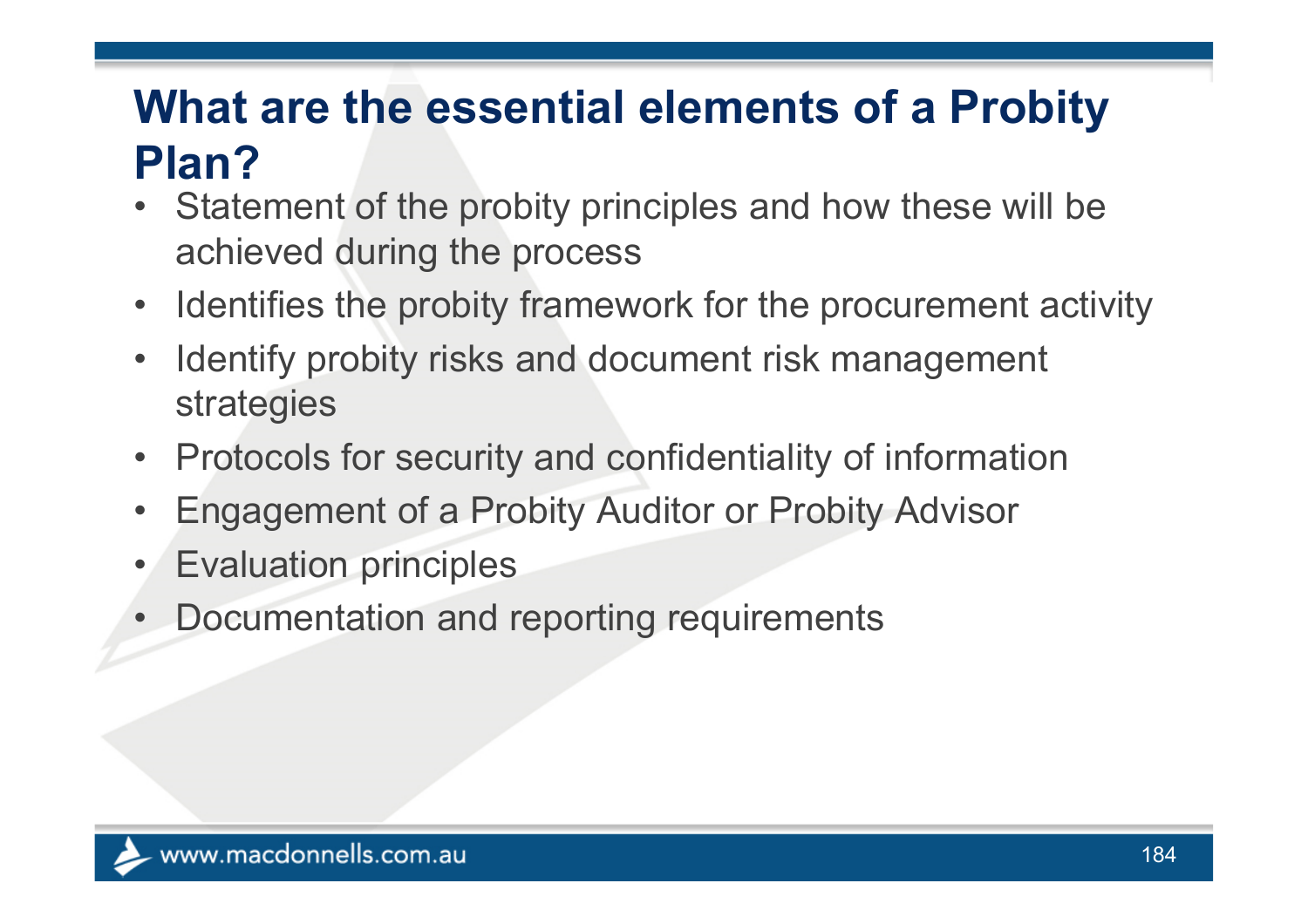# What are the essential elements of a Probity Plan?

- Statement of the probity principles and how these will be achieved during the process
- Identifies the probity framework for the procurement activity
- Identify probity risks and document risk management strategies
- Protocols for security and confidentiality of information
- Engagement of a Probity Auditor or Probity Advisor
- Evaluation principles
- Documentation and reporting requirements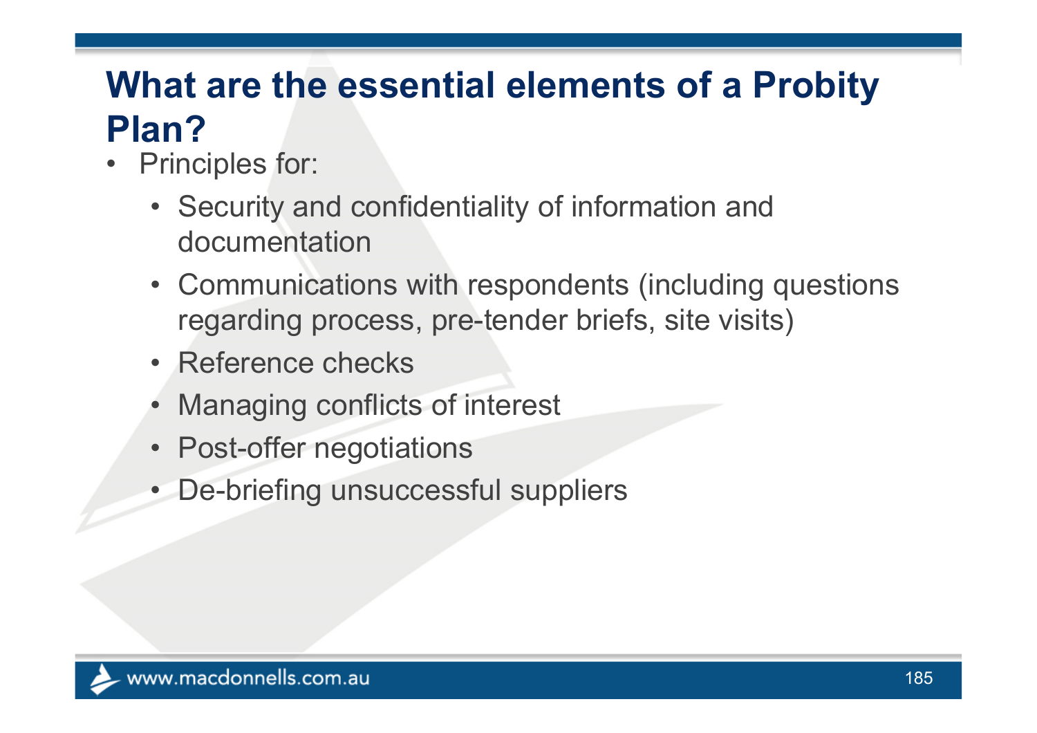# What are the essential elements of a Probity Plan?

- Principles for:
  - Security and confidentiality of information and documentation
  - Communications with respondents (including questions regarding process, pre-tender briefs, site visits)
  - Reference checks
  - Managing conflicts of interest
  - Post-offer negotiations
  - De-briefing unsuccessful suppliers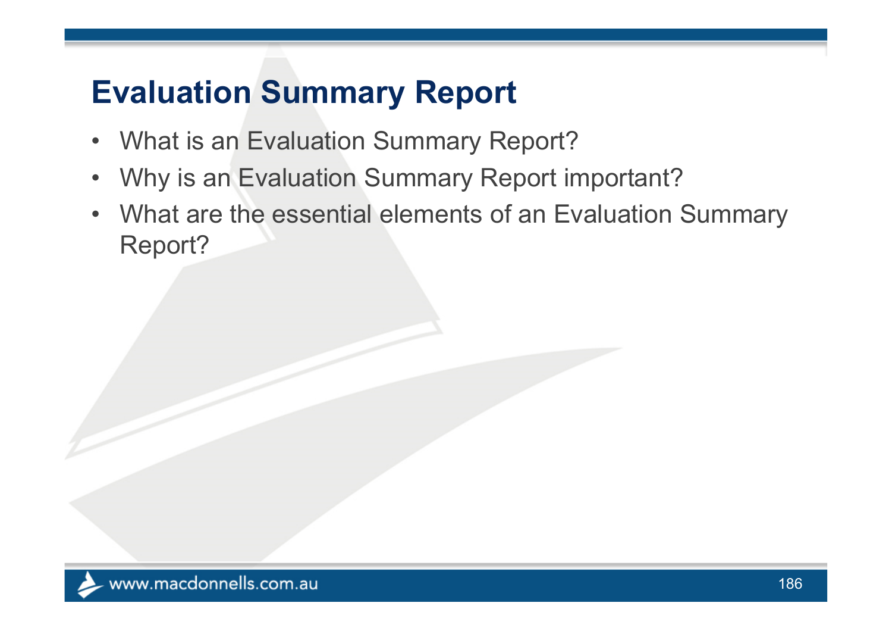# Evaluation Summary Report

- What is an Evaluation Summary Report?
- Why is an Evaluation Summary Report important?
- What are the essential elements of an Evaluation Summary Report?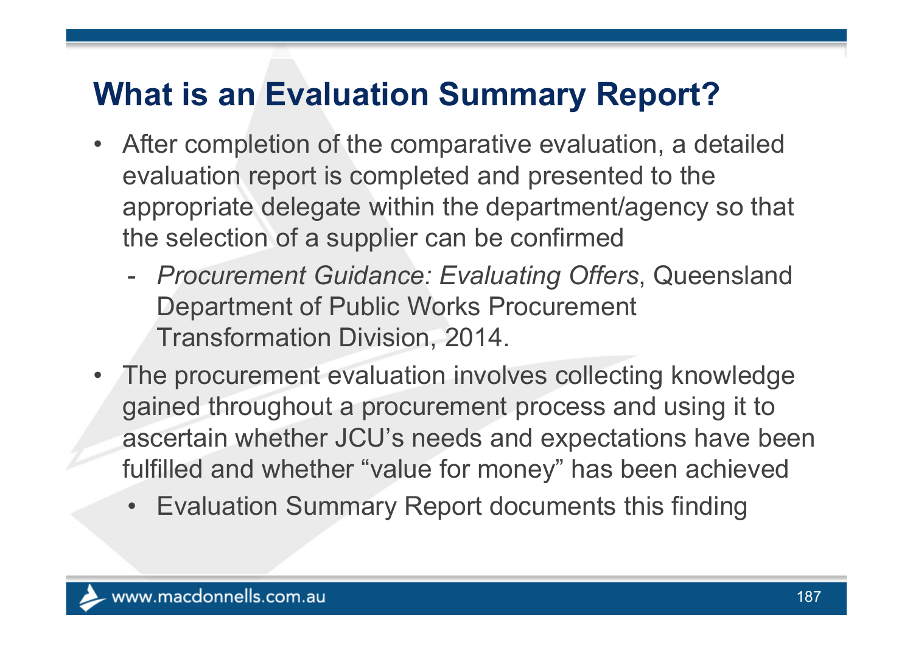# What is an Evaluation Summary Report?

- After completion of the comparative evaluation, a detailed evaluation report is completed and presented to the appropriate delegate within the department/agency so that the selection of a supplier can be confirmed
  - *Procurement Guidance: Evaluating Offers*, Queensland Department of Public Works Procurement Transformation Division, 2014.
- The procurement evaluation involves collecting knowledge gained throughout a procurement process and using it to ascertain whether JCU's needs and expectations have been fulfilled and whether "value for money" has been achieved
  - Evaluation Summary Report documents this finding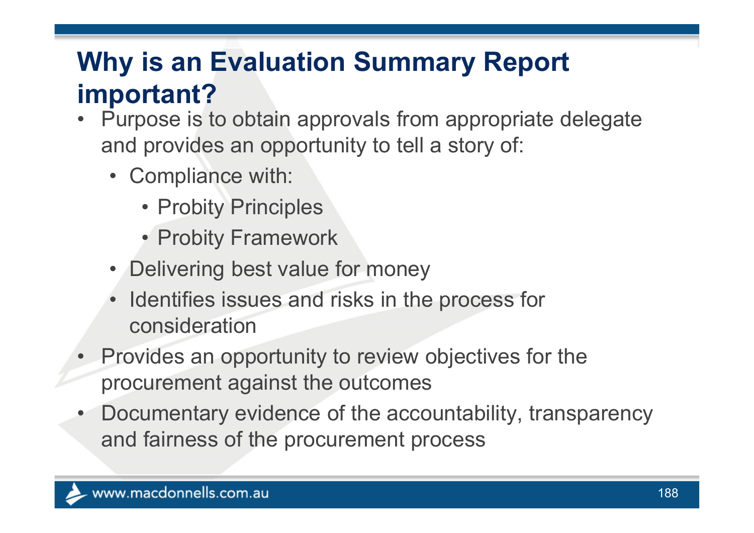# Why is an Evaluation Summary Report important?

- Purpose is to obtain approvals from appropriate delegate and provides an opportunity to tell a story of:
  - Compliance with:
    - Probity Principles
    - Probity Framework
  - Delivering best value for money
  - Identifies issues and risks in the process for consideration
- Provides an opportunity to review objectives for the procurement against the outcomes
- Documentary evidence of the accountability, transparency and fairness of the procurement process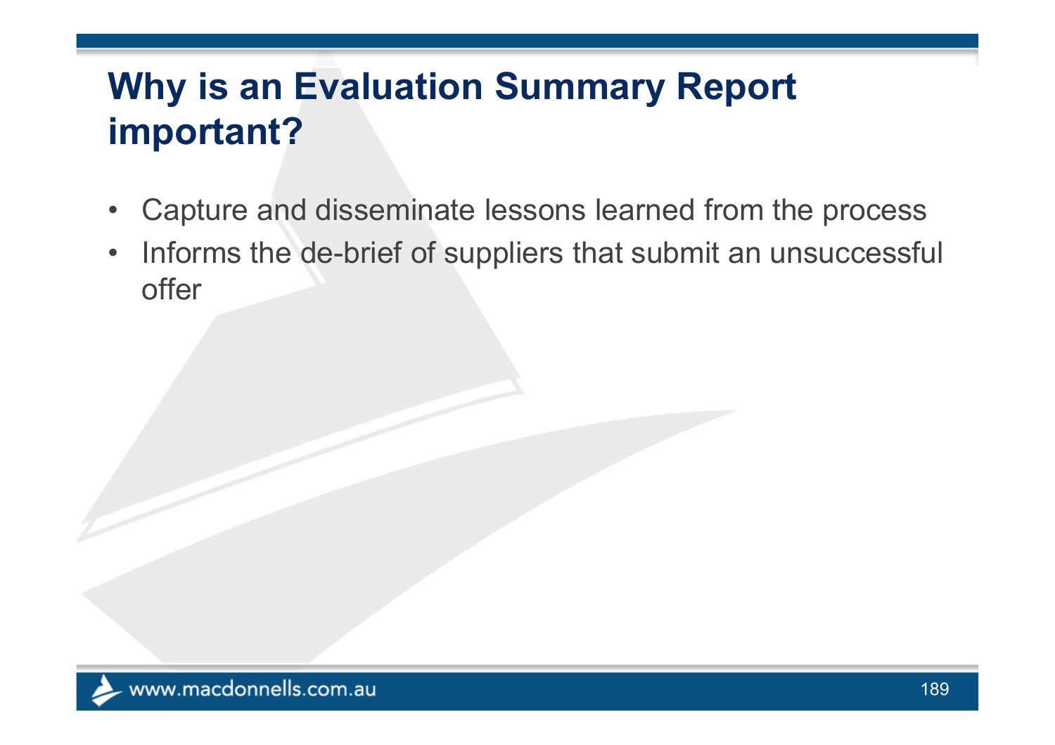# Why is an Evaluation Summary Report important?

- Capture and disseminate lessons learned from the process
- Informs the de-brief of suppliers that submit an unsuccessful offer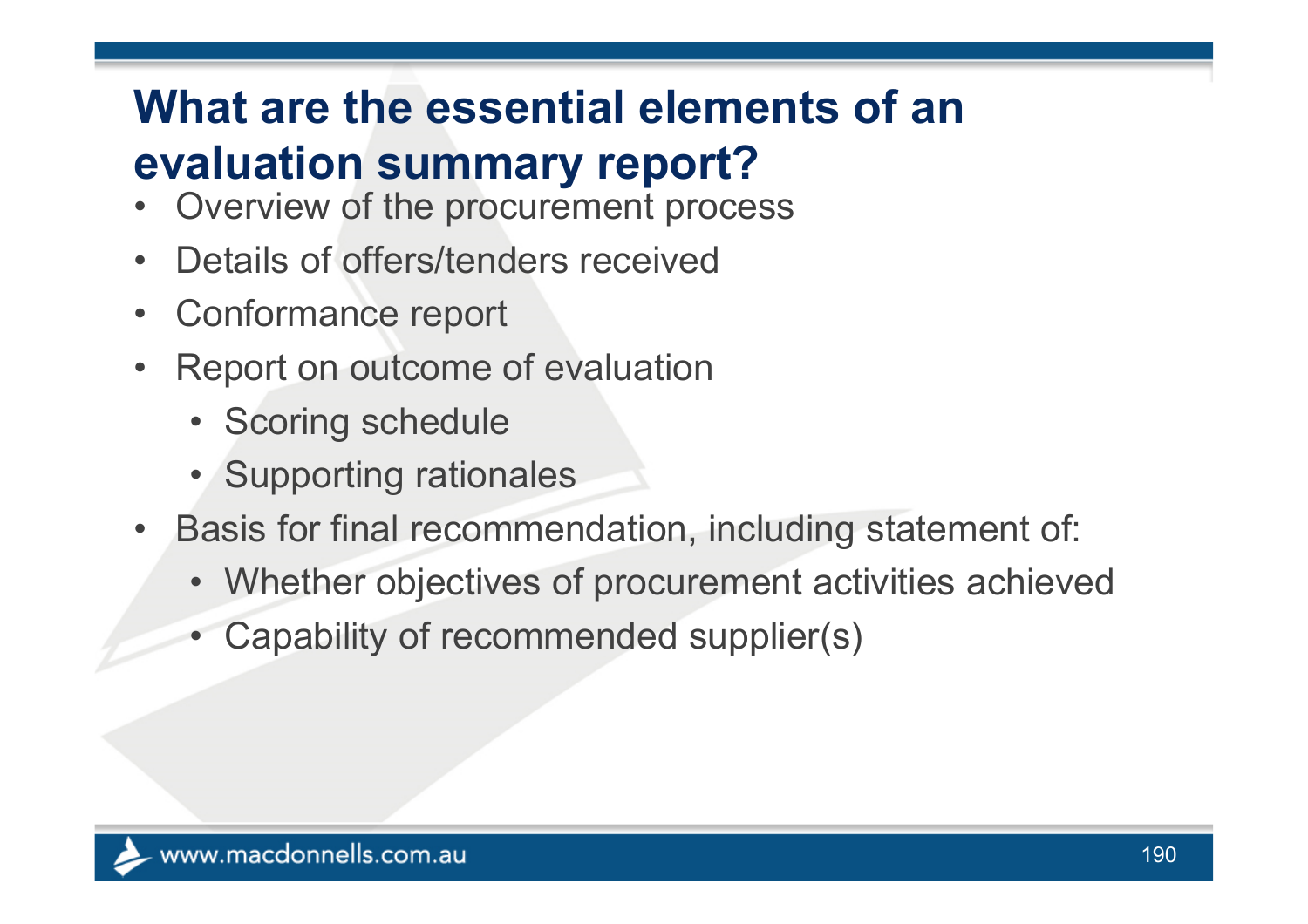# What are the essential elements of an evaluation summary report?

- Overview of the procurement process
- Details of offers/tenders received
- Conformance report
- Report on outcome of evaluation
  - Scoring schedule
  - Supporting rationales
- Basis for final recommendation, including statement of:
  - Whether objectives of procurement activities achieved
  - Capability of recommended supplier(s)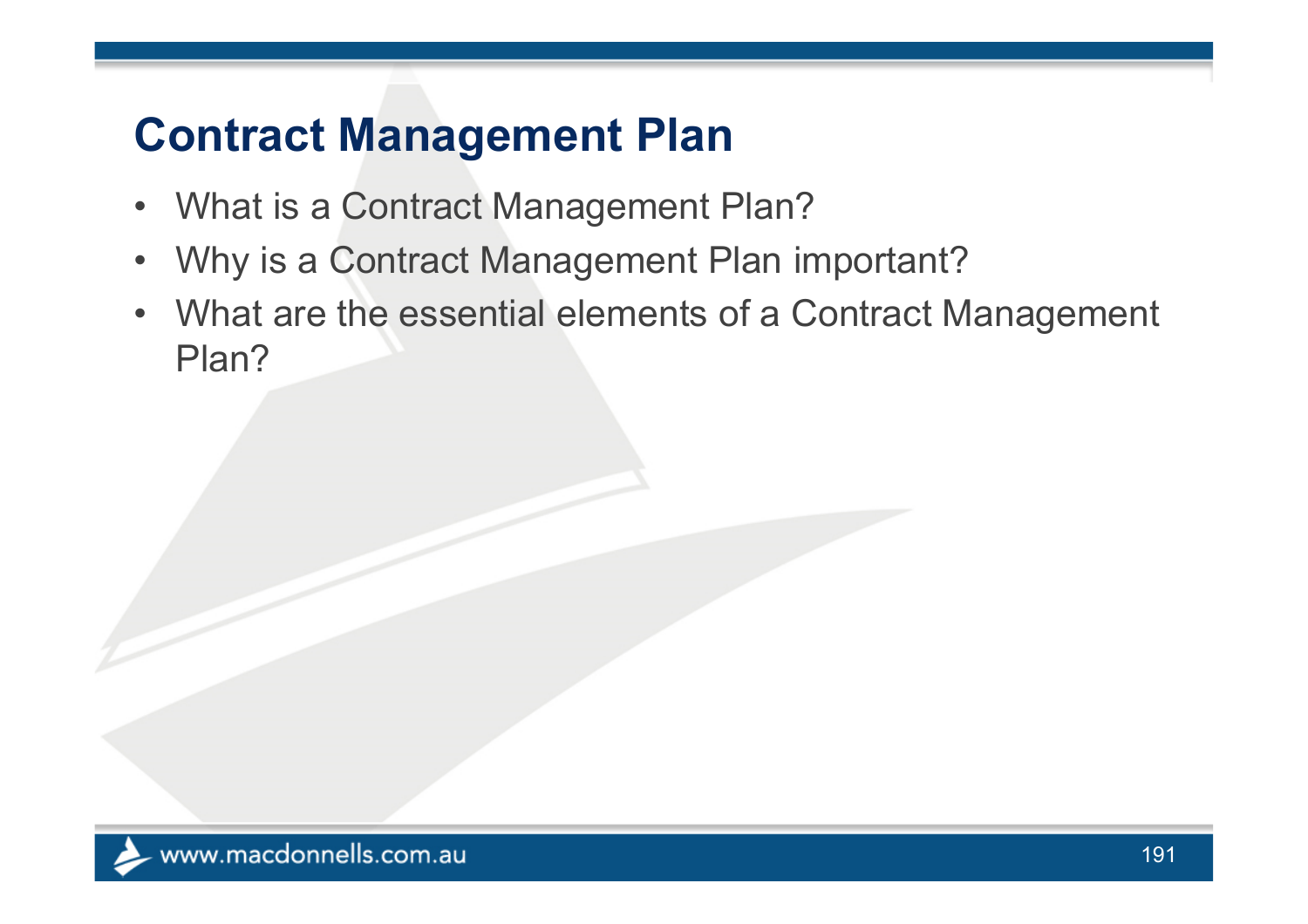# Contract Management Plan

- What is a Contract Management Plan?
- Why is a Contract Management Plan important?
- What are the essential elements of a Contract Management Plan?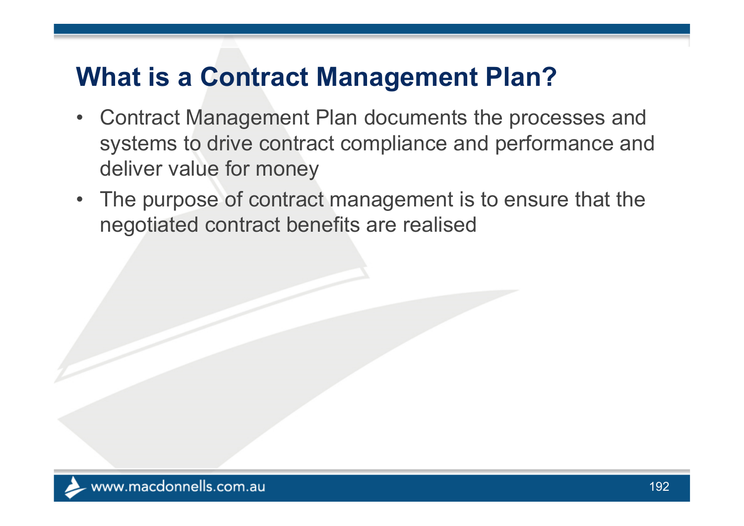# What is a Contract Management Plan?

- Contract Management Plan documents the processes and systems to drive contract compliance and performance and deliver value for money
- The purpose of contract management is to ensure that the negotiated contract benefits are realised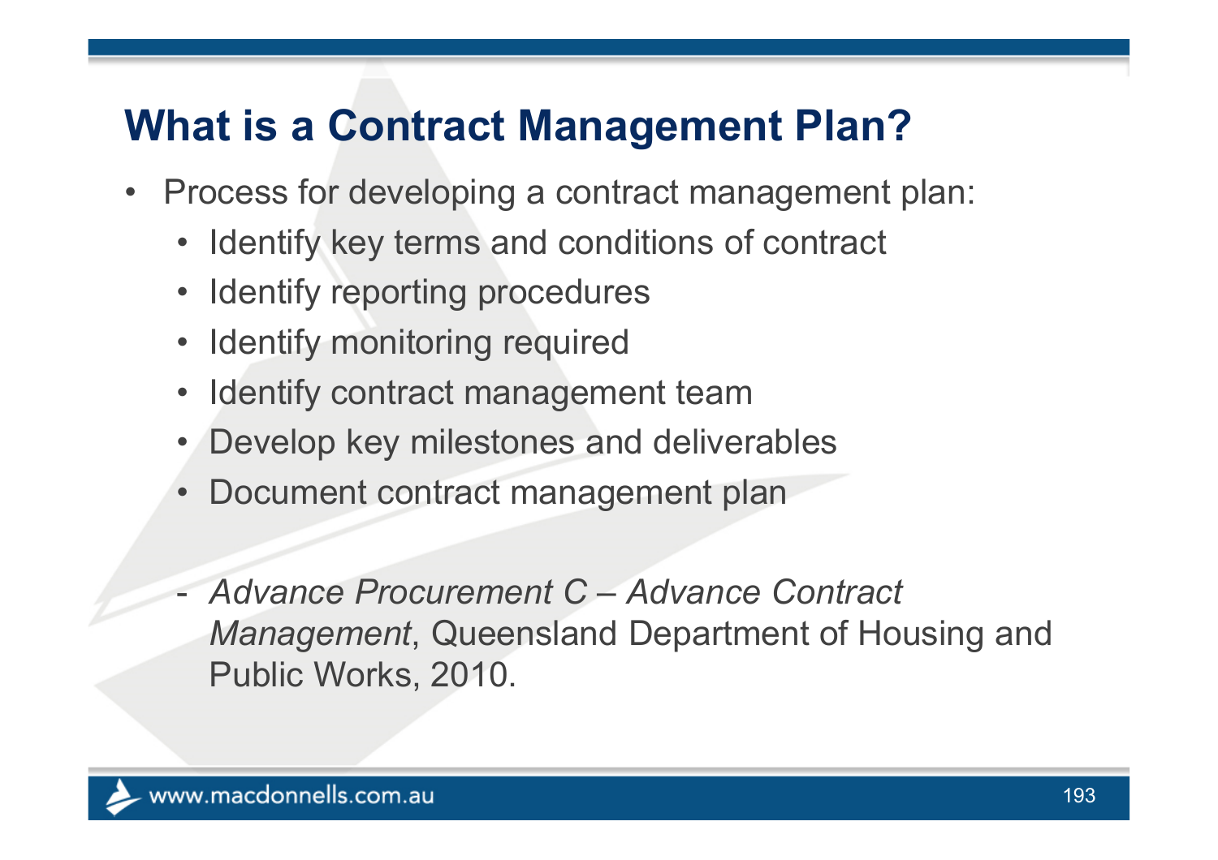# What is a Contract Management Plan?

- Process for developing a contract management plan:
  - Identify key terms and conditions of contract
  - Identify reporting procedures
  - Identify monitoring required
  - Identify contract management team
  - Develop key milestones and deliverables
  - Document contract management plan

  - *Advance Procurement C – Advance Contract Management*, Queensland Department of Housing and Public Works, 2010.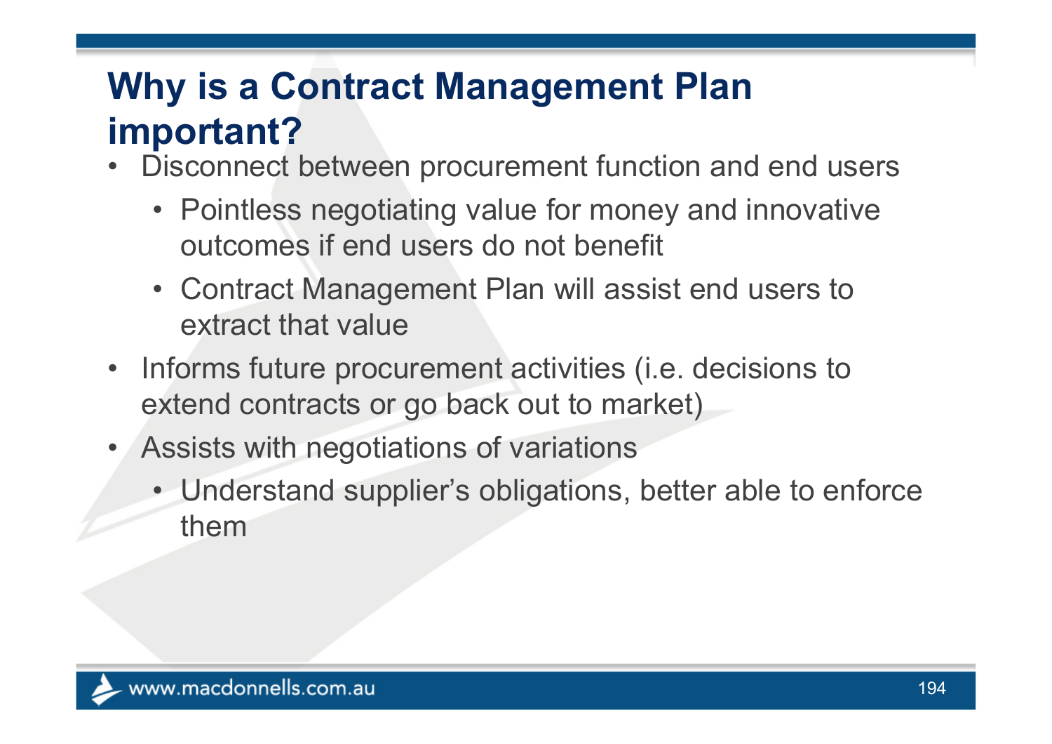# Why is a Contract Management Plan important?

- Disconnect between procurement function and end users
  - Pointless negotiating value for money and innovative outcomes if end users do not benefit
  - Contract Management Plan will assist end users to extract that value
- Informs future procurement activities (i.e. decisions to extend contracts or go back out to market)
- Assists with negotiations of variations
  - Understand supplier's obligations, better able to enforce them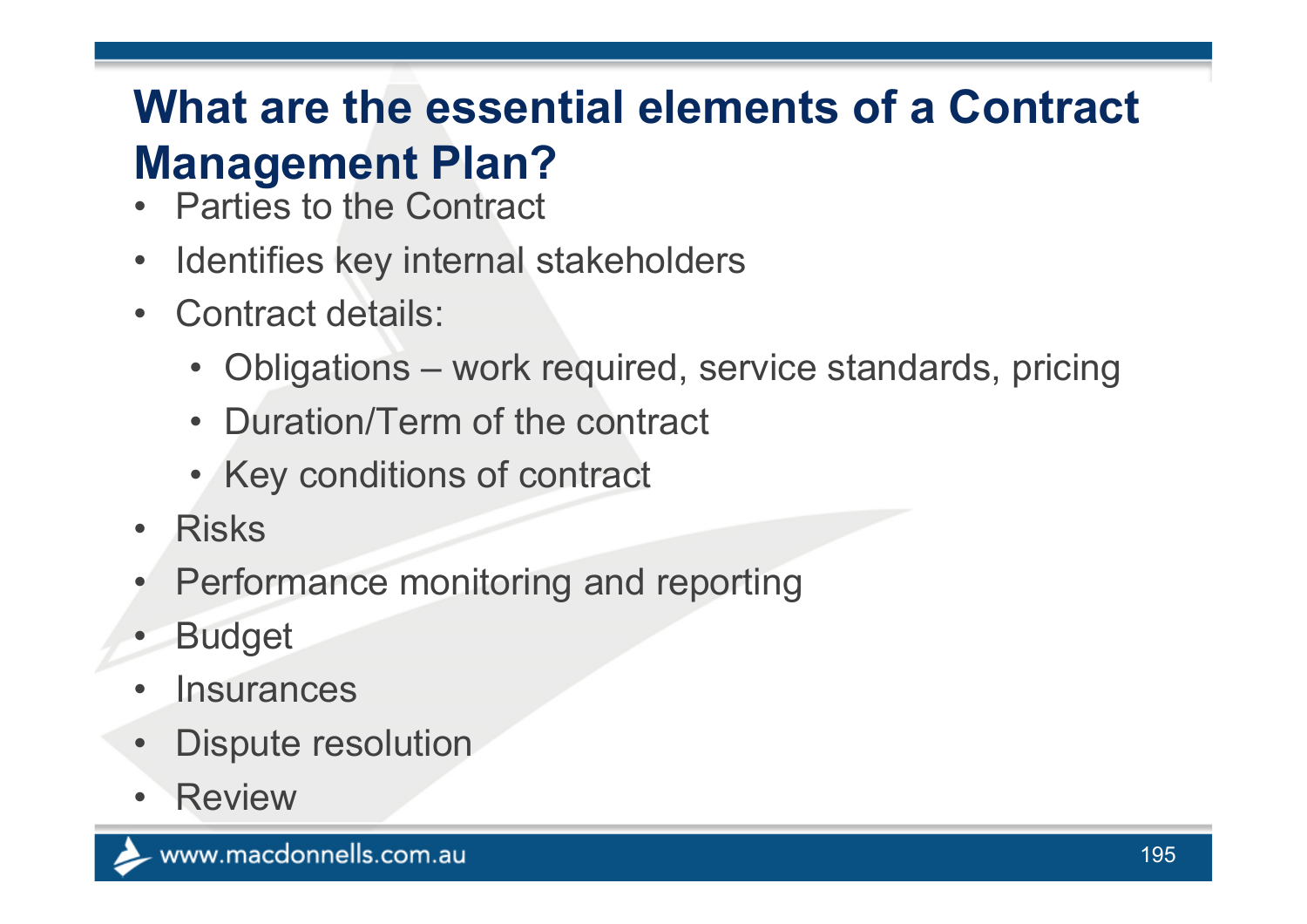# What are the essential elements of a Contract Management Plan?

- Parties to the Contract
- Identifies key internal stakeholders
- Contract details:
  - Obligations – work required, service standards, pricing
  - Duration/Term of the contract
  - Key conditions of contract
- Risks
- Performance monitoring and reporting
- Budget
- Insurances
- Dispute resolution
- Review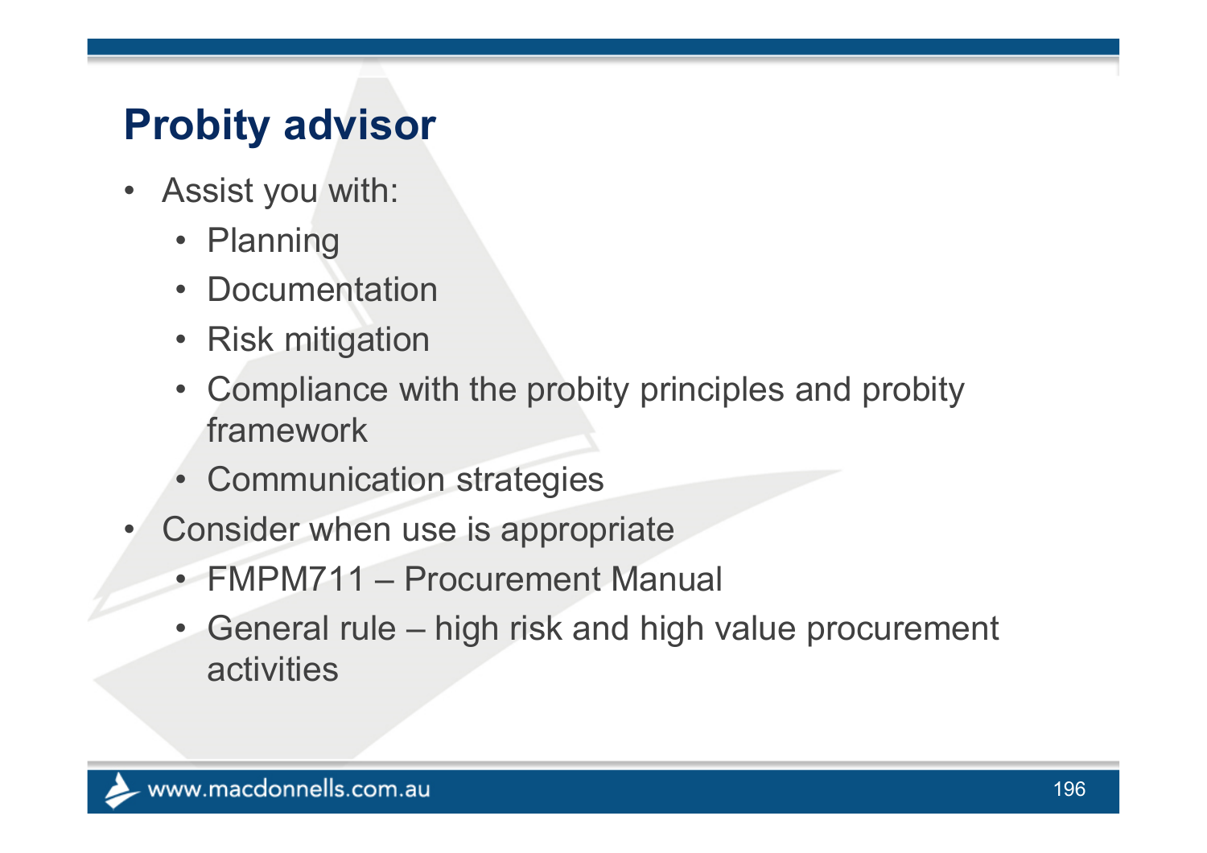# Probity advisor

- Assist you with:
  - Planning
  - Documentation
  - Risk mitigation
  - Compliance with the probity principles and probity framework
  - Communication strategies
- Consider when use is appropriate
  - FMPM711 – Procurement Manual
  - General rule – high risk and high value procurement activities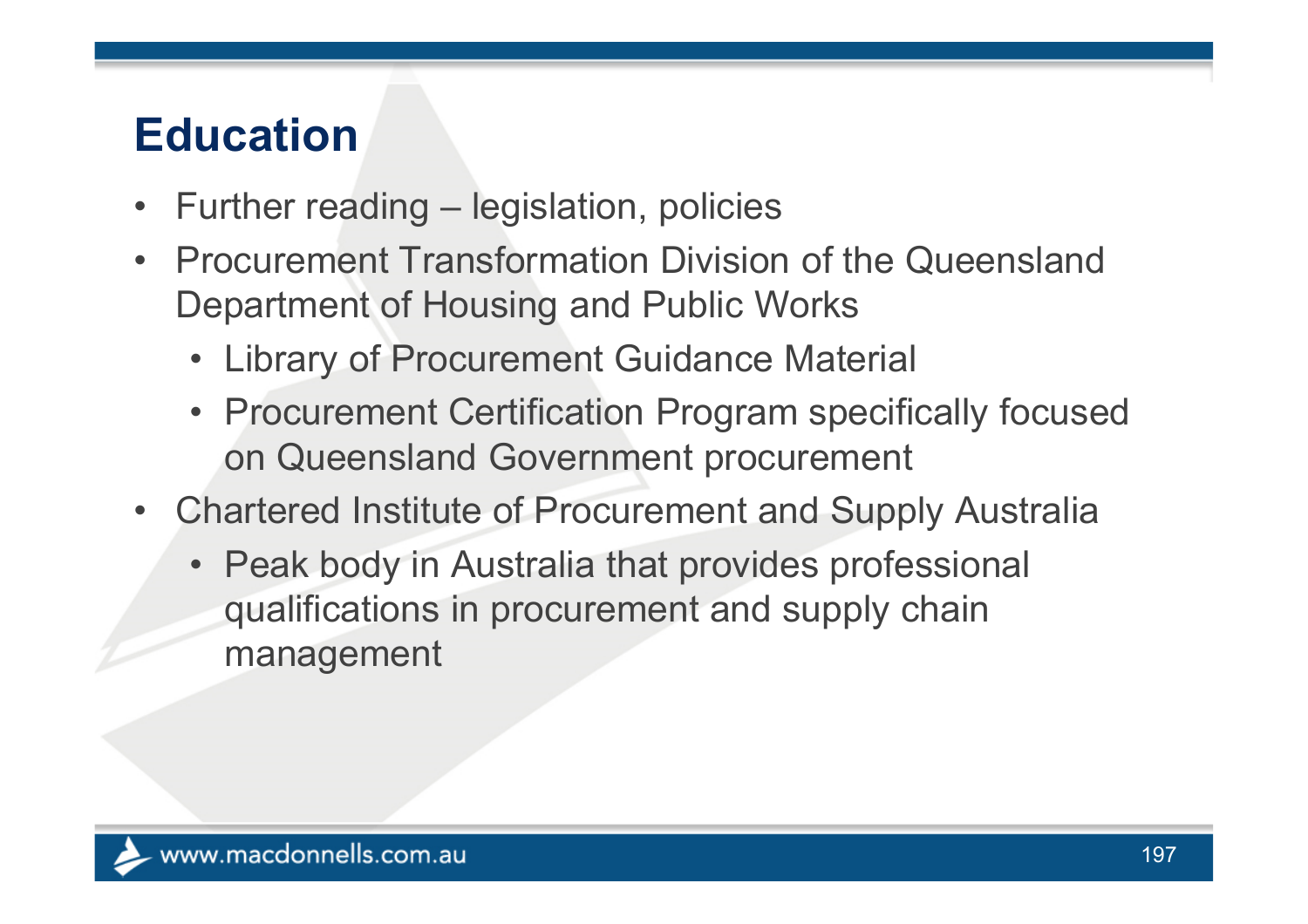# Education

- Further reading – legislation, policies
- Procurement Transformation Division of the Queensland Department of Housing and Public Works
  - Library of Procurement Guidance Material
  - Procurement Certification Program specifically focused on Queensland Government procurement
- Chartered Institute of Procurement and Supply Australia
  - Peak body in Australia that provides professional qualifications in procurement and supply chain management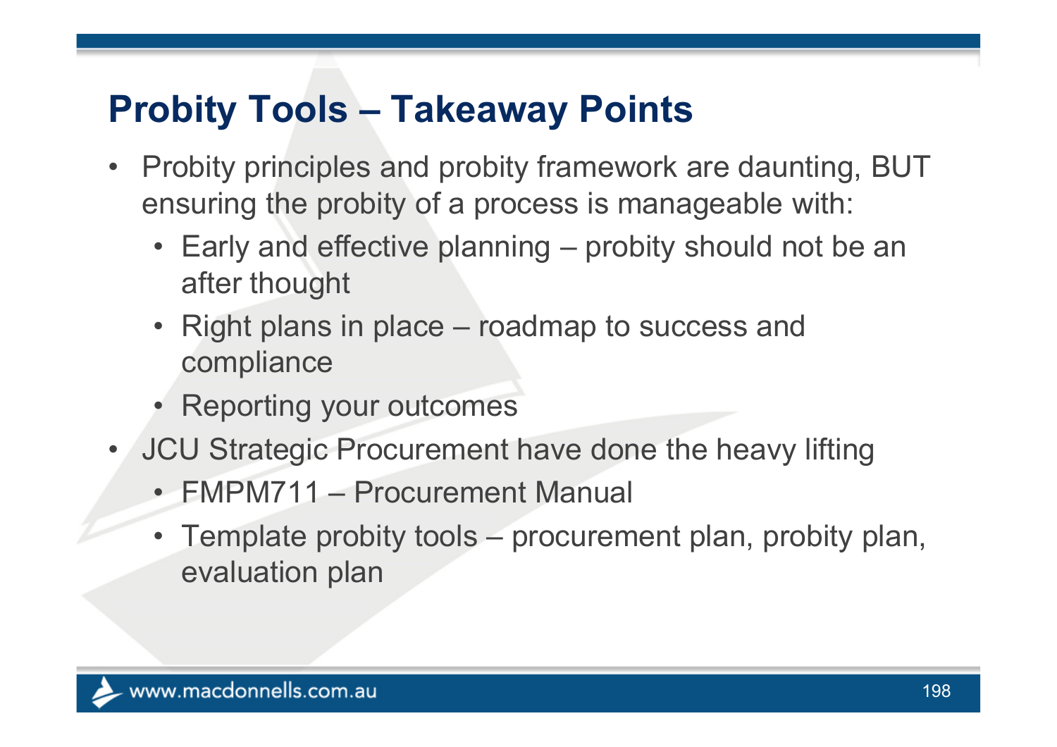# Probity Tools – Takeaway Points

- Probity principles and probity framework are daunting, BUT ensuring the probity of a process is manageable with:
  - Early and effective planning – probity should not be an after thought
  - Right plans in place – roadmap to success and compliance
  - Reporting your outcomes
- JCU Strategic Procurement have done the heavy lifting
  - FMPM711 – Procurement Manual
  - Template probity tools – procurement plan, probity plan, evaluation plan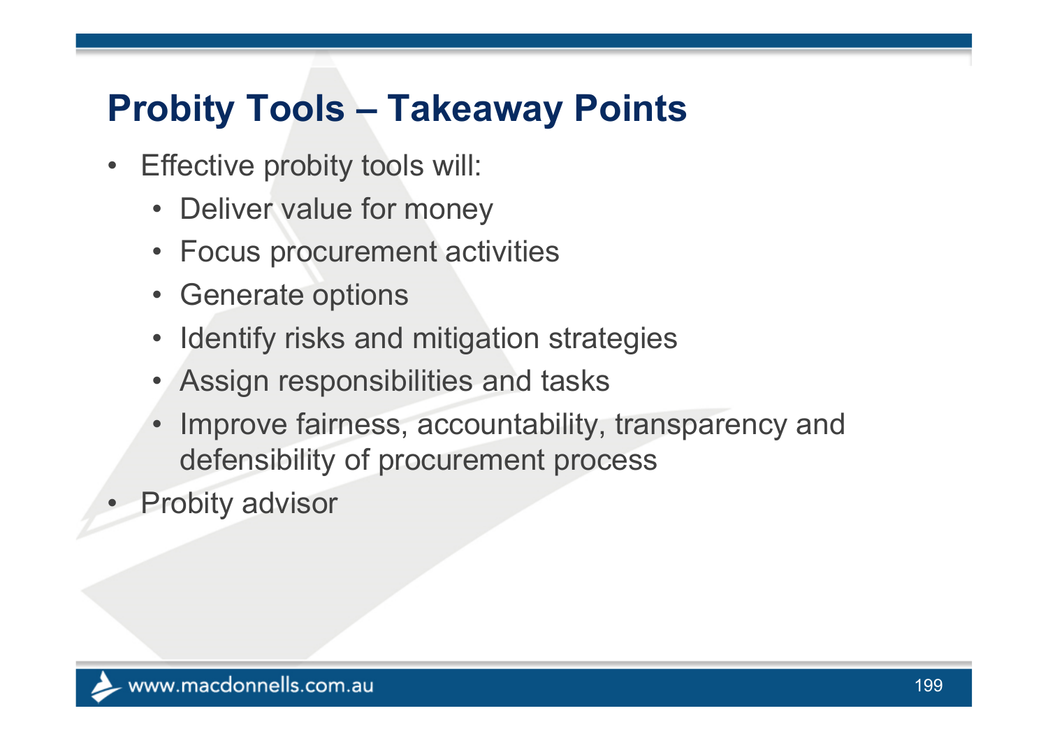# Probity Tools – Takeaway Points

- Effective probity tools will:
  - Deliver value for money
  - Focus procurement activities
  - Generate options
  - Identify risks and mitigation strategies
  - Assign responsibilities and tasks
  - Improve fairness, accountability, transparency and defensibility of procurement process
- Probity advisor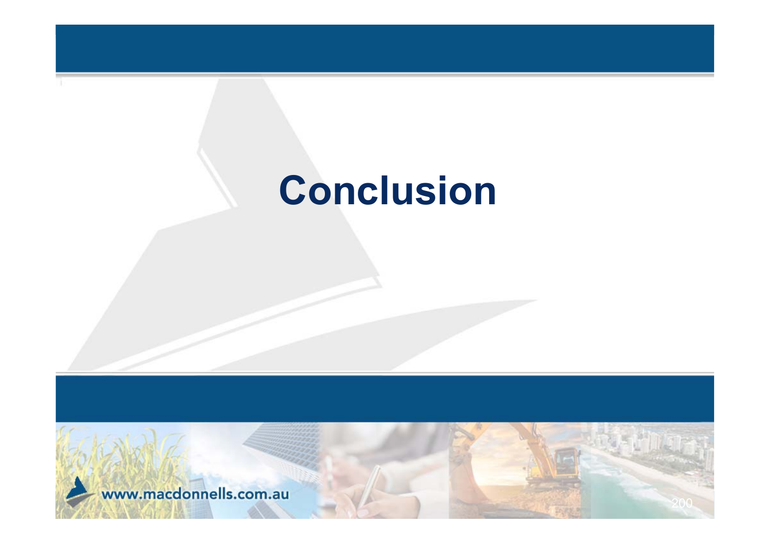# Conclusion

www.macdonnells.com.au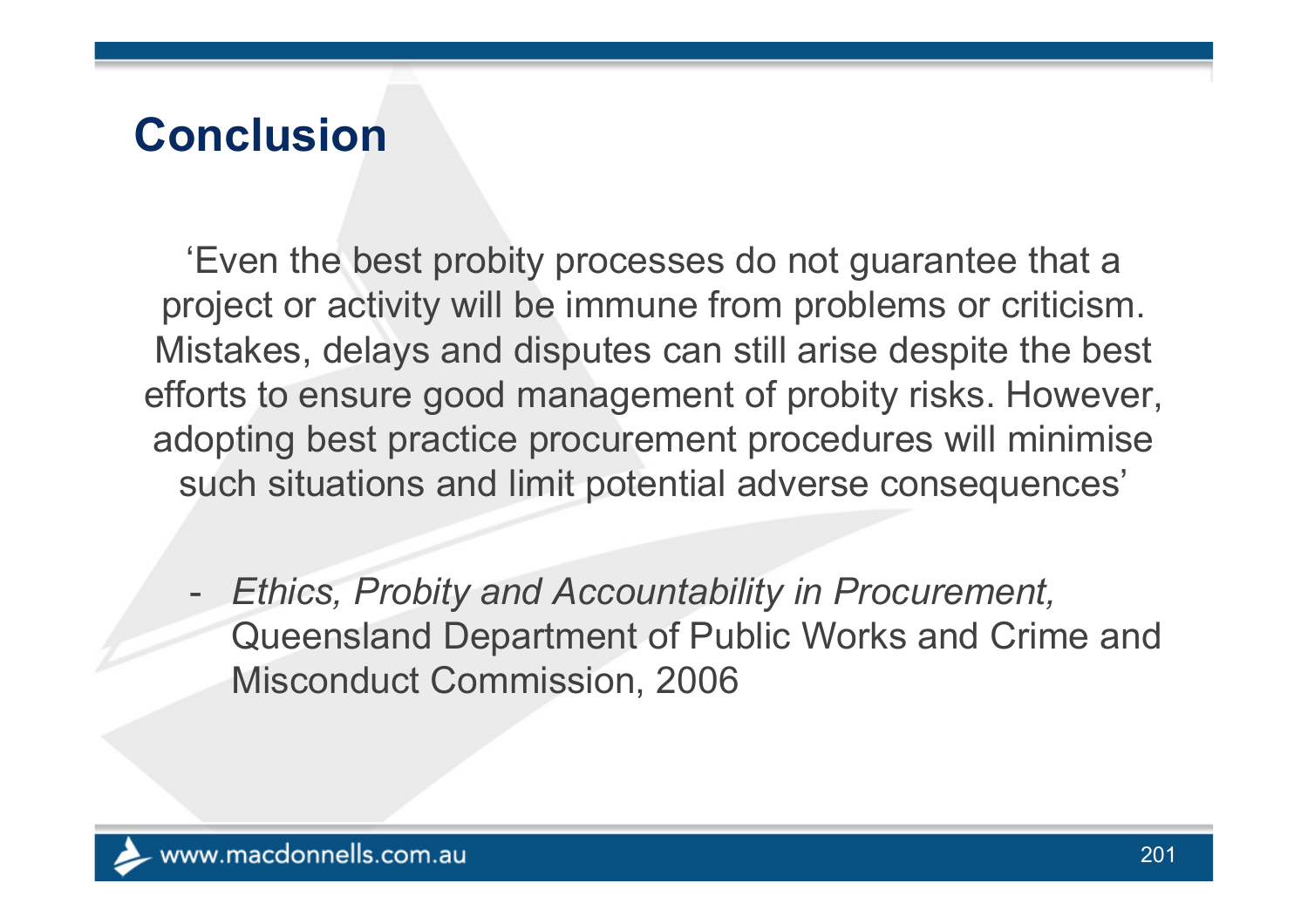# Conclusion

‘Even the best probity processes do not guarantee that a project or activity will be immune from problems or criticism. Mistakes, delays and disputes can still arise despite the best efforts to ensure good management of probity risks. However, adopting best practice procurement procedures will minimise such situations and limit potential adverse consequences’

- *Ethics, Probity and Accountability in Procurement,* Queensland Department of Public Works and Crime and Misconduct Commission, 2006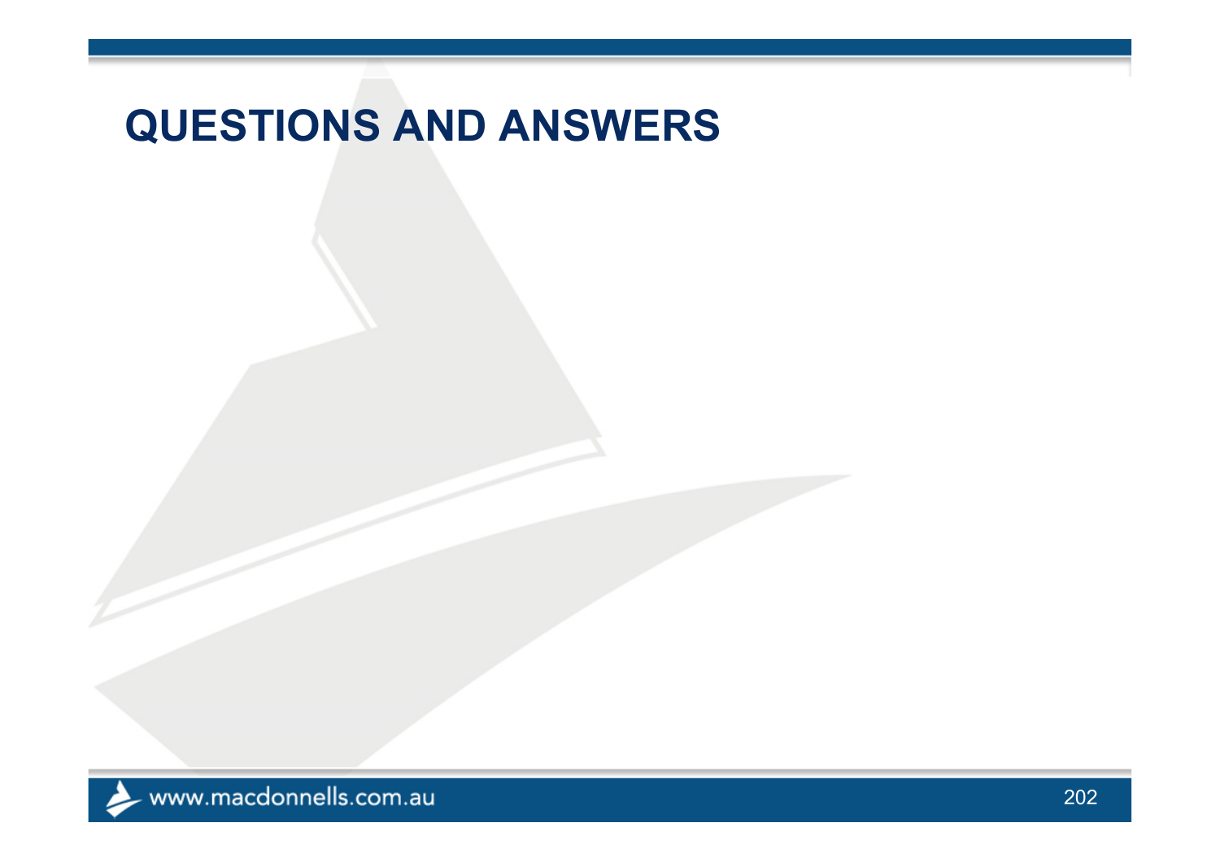# QUESTIONS AND ANSWERS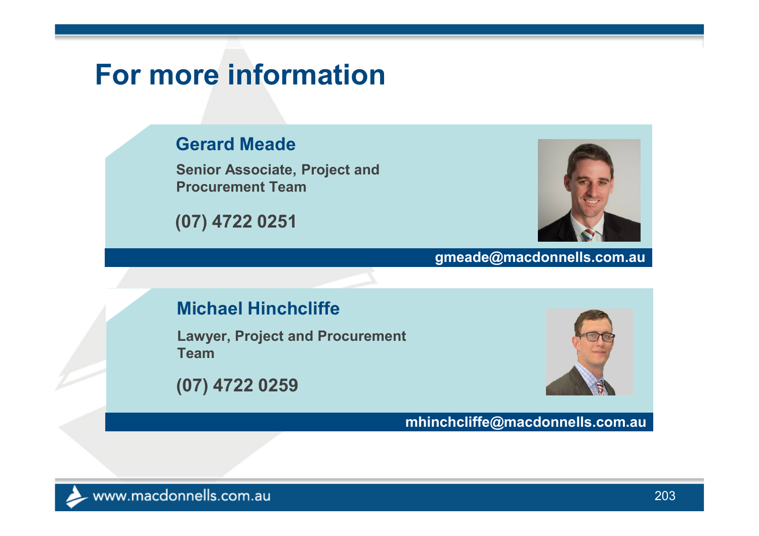# For more information

## Gerard Meade

**Senior Associate, Project and Procurement Team**

**(07) 4722 0251**

**gmeade@macdonnells.com.au**

## Michael Hinchcliffe

**Lawyer, Project and Procurement Team**

**(07) 4722 0259**

**mhinchcliffe@macdonnells.com.au**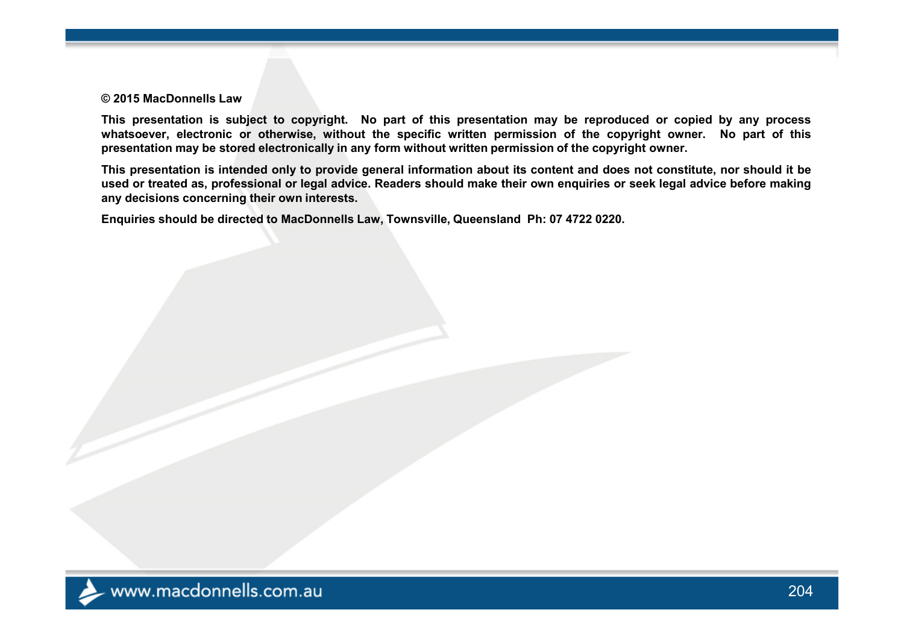**© 2015 MacDonnells Law**

**This presentation is subject to copyright. No part of this presentation may be reproduced or copied by any process whatsoever, electronic or otherwise, without the specific written permission of the copyright owner. No part of this presentation may be stored electronically in any form without written permission of the copyright owner.**

**This presentation is intended only to provide general information about its content and does not constitute, nor should it be used or treated as, professional or legal advice. Readers should make their own enquiries or seek legal advice before making any decisions concerning their own interests.**

**Enquiries should be directed to MacDonnells Law, Townsville, Queensland Ph: 07 4722 0220.**